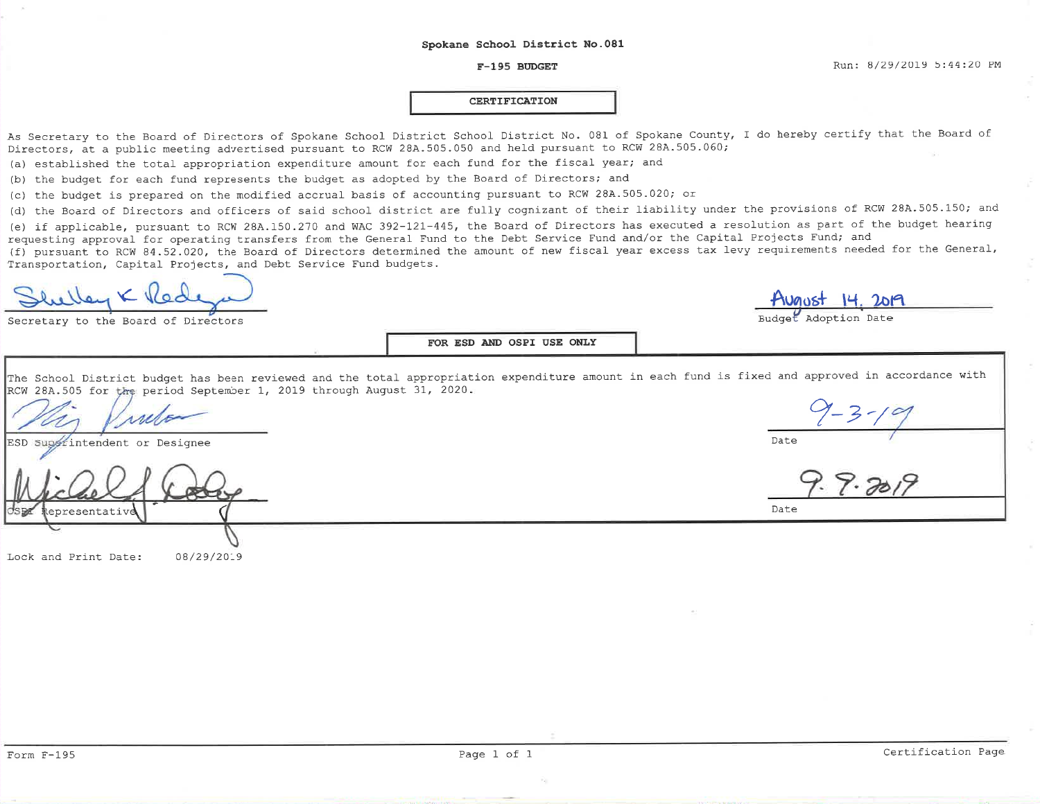**Spokane School District No.081**

**F-195 BUDGET**

Run: 8/29/2019 5:44:20 PM

**CERTIFICATION**

As Secretary to the Board of Directors of Spokane School District School District No. 081 of Spokane County, I do hereby certify that the Board of Directors, at a public meeting advertised pursuant to RCW 28A.505.050 and held pursuant to RCW 28A.505.060;

(a) established the total appropriation expenditure amount for each fund for the fiscal year; and

(b) the budget for each fund represents the budget as adopted by the Board of Directors; and

(c) the budget is prepared on the modified accrual basis of accounting pursuant to RCW 28A.505.020; or

(d) the Board of Directors and officers of said school district are fully cognizant of their liability under the provisions of RCW 28A.505.150; and

(e) if applicable, pursuant to RCW 28A.150.270 and WAC 392-121-445, the Board of Directors has executed a resolution as part of the budget hearing requesting approval for operating transfers from the General Fund to the Debt Service Fund and/or the Capital Projects Fund; and

(f) pursuant to RCW 84.52.020, the Board of Directors determined the amount of new fiscal year excess tax levy requirements needed for the General, Transportation, Capital Projects, and Debt Service Fund budgets.

Shelley K Redinger
Secretary to the Board of Directors

August 14, 2019
Budget Adoption Date

**FOR ESD AND OSPI USE ONLY**

The School District budget has been reviewed and the total appropriation expenditure amount in each fund is fixed and approved in accordance with RCW 28A.505 for the period September 1, 2019 through August 31, 2020.

[Signature]
ESD Superintendent or Designee

9-3-19
Date

[Signature]
OSPI Representative

9.9.2019
Date

Lock and Print Date: 08/29/2019

Form F-195 | Certification Page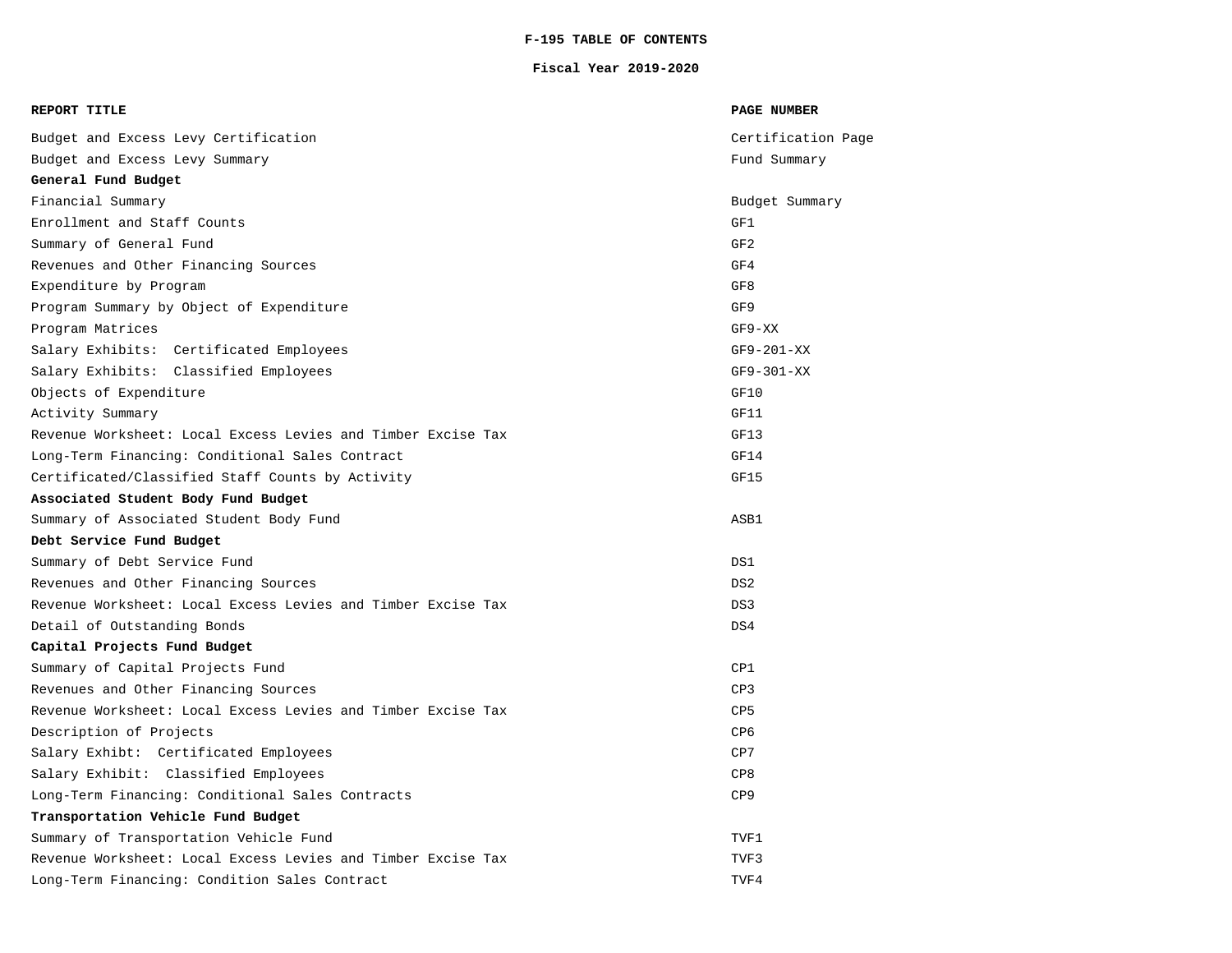# F-195 TABLE OF CONTENTS

## Fiscal Year 2019-2020

| REPORT TITLE | PAGE NUMBER |
|---|---|
| Budget and Excess Levy Certification | Certification Page |
| Budget and Excess Levy Summary | Fund Summary |
| **General Fund Budget** | |
| Financial Summary | Budget Summary |
| Enrollment and Staff Counts | GF1 |
| Summary of General Fund | GF2 |
| Revenues and Other Financing Sources | GF4 |
| Expenditure by Program | GF8 |
| Program Summary by Object of Expenditure | GF9 |
| Program Matrices | GF9-XX |
| Salary Exhibits:  Certificated Employees | GF9-201-XX |
| Salary Exhibits:  Classified Employees | GF9-301-XX |
| Objects of Expenditure | GF10 |
| Activity Summary | GF11 |
| Revenue Worksheet: Local Excess Levies and Timber Excise Tax | GF13 |
| Long-Term Financing: Conditional Sales Contract | GF14 |
| Certificated/Classified Staff Counts by Activity | GF15 |
| **Associated Student Body Fund Budget** | |
| Summary of Associated Student Body Fund | ASB1 |
| **Debt Service Fund Budget** | |
| Summary of Debt Service Fund | DS1 |
| Revenues and Other Financing Sources | DS2 |
| Revenue Worksheet: Local Excess Levies and Timber Excise Tax | DS3 |
| Detail of Outstanding Bonds | DS4 |
| **Capital Projects Fund Budget** | |
| Summary of Capital Projects Fund | CP1 |
| Revenues and Other Financing Sources | CP3 |
| Revenue Worksheet: Local Excess Levies and Timber Excise Tax | CP5 |
| Description of Projects | CP6 |
| Salary Exhibt:  Certificated Employees | CP7 |
| Salary Exhibit:  Classified Employees | CP8 |
| Long-Term Financing: Conditional Sales Contracts | CP9 |
| **Transportation Vehicle Fund Budget** | |
| Summary of Transportation Vehicle Fund | TVF1 |
| Revenue Worksheet: Local Excess Levies and Timber Excise Tax | TVF3 |
| Long-Term Financing: Condition Sales Contract | TVF4 |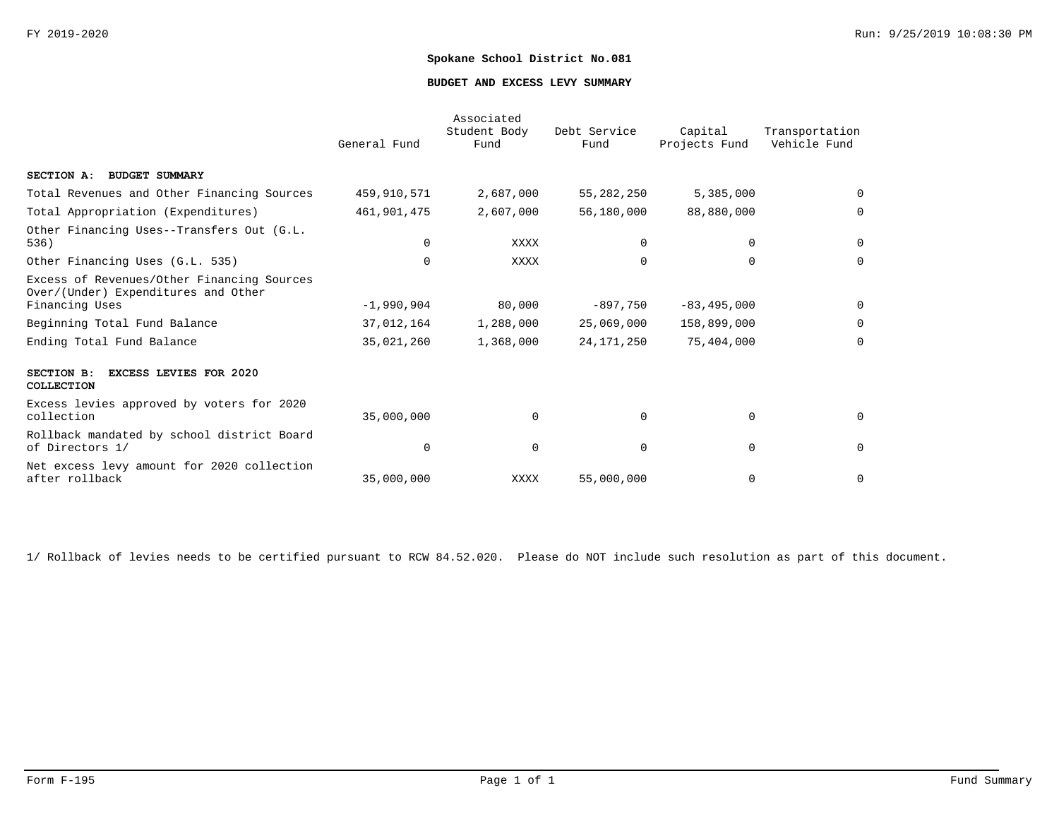**Spokane School District No.081**

**BUDGET AND EXCESS LEVY SUMMARY**

| | General Fund | Associated Student Body Fund | Debt Service Fund | Capital Projects Fund | Transportation Vehicle Fund |
|---|---|---|---|---|---|
| **SECTION A: BUDGET SUMMARY** | | | | | |
| Total Revenues and Other Financing Sources | 459,910,571 | 2,687,000 | 55,282,250 | 5,385,000 | 0 |
| Total Appropriation (Expenditures) | 461,901,475 | 2,607,000 | 56,180,000 | 88,880,000 | 0 |
| Other Financing Uses--Transfers Out (G.L. 536) | 0 | XXXX | 0 | 0 | 0 |
| Other Financing Uses (G.L. 535) | 0 | XXXX | 0 | 0 | 0 |
| Excess of Revenues/Other Financing Sources Over/(Under) Expenditures and Other Financing Uses | -1,990,904 | 80,000 | -897,750 | -83,495,000 | 0 |
| Beginning Total Fund Balance | 37,012,164 | 1,288,000 | 25,069,000 | 158,899,000 | 0 |
| Ending Total Fund Balance | 35,021,260 | 1,368,000 | 24,171,250 | 75,404,000 | 0 |
| **SECTION B: EXCESS LEVIES FOR 2020 COLLECTION** | | | | | |
| Excess levies approved by voters for 2020 collection | 35,000,000 | 0 | 0 | 0 | 0 |
| Rollback mandated by school district Board of Directors 1/ | 0 | 0 | 0 | 0 | 0 |
| Net excess levy amount for 2020 collection after rollback | 35,000,000 | XXXX | 55,000,000 | 0 | 0 |

1/ Rollback of levies needs to be certified pursuant to RCW 84.52.020. Please do NOT include such resolution as part of this document.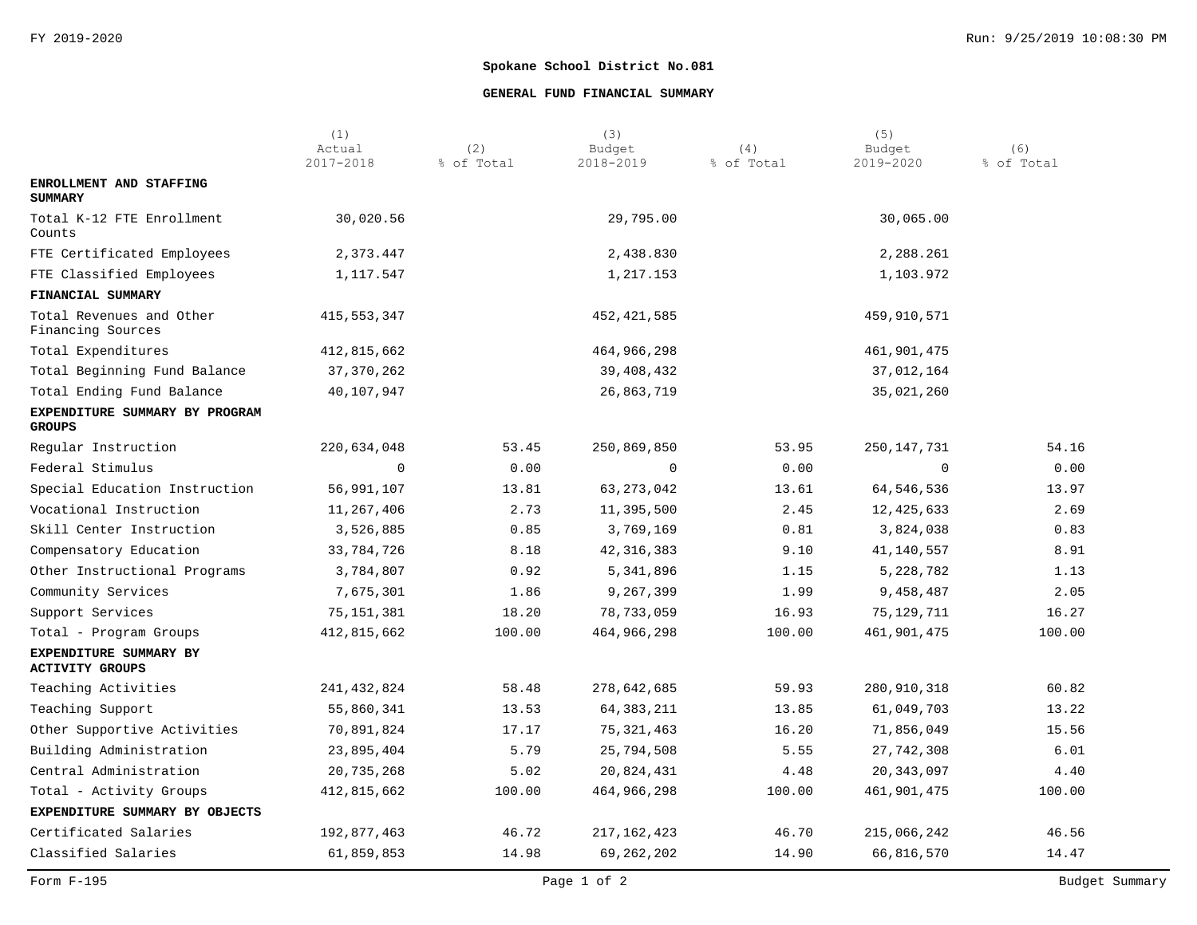## Spokane School District No.081

### GENERAL FUND FINANCIAL SUMMARY

| | (1) Actual 2017-2018 | (2) % of Total | (3) Budget 2018-2019 | (4) % of Total | (5) Budget 2019-2020 | (6) % of Total |
|---|---|---|---|---|---|---|
| **ENROLLMENT AND STAFFING SUMMARY** | | | | | | |
| Total K-12 FTE Enrollment Counts | 30,020.56 | | 29,795.00 | | 30,065.00 | |
| FTE Certificated Employees | 2,373.447 | | 2,438.830 | | 2,288.261 | |
| FTE Classified Employees | 1,117.547 | | 1,217.153 | | 1,103.972 | |
| **FINANCIAL SUMMARY** | | | | | | |
| Total Revenues and Other Financing Sources | 415,553,347 | | 452,421,585 | | 459,910,571 | |
| Total Expenditures | 412,815,662 | | 464,966,298 | | 461,901,475 | |
| Total Beginning Fund Balance | 37,370,262 | | 39,408,432 | | 37,012,164 | |
| Total Ending Fund Balance | 40,107,947 | | 26,863,719 | | 35,021,260 | |
| **EXPENDITURE SUMMARY BY PROGRAM GROUPS** | | | | | | |
| Regular Instruction | 220,634,048 | 53.45 | 250,869,850 | 53.95 | 250,147,731 | 54.16 |
| Federal Stimulus | 0 | 0.00 | 0 | 0.00 | 0 | 0.00 |
| Special Education Instruction | 56,991,107 | 13.81 | 63,273,042 | 13.61 | 64,546,536 | 13.97 |
| Vocational Instruction | 11,267,406 | 2.73 | 11,395,500 | 2.45 | 12,425,633 | 2.69 |
| Skill Center Instruction | 3,526,885 | 0.85 | 3,769,169 | 0.81 | 3,824,038 | 0.83 |
| Compensatory Education | 33,784,726 | 8.18 | 42,316,383 | 9.10 | 41,140,557 | 8.91 |
| Other Instructional Programs | 3,784,807 | 0.92 | 5,341,896 | 1.15 | 5,228,782 | 1.13 |
| Community Services | 7,675,301 | 1.86 | 9,267,399 | 1.99 | 9,458,487 | 2.05 |
| Support Services | 75,151,381 | 18.20 | 78,733,059 | 16.93 | 75,129,711 | 16.27 |
| Total - Program Groups | 412,815,662 | 100.00 | 464,966,298 | 100.00 | 461,901,475 | 100.00 |
| **EXPENDITURE SUMMARY BY ACTIVITY GROUPS** | | | | | | |
| Teaching Activities | 241,432,824 | 58.48 | 278,642,685 | 59.93 | 280,910,318 | 60.82 |
| Teaching Support | 55,860,341 | 13.53 | 64,383,211 | 13.85 | 61,049,703 | 13.22 |
| Other Supportive Activities | 70,891,824 | 17.17 | 75,321,463 | 16.20 | 71,856,049 | 15.56 |
| Building Administration | 23,895,404 | 5.79 | 25,794,508 | 5.55 | 27,742,308 | 6.01 |
| Central Administration | 20,735,268 | 5.02 | 20,824,431 | 4.48 | 20,343,097 | 4.40 |
| Total - Activity Groups | 412,815,662 | 100.00 | 464,966,298 | 100.00 | 461,901,475 | 100.00 |
| **EXPENDITURE SUMMARY BY OBJECTS** | | | | | | |
| Certificated Salaries | 192,877,463 | 46.72 | 217,162,423 | 46.70 | 215,066,242 | 46.56 |
| Classified Salaries | 61,859,853 | 14.98 | 69,262,202 | 14.90 | 66,816,570 | 14.47 |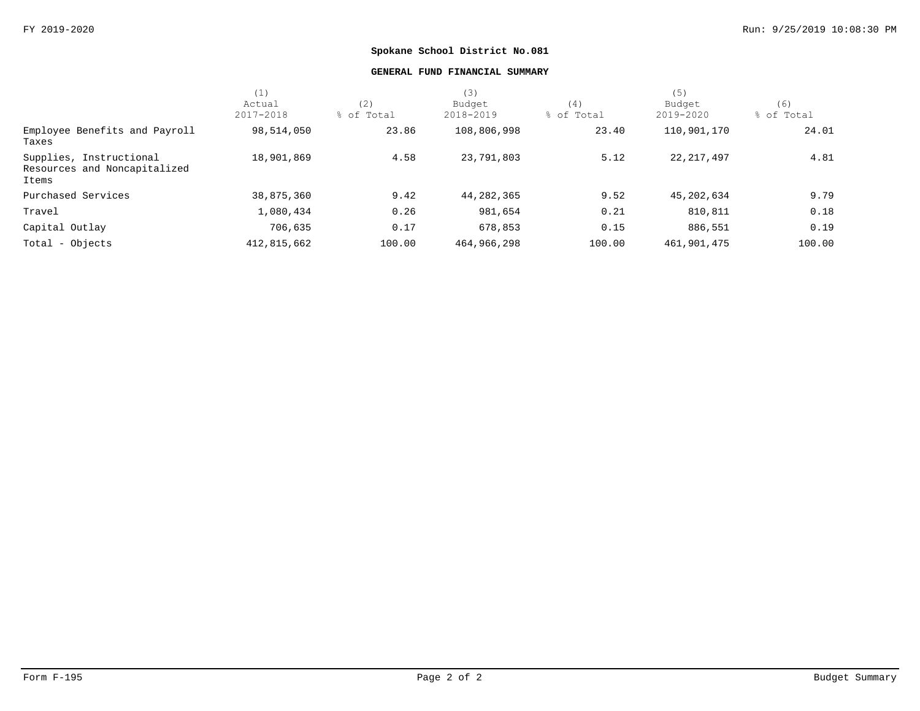**Spokane School District No.081**

**GENERAL FUND FINANCIAL SUMMARY**

| | (1) Actual 2017-2018 | (2) % of Total | (3) Budget 2018-2019 | (4) % of Total | (5) Budget 2019-2020 | (6) % of Total |
|---|---|---|---|---|---|---|
| Employee Benefits and Payroll Taxes | 98,514,050 | 23.86 | 108,806,998 | 23.40 | 110,901,170 | 24.01 |
| Supplies, Instructional Resources and Noncapitalized Items | 18,901,869 | 4.58 | 23,791,803 | 5.12 | 22,217,497 | 4.81 |
| Purchased Services | 38,875,360 | 9.42 | 44,282,365 | 9.52 | 45,202,634 | 9.79 |
| Travel | 1,080,434 | 0.26 | 981,654 | 0.21 | 810,811 | 0.18 |
| Capital Outlay | 706,635 | 0.17 | 678,853 | 0.15 | 886,551 | 0.19 |
| Total - Objects | 412,815,662 | 100.00 | 464,966,298 | 100.00 | 461,901,475 | 100.00 |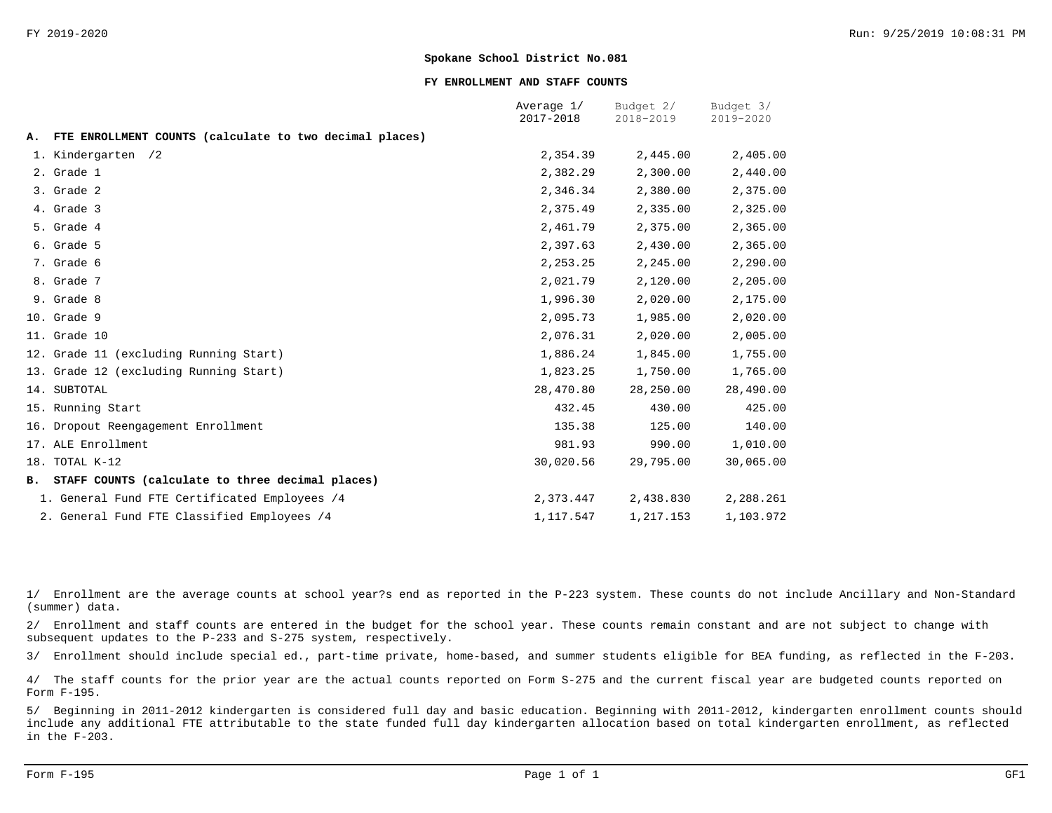FY 2019-2020

# Spokane School District No.081

## FY ENROLLMENT AND STAFF COUNTS

| | Average 1/ 2017-2018 | Budget 2/ 2018-2019 | Budget 3/ 2019-2020 |
|---|---|---|---|
| **A. FTE ENROLLMENT COUNTS (calculate to two decimal places)** | | | |
| 1. Kindergarten /2 | 2,354.39 | 2,445.00 | 2,405.00 |
| 2. Grade 1 | 2,382.29 | 2,300.00 | 2,440.00 |
| 3. Grade 2 | 2,346.34 | 2,380.00 | 2,375.00 |
| 4. Grade 3 | 2,375.49 | 2,335.00 | 2,325.00 |
| 5. Grade 4 | 2,461.79 | 2,375.00 | 2,365.00 |
| 6. Grade 5 | 2,397.63 | 2,430.00 | 2,365.00 |
| 7. Grade 6 | 2,253.25 | 2,245.00 | 2,290.00 |
| 8. Grade 7 | 2,021.79 | 2,120.00 | 2,205.00 |
| 9. Grade 8 | 1,996.30 | 2,020.00 | 2,175.00 |
| 10. Grade 9 | 2,095.73 | 1,985.00 | 2,020.00 |
| 11. Grade 10 | 2,076.31 | 2,020.00 | 2,005.00 |
| 12. Grade 11 (excluding Running Start) | 1,886.24 | 1,845.00 | 1,755.00 |
| 13. Grade 12 (excluding Running Start) | 1,823.25 | 1,750.00 | 1,765.00 |
| 14. SUBTOTAL | 28,470.80 | 28,250.00 | 28,490.00 |
| 15. Running Start | 432.45 | 430.00 | 425.00 |
| 16. Dropout Reengagement Enrollment | 135.38 | 125.00 | 140.00 |
| 17. ALE Enrollment | 981.93 | 990.00 | 1,010.00 |
| 18. TOTAL K-12 | 30,020.56 | 29,795.00 | 30,065.00 |
| **B. STAFF COUNTS (calculate to three decimal places)** | | | |
| 1. General Fund FTE Certificated Employees /4 | 2,373.447 | 2,438.830 | 2,288.261 |
| 2. General Fund FTE Classified Employees /4 | 1,117.547 | 1,217.153 | 1,103.972 |

1/ Enrollment are the average counts at school year?s end as reported in the P-223 system. These counts do not include Ancillary and Non-Standard (summer) data.

2/ Enrollment and staff counts are entered in the budget for the school year. These counts remain constant and are not subject to change with subsequent updates to the P-233 and S-275 system, respectively.

3/ Enrollment should include special ed., part-time private, home-based, and summer students eligible for BEA funding, as reflected in the F-203.

4/ The staff counts for the prior year are the actual counts reported on Form S-275 and the current fiscal year are budgeted counts reported on Form F-195.

5/ Beginning in 2011-2012 kindergarten is considered full day and basic education. Beginning with 2011-2012, kindergarten enrollment counts should include any additional FTE attributable to the state funded full day kindergarten allocation based on total kindergarten enrollment, as reflected in the F-203.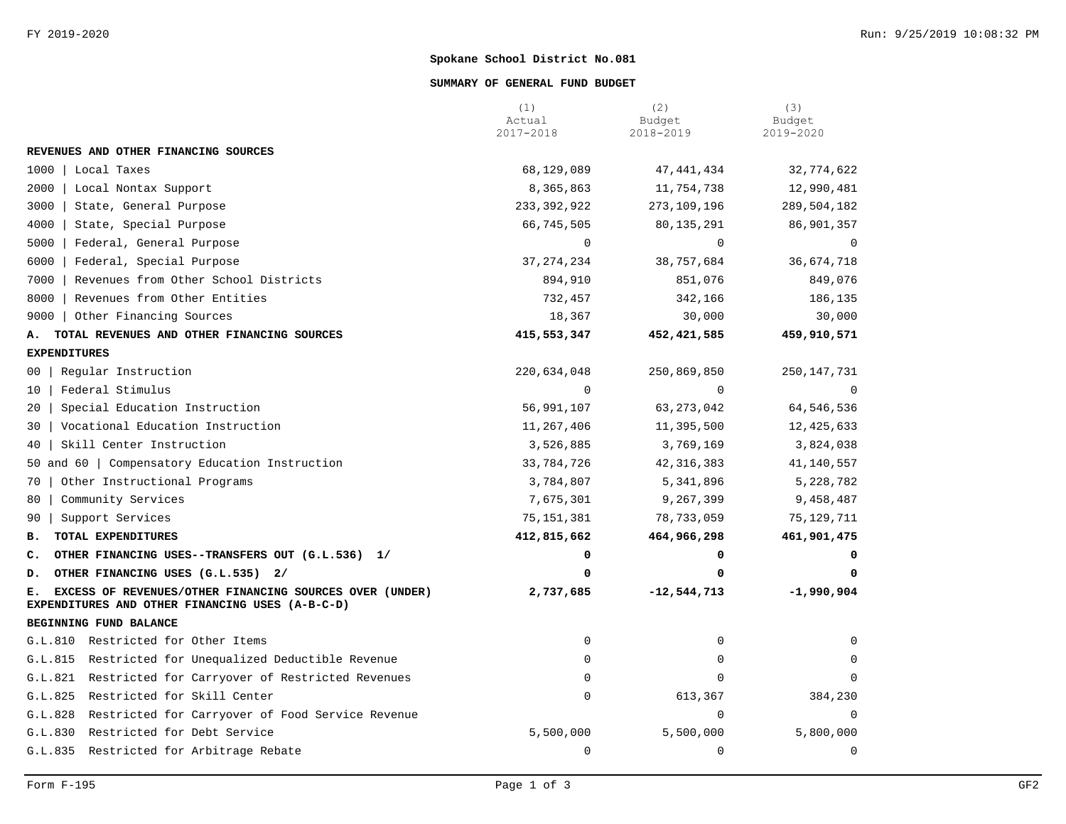**Spokane School District No.081**

**SUMMARY OF GENERAL FUND BUDGET**

| | (1) Actual 2017-2018 | (2) Budget 2018-2019 | (3) Budget 2019-2020 |
|---|---|---|---|
| **REVENUES AND OTHER FINANCING SOURCES** | | | |
| 1000 \| Local Taxes | 68,129,089 | 47,441,434 | 32,774,622 |
| 2000 \| Local Nontax Support | 8,365,863 | 11,754,738 | 12,990,481 |
| 3000 \| State, General Purpose | 233,392,922 | 273,109,196 | 289,504,182 |
| 4000 \| State, Special Purpose | 66,745,505 | 80,135,291 | 86,901,357 |
| 5000 \| Federal, General Purpose | 0 | 0 | 0 |
| 6000 \| Federal, Special Purpose | 37,274,234 | 38,757,684 | 36,674,718 |
| 7000 \| Revenues from Other School Districts | 894,910 | 851,076 | 849,076 |
| 8000 \| Revenues from Other Entities | 732,457 | 342,166 | 186,135 |
| 9000 \| Other Financing Sources | 18,367 | 30,000 | 30,000 |
| **A. TOTAL REVENUES AND OTHER FINANCING SOURCES** | **415,553,347** | **452,421,585** | **459,910,571** |
| **EXPENDITURES** | | | |
| 00 \| Regular Instruction | 220,634,048 | 250,869,850 | 250,147,731 |
| 10 \| Federal Stimulus | 0 | 0 | 0 |
| 20 \| Special Education Instruction | 56,991,107 | 63,273,042 | 64,546,536 |
| 30 \| Vocational Education Instruction | 11,267,406 | 11,395,500 | 12,425,633 |
| 40 \| Skill Center Instruction | 3,526,885 | 3,769,169 | 3,824,038 |
| 50 and 60 \| Compensatory Education Instruction | 33,784,726 | 42,316,383 | 41,140,557 |
| 70 \| Other Instructional Programs | 3,784,807 | 5,341,896 | 5,228,782 |
| 80 \| Community Services | 7,675,301 | 9,267,399 | 9,458,487 |
| 90 \| Support Services | 75,151,381 | 78,733,059 | 75,129,711 |
| **B. TOTAL EXPENDITURES** | **412,815,662** | **464,966,298** | **461,901,475** |
| **C. OTHER FINANCING USES--TRANSFERS OUT (G.L.536) 1/** | **0** | **0** | **0** |
| **D. OTHER FINANCING USES (G.L.535) 2/** | **0** | **0** | **0** |
| **E. EXCESS OF REVENUES/OTHER FINANCING SOURCES OVER (UNDER) EXPENDITURES AND OTHER FINANCING USES (A-B-C-D)** | **2,737,685** | **-12,544,713** | **-1,990,904** |
| **BEGINNING FUND BALANCE** | | | |
| G.L.810 Restricted for Other Items | 0 | 0 | 0 |
| G.L.815 Restricted for Unequalized Deductible Revenue | 0 | 0 | 0 |
| G.L.821 Restricted for Carryover of Restricted Revenues | 0 | 0 | 0 |
| G.L.825 Restricted for Skill Center | 0 | 613,367 | 384,230 |
| G.L.828 Restricted for Carryover of Food Service Revenue | | 0 | 0 |
| G.L.830 Restricted for Debt Service | 5,500,000 | 5,500,000 | 5,800,000 |
| G.L.835 Restricted for Arbitrage Rebate | 0 | 0 | 0 |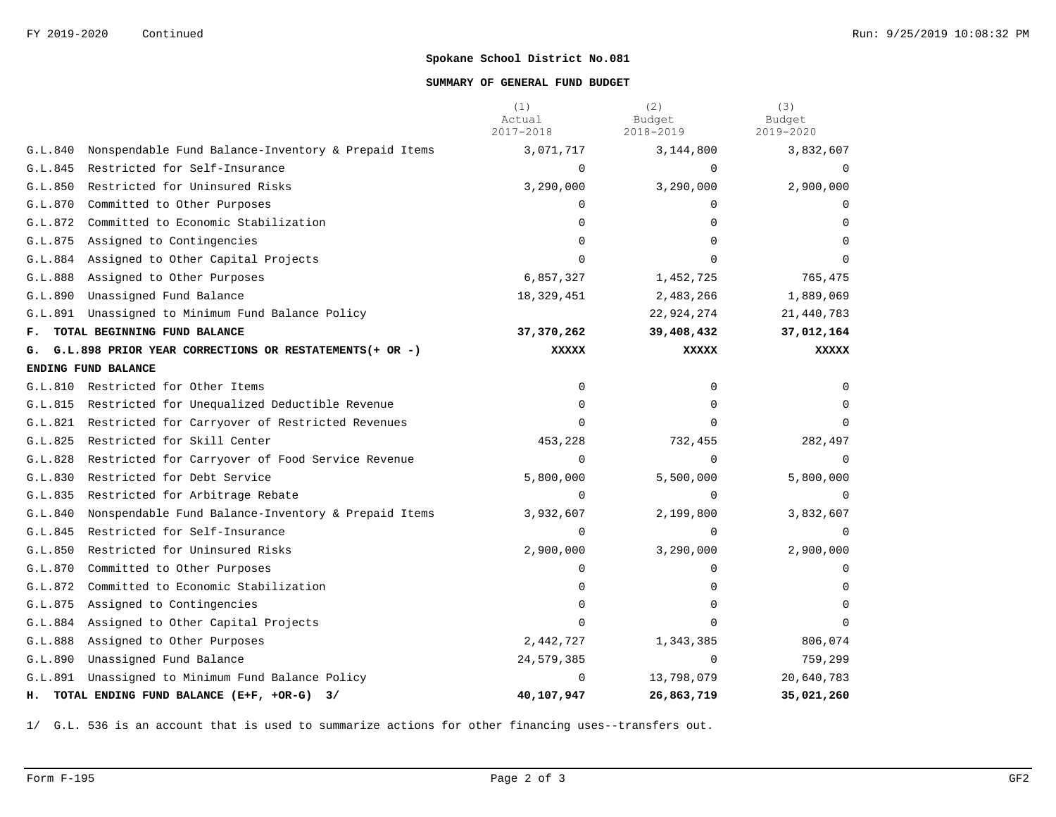FY 2019-2020 Continued

**Spokane School District No.081**

**SUMMARY OF GENERAL FUND BUDGET**

| | | (1) Actual 2017-2018 | (2) Budget 2018-2019 | (3) Budget 2019-2020 |
|---|---|---|---|---|
| G.L.840 | Nonspendable Fund Balance-Inventory & Prepaid Items | 3,071,717 | 3,144,800 | 3,832,607 |
| G.L.845 | Restricted for Self-Insurance | 0 | 0 | 0 |
| G.L.850 | Restricted for Uninsured Risks | 3,290,000 | 3,290,000 | 2,900,000 |
| G.L.870 | Committed to Other Purposes | 0 | 0 | 0 |
| G.L.872 | Committed to Economic Stabilization | 0 | 0 | 0 |
| G.L.875 | Assigned to Contingencies | 0 | 0 | 0 |
| G.L.884 | Assigned to Other Capital Projects | 0 | 0 | 0 |
| G.L.888 | Assigned to Other Purposes | 6,857,327 | 1,452,725 | 765,475 |
| G.L.890 | Unassigned Fund Balance | 18,329,451 | 2,483,266 | 1,889,069 |
| G.L.891 | Unassigned to Minimum Fund Balance Policy | | 22,924,274 | 21,440,783 |
| **F.** | **TOTAL BEGINNING FUND BALANCE** | **37,370,262** | **39,408,432** | **37,012,164** |
| **G.** | **G.L.898 PRIOR YEAR CORRECTIONS OR RESTATEMENTS(+ OR -)** | **XXXXX** | **XXXXX** | **XXXXX** |
| **ENDING FUND BALANCE** | | | | |
| G.L.810 | Restricted for Other Items | 0 | 0 | 0 |
| G.L.815 | Restricted for Unequalized Deductible Revenue | 0 | 0 | 0 |
| G.L.821 | Restricted for Carryover of Restricted Revenues | 0 | 0 | 0 |
| G.L.825 | Restricted for Skill Center | 453,228 | 732,455 | 282,497 |
| G.L.828 | Restricted for Carryover of Food Service Revenue | 0 | 0 | 0 |
| G.L.830 | Restricted for Debt Service | 5,800,000 | 5,500,000 | 5,800,000 |
| G.L.835 | Restricted for Arbitrage Rebate | 0 | 0 | 0 |
| G.L.840 | Nonspendable Fund Balance-Inventory & Prepaid Items | 3,932,607 | 2,199,800 | 3,832,607 |
| G.L.845 | Restricted for Self-Insurance | 0 | 0 | 0 |
| G.L.850 | Restricted for Uninsured Risks | 2,900,000 | 3,290,000 | 2,900,000 |
| G.L.870 | Committed to Other Purposes | 0 | 0 | 0 |
| G.L.872 | Committed to Economic Stabilization | 0 | 0 | 0 |
| G.L.875 | Assigned to Contingencies | 0 | 0 | 0 |
| G.L.884 | Assigned to Other Capital Projects | 0 | 0 | 0 |
| G.L.888 | Assigned to Other Purposes | 2,442,727 | 1,343,385 | 806,074 |
| G.L.890 | Unassigned Fund Balance | 24,579,385 | 0 | 759,299 |
| G.L.891 | Unassigned to Minimum Fund Balance Policy | 0 | 13,798,079 | 20,640,783 |
| **H.** | **TOTAL ENDING FUND BALANCE (E+F, +OR-G) 3/** | **40,107,947** | **26,863,719** | **35,021,260** |

1/ G.L. 536 is an account that is used to summarize actions for other financing uses--transfers out.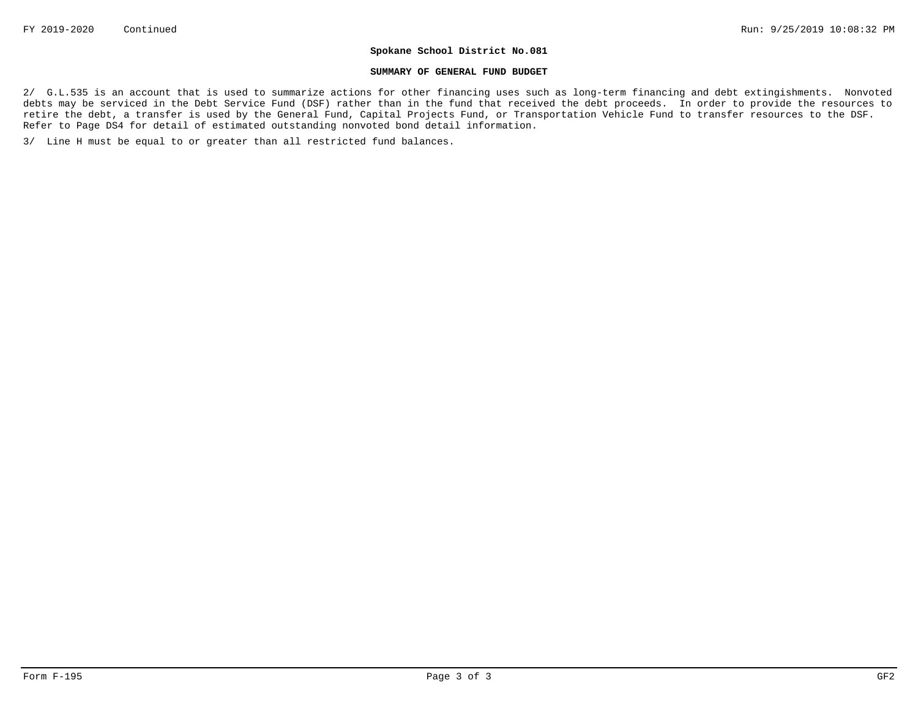**Spokane School District No.081**

**SUMMARY OF GENERAL FUND BUDGET**

2/ G.L.535 is an account that is used to summarize actions for other financing uses such as long-term financing and debt extingishments. Nonvoted debts may be serviced in the Debt Service Fund (DSF) rather than in the fund that received the debt proceeds. In order to provide the resources to retire the debt, a transfer is used by the General Fund, Capital Projects Fund, or Transportation Vehicle Fund to transfer resources to the DSF. Refer to Page DS4 for detail of estimated outstanding nonvoted bond detail information.

3/ Line H must be equal to or greater than all restricted fund balances.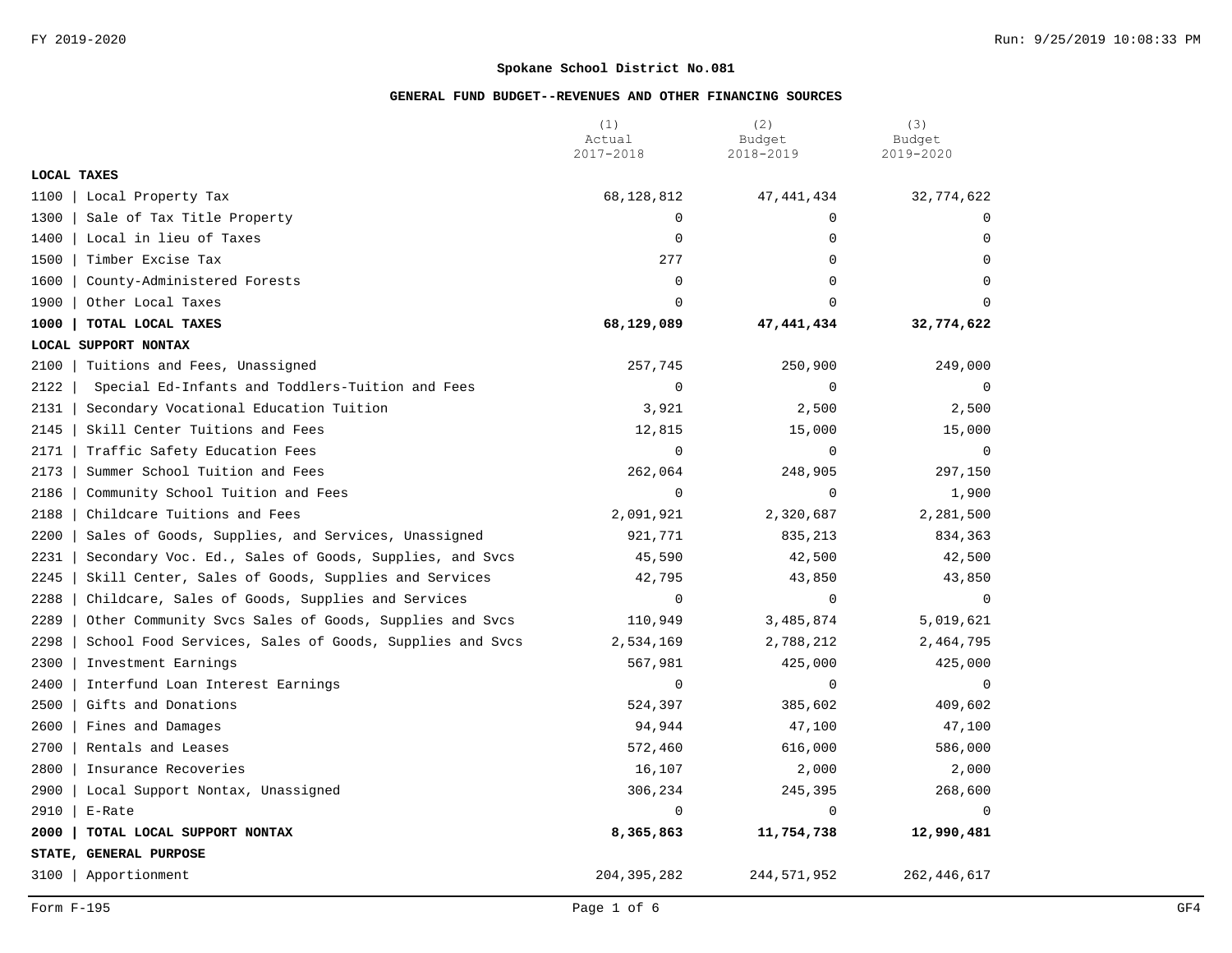**Spokane School District No.081**

**GENERAL FUND BUDGET--REVENUES AND OTHER FINANCING SOURCES**

| | (1) Actual 2017-2018 | (2) Budget 2018-2019 | (3) Budget 2019-2020 |
|---|---|---|---|
| **LOCAL TAXES** | | | |
| 1100 \| Local Property Tax | 68,128,812 | 47,441,434 | 32,774,622 |
| 1300 \| Sale of Tax Title Property | 0 | 0 | 0 |
| 1400 \| Local in lieu of Taxes | 0 | 0 | 0 |
| 1500 \| Timber Excise Tax | 277 | 0 | 0 |
| 1600 \| County-Administered Forests | 0 | 0 | 0 |
| 1900 \| Other Local Taxes | 0 | 0 | 0 |
| **1000 \| TOTAL LOCAL TAXES** | **68,129,089** | **47,441,434** | **32,774,622** |
| **LOCAL SUPPORT NONTAX** | | | |
| 2100 \| Tuitions and Fees, Unassigned | 257,745 | 250,900 | 249,000 |
| 2122 \| Special Ed-Infants and Toddlers-Tuition and Fees | 0 | 0 | 0 |
| 2131 \| Secondary Vocational Education Tuition | 3,921 | 2,500 | 2,500 |
| 2145 \| Skill Center Tuitions and Fees | 12,815 | 15,000 | 15,000 |
| 2171 \| Traffic Safety Education Fees | 0 | 0 | 0 |
| 2173 \| Summer School Tuition and Fees | 262,064 | 248,905 | 297,150 |
| 2186 \| Community School Tuition and Fees | 0 | 0 | 1,900 |
| 2188 \| Childcare Tuitions and Fees | 2,091,921 | 2,320,687 | 2,281,500 |
| 2200 \| Sales of Goods, Supplies, and Services, Unassigned | 921,771 | 835,213 | 834,363 |
| 2231 \| Secondary Voc. Ed., Sales of Goods, Supplies, and Svcs | 45,590 | 42,500 | 42,500 |
| 2245 \| Skill Center, Sales of Goods, Supplies and Services | 42,795 | 43,850 | 43,850 |
| 2288 \| Childcare, Sales of Goods, Supplies and Services | 0 | 0 | 0 |
| 2289 \| Other Community Svcs Sales of Goods, Supplies and Svcs | 110,949 | 3,485,874 | 5,019,621 |
| 2298 \| School Food Services, Sales of Goods, Supplies and Svcs | 2,534,169 | 2,788,212 | 2,464,795 |
| 2300 \| Investment Earnings | 567,981 | 425,000 | 425,000 |
| 2400 \| Interfund Loan Interest Earnings | 0 | 0 | 0 |
| 2500 \| Gifts and Donations | 524,397 | 385,602 | 409,602 |
| 2600 \| Fines and Damages | 94,944 | 47,100 | 47,100 |
| 2700 \| Rentals and Leases | 572,460 | 616,000 | 586,000 |
| 2800 \| Insurance Recoveries | 16,107 | 2,000 | 2,000 |
| 2900 \| Local Support Nontax, Unassigned | 306,234 | 245,395 | 268,600 |
| 2910 \| E-Rate | 0 | 0 | 0 |
| **2000 \| TOTAL LOCAL SUPPORT NONTAX** | **8,365,863** | **11,754,738** | **12,990,481** |
| **STATE, GENERAL PURPOSE** | | | |
| 3100 \| Apportionment | 204,395,282 | 244,571,952 | 262,446,617 |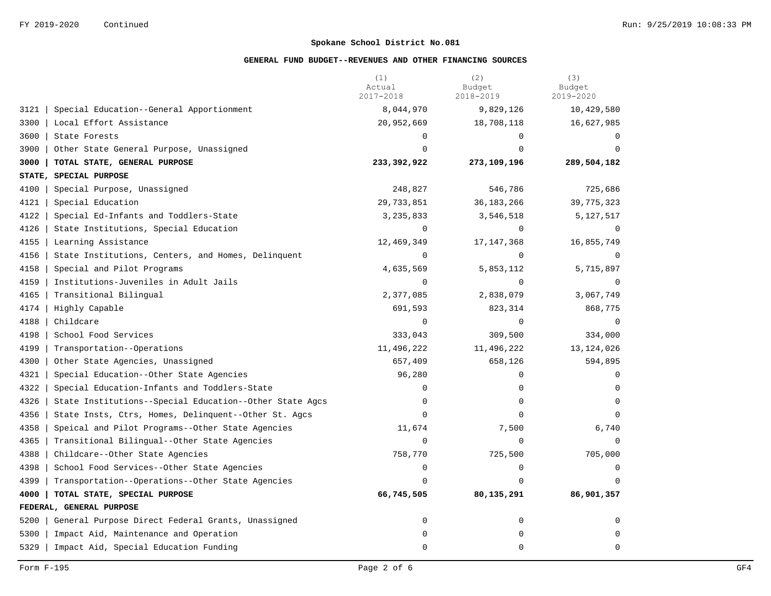Spokane School District No.081

## GENERAL FUND BUDGET--REVENUES AND OTHER FINANCING SOURCES

| | | (1) Actual 2017-2018 | (2) Budget 2018-2019 | (3) Budget 2019-2020 |
|---|---|---|---|---|
| 3121 | Special Education--General Apportionment | 8,044,970 | 9,829,126 | 10,429,580 |
| 3300 | Local Effort Assistance | 20,952,669 | 18,708,118 | 16,627,985 |
| 3600 | State Forests | 0 | 0 | 0 |
| 3900 | Other State General Purpose, Unassigned | 0 | 0 | 0 |
| **3000** | **TOTAL STATE, GENERAL PURPOSE** | **233,392,922** | **273,109,196** | **289,504,182** |
| **STATE, SPECIAL PURPOSE** | | | | |
| 4100 | Special Purpose, Unassigned | 248,827 | 546,786 | 725,686 |
| 4121 | Special Education | 29,733,851 | 36,183,266 | 39,775,323 |
| 4122 | Special Ed-Infants and Toddlers-State | 3,235,833 | 3,546,518 | 5,127,517 |
| 4126 | State Institutions, Special Education | 0 | 0 | 0 |
| 4155 | Learning Assistance | 12,469,349 | 17,147,368 | 16,855,749 |
| 4156 | State Institutions, Centers, and Homes, Delinquent | 0 | 0 | 0 |
| 4158 | Special and Pilot Programs | 4,635,569 | 5,853,112 | 5,715,897 |
| 4159 | Institutions-Juveniles in Adult Jails | 0 | 0 | 0 |
| 4165 | Transitional Bilingual | 2,377,085 | 2,838,079 | 3,067,749 |
| 4174 | Highly Capable | 691,593 | 823,314 | 868,775 |
| 4188 | Childcare | 0 | 0 | 0 |
| 4198 | School Food Services | 333,043 | 309,500 | 334,000 |
| 4199 | Transportation--Operations | 11,496,222 | 11,496,222 | 13,124,026 |
| 4300 | Other State Agencies, Unassigned | 657,409 | 658,126 | 594,895 |
| 4321 | Special Education--Other State Agencies | 96,280 | 0 | 0 |
| 4322 | Special Education-Infants and Toddlers-State | 0 | 0 | 0 |
| 4326 | State Institutions--Special Education--Other State Agcs | 0 | 0 | 0 |
| 4356 | State Insts, Ctrs, Homes, Delinquent--Other St. Agcs | 0 | 0 | 0 |
| 4358 | Speical and Pilot Programs--Other State Agencies | 11,674 | 7,500 | 6,740 |
| 4365 | Transitional Bilingual--Other State Agencies | 0 | 0 | 0 |
| 4388 | Childcare--Other State Agencies | 758,770 | 725,500 | 705,000 |
| 4398 | School Food Services--Other State Agencies | 0 | 0 | 0 |
| 4399 | Transportation--Operations--Other State Agencies | 0 | 0 | 0 |
| **4000** | **TOTAL STATE, SPECIAL PURPOSE** | **66,745,505** | **80,135,291** | **86,901,357** |
| **FEDERAL, GENERAL PURPOSE** | | | | |
| 5200 | General Purpose Direct Federal Grants, Unassigned | 0 | 0 | 0 |
| 5300 | Impact Aid, Maintenance and Operation | 0 | 0 | 0 |
| 5329 | Impact Aid, Special Education Funding | 0 | 0 | 0 |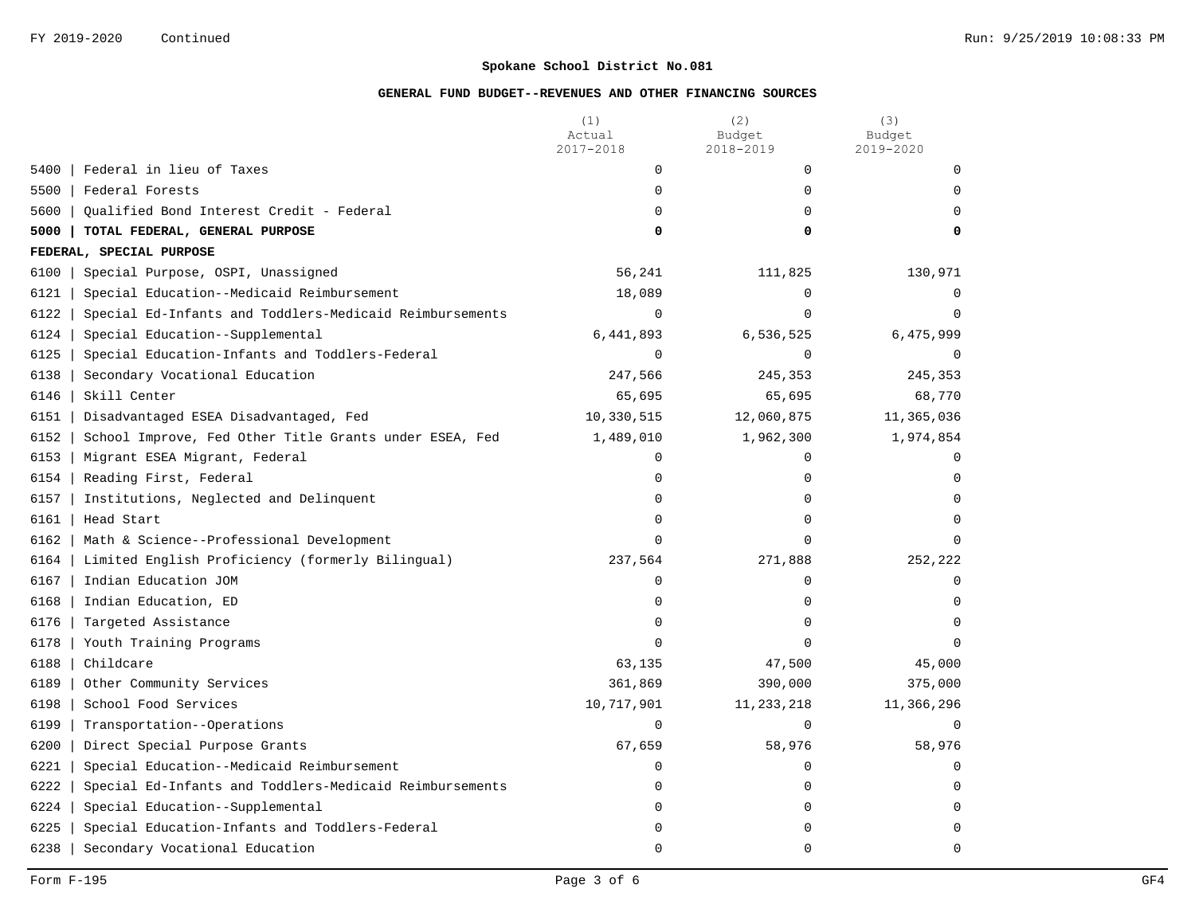**Spokane School District No.081**

**GENERAL FUND BUDGET--REVENUES AND OTHER FINANCING SOURCES**

| | (1) Actual 2017-2018 | (2) Budget 2018-2019 | (3) Budget 2019-2020 |
|---|---|---|---|
| 5400 \| Federal in lieu of Taxes | 0 | 0 | 0 |
| 5500 \| Federal Forests | 0 | 0 | 0 |
| 5600 \| Qualified Bond Interest Credit - Federal | 0 | 0 | 0 |
| **5000 \| TOTAL FEDERAL, GENERAL PURPOSE** | **0** | **0** | **0** |
| **FEDERAL, SPECIAL PURPOSE** | | | |
| 6100 \| Special Purpose, OSPI, Unassigned | 56,241 | 111,825 | 130,971 |
| 6121 \| Special Education--Medicaid Reimbursement | 18,089 | 0 | 0 |
| 6122 \| Special Ed-Infants and Toddlers-Medicaid Reimbursements | 0 | 0 | 0 |
| 6124 \| Special Education--Supplemental | 6,441,893 | 6,536,525 | 6,475,999 |
| 6125 \| Special Education-Infants and Toddlers-Federal | 0 | 0 | 0 |
| 6138 \| Secondary Vocational Education | 247,566 | 245,353 | 245,353 |
| 6146 \| Skill Center | 65,695 | 65,695 | 68,770 |
| 6151 \| Disadvantaged ESEA Disadvantaged, Fed | 10,330,515 | 12,060,875 | 11,365,036 |
| 6152 \| School Improve, Fed Other Title Grants under ESEA, Fed | 1,489,010 | 1,962,300 | 1,974,854 |
| 6153 \| Migrant ESEA Migrant, Federal | 0 | 0 | 0 |
| 6154 \| Reading First, Federal | 0 | 0 | 0 |
| 6157 \| Institutions, Neglected and Delinquent | 0 | 0 | 0 |
| 6161 \| Head Start | 0 | 0 | 0 |
| 6162 \| Math & Science--Professional Development | 0 | 0 | 0 |
| 6164 \| Limited English Proficiency (formerly Bilingual) | 237,564 | 271,888 | 252,222 |
| 6167 \| Indian Education JOM | 0 | 0 | 0 |
| 6168 \| Indian Education, ED | 0 | 0 | 0 |
| 6176 \| Targeted Assistance | 0 | 0 | 0 |
| 6178 \| Youth Training Programs | 0 | 0 | 0 |
| 6188 \| Childcare | 63,135 | 47,500 | 45,000 |
| 6189 \| Other Community Services | 361,869 | 390,000 | 375,000 |
| 6198 \| School Food Services | 10,717,901 | 11,233,218 | 11,366,296 |
| 6199 \| Transportation--Operations | 0 | 0 | 0 |
| 6200 \| Direct Special Purpose Grants | 67,659 | 58,976 | 58,976 |
| 6221 \| Special Education--Medicaid Reimbursement | 0 | 0 | 0 |
| 6222 \| Special Ed-Infants and Toddlers-Medicaid Reimbursements | 0 | 0 | 0 |
| 6224 \| Special Education--Supplemental | 0 | 0 | 0 |
| 6225 \| Special Education-Infants and Toddlers-Federal | 0 | 0 | 0 |
| 6238 \| Secondary Vocational Education | 0 | 0 | 0 |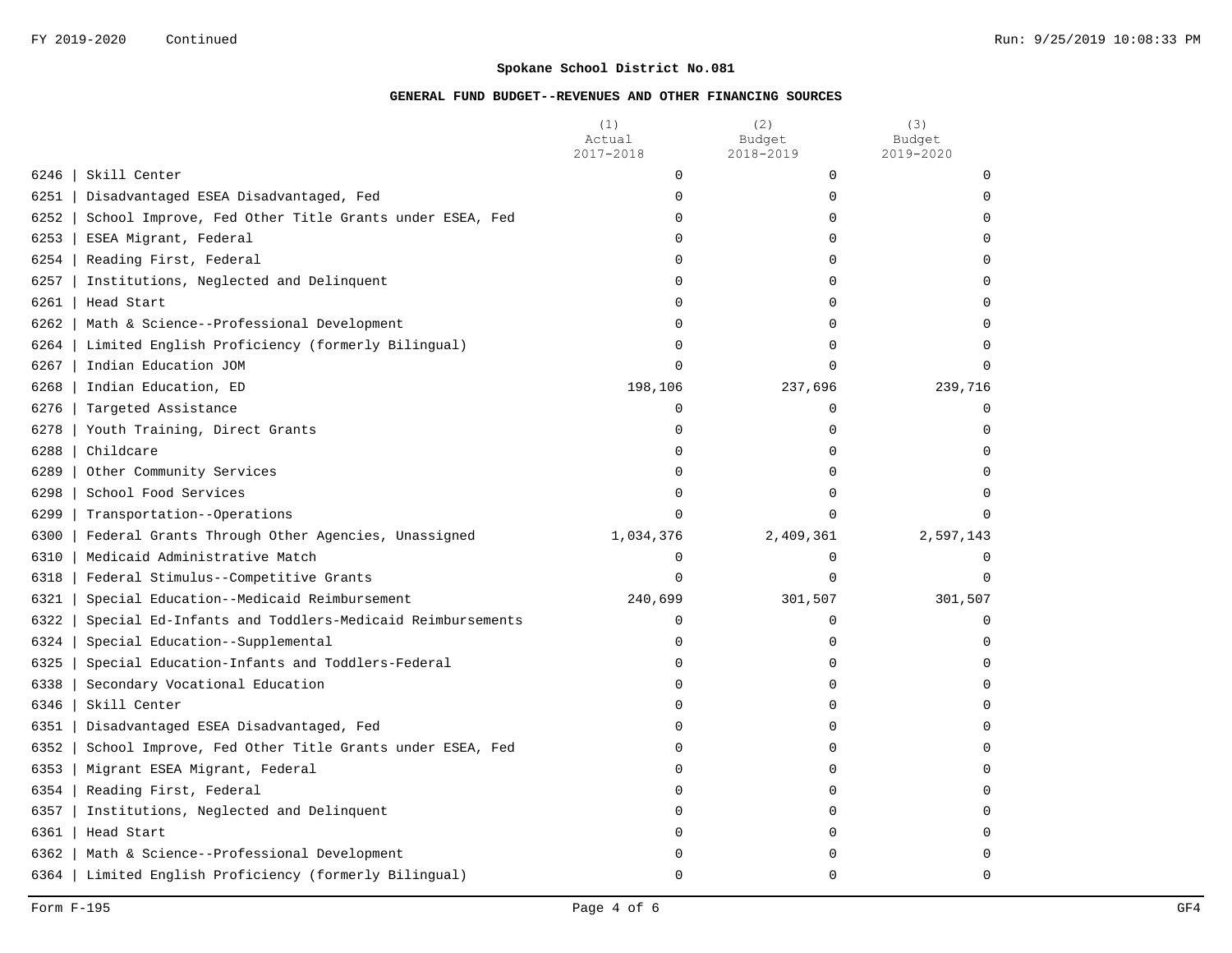**Spokane School District No.081**

**GENERAL FUND BUDGET--REVENUES AND OTHER FINANCING SOURCES**

| | | (1) Actual 2017-2018 | (2) Budget 2018-2019 | (3) Budget 2019-2020 |
|---|---|---|---|---|
| 6246 | Skill Center | 0 | 0 | 0 |
| 6251 | Disadvantaged ESEA Disadvantaged, Fed | 0 | 0 | 0 |
| 6252 | School Improve, Fed Other Title Grants under ESEA, Fed | 0 | 0 | 0 |
| 6253 | ESEA Migrant, Federal | 0 | 0 | 0 |
| 6254 | Reading First, Federal | 0 | 0 | 0 |
| 6257 | Institutions, Neglected and Delinquent | 0 | 0 | 0 |
| 6261 | Head Start | 0 | 0 | 0 |
| 6262 | Math & Science--Professional Development | 0 | 0 | 0 |
| 6264 | Limited English Proficiency (formerly Bilingual) | 0 | 0 | 0 |
| 6267 | Indian Education JOM | 0 | 0 | 0 |
| 6268 | Indian Education, ED | 198,106 | 237,696 | 239,716 |
| 6276 | Targeted Assistance | 0 | 0 | 0 |
| 6278 | Youth Training, Direct Grants | 0 | 0 | 0 |
| 6288 | Childcare | 0 | 0 | 0 |
| 6289 | Other Community Services | 0 | 0 | 0 |
| 6298 | School Food Services | 0 | 0 | 0 |
| 6299 | Transportation--Operations | 0 | 0 | 0 |
| 6300 | Federal Grants Through Other Agencies, Unassigned | 1,034,376 | 2,409,361 | 2,597,143 |
| 6310 | Medicaid Administrative Match | 0 | 0 | 0 |
| 6318 | Federal Stimulus--Competitive Grants | 0 | 0 | 0 |
| 6321 | Special Education--Medicaid Reimbursement | 240,699 | 301,507 | 301,507 |
| 6322 | Special Ed-Infants and Toddlers-Medicaid Reimbursements | 0 | 0 | 0 |
| 6324 | Special Education--Supplemental | 0 | 0 | 0 |
| 6325 | Special Education-Infants and Toddlers-Federal | 0 | 0 | 0 |
| 6338 | Secondary Vocational Education | 0 | 0 | 0 |
| 6346 | Skill Center | 0 | 0 | 0 |
| 6351 | Disadvantaged ESEA Disadvantaged, Fed | 0 | 0 | 0 |
| 6352 | School Improve, Fed Other Title Grants under ESEA, Fed | 0 | 0 | 0 |
| 6353 | Migrant ESEA Migrant, Federal | 0 | 0 | 0 |
| 6354 | Reading First, Federal | 0 | 0 | 0 |
| 6357 | Institutions, Neglected and Delinquent | 0 | 0 | 0 |
| 6361 | Head Start | 0 | 0 | 0 |
| 6362 | Math & Science--Professional Development | 0 | 0 | 0 |
| 6364 | Limited English Proficiency (formerly Bilingual) | 0 | 0 | 0 |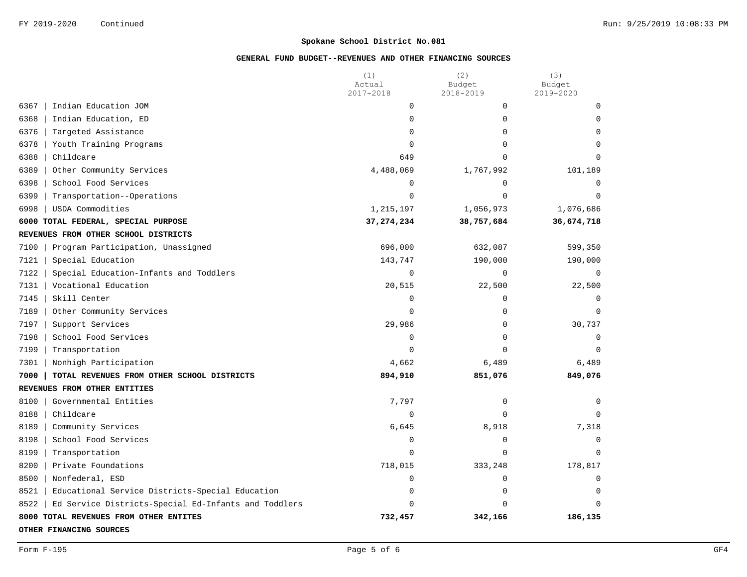**Spokane School District No.081**

**GENERAL FUND BUDGET--REVENUES AND OTHER FINANCING SOURCES**

| | (1) Actual 2017-2018 | (2) Budget 2018-2019 | (3) Budget 2019-2020 |
|---|---|---|---|
| 6367 \| Indian Education JOM | 0 | 0 | 0 |
| 6368 \| Indian Education, ED | 0 | 0 | 0 |
| 6376 \| Targeted Assistance | 0 | 0 | 0 |
| 6378 \| Youth Training Programs | 0 | 0 | 0 |
| 6388 \| Childcare | 649 | 0 | 0 |
| 6389 \| Other Community Services | 4,488,069 | 1,767,992 | 101,189 |
| 6398 \| School Food Services | 0 | 0 | 0 |
| 6399 \| Transportation--Operations | 0 | 0 | 0 |
| 6998 \| USDA Commodities | 1,215,197 | 1,056,973 | 1,076,686 |
| **6000 TOTAL FEDERAL, SPECIAL PURPOSE** | **37,274,234** | **38,757,684** | **36,674,718** |
| **REVENUES FROM OTHER SCHOOL DISTRICTS** | | | |
| 7100 \| Program Participation, Unassigned | 696,000 | 632,087 | 599,350 |
| 7121 \| Special Education | 143,747 | 190,000 | 190,000 |
| 7122 \| Special Education-Infants and Toddlers | 0 | 0 | 0 |
| 7131 \| Vocational Education | 20,515 | 22,500 | 22,500 |
| 7145 \| Skill Center | 0 | 0 | 0 |
| 7189 \| Other Community Services | 0 | 0 | 0 |
| 7197 \| Support Services | 29,986 | 0 | 30,737 |
| 7198 \| School Food Services | 0 | 0 | 0 |
| 7199 \| Transportation | 0 | 0 | 0 |
| 7301 \| Nonhigh Participation | 4,662 | 6,489 | 6,489 |
| **7000 \| TOTAL REVENUES FROM OTHER SCHOOL DISTRICTS** | **894,910** | **851,076** | **849,076** |
| **REVENUES FROM OTHER ENTITIES** | | | |
| 8100 \| Governmental Entities | 7,797 | 0 | 0 |
| 8188 \| Childcare | 0 | 0 | 0 |
| 8189 \| Community Services | 6,645 | 8,918 | 7,318 |
| 8198 \| School Food Services | 0 | 0 | 0 |
| 8199 \| Transportation | 0 | 0 | 0 |
| 8200 \| Private Foundations | 718,015 | 333,248 | 178,817 |
| 8500 \| Nonfederal, ESD | 0 | 0 | 0 |
| 8521 \| Educational Service Districts-Special Education | 0 | 0 | 0 |
| 8522 \| Ed Service Districts-Special Ed-Infants and Toddlers | 0 | 0 | 0 |
| **8000 TOTAL REVENUES FROM OTHER ENTITES** | **732,457** | **342,166** | **186,135** |
| **OTHER FINANCING SOURCES** | | | |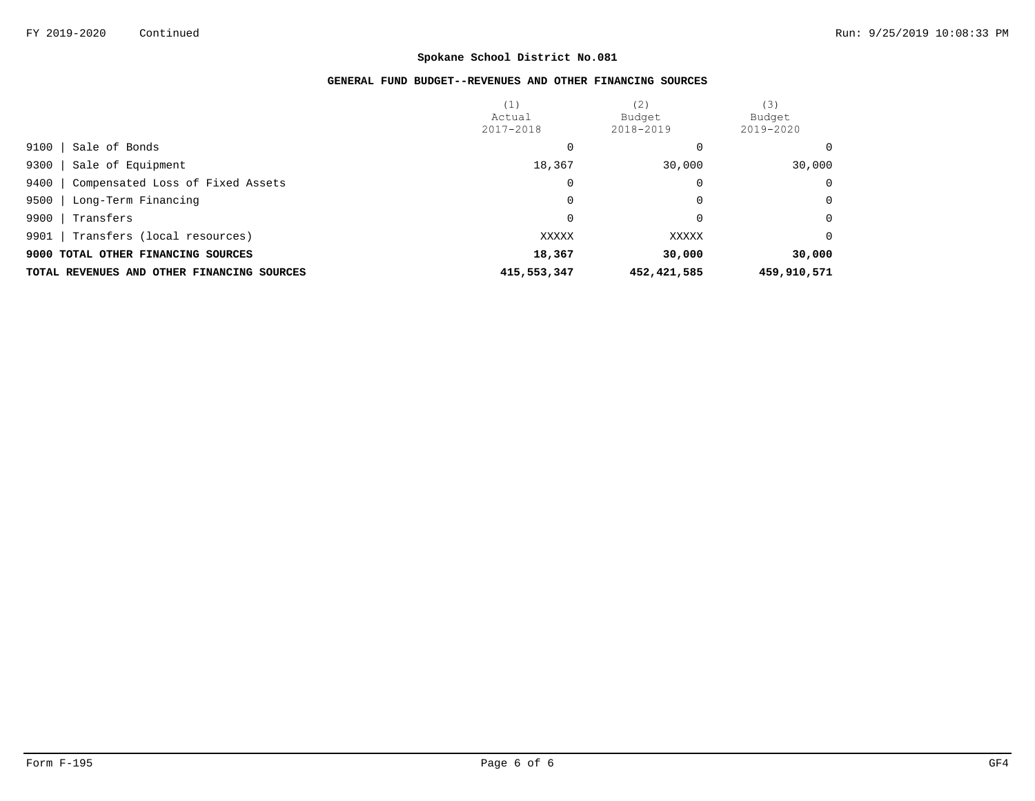Spokane School District No.081

GENERAL FUND BUDGET--REVENUES AND OTHER FINANCING SOURCES

| | (1) Actual 2017-2018 | (2) Budget 2018-2019 | (3) Budget 2019-2020 |
|---|---|---|---|
| 9100 \| Sale of Bonds | 0 | 0 | 0 |
| 9300 \| Sale of Equipment | 18,367 | 30,000 | 30,000 |
| 9400 \| Compensated Loss of Fixed Assets | 0 | 0 | 0 |
| 9500 \| Long-Term Financing | 0 | 0 | 0 |
| 9900 \| Transfers | 0 | 0 | 0 |
| 9901 \| Transfers (local resources) | XXXXX | XXXXX | 0 |
| **9000 TOTAL OTHER FINANCING SOURCES** | **18,367** | **30,000** | **30,000** |
| **TOTAL REVENUES AND OTHER FINANCING SOURCES** | **415,553,347** | **452,421,585** | **459,910,571** |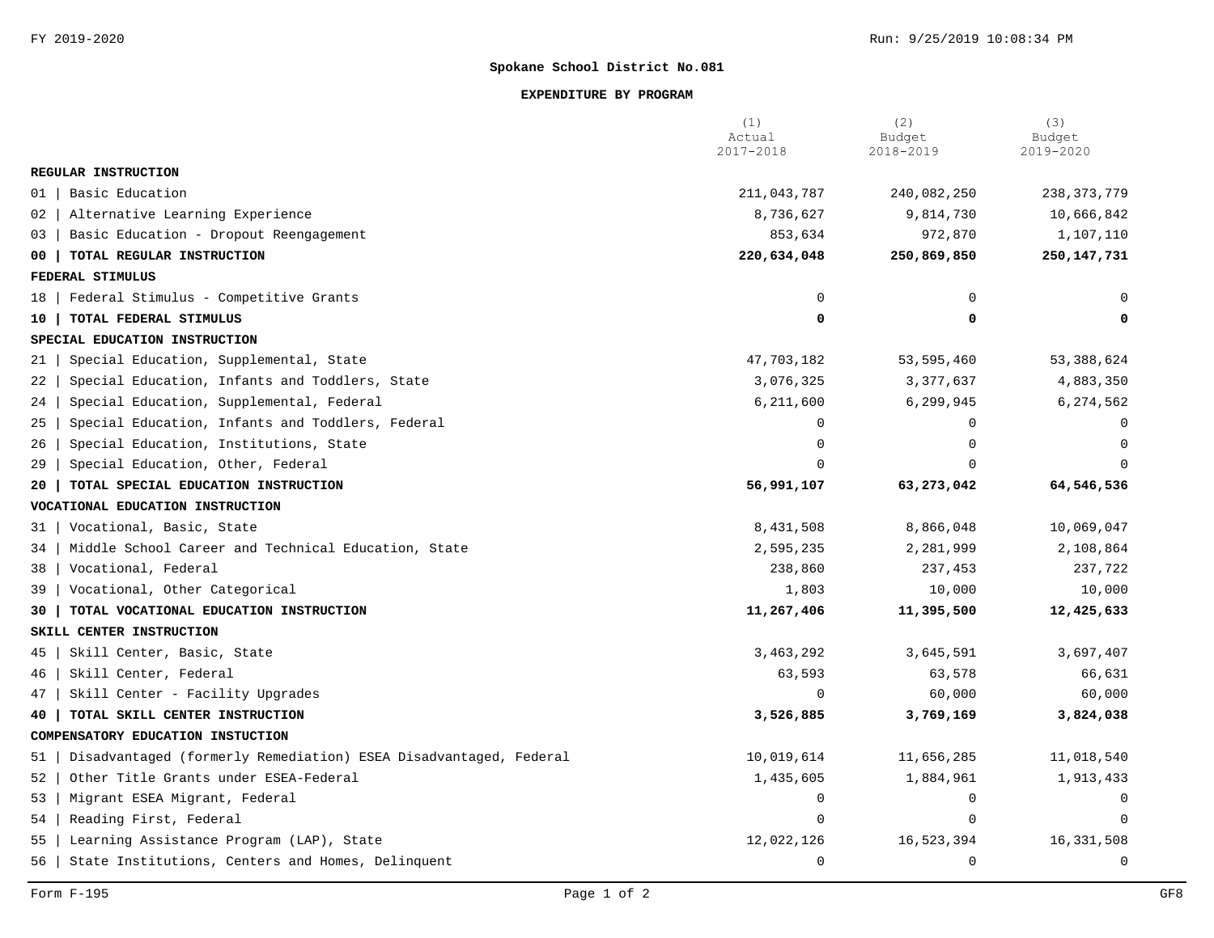FY 2019-2020

**Spokane School District No.081**

**EXPENDITURE BY PROGRAM**

| | (1) Actual 2017-2018 | (2) Budget 2018-2019 | (3) Budget 2019-2020 |
|---|---|---|---|
| **REGULAR INSTRUCTION** | | | |
| 01 \| Basic Education | 211,043,787 | 240,082,250 | 238,373,779 |
| 02 \| Alternative Learning Experience | 8,736,627 | 9,814,730 | 10,666,842 |
| 03 \| Basic Education - Dropout Reengagement | 853,634 | 972,870 | 1,107,110 |
| **00 \| TOTAL REGULAR INSTRUCTION** | **220,634,048** | **250,869,850** | **250,147,731** |
| **FEDERAL STIMULUS** | | | |
| 18 \| Federal Stimulus - Competitive Grants | 0 | 0 | 0 |
| **10 \| TOTAL FEDERAL STIMULUS** | **0** | **0** | **0** |
| **SPECIAL EDUCATION INSTRUCTION** | | | |
| 21 \| Special Education, Supplemental, State | 47,703,182 | 53,595,460 | 53,388,624 |
| 22 \| Special Education, Infants and Toddlers, State | 3,076,325 | 3,377,637 | 4,883,350 |
| 24 \| Special Education, Supplemental, Federal | 6,211,600 | 6,299,945 | 6,274,562 |
| 25 \| Special Education, Infants and Toddlers, Federal | 0 | 0 | 0 |
| 26 \| Special Education, Institutions, State | 0 | 0 | 0 |
| 29 \| Special Education, Other, Federal | 0 | 0 | 0 |
| **20 \| TOTAL SPECIAL EDUCATION INSTRUCTION** | **56,991,107** | **63,273,042** | **64,546,536** |
| **VOCATIONAL EDUCATION INSTRUCTION** | | | |
| 31 \| Vocational, Basic, State | 8,431,508 | 8,866,048 | 10,069,047 |
| 34 \| Middle School Career and Technical Education, State | 2,595,235 | 2,281,999 | 2,108,864 |
| 38 \| Vocational, Federal | 238,860 | 237,453 | 237,722 |
| 39 \| Vocational, Other Categorical | 1,803 | 10,000 | 10,000 |
| **30 \| TOTAL VOCATIONAL EDUCATION INSTRUCTION** | **11,267,406** | **11,395,500** | **12,425,633** |
| **SKILL CENTER INSTRUCTION** | | | |
| 45 \| Skill Center, Basic, State | 3,463,292 | 3,645,591 | 3,697,407 |
| 46 \| Skill Center, Federal | 63,593 | 63,578 | 66,631 |
| 47 \| Skill Center - Facility Upgrades | 0 | 60,000 | 60,000 |
| **40 \| TOTAL SKILL CENTER INSTRUCTION** | **3,526,885** | **3,769,169** | **3,824,038** |
| **COMPENSATORY EDUCATION INSTUCTION** | | | |
| 51 \| Disadvantaged (formerly Remediation) ESEA Disadvantaged, Federal | 10,019,614 | 11,656,285 | 11,018,540 |
| 52 \| Other Title Grants under ESEA-Federal | 1,435,605 | 1,884,961 | 1,913,433 |
| 53 \| Migrant ESEA Migrant, Federal | 0 | 0 | 0 |
| 54 \| Reading First, Federal | 0 | 0 | 0 |
| 55 \| Learning Assistance Program (LAP), State | 12,022,126 | 16,523,394 | 16,331,508 |
| 56 \| State Institutions, Centers and Homes, Delinquent | 0 | 0 | 0 |

Form F-195 GF8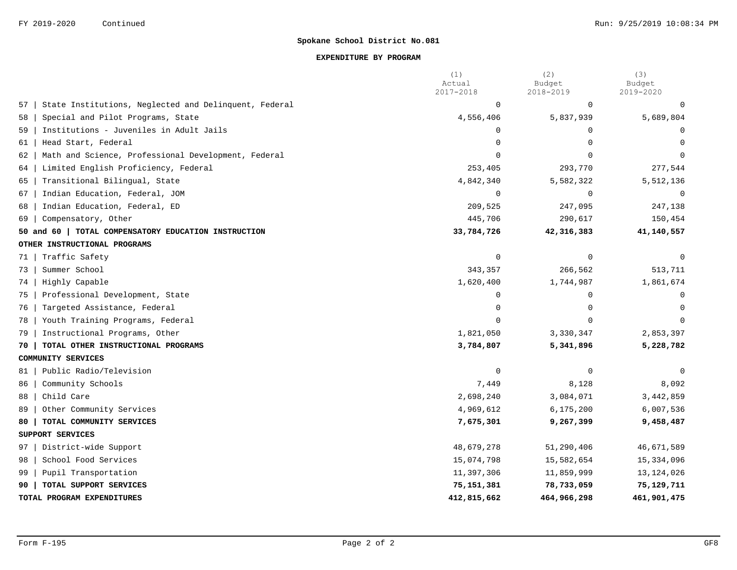FY 2019-2020 Continued

## Spokane School District No.081

### EXPENDITURE BY PROGRAM

| | (1) Actual 2017-2018 | (2) Budget 2018-2019 | (3) Budget 2019-2020 |
|---|---|---|---|
| 57 \| State Institutions, Neglected and Delinquent, Federal | 0 | 0 | 0 |
| 58 \| Special and Pilot Programs, State | 4,556,406 | 5,837,939 | 5,689,804 |
| 59 \| Institutions - Juveniles in Adult Jails | 0 | 0 | 0 |
| 61 \| Head Start, Federal | 0 | 0 | 0 |
| 62 \| Math and Science, Professional Development, Federal | 0 | 0 | 0 |
| 64 \| Limited English Proficiency, Federal | 253,405 | 293,770 | 277,544 |
| 65 \| Transitional Bilingual, State | 4,842,340 | 5,582,322 | 5,512,136 |
| 67 \| Indian Education, Federal, JOM | 0 | 0 | 0 |
| 68 \| Indian Education, Federal, ED | 209,525 | 247,095 | 247,138 |
| 69 \| Compensatory, Other | 445,706 | 290,617 | 150,454 |
| **50 and 60 \| TOTAL COMPENSATORY EDUCATION INSTRUCTION** | **33,784,726** | **42,316,383** | **41,140,557** |
| **OTHER INSTRUCTIONAL PROGRAMS** | | | |
| 71 \| Traffic Safety | 0 | 0 | 0 |
| 73 \| Summer School | 343,357 | 266,562 | 513,711 |
| 74 \| Highly Capable | 1,620,400 | 1,744,987 | 1,861,674 |
| 75 \| Professional Development, State | 0 | 0 | 0 |
| 76 \| Targeted Assistance, Federal | 0 | 0 | 0 |
| 78 \| Youth Training Programs, Federal | 0 | 0 | 0 |
| 79 \| Instructional Programs, Other | 1,821,050 | 3,330,347 | 2,853,397 |
| **70 \| TOTAL OTHER INSTRUCTIONAL PROGRAMS** | **3,784,807** | **5,341,896** | **5,228,782** |
| **COMMUNITY SERVICES** | | | |
| 81 \| Public Radio/Television | 0 | 0 | 0 |
| 86 \| Community Schools | 7,449 | 8,128 | 8,092 |
| 88 \| Child Care | 2,698,240 | 3,084,071 | 3,442,859 |
| 89 \| Other Community Services | 4,969,612 | 6,175,200 | 6,007,536 |
| **80 \| TOTAL COMMUNITY SERVICES** | **7,675,301** | **9,267,399** | **9,458,487** |
| **SUPPORT SERVICES** | | | |
| 97 \| District-wide Support | 48,679,278 | 51,290,406 | 46,671,589 |
| 98 \| School Food Services | 15,074,798 | 15,582,654 | 15,334,096 |
| 99 \| Pupil Transportation | 11,397,306 | 11,859,999 | 13,124,026 |
| **90 \| TOTAL SUPPORT SERVICES** | **75,151,381** | **78,733,059** | **75,129,711** |
| **TOTAL PROGRAM EXPENDITURES** | **412,815,662** | **464,966,298** | **461,901,475** |

Form F-195 GF8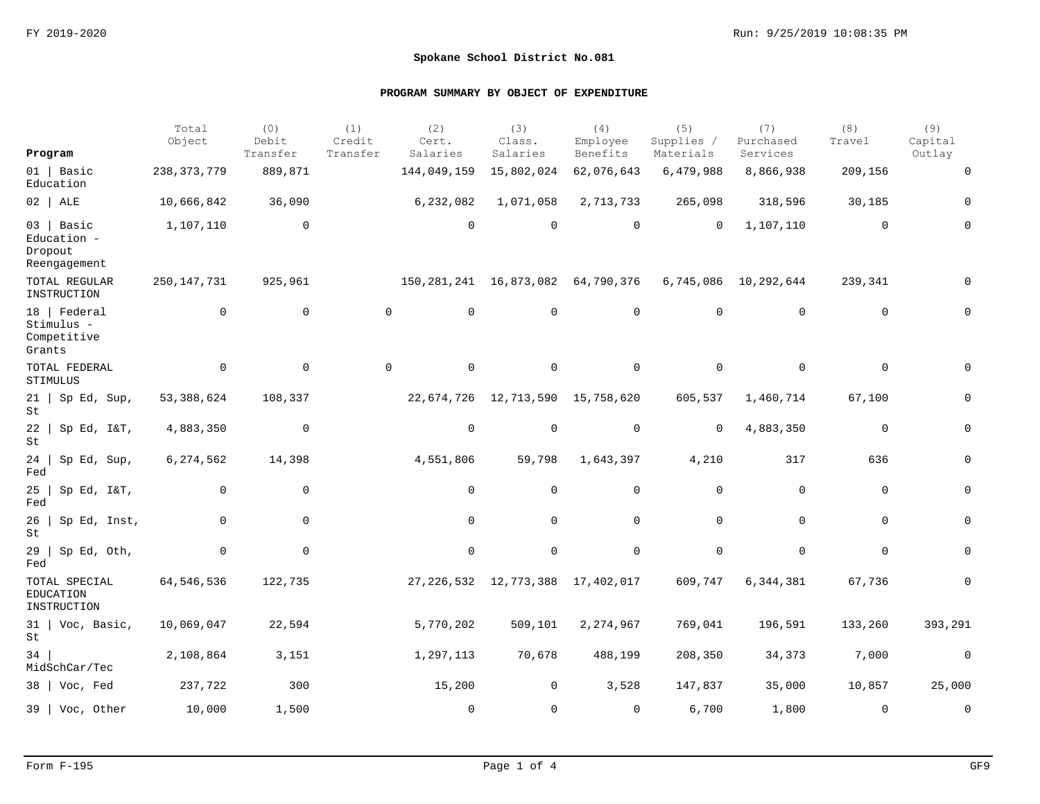FY 2019-2020

Run: 9/25/2019 10:08:35 PM

## Spokane School District No.081

### PROGRAM SUMMARY BY OBJECT OF EXPENDITURE

| Program | Total Object | (0) Debit Transfer | (1) Credit Transfer | (2) Cert. Salaries | (3) Class. Salaries | (4) Employee Benefits | (5) Supplies / Materials | (7) Purchased Services | (8) Travel | (9) Capital Outlay |
|---|---|---|---|---|---|---|---|---|---|---|
| 01 \| Basic Education | 238,373,779 | 889,871 | | 144,049,159 | 15,802,024 | 62,076,643 | 6,479,988 | 8,866,938 | 209,156 | 0 |
| 02 \| ALE | 10,666,842 | 36,090 | | 6,232,082 | 1,071,058 | 2,713,733 | 265,098 | 318,596 | 30,185 | 0 |
| 03 \| Basic Education - Dropout Reengagement | 1,107,110 | 0 | | 0 | 0 | 0 | 0 | 1,107,110 | 0 | 0 |
| TOTAL REGULAR INSTRUCTION | 250,147,731 | 925,961 | | 150,281,241 | 16,873,082 | 64,790,376 | 6,745,086 | 10,292,644 | 239,341 | 0 |
| 18 \| Federal Stimulus - Competitive Grants | 0 | 0 | 0 | 0 | 0 | 0 | 0 | 0 | 0 | 0 |
| TOTAL FEDERAL STIMULUS | 0 | 0 | 0 | 0 | 0 | 0 | 0 | 0 | 0 | 0 |
| 21 \| Sp Ed, Sup, St | 53,388,624 | 108,337 | | 22,674,726 | 12,713,590 | 15,758,620 | 605,537 | 1,460,714 | 67,100 | 0 |
| 22 \| Sp Ed, I&T, St | 4,883,350 | 0 | | 0 | 0 | 0 | 0 | 4,883,350 | 0 | 0 |
| 24 \| Sp Ed, Sup, Fed | 6,274,562 | 14,398 | | 4,551,806 | 59,798 | 1,643,397 | 4,210 | 317 | 636 | 0 |
| 25 \| Sp Ed, I&T, Fed | 0 | 0 | | 0 | 0 | 0 | 0 | 0 | 0 | 0 |
| 26 \| Sp Ed, Inst, St | 0 | 0 | | 0 | 0 | 0 | 0 | 0 | 0 | 0 |
| 29 \| Sp Ed, Oth, Fed | 0 | 0 | | 0 | 0 | 0 | 0 | 0 | 0 | 0 |
| TOTAL SPECIAL EDUCATION INSTRUCTION | 64,546,536 | 122,735 | | 27,226,532 | 12,773,388 | 17,402,017 | 609,747 | 6,344,381 | 67,736 | 0 |
| 31 \| Voc, Basic, St | 10,069,047 | 22,594 | | 5,770,202 | 509,101 | 2,274,967 | 769,041 | 196,591 | 133,260 | 393,291 |
| 34 \| MidSchCar/Tec | 2,108,864 | 3,151 | | 1,297,113 | 70,678 | 488,199 | 208,350 | 34,373 | 7,000 | 0 |
| 38 \| Voc, Fed | 237,722 | 300 | | 15,200 | 0 | 3,528 | 147,837 | 35,000 | 10,857 | 25,000 |
| 39 \| Voc, Other | 10,000 | 1,500 | | 0 | 0 | 0 | 6,700 | 1,800 | 0 | 0 |

Form F-195 GF9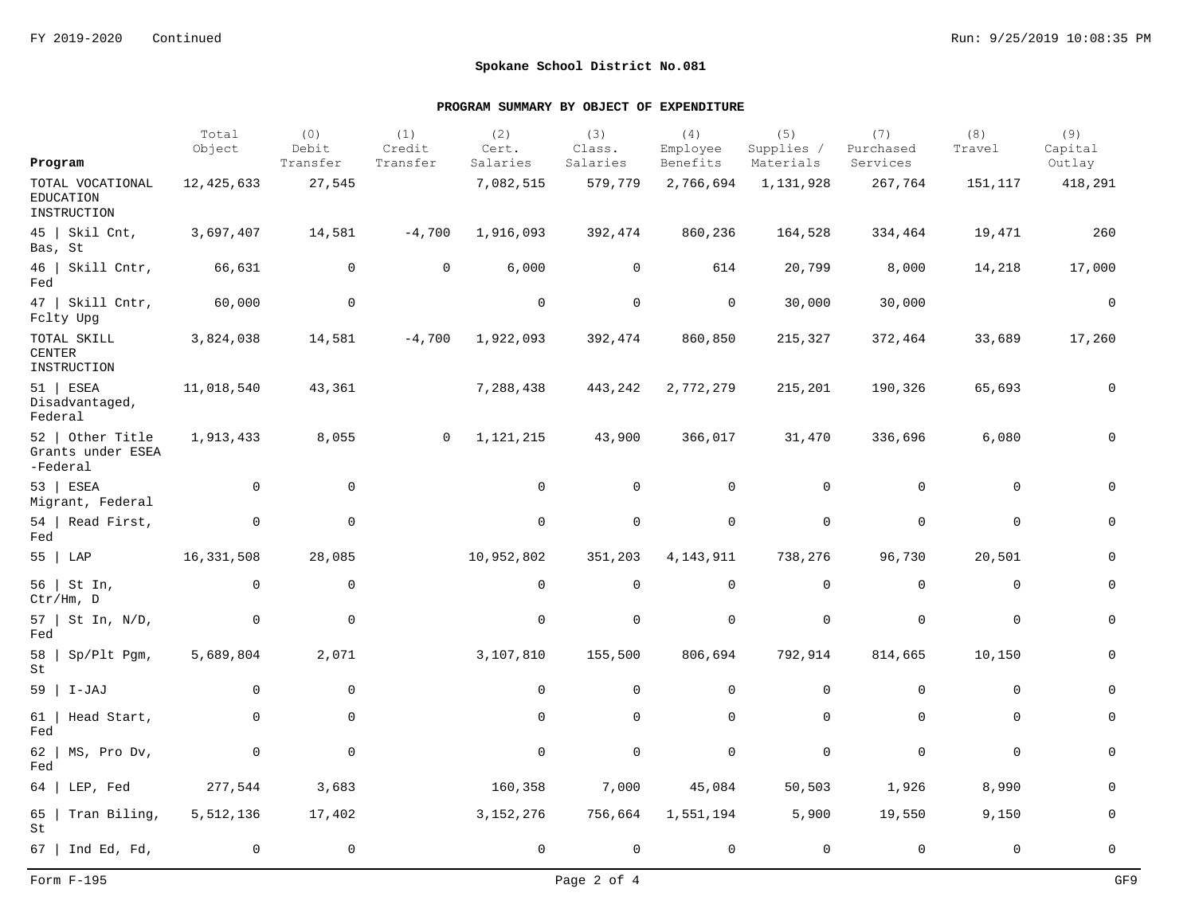FY 2019-2020 Continued

## Spokane School District No.081

### PROGRAM SUMMARY BY OBJECT OF EXPENDITURE

| Program | Total Object | (0) Debit Transfer | (1) Credit Transfer | (2) Cert. Salaries | (3) Class. Salaries | (4) Employee Benefits | (5) Supplies / Materials | (7) Purchased Services | (8) Travel | (9) Capital Outlay |
|---|---|---|---|---|---|---|---|---|---|---|
| TOTAL VOCATIONAL EDUCATION INSTRUCTION | 12,425,633 | 27,545 | | 7,082,515 | 579,779 | 2,766,694 | 1,131,928 | 267,764 | 151,117 | 418,291 |
| 45 \| Skil Cnt, Bas, St | 3,697,407 | 14,581 | -4,700 | 1,916,093 | 392,474 | 860,236 | 164,528 | 334,464 | 19,471 | 260 |
| 46 \| Skill Cntr, Fed | 66,631 | 0 | 0 | 6,000 | 0 | 614 | 20,799 | 8,000 | 14,218 | 17,000 |
| 47 \| Skill Cntr, Fclty Upg | 60,000 | 0 | | 0 | 0 | 0 | 30,000 | 30,000 | | 0 |
| TOTAL SKILL CENTER INSTRUCTION | 3,824,038 | 14,581 | -4,700 | 1,922,093 | 392,474 | 860,850 | 215,327 | 372,464 | 33,689 | 17,260 |
| 51 \| ESEA Disadvantaged, Federal | 11,018,540 | 43,361 | | 7,288,438 | 443,242 | 2,772,279 | 215,201 | 190,326 | 65,693 | 0 |
| 52 \| Other Title Grants under ESEA -Federal | 1,913,433 | 8,055 | 0 | 1,121,215 | 43,900 | 366,017 | 31,470 | 336,696 | 6,080 | 0 |
| 53 \| ESEA Migrant, Federal | 0 | 0 | | 0 | 0 | 0 | 0 | 0 | 0 | 0 |
| 54 \| Read First, Fed | 0 | 0 | | 0 | 0 | 0 | 0 | 0 | 0 | 0 |
| 55 \| LAP | 16,331,508 | 28,085 | | 10,952,802 | 351,203 | 4,143,911 | 738,276 | 96,730 | 20,501 | 0 |
| 56 \| St In, Ctr/Hm, D | 0 | 0 | | 0 | 0 | 0 | 0 | 0 | 0 | 0 |
| 57 \| St In, N/D, Fed | 0 | 0 | | 0 | 0 | 0 | 0 | 0 | 0 | 0 |
| 58 \| Sp/Plt Pgm, St | 5,689,804 | 2,071 | | 3,107,810 | 155,500 | 806,694 | 792,914 | 814,665 | 10,150 | 0 |
| 59 \| I-JAJ | 0 | 0 | | 0 | 0 | 0 | 0 | 0 | 0 | 0 |
| 61 \| Head Start, Fed | 0 | 0 | | 0 | 0 | 0 | 0 | 0 | 0 | 0 |
| 62 \| MS, Pro Dv, Fed | 0 | 0 | | 0 | 0 | 0 | 0 | 0 | 0 | 0 |
| 64 \| LEP, Fed | 277,544 | 3,683 | | 160,358 | 7,000 | 45,084 | 50,503 | 1,926 | 8,990 | 0 |
| 65 \| Tran Biling, St | 5,512,136 | 17,402 | | 3,152,276 | 756,664 | 1,551,194 | 5,900 | 19,550 | 9,150 | 0 |
| 67 \| Ind Ed, Fd, | 0 | 0 | | 0 | 0 | 0 | 0 | 0 | 0 | 0 |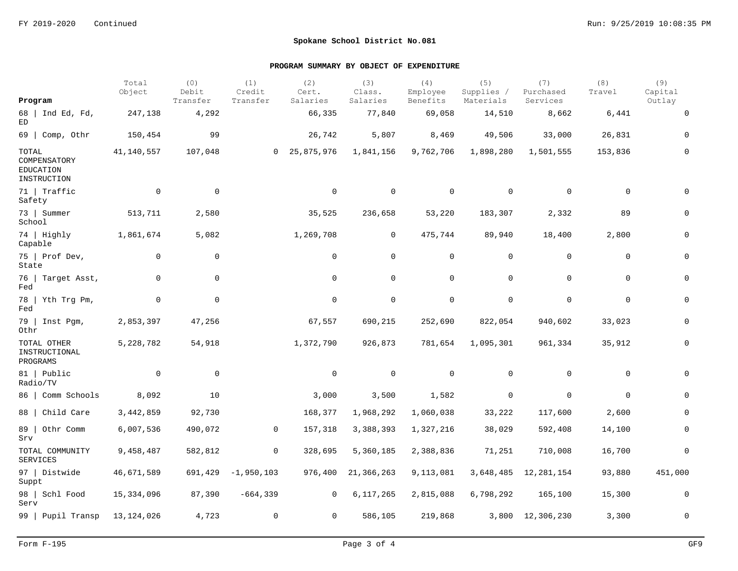FY 2019-2020 Continued

## Spokane School District No.081

### PROGRAM SUMMARY BY OBJECT OF EXPENDITURE

| Program | Total Object | (0) Debit Transfer | (1) Credit Transfer | (2) Cert. Salaries | (3) Class. Salaries | (4) Employee Benefits | (5) Supplies / Materials | (7) Purchased Services | (8) Travel | (9) Capital Outlay |
|---|---|---|---|---|---|---|---|---|---|---|
| 68 \| Ind Ed, Fd, ED | 247,138 | 4,292 | | 66,335 | 77,840 | 69,058 | 14,510 | 8,662 | 6,441 | 0 |
| 69 \| Comp, Othr | 150,454 | 99 | | 26,742 | 5,807 | 8,469 | 49,506 | 33,000 | 26,831 | 0 |
| TOTAL COMPENSATORY EDUCATION INSTRUCTION | 41,140,557 | 107,048 | 0 | 25,875,976 | 1,841,156 | 9,762,706 | 1,898,280 | 1,501,555 | 153,836 | 0 |
| 71 \| Traffic Safety | 0 | 0 | | 0 | 0 | 0 | 0 | 0 | 0 | 0 |
| 73 \| Summer School | 513,711 | 2,580 | | 35,525 | 236,658 | 53,220 | 183,307 | 2,332 | 89 | 0 |
| 74 \| Highly Capable | 1,861,674 | 5,082 | | 1,269,708 | 0 | 475,744 | 89,940 | 18,400 | 2,800 | 0 |
| 75 \| Prof Dev, State | 0 | 0 | | 0 | 0 | 0 | 0 | 0 | 0 | 0 |
| 76 \| Target Asst, Fed | 0 | 0 | | 0 | 0 | 0 | 0 | 0 | 0 | 0 |
| 78 \| Yth Trg Pm, Fed | 0 | 0 | | 0 | 0 | 0 | 0 | 0 | 0 | 0 |
| 79 \| Inst Pgm, Othr | 2,853,397 | 47,256 | | 67,557 | 690,215 | 252,690 | 822,054 | 940,602 | 33,023 | 0 |
| TOTAL OTHER INSTRUCTIONAL PROGRAMS | 5,228,782 | 54,918 | | 1,372,790 | 926,873 | 781,654 | 1,095,301 | 961,334 | 35,912 | 0 |
| 81 \| Public Radio/TV | 0 | 0 | | 0 | 0 | 0 | 0 | 0 | 0 | 0 |
| 86 \| Comm Schools | 8,092 | 10 | | 3,000 | 3,500 | 1,582 | 0 | 0 | 0 | 0 |
| 88 \| Child Care | 3,442,859 | 92,730 | | 168,377 | 1,968,292 | 1,060,038 | 33,222 | 117,600 | 2,600 | 0 |
| 89 \| Othr Comm Srv | 6,007,536 | 490,072 | 0 | 157,318 | 3,388,393 | 1,327,216 | 38,029 | 592,408 | 14,100 | 0 |
| TOTAL COMMUNITY SERVICES | 9,458,487 | 582,812 | 0 | 328,695 | 5,360,185 | 2,388,836 | 71,251 | 710,008 | 16,700 | 0 |
| 97 \| Distwide Suppt | 46,671,589 | 691,429 | -1,950,103 | 976,400 | 21,366,263 | 9,113,081 | 3,648,485 | 12,281,154 | 93,880 | 451,000 |
| 98 \| Schl Food Serv | 15,334,096 | 87,390 | -664,339 | 0 | 6,117,265 | 2,815,088 | 6,798,292 | 165,100 | 15,300 | 0 |
| 99 \| Pupil Transp | 13,124,026 | 4,723 | 0 | 0 | 586,105 | 219,868 | 3,800 | 12,306,230 | 3,300 | 0 |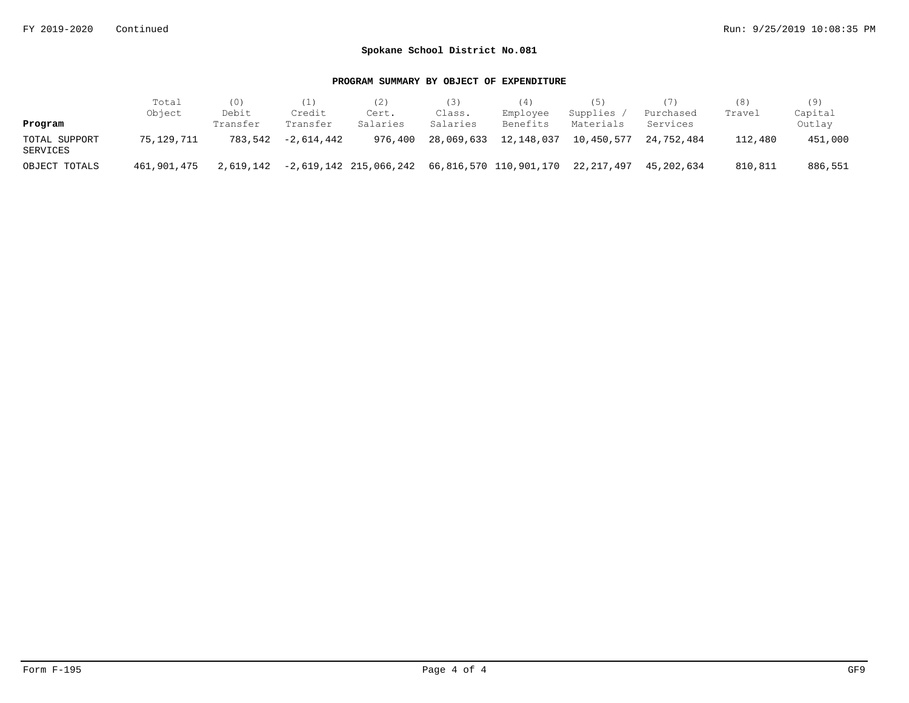FY 2019-2020 Continued

## Spokane School District No.081

### PROGRAM SUMMARY BY OBJECT OF EXPENDITURE

| Program | Total Object | (0) Debit Transfer | (1) Credit Transfer | (2) Cert. Salaries | (3) Class. Salaries | (4) Employee Benefits | (5) Supplies / Materials | (7) Purchased Services | (8) Travel | (9) Capital Outlay |
|---|---|---|---|---|---|---|---|---|---|---|
| TOTAL SUPPORT SERVICES | 75,129,711 | 783,542 | -2,614,442 | 976,400 | 28,069,633 | 12,148,037 | 10,450,577 | 24,752,484 | 112,480 | 451,000 |
| OBJECT TOTALS | 461,901,475 | 2,619,142 | -2,619,142 | 215,066,242 | 66,816,570 | 110,901,170 | 22,217,497 | 45,202,634 | 810,811 | 886,551 |

Form F-195 GF9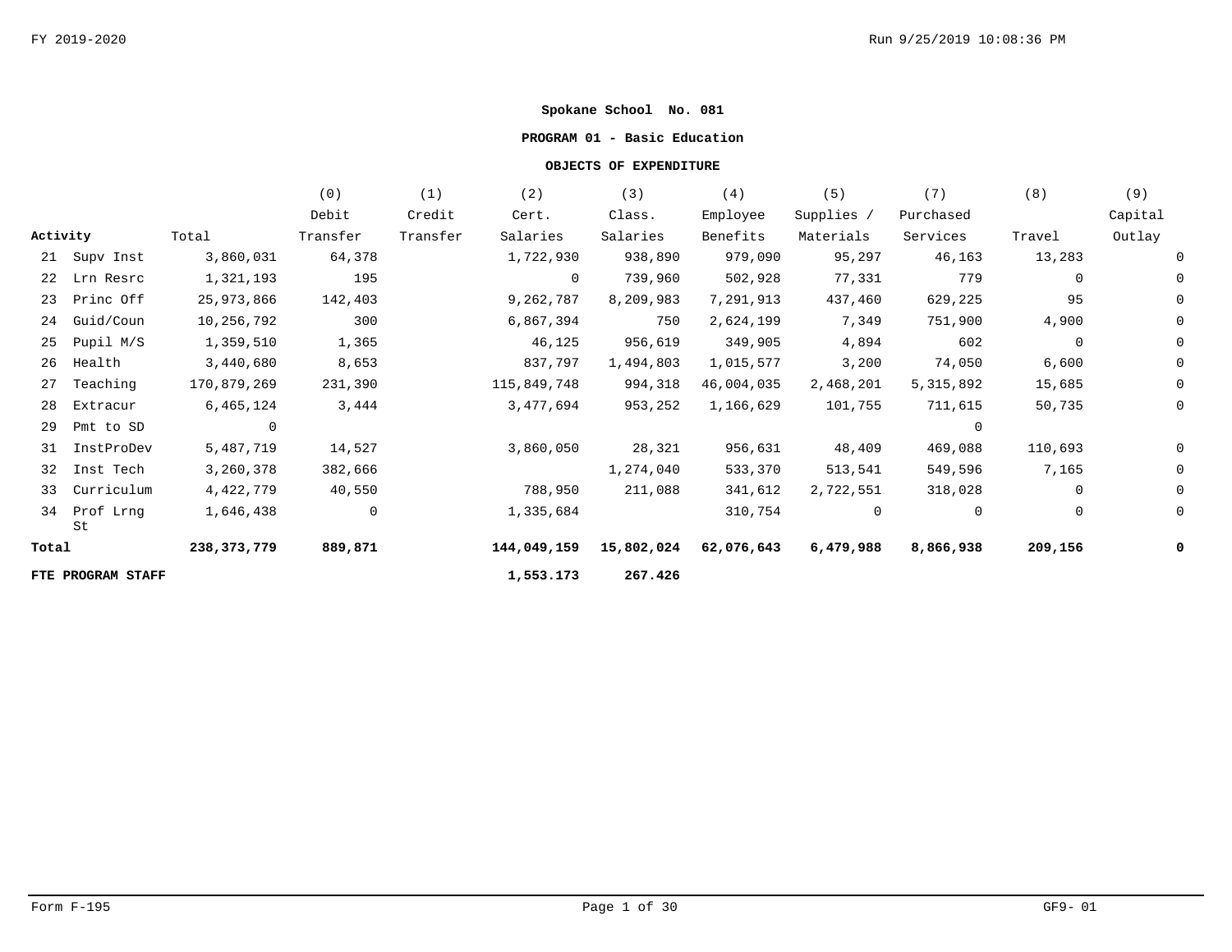**Spokane School No. 081**

**PROGRAM 01 - Basic Education**

**OBJECTS OF EXPENDITURE**

| Activity | Total | (0) Debit Transfer | (1) Credit Transfer | (2) Cert. Salaries | (3) Class. Salaries | (4) Employee Benefits | (5) Supplies / Materials | (7) Purchased Services | (8) Travel | (9) Capital Outlay |
|---|---|---|---|---|---|---|---|---|---|---|
| 21 Supv Inst | 3,860,031 | 64,378 | | 1,722,930 | 938,890 | 979,090 | 95,297 | 46,163 | 13,283 | 0 |
| 22 Lrn Resrc | 1,321,193 | 195 | | 0 | 739,960 | 502,928 | 77,331 | 779 | 0 | 0 |
| 23 Princ Off | 25,973,866 | 142,403 | | 9,262,787 | 8,209,983 | 7,291,913 | 437,460 | 629,225 | 95 | 0 |
| 24 Guid/Coun | 10,256,792 | 300 | | 6,867,394 | 750 | 2,624,199 | 7,349 | 751,900 | 4,900 | 0 |
| 25 Pupil M/S | 1,359,510 | 1,365 | | 46,125 | 956,619 | 349,905 | 4,894 | 602 | 0 | 0 |
| 26 Health | 3,440,680 | 8,653 | | 837,797 | 1,494,803 | 1,015,577 | 3,200 | 74,050 | 6,600 | 0 |
| 27 Teaching | 170,879,269 | 231,390 | | 115,849,748 | 994,318 | 46,004,035 | 2,468,201 | 5,315,892 | 15,685 | 0 |
| 28 Extracur | 6,465,124 | 3,444 | | 3,477,694 | 953,252 | 1,166,629 | 101,755 | 711,615 | 50,735 | 0 |
| 29 Pmt to SD | 0 | | | | | | | 0 | | |
| 31 InstProDev | 5,487,719 | 14,527 | | 3,860,050 | 28,321 | 956,631 | 48,409 | 469,088 | 110,693 | 0 |
| 32 Inst Tech | 3,260,378 | 382,666 | | | 1,274,040 | 533,370 | 513,541 | 549,596 | 7,165 | 0 |
| 33 Curriculum | 4,422,779 | 40,550 | | 788,950 | 211,088 | 341,612 | 2,722,551 | 318,028 | 0 | 0 |
| 34 Prof Lrng St | 1,646,438 | 0 | | 1,335,684 | | 310,754 | 0 | 0 | 0 | 0 |
| **Total** | **238,373,779** | **889,871** | | **144,049,159** | **15,802,024** | **62,076,643** | **6,479,988** | **8,866,938** | **209,156** | **0** |
| **FTE PROGRAM STAFF** | | | | **1,553.173** | **267.426** | | | | | |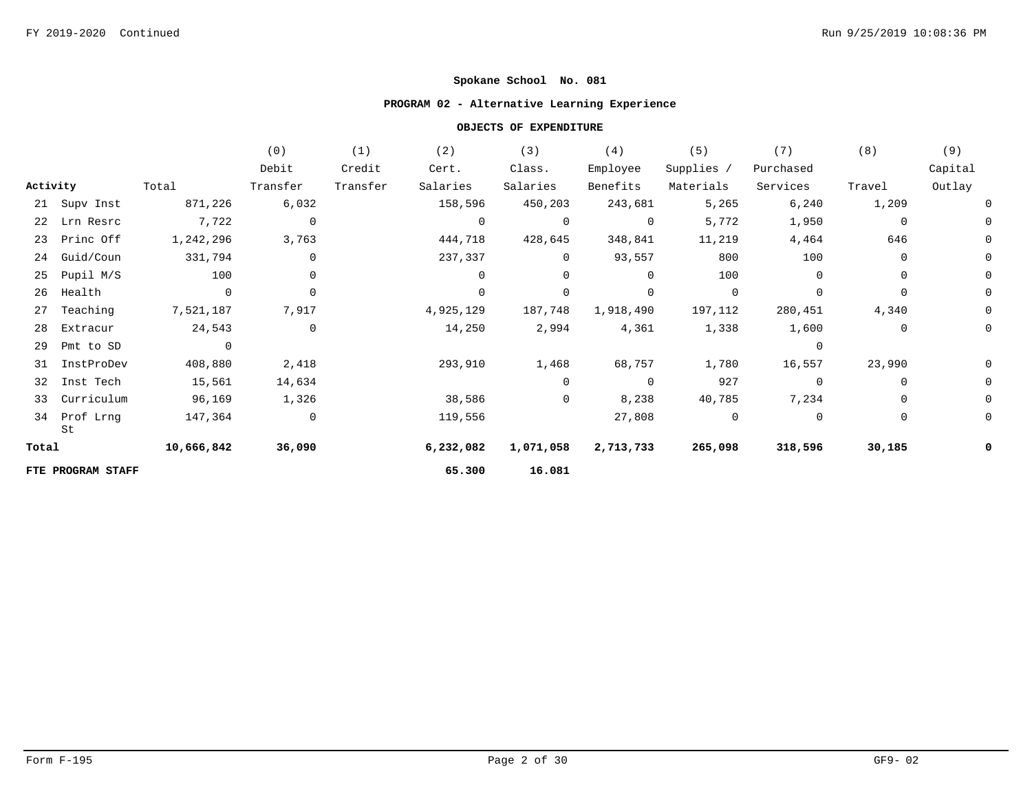## Spokane School No. 081

### PROGRAM 02 - Alternative Learning Experience

#### OBJECTS OF EXPENDITURE

| Activity | Total | (0) Debit Transfer | (1) Credit Transfer | (2) Cert. Salaries | (3) Class. Salaries | (4) Employee Benefits | (5) Supplies / Materials | (7) Purchased Services | (8) Travel | (9) Capital Outlay |
|---|---|---|---|---|---|---|---|---|---|---|
| 21 Supv Inst | 871,226 | 6,032 | | 158,596 | 450,203 | 243,681 | 5,265 | 6,240 | 1,209 | 0 |
| 22 Lrn Resrc | 7,722 | 0 | | 0 | 0 | 0 | 5,772 | 1,950 | 0 | 0 |
| 23 Princ Off | 1,242,296 | 3,763 | | 444,718 | 428,645 | 348,841 | 11,219 | 4,464 | 646 | 0 |
| 24 Guid/Coun | 331,794 | 0 | | 237,337 | 0 | 93,557 | 800 | 100 | 0 | 0 |
| 25 Pupil M/S | 100 | 0 | | 0 | 0 | 0 | 100 | 0 | 0 | 0 |
| 26 Health | 0 | 0 | | 0 | 0 | 0 | 0 | 0 | 0 | 0 |
| 27 Teaching | 7,521,187 | 7,917 | | 4,925,129 | 187,748 | 1,918,490 | 197,112 | 280,451 | 4,340 | 0 |
| 28 Extracur | 24,543 | 0 | | 14,250 | 2,994 | 4,361 | 1,338 | 1,600 | 0 | 0 |
| 29 Pmt to SD | 0 | | | | | | | 0 | | |
| 31 InstProDev | 408,880 | 2,418 | | 293,910 | 1,468 | 68,757 | 1,780 | 16,557 | 23,990 | 0 |
| 32 Inst Tech | 15,561 | 14,634 | | | 0 | 0 | 927 | 0 | 0 | 0 |
| 33 Curriculum | 96,169 | 1,326 | | 38,586 | 0 | 8,238 | 40,785 | 7,234 | 0 | 0 |
| 34 Prof Lrng St | 147,364 | 0 | | 119,556 | | 27,808 | 0 | 0 | 0 | 0 |
| **Total** | **10,666,842** | **36,090** | | **6,232,082** | **1,071,058** | **2,713,733** | **265,098** | **318,596** | **30,185** | **0** |
| **FTE PROGRAM STAFF** | | | | **65.300** | **16.081** | | | | | |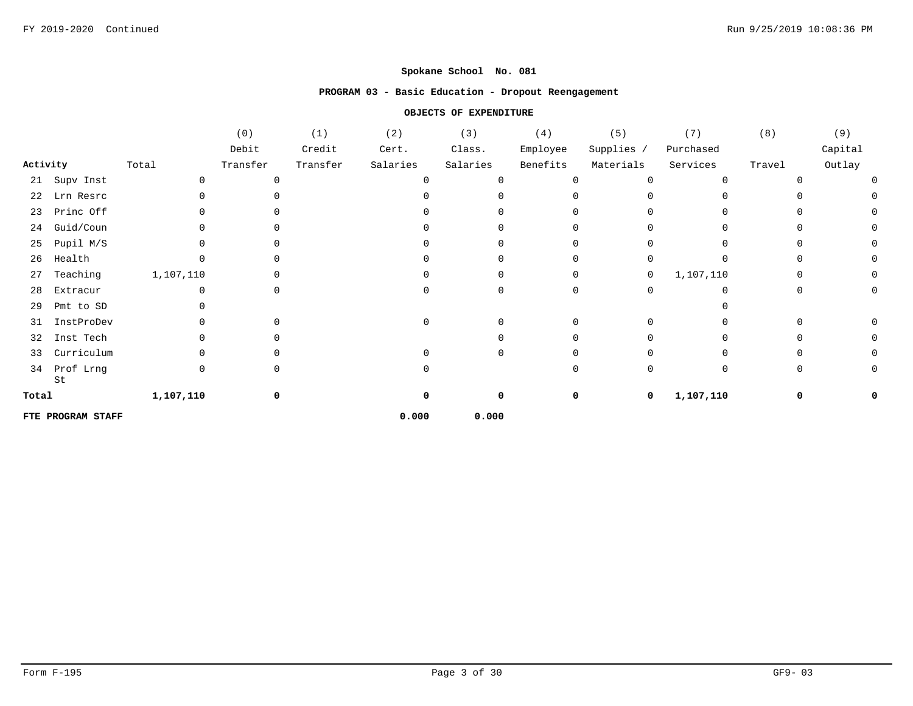**Spokane School No. 081**

**PROGRAM 03 - Basic Education - Dropout Reengagement**

**OBJECTS OF EXPENDITURE**

| Activity | Total | (0) Debit Transfer | (1) Credit Transfer | (2) Cert. Salaries | (3) Class. Salaries | (4) Employee Benefits | (5) Supplies / Materials | (7) Purchased Services | (8) Travel | (9) Capital Outlay |
|---|---|---|---|---|---|---|---|---|---|---|
| 21 Supv Inst | 0 | 0 | | 0 | 0 | 0 | 0 | 0 | 0 | 0 |
| 22 Lrn Resrc | 0 | 0 | | 0 | 0 | 0 | 0 | 0 | 0 | 0 |
| 23 Princ Off | 0 | 0 | | 0 | 0 | 0 | 0 | 0 | 0 | 0 |
| 24 Guid/Coun | 0 | 0 | | 0 | 0 | 0 | 0 | 0 | 0 | 0 |
| 25 Pupil M/S | 0 | 0 | | 0 | 0 | 0 | 0 | 0 | 0 | 0 |
| 26 Health | 0 | 0 | | 0 | 0 | 0 | 0 | 0 | 0 | 0 |
| 27 Teaching | 1,107,110 | 0 | | 0 | 0 | 0 | 0 | 1,107,110 | 0 | 0 |
| 28 Extracur | 0 | 0 | | 0 | 0 | 0 | 0 | 0 | 0 | 0 |
| 29 Pmt to SD | 0 | | | | | | | 0 | | |
| 31 InstProDev | 0 | 0 | | 0 | 0 | 0 | 0 | 0 | 0 | 0 |
| 32 Inst Tech | 0 | 0 | | | 0 | 0 | 0 | 0 | 0 | 0 |
| 33 Curriculum | 0 | 0 | | 0 | 0 | 0 | 0 | 0 | 0 | 0 |
| 34 Prof Lrng St | 0 | 0 | | 0 | | 0 | 0 | 0 | 0 | 0 |
| **Total** | **1,107,110** | **0** | | **0** | **0** | **0** | **0** | **1,107,110** | **0** | **0** |
| **FTE PROGRAM STAFF** | | | | **0.000** | **0.000** | | | | | |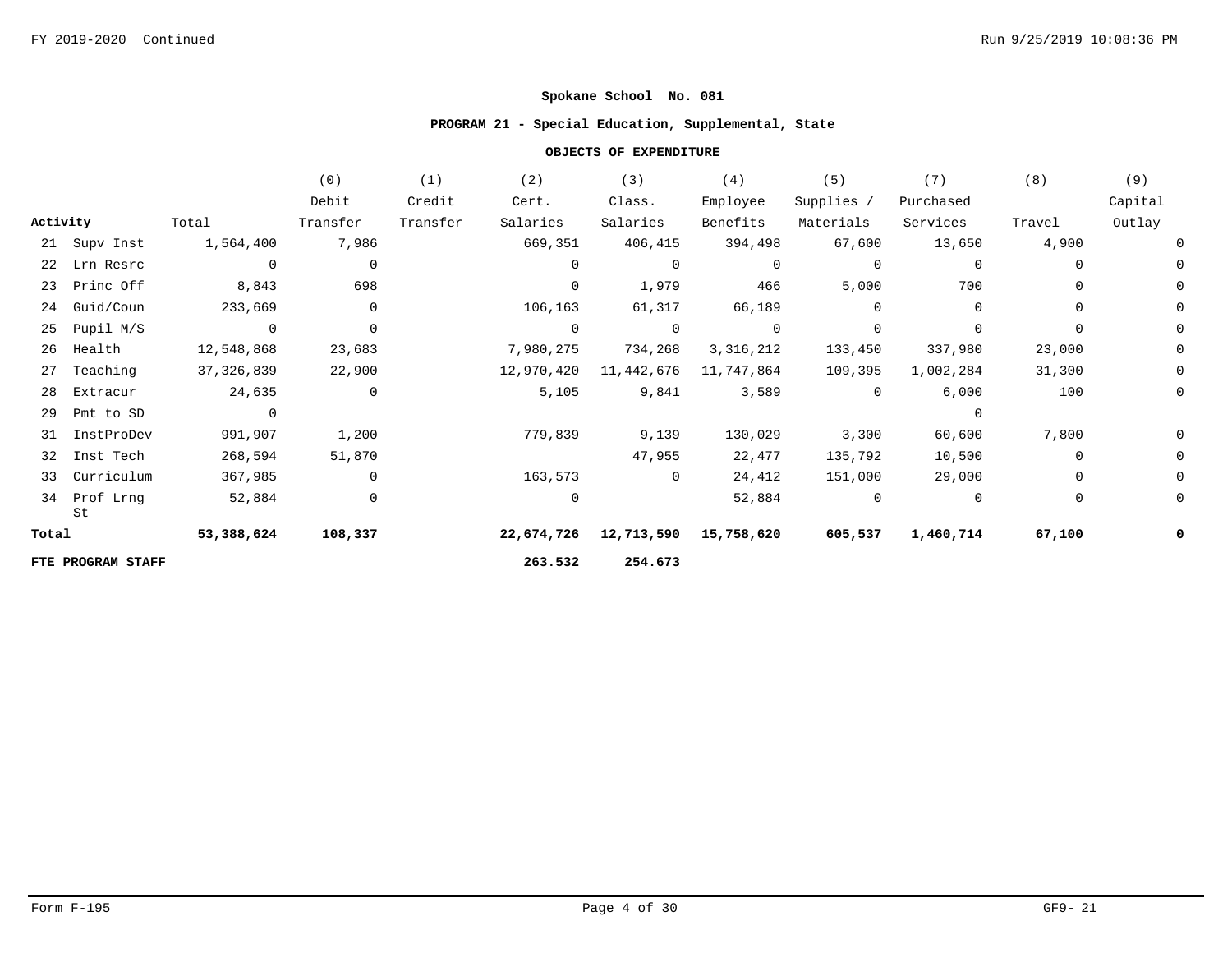**Spokane School No. 081**

**PROGRAM 21 - Special Education, Supplemental, State**

**OBJECTS OF EXPENDITURE**

| Activity | Total | (0) Debit Transfer | (1) Credit Transfer | (2) Cert. Salaries | (3) Class. Salaries | (4) Employee Benefits | (5) Supplies / Materials | (7) Purchased Services | (8) Travel | (9) Capital Outlay |
|---|---|---|---|---|---|---|---|---|---|---|
| 21 Supv Inst | 1,564,400 | 7,986 | | 669,351 | 406,415 | 394,498 | 67,600 | 13,650 | 4,900 | 0 |
| 22 Lrn Resrc | 0 | 0 | | 0 | 0 | 0 | 0 | 0 | 0 | 0 |
| 23 Princ Off | 8,843 | 698 | | 0 | 1,979 | 466 | 5,000 | 700 | 0 | 0 |
| 24 Guid/Coun | 233,669 | 0 | | 106,163 | 61,317 | 66,189 | 0 | 0 | 0 | 0 |
| 25 Pupil M/S | 0 | 0 | | 0 | 0 | 0 | 0 | 0 | 0 | 0 |
| 26 Health | 12,548,868 | 23,683 | | 7,980,275 | 734,268 | 3,316,212 | 133,450 | 337,980 | 23,000 | 0 |
| 27 Teaching | 37,326,839 | 22,900 | | 12,970,420 | 11,442,676 | 11,747,864 | 109,395 | 1,002,284 | 31,300 | 0 |
| 28 Extracur | 24,635 | 0 | | 5,105 | 9,841 | 3,589 | 0 | 6,000 | 100 | 0 |
| 29 Pmt to SD | 0 | | | | | | | 0 | | |
| 31 InstProDev | 991,907 | 1,200 | | 779,839 | 9,139 | 130,029 | 3,300 | 60,600 | 7,800 | 0 |
| 32 Inst Tech | 268,594 | 51,870 | | | 47,955 | 22,477 | 135,792 | 10,500 | 0 | 0 |
| 33 Curriculum | 367,985 | 0 | | 163,573 | 0 | 24,412 | 151,000 | 29,000 | 0 | 0 |
| 34 Prof Lrng St | 52,884 | 0 | | 0 | | 52,884 | 0 | 0 | 0 | 0 |
| **Total** | **53,388,624** | **108,337** | | **22,674,726** | **12,713,590** | **15,758,620** | **605,537** | **1,460,714** | **67,100** | **0** |
| **FTE PROGRAM STAFF** | | | | **263.532** | **254.673** | | | | | |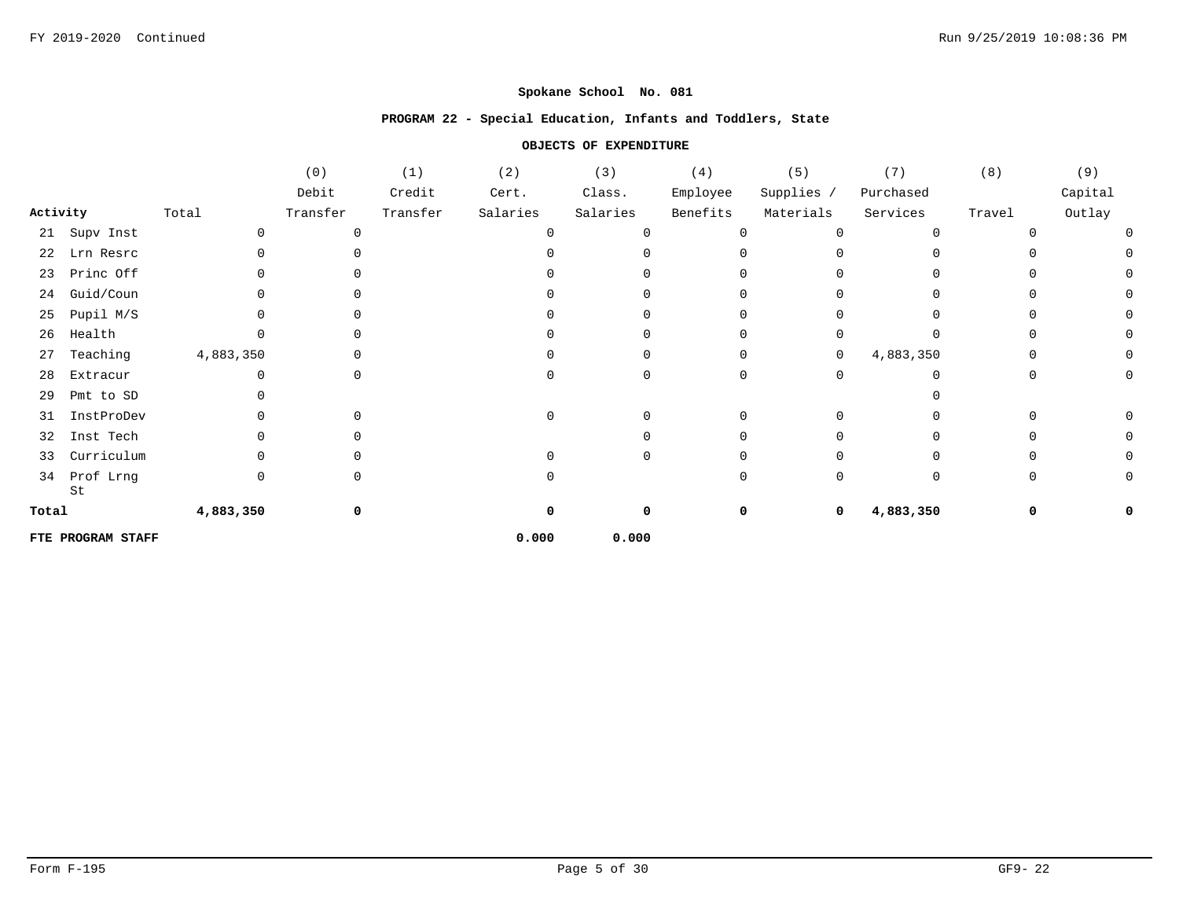**Spokane School No. 081**

**PROGRAM 22 - Special Education, Infants and Toddlers, State**

**OBJECTS OF EXPENDITURE**

| Activity | Total | (0) Debit Transfer | (1) Credit Transfer | (2) Cert. Salaries | (3) Class. Salaries | (4) Employee Benefits | (5) Supplies / Materials | (7) Purchased Services | (8) Travel | (9) Capital Outlay |
|---|---|---|---|---|---|---|---|---|---|---|
| 21 Supv Inst | 0 | 0 | | 0 | 0 | 0 | 0 | 0 | 0 | 0 |
| 22 Lrn Resrc | 0 | 0 | | 0 | 0 | 0 | 0 | 0 | 0 | 0 |
| 23 Princ Off | 0 | 0 | | 0 | 0 | 0 | 0 | 0 | 0 | 0 |
| 24 Guid/Coun | 0 | 0 | | 0 | 0 | 0 | 0 | 0 | 0 | 0 |
| 25 Pupil M/S | 0 | 0 | | 0 | 0 | 0 | 0 | 0 | 0 | 0 |
| 26 Health | 0 | 0 | | 0 | 0 | 0 | 0 | 0 | 0 | 0 |
| 27 Teaching | 4,883,350 | 0 | | 0 | 0 | 0 | 0 | 4,883,350 | 0 | 0 |
| 28 Extracur | 0 | 0 | | 0 | 0 | 0 | 0 | 0 | 0 | 0 |
| 29 Pmt to SD | 0 | | | | | | | 0 | | |
| 31 InstProDev | 0 | 0 | | 0 | 0 | 0 | 0 | 0 | 0 | 0 |
| 32 Inst Tech | 0 | 0 | | | 0 | 0 | 0 | 0 | 0 | 0 |
| 33 Curriculum | 0 | 0 | | 0 | 0 | 0 | 0 | 0 | 0 | 0 |
| 34 Prof Lrng St | 0 | 0 | | 0 | | 0 | 0 | 0 | 0 | 0 |
| **Total** | **4,883,350** | **0** | | **0** | **0** | **0** | **0** | **4,883,350** | **0** | **0** |
| **FTE PROGRAM STAFF** | | | | **0.000** | **0.000** | | | | | |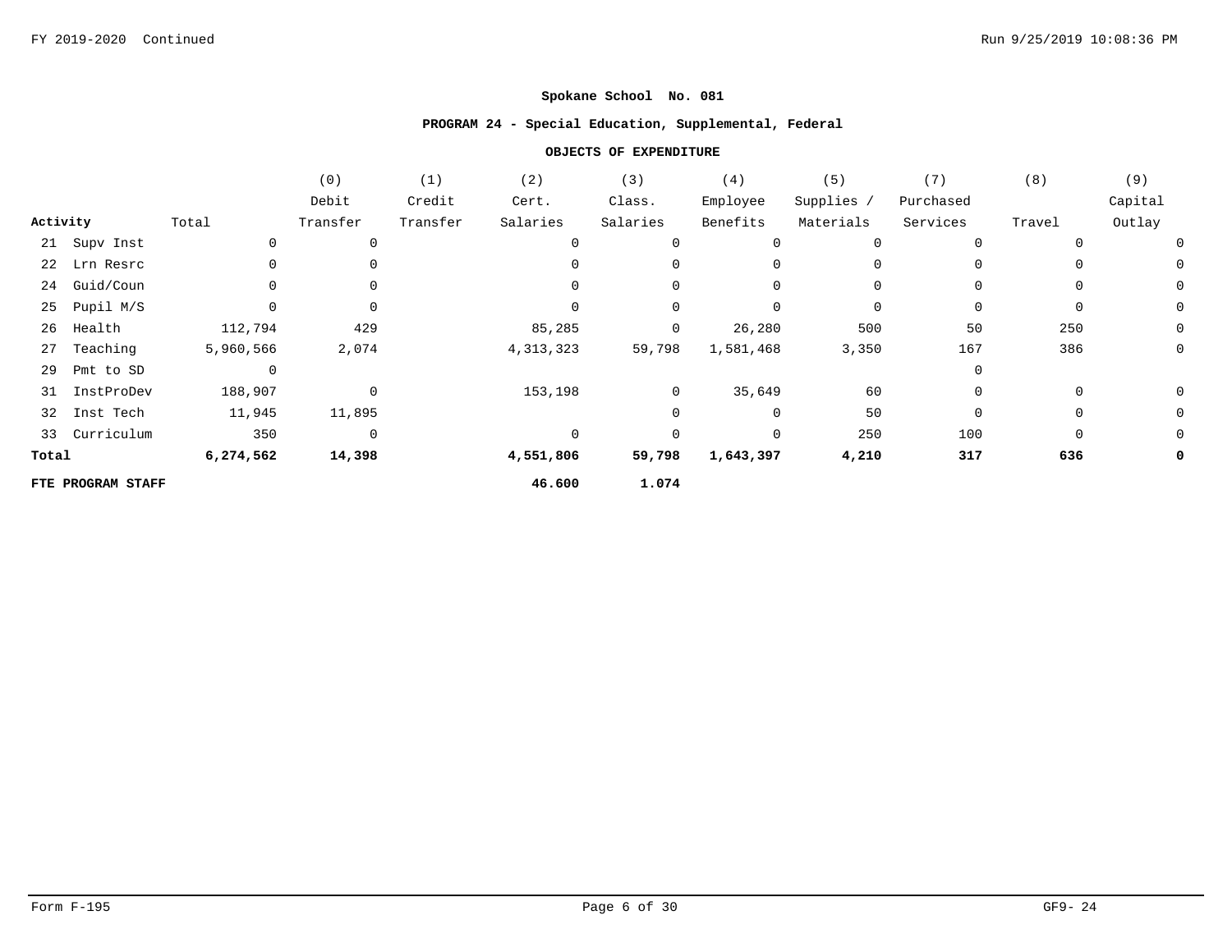## Spokane School No. 081

### PROGRAM 24 - Special Education, Supplemental, Federal

#### OBJECTS OF EXPENDITURE

| Activity | Total | (0) Debit Transfer | (1) Credit Transfer | (2) Cert. Salaries | (3) Class. Salaries | (4) Employee Benefits | (5) Supplies / Materials | (7) Purchased Services | (8) Travel | (9) Capital Outlay |
|---|---|---|---|---|---|---|---|---|---|---|
| 21 Supv Inst | 0 | 0 | | 0 | 0 | 0 | 0 | 0 | 0 | 0 |
| 22 Lrn Resrc | 0 | 0 | | 0 | 0 | 0 | 0 | 0 | 0 | 0 |
| 24 Guid/Coun | 0 | 0 | | 0 | 0 | 0 | 0 | 0 | 0 | 0 |
| 25 Pupil M/S | 0 | 0 | | 0 | 0 | 0 | 0 | 0 | 0 | 0 |
| 26 Health | 112,794 | 429 | | 85,285 | 0 | 26,280 | 500 | 50 | 250 | 0 |
| 27 Teaching | 5,960,566 | 2,074 | | 4,313,323 | 59,798 | 1,581,468 | 3,350 | 167 | 386 | 0 |
| 29 Pmt to SD | 0 | | | | | | | 0 | | |
| 31 InstProDev | 188,907 | 0 | | 153,198 | 0 | 35,649 | 60 | 0 | 0 | 0 |
| 32 Inst Tech | 11,945 | 11,895 | | | 0 | 0 | 50 | 0 | 0 | 0 |
| 33 Curriculum | 350 | 0 | | 0 | 0 | 0 | 250 | 100 | 0 | 0 |
| **Total** | **6,274,562** | **14,398** | | **4,551,806** | **59,798** | **1,643,397** | **4,210** | **317** | **636** | **0** |
| **FTE PROGRAM STAFF** | | | | **46.600** | **1.074** | | | | | |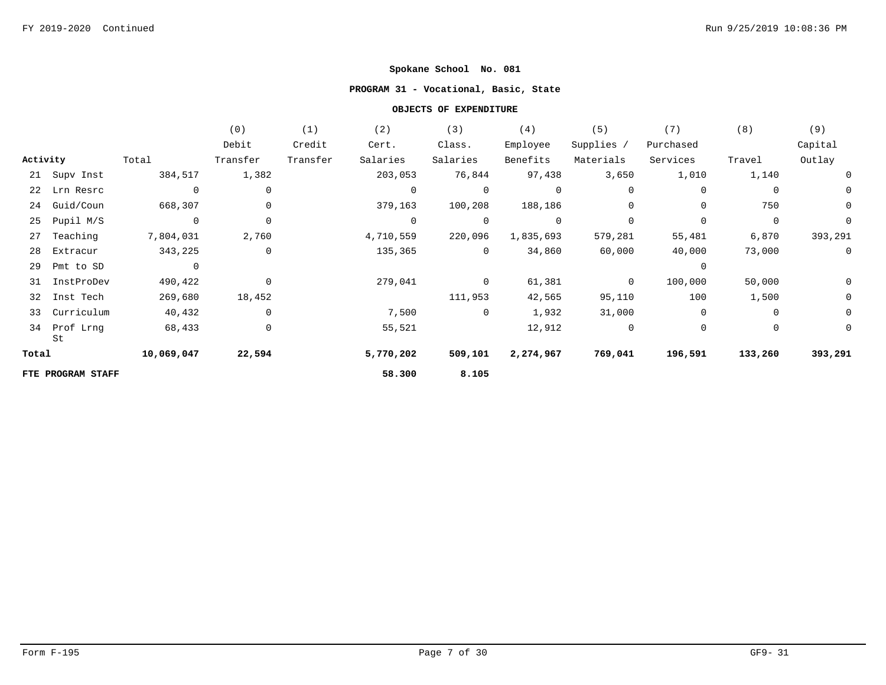**Spokane School No. 081**

**PROGRAM 31 - Vocational, Basic, State**

**OBJECTS OF EXPENDITURE**

| Activity | Total | (0) Debit Transfer | (1) Credit Transfer | (2) Cert. Salaries | (3) Class. Salaries | (4) Employee Benefits | (5) Supplies / Materials | (7) Purchased Services | (8) Travel | (9) Capital Outlay |
|---|---|---|---|---|---|---|---|---|---|---|
| 21 Supv Inst | 384,517 | 1,382 | | 203,053 | 76,844 | 97,438 | 3,650 | 1,010 | 1,140 | 0 |
| 22 Lrn Resrc | 0 | 0 | | 0 | 0 | 0 | 0 | 0 | 0 | 0 |
| 24 Guid/Coun | 668,307 | 0 | | 379,163 | 100,208 | 188,186 | 0 | 0 | 750 | 0 |
| 25 Pupil M/S | 0 | 0 | | 0 | 0 | 0 | 0 | 0 | 0 | 0 |
| 27 Teaching | 7,804,031 | 2,760 | | 4,710,559 | 220,096 | 1,835,693 | 579,281 | 55,481 | 6,870 | 393,291 |
| 28 Extracur | 343,225 | 0 | | 135,365 | 0 | 34,860 | 60,000 | 40,000 | 73,000 | 0 |
| 29 Pmt to SD | 0 | | | | | | | 0 | | |
| 31 InstProDev | 490,422 | 0 | | 279,041 | 0 | 61,381 | 0 | 100,000 | 50,000 | 0 |
| 32 Inst Tech | 269,680 | 18,452 | | | 111,953 | 42,565 | 95,110 | 100 | 1,500 | 0 |
| 33 Curriculum | 40,432 | 0 | | 7,500 | 0 | 1,932 | 31,000 | 0 | 0 | 0 |
| 34 Prof Lrng St | 68,433 | 0 | | 55,521 | | 12,912 | 0 | 0 | 0 | 0 |
| **Total** | **10,069,047** | **22,594** | | **5,770,202** | **509,101** | **2,274,967** | **769,041** | **196,591** | **133,260** | **393,291** |
| **FTE PROGRAM STAFF** | | | | **58.300** | **8.105** | | | | | |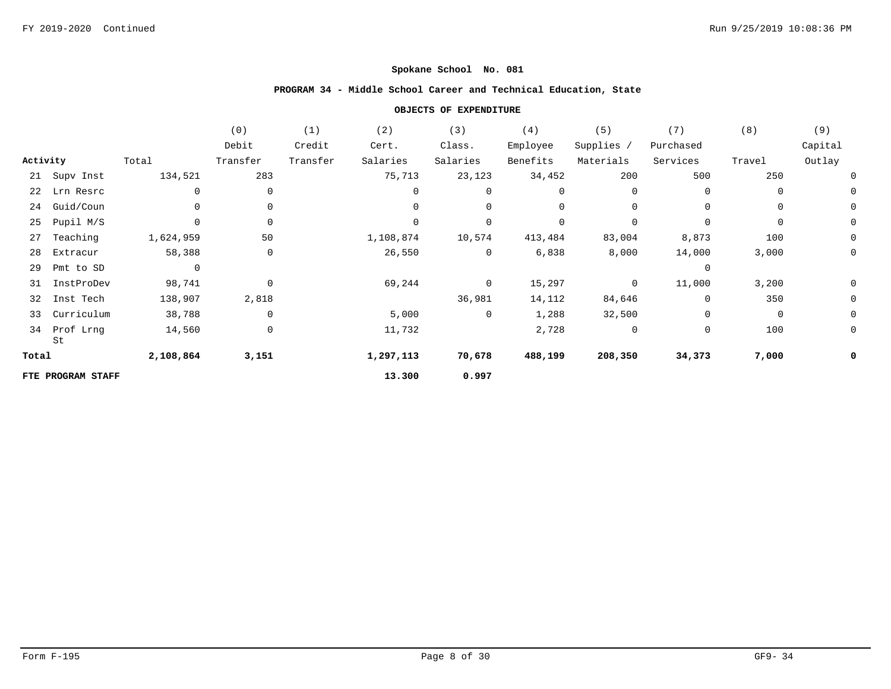**Spokane School No. 081**

**PROGRAM 34 - Middle School Career and Technical Education, State**

**OBJECTS OF EXPENDITURE**

| Activity | | Total | (0) Debit Transfer | (1) Credit Transfer | (2) Cert. Salaries | (3) Class. Salaries | (4) Employee Benefits | (5) Supplies / Materials | (7) Purchased Services | (8) Travel | (9) Capital Outlay |
|---|---|---|---|---|---|---|---|---|---|---|---|
| 21 | Supv Inst | 134,521 | 283 | | 75,713 | 23,123 | 34,452 | 200 | 500 | 250 | 0 |
| 22 | Lrn Resrc | 0 | 0 | | 0 | 0 | 0 | 0 | 0 | 0 | 0 |
| 24 | Guid/Coun | 0 | 0 | | 0 | 0 | 0 | 0 | 0 | 0 | 0 |
| 25 | Pupil M/S | 0 | 0 | | 0 | 0 | 0 | 0 | 0 | 0 | 0 |
| 27 | Teaching | 1,624,959 | 50 | | 1,108,874 | 10,574 | 413,484 | 83,004 | 8,873 | 100 | 0 |
| 28 | Extracur | 58,388 | 0 | | 26,550 | 0 | 6,838 | 8,000 | 14,000 | 3,000 | 0 |
| 29 | Pmt to SD | 0 | | | | | | | 0 | | |
| 31 | InstProDev | 98,741 | 0 | | 69,244 | 0 | 15,297 | 0 | 11,000 | 3,200 | 0 |
| 32 | Inst Tech | 138,907 | 2,818 | | | 36,981 | 14,112 | 84,646 | 0 | 350 | 0 |
| 33 | Curriculum | 38,788 | 0 | | 5,000 | 0 | 1,288 | 32,500 | 0 | 0 | 0 |
| 34 | Prof Lrng St | 14,560 | 0 | | 11,732 | | 2,728 | 0 | 0 | 100 | 0 |
| **Total** | | **2,108,864** | **3,151** | | **1,297,113** | **70,678** | **488,199** | **208,350** | **34,373** | **7,000** | **0** |
| **FTE PROGRAM STAFF** | | | | | **13.300** | **0.997** | | | | | |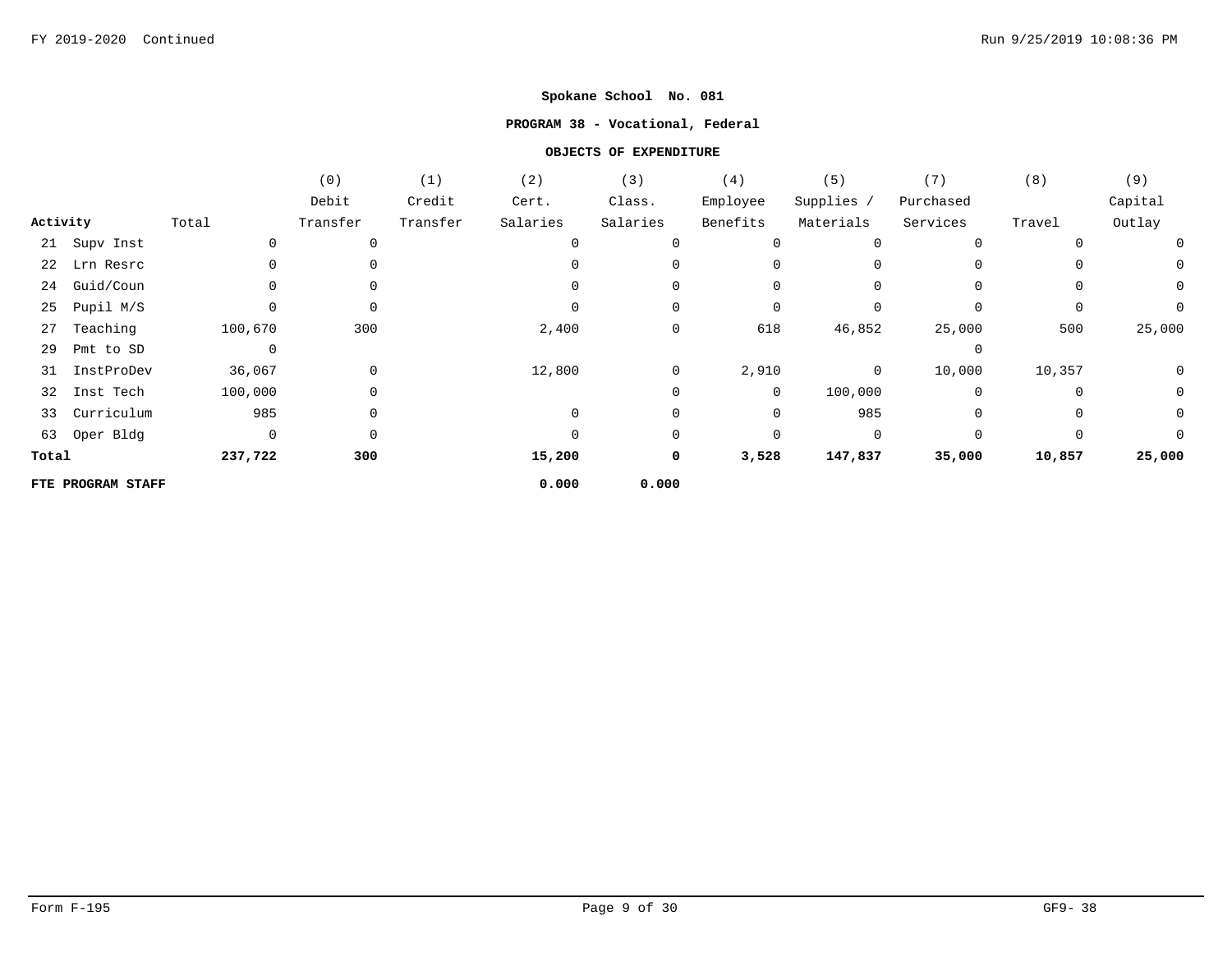**Spokane School No. 081**

**PROGRAM 38 - Vocational, Federal**

**OBJECTS OF EXPENDITURE**

| Activity | Total | (0) Debit Transfer | (1) Credit Transfer | (2) Cert. Salaries | (3) Class. Salaries | (4) Employee Benefits | (5) Supplies / Materials | (7) Purchased Services | (8) Travel | (9) Capital Outlay |
|---|---|---|---|---|---|---|---|---|---|---|
| 21 Supv Inst | 0 | 0 | | 0 | 0 | 0 | 0 | 0 | 0 | 0 |
| 22 Lrn Resrc | 0 | 0 | | 0 | 0 | 0 | 0 | 0 | 0 | 0 |
| 24 Guid/Coun | 0 | 0 | | 0 | 0 | 0 | 0 | 0 | 0 | 0 |
| 25 Pupil M/S | 0 | 0 | | 0 | 0 | 0 | 0 | 0 | 0 | 0 |
| 27 Teaching | 100,670 | 300 | | 2,400 | 0 | 618 | 46,852 | 25,000 | 500 | 25,000 |
| 29 Pmt to SD | 0 | | | | | | | 0 | | |
| 31 InstProDev | 36,067 | 0 | | 12,800 | 0 | 2,910 | 0 | 10,000 | 10,357 | 0 |
| 32 Inst Tech | 100,000 | 0 | | | 0 | 0 | 100,000 | 0 | 0 | 0 |
| 33 Curriculum | 985 | 0 | | 0 | 0 | 0 | 985 | 0 | 0 | 0 |
| 63 Oper Bldg | 0 | 0 | | 0 | 0 | 0 | 0 | 0 | 0 | 0 |
| **Total** | **237,722** | **300** | | **15,200** | **0** | **3,528** | **147,837** | **35,000** | **10,857** | **25,000** |
| **FTE PROGRAM STAFF** | | | | **0.000** | **0.000** | | | | | |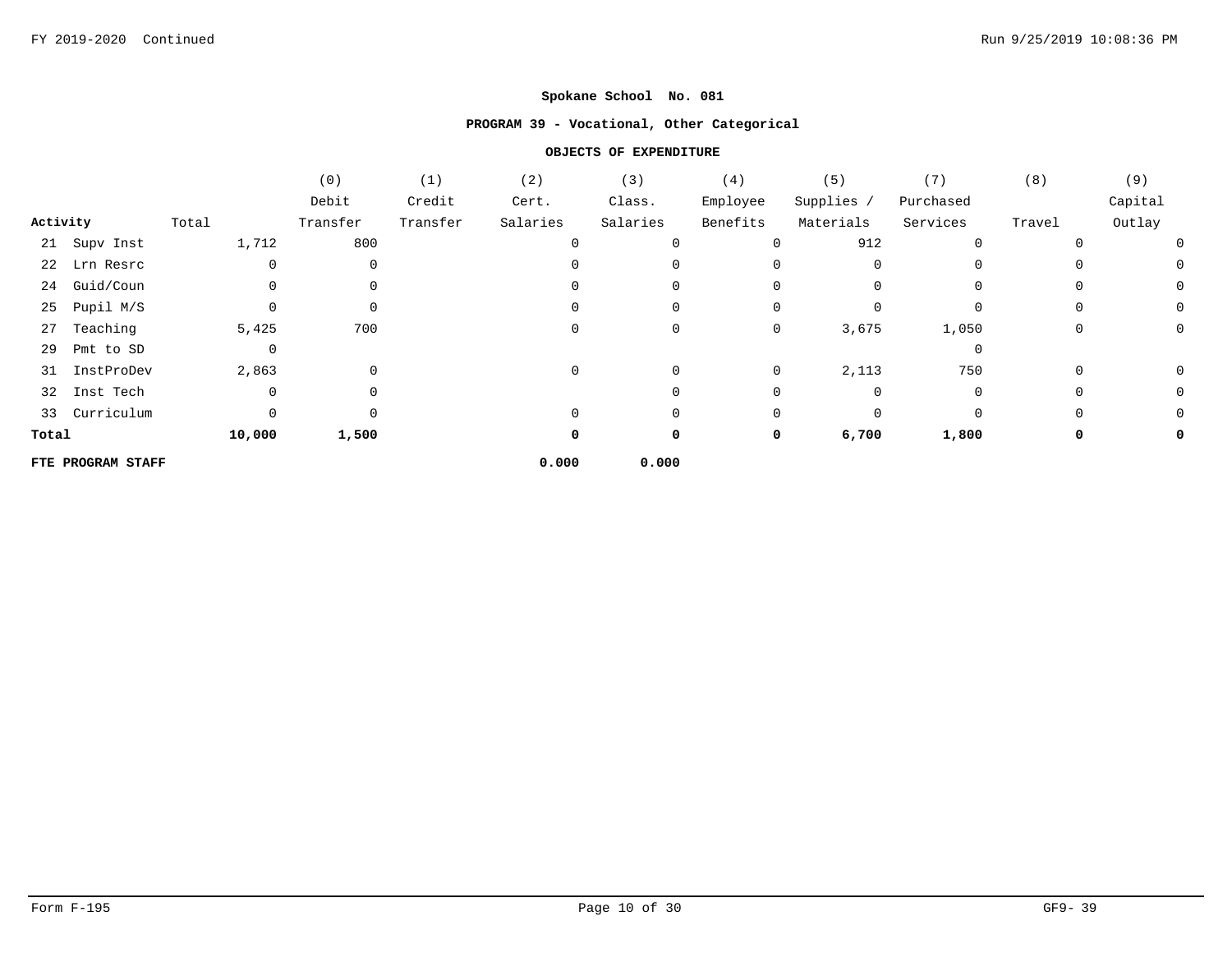**Spokane School No. 081**

**PROGRAM 39 - Vocational, Other Categorical**

**OBJECTS OF EXPENDITURE**

| Activity | Total | (0) Debit Transfer | (1) Credit Transfer | (2) Cert. Salaries | (3) Class. Salaries | (4) Employee Benefits | (5) Supplies / Materials | (7) Purchased Services | (8) Travel | (9) Capital Outlay |
|---|---|---|---|---|---|---|---|---|---|---|
| 21 Supv Inst | 1,712 | 800 | | 0 | 0 | 0 | 912 | 0 | 0 | 0 |
| 22 Lrn Resrc | 0 | 0 | | 0 | 0 | 0 | 0 | 0 | 0 | 0 |
| 24 Guid/Coun | 0 | 0 | | 0 | 0 | 0 | 0 | 0 | 0 | 0 |
| 25 Pupil M/S | 0 | 0 | | 0 | 0 | 0 | 0 | 0 | 0 | 0 |
| 27 Teaching | 5,425 | 700 | | 0 | 0 | 0 | 3,675 | 1,050 | 0 | 0 |
| 29 Pmt to SD | 0 | | | | | | | 0 | | |
| 31 InstProDev | 2,863 | 0 | | 0 | 0 | 0 | 2,113 | 750 | 0 | 0 |
| 32 Inst Tech | 0 | 0 | | | 0 | 0 | 0 | 0 | 0 | 0 |
| 33 Curriculum | 0 | 0 | | 0 | 0 | 0 | 0 | 0 | 0 | 0 |
| **Total** | **10,000** | **1,500** | | **0** | **0** | **0** | **6,700** | **1,800** | **0** | **0** |
| **FTE PROGRAM STAFF** | | | | **0.000** | **0.000** | | | | | |

Form F-195 GF9- 39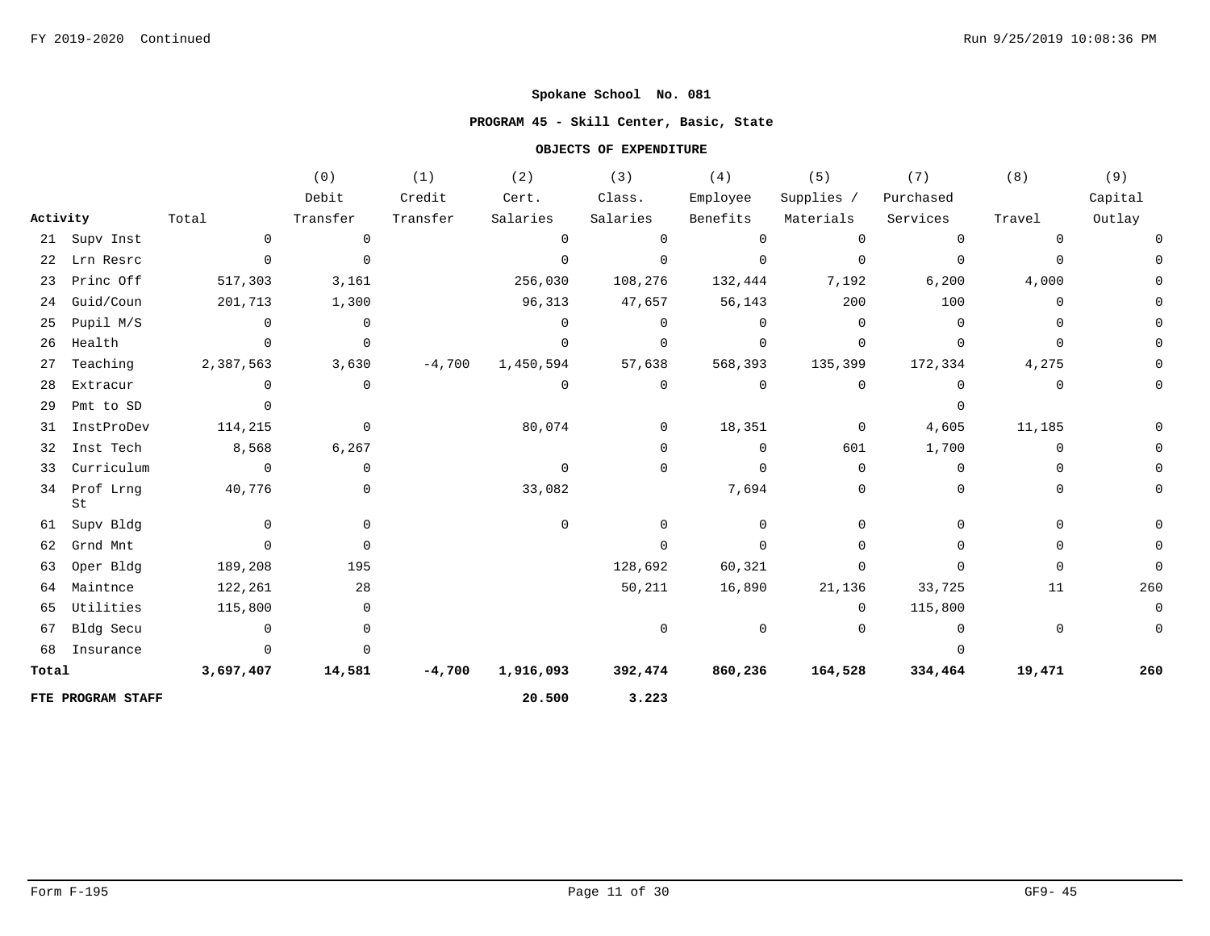**Spokane School No. 081**

**PROGRAM 45 - Skill Center, Basic, State**

**OBJECTS OF EXPENDITURE**

| Activity | Total | (0) Debit Transfer | (1) Credit Transfer | (2) Cert. Salaries | (3) Class. Salaries | (4) Employee Benefits | (5) Supplies / Materials | (7) Purchased Services | (8) Travel | (9) Capital Outlay |
|---|---|---|---|---|---|---|---|---|---|---|
| 21 Supv Inst | 0 | 0 | | 0 | 0 | 0 | 0 | 0 | 0 | 0 |
| 22 Lrn Resrc | 0 | 0 | | 0 | 0 | 0 | 0 | 0 | 0 | 0 |
| 23 Princ Off | 517,303 | 3,161 | | 256,030 | 108,276 | 132,444 | 7,192 | 6,200 | 4,000 | 0 |
| 24 Guid/Coun | 201,713 | 1,300 | | 96,313 | 47,657 | 56,143 | 200 | 100 | 0 | 0 |
| 25 Pupil M/S | 0 | 0 | | 0 | 0 | 0 | 0 | 0 | 0 | 0 |
| 26 Health | 0 | 0 | | 0 | 0 | 0 | 0 | 0 | 0 | 0 |
| 27 Teaching | 2,387,563 | 3,630 | -4,700 | 1,450,594 | 57,638 | 568,393 | 135,399 | 172,334 | 4,275 | 0 |
| 28 Extracur | 0 | 0 | | 0 | 0 | 0 | 0 | 0 | 0 | 0 |
| 29 Pmt to SD | 0 | | | | | | | 0 | | |
| 31 InstProDev | 114,215 | 0 | | 80,074 | 0 | 18,351 | 0 | 4,605 | 11,185 | 0 |
| 32 Inst Tech | 8,568 | 6,267 | | | 0 | 0 | 601 | 1,700 | 0 | 0 |
| 33 Curriculum | 0 | 0 | | 0 | 0 | 0 | 0 | 0 | 0 | 0 |
| 34 Prof Lrng St | 40,776 | 0 | | 33,082 | | 7,694 | 0 | 0 | 0 | 0 |
| 61 Supv Bldg | 0 | 0 | | 0 | 0 | 0 | 0 | 0 | 0 | 0 |
| 62 Grnd Mnt | 0 | 0 | | | 0 | 0 | 0 | 0 | 0 | 0 |
| 63 Oper Bldg | 189,208 | 195 | | | 128,692 | 60,321 | 0 | 0 | 0 | 0 |
| 64 Maintnce | 122,261 | 28 | | | 50,211 | 16,890 | 21,136 | 33,725 | 11 | 260 |
| 65 Utilities | 115,800 | 0 | | | | | 0 | 115,800 | | 0 |
| 67 Bldg Secu | 0 | 0 | | | 0 | 0 | 0 | 0 | 0 | 0 |
| 68 Insurance | 0 | 0 | | | | | | 0 | | |
| **Total** | **3,697,407** | **14,581** | **-4,700** | **1,916,093** | **392,474** | **860,236** | **164,528** | **334,464** | **19,471** | **260** |
| **FTE PROGRAM STAFF** | | | | **20.500** | **3.223** | | | | | |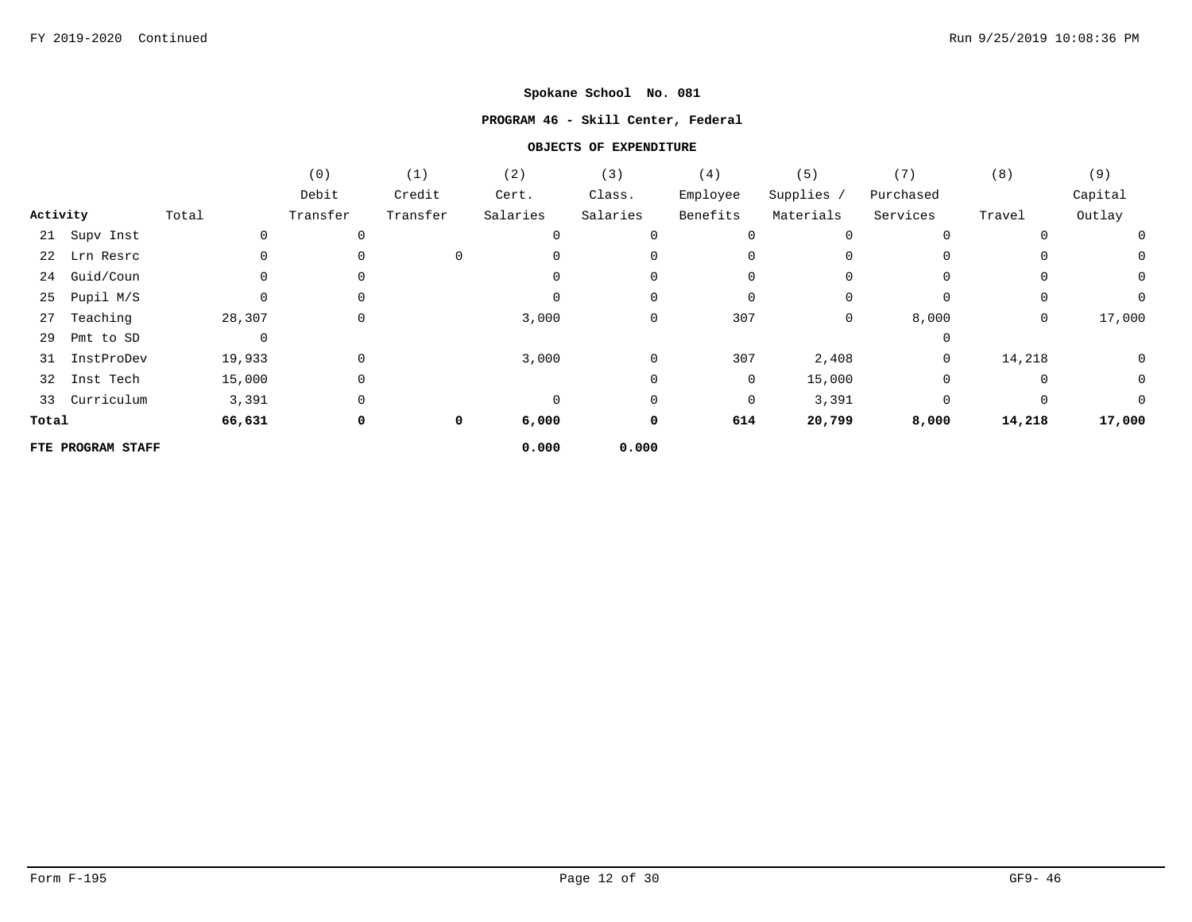**Spokane School No. 081**

**PROGRAM 46 - Skill Center, Federal**

**OBJECTS OF EXPENDITURE**

| Activity | Total | (0) Debit Transfer | (1) Credit Transfer | (2) Cert. Salaries | (3) Class. Salaries | (4) Employee Benefits | (5) Supplies / Materials | (7) Purchased Services | (8) Travel | (9) Capital Outlay |
|---|---|---|---|---|---|---|---|---|---|---|
| 21 Supv Inst | 0 | 0 | | 0 | 0 | 0 | 0 | 0 | 0 | 0 |
| 22 Lrn Resrc | 0 | 0 | 0 | 0 | 0 | 0 | 0 | 0 | 0 | 0 |
| 24 Guid/Coun | 0 | 0 | | 0 | 0 | 0 | 0 | 0 | 0 | 0 |
| 25 Pupil M/S | 0 | 0 | | 0 | 0 | 0 | 0 | 0 | 0 | 0 |
| 27 Teaching | 28,307 | 0 | | 3,000 | 0 | 307 | 0 | 8,000 | 0 | 17,000 |
| 29 Pmt to SD | 0 | | | | | | | 0 | | |
| 31 InstProDev | 19,933 | 0 | | 3,000 | 0 | 307 | 2,408 | 0 | 14,218 | 0 |
| 32 Inst Tech | 15,000 | 0 | | | 0 | 0 | 15,000 | 0 | 0 | 0 |
| 33 Curriculum | 3,391 | 0 | | 0 | 0 | 0 | 3,391 | 0 | 0 | 0 |
| **Total** | **66,631** | **0** | **0** | **6,000** | **0** | **614** | **20,799** | **8,000** | **14,218** | **17,000** |
| **FTE PROGRAM STAFF** | | | | **0.000** | **0.000** | | | | | |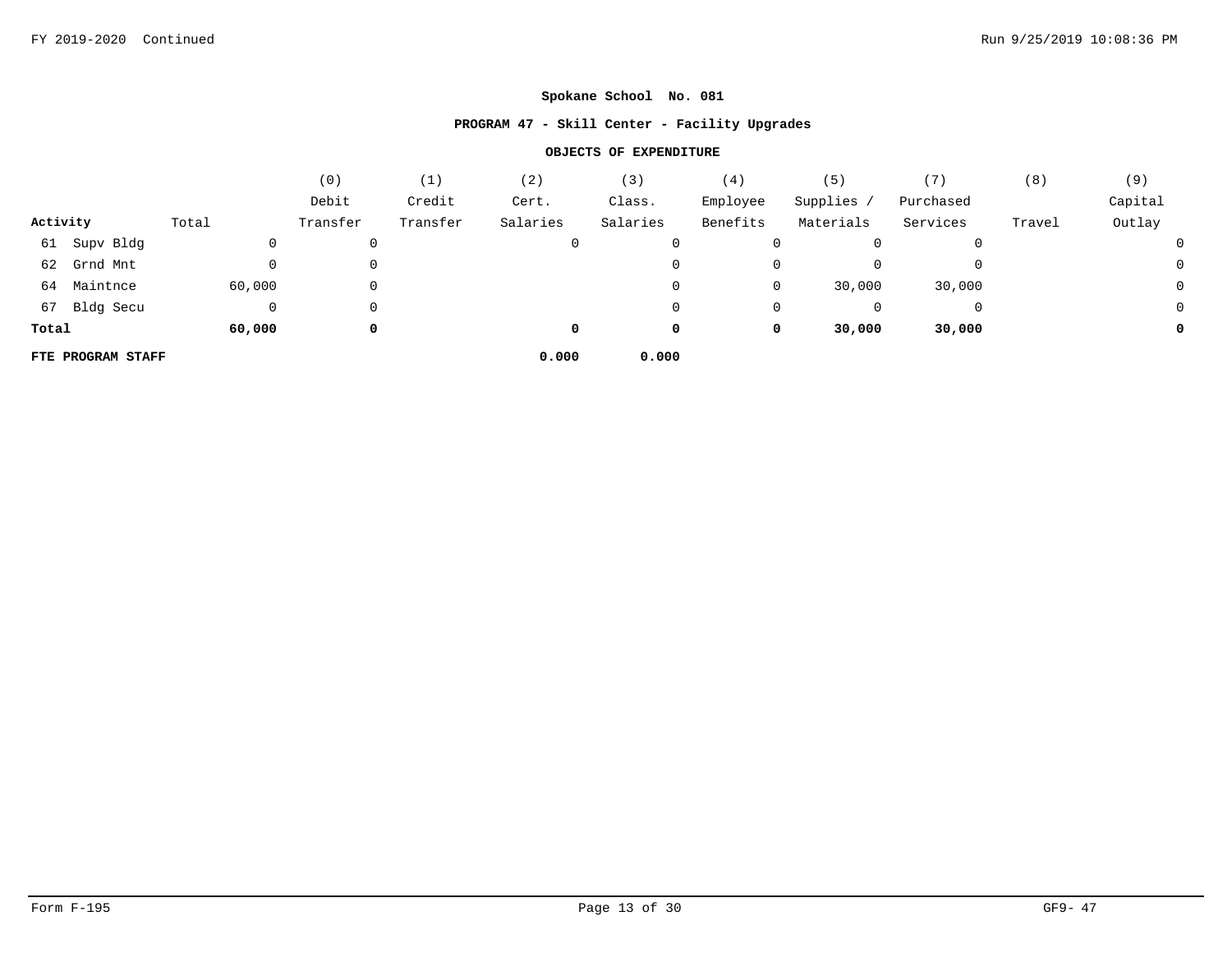# Spokane School No. 081

## PROGRAM 47 - Skill Center - Facility Upgrades

### OBJECTS OF EXPENDITURE

| Activity | Total | (0) Debit Transfer | (1) Credit Transfer | (2) Cert. Salaries | (3) Class. Salaries | (4) Employee Benefits | (5) Supplies / Materials | (7) Purchased Services | (8) Travel | (9) Capital Outlay |
|---|---|---|---|---|---|---|---|---|---|---|
| 61 Supv Bldg | 0 | 0 | | 0 | 0 | 0 | 0 | 0 | | 0 |
| 62 Grnd Mnt | 0 | 0 | | | 0 | 0 | 0 | 0 | | 0 |
| 64 Maintnce | 60,000 | 0 | | | 0 | 0 | 30,000 | 30,000 | | 0 |
| 67 Bldg Secu | 0 | 0 | | | 0 | 0 | 0 | 0 | | 0 |
| **Total** | **60,000** | **0** | | **0** | **0** | **0** | **30,000** | **30,000** | | **0** |
| **FTE PROGRAM STAFF** | | | | **0.000** | **0.000** | | | | | |

Form F-195 GF9- 47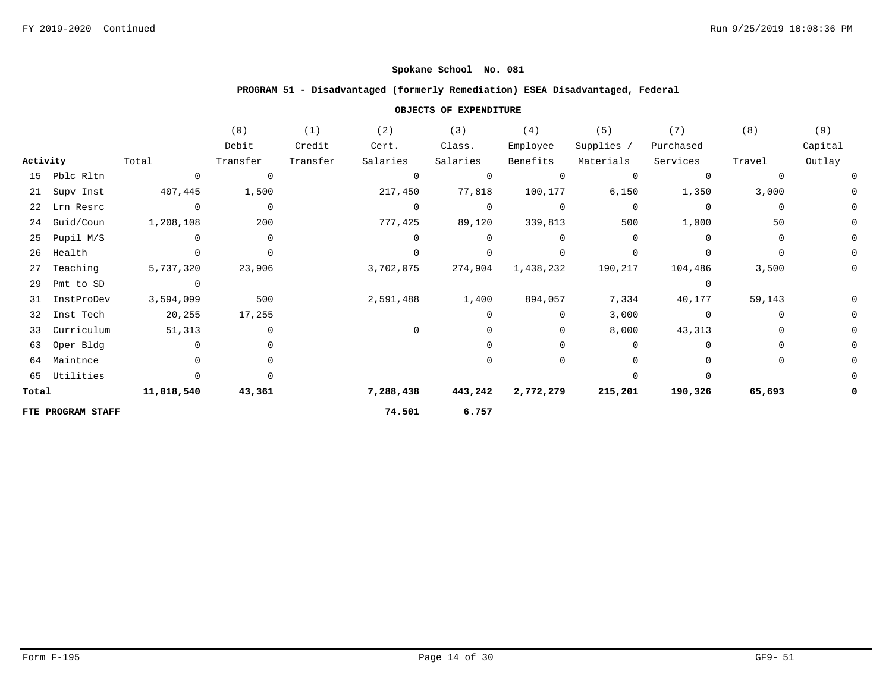### Spokane School No. 081

### PROGRAM 51 - Disadvantaged (formerly Remediation) ESEA Disadvantaged, Federal

#### OBJECTS OF EXPENDITURE

| Activity | Total | (0) Debit Transfer | (1) Credit Transfer | (2) Cert. Salaries | (3) Class. Salaries | (4) Employee Benefits | (5) Supplies / Materials | (7) Purchased Services | (8) Travel | (9) Capital Outlay |
|---|---|---|---|---|---|---|---|---|---|---|
| 15 Pblc Rltn | 0 | 0 | | 0 | 0 | 0 | 0 | 0 | 0 | 0 |
| 21 Supv Inst | 407,445 | 1,500 | | 217,450 | 77,818 | 100,177 | 6,150 | 1,350 | 3,000 | 0 |
| 22 Lrn Resrc | 0 | 0 | | 0 | 0 | 0 | 0 | 0 | 0 | 0 |
| 24 Guid/Coun | 1,208,108 | 200 | | 777,425 | 89,120 | 339,813 | 500 | 1,000 | 50 | 0 |
| 25 Pupil M/S | 0 | 0 | | 0 | 0 | 0 | 0 | 0 | 0 | 0 |
| 26 Health | 0 | 0 | | 0 | 0 | 0 | 0 | 0 | 0 | 0 |
| 27 Teaching | 5,737,320 | 23,906 | | 3,702,075 | 274,904 | 1,438,232 | 190,217 | 104,486 | 3,500 | 0 |
| 29 Pmt to SD | 0 | | | | | | | 0 | | |
| 31 InstProDev | 3,594,099 | 500 | | 2,591,488 | 1,400 | 894,057 | 7,334 | 40,177 | 59,143 | 0 |
| 32 Inst Tech | 20,255 | 17,255 | | | 0 | 0 | 3,000 | 0 | 0 | 0 |
| 33 Curriculum | 51,313 | 0 | | 0 | 0 | 0 | 8,000 | 43,313 | 0 | 0 |
| 63 Oper Bldg | 0 | 0 | | | 0 | 0 | 0 | 0 | 0 | 0 |
| 64 Maintnce | 0 | 0 | | | 0 | 0 | 0 | 0 | 0 | 0 |
| 65 Utilities | 0 | 0 | | | | | 0 | 0 | | 0 |
| **Total** | **11,018,540** | **43,361** | | **7,288,438** | **443,242** | **2,772,279** | **215,201** | **190,326** | **65,693** | **0** |
| **FTE PROGRAM STAFF** | | | | **74.501** | **6.757** | | | | | |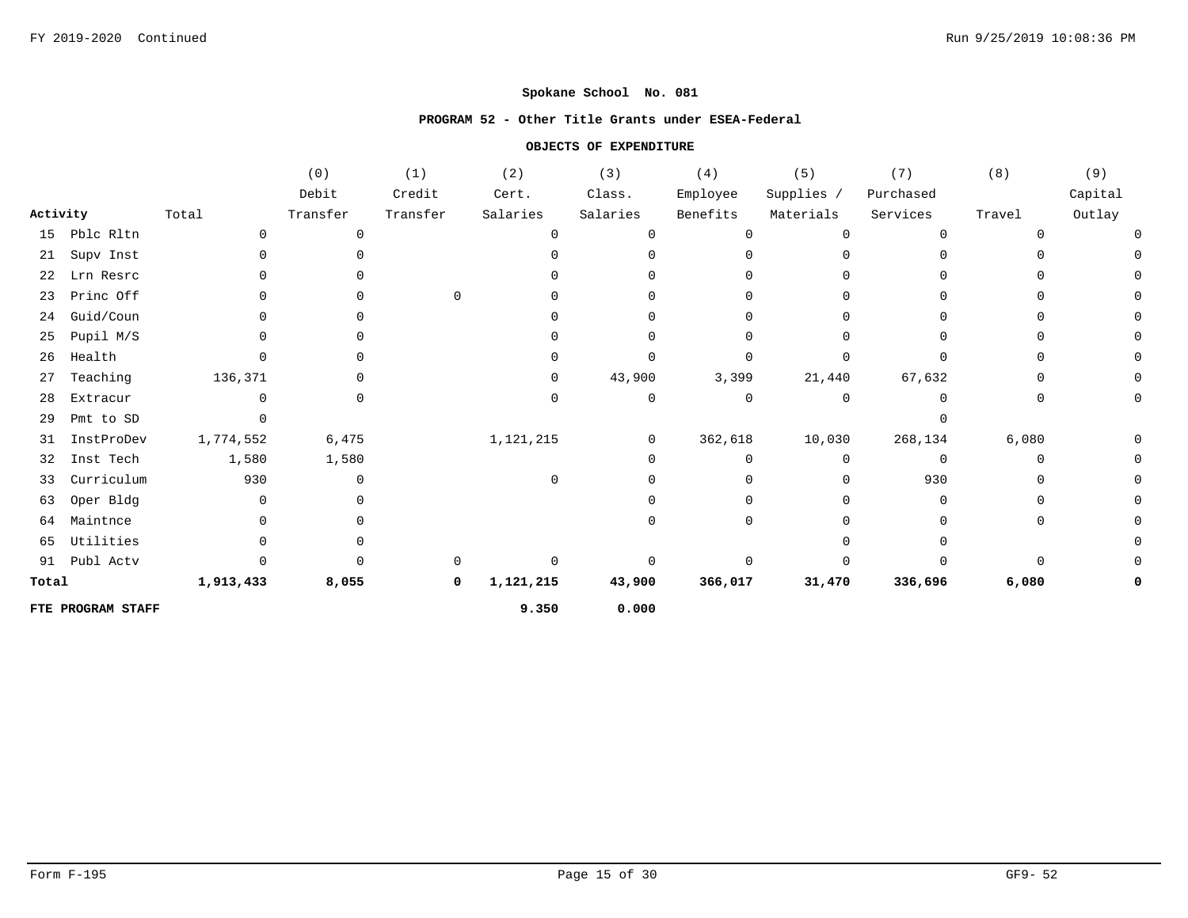**Spokane School No. 081**

**PROGRAM 52 - Other Title Grants under ESEA-Federal**

**OBJECTS OF EXPENDITURE**

| Activity | Total | (0) Debit Transfer | (1) Credit Transfer | (2) Cert. Salaries | (3) Class. Salaries | (4) Employee Benefits | (5) Supplies / Materials | (7) Purchased Services | (8) Travel | (9) Capital Outlay |
|---|---|---|---|---|---|---|---|---|---|---|
| 15 Pblc Rltn | 0 | 0 | | 0 | 0 | 0 | 0 | 0 | 0 | 0 |
| 21 Supv Inst | 0 | 0 | | 0 | 0 | 0 | 0 | 0 | 0 | 0 |
| 22 Lrn Resrc | 0 | 0 | | 0 | 0 | 0 | 0 | 0 | 0 | 0 |
| 23 Princ Off | 0 | 0 | 0 | 0 | 0 | 0 | 0 | 0 | 0 | 0 |
| 24 Guid/Coun | 0 | 0 | | 0 | 0 | 0 | 0 | 0 | 0 | 0 |
| 25 Pupil M/S | 0 | 0 | | 0 | 0 | 0 | 0 | 0 | 0 | 0 |
| 26 Health | 0 | 0 | | 0 | 0 | 0 | 0 | 0 | 0 | 0 |
| 27 Teaching | 136,371 | 0 | | 0 | 43,900 | 3,399 | 21,440 | 67,632 | 0 | 0 |
| 28 Extracur | 0 | 0 | | 0 | 0 | 0 | 0 | 0 | 0 | 0 |
| 29 Pmt to SD | 0 | | | | | | | 0 | | |
| 31 InstProDev | 1,774,552 | 6,475 | | 1,121,215 | 0 | 362,618 | 10,030 | 268,134 | 6,080 | 0 |
| 32 Inst Tech | 1,580 | 1,580 | | | 0 | 0 | 0 | 0 | 0 | 0 |
| 33 Curriculum | 930 | 0 | | 0 | 0 | 0 | 0 | 930 | 0 | 0 |
| 63 Oper Bldg | 0 | 0 | | | 0 | 0 | 0 | 0 | 0 | 0 |
| 64 Maintnce | 0 | 0 | | | 0 | 0 | 0 | 0 | 0 | 0 |
| 65 Utilities | 0 | 0 | | | | | 0 | 0 | | 0 |
| 91 Publ Actv | 0 | 0 | 0 | 0 | 0 | 0 | 0 | 0 | 0 | 0 |
| **Total** | **1,913,433** | **8,055** | **0** | **1,121,215** | **43,900** | **366,017** | **31,470** | **336,696** | **6,080** | **0** |
| **FTE PROGRAM STAFF** | | | | **9.350** | **0.000** | | | | | |

Form F-195 GF9- 52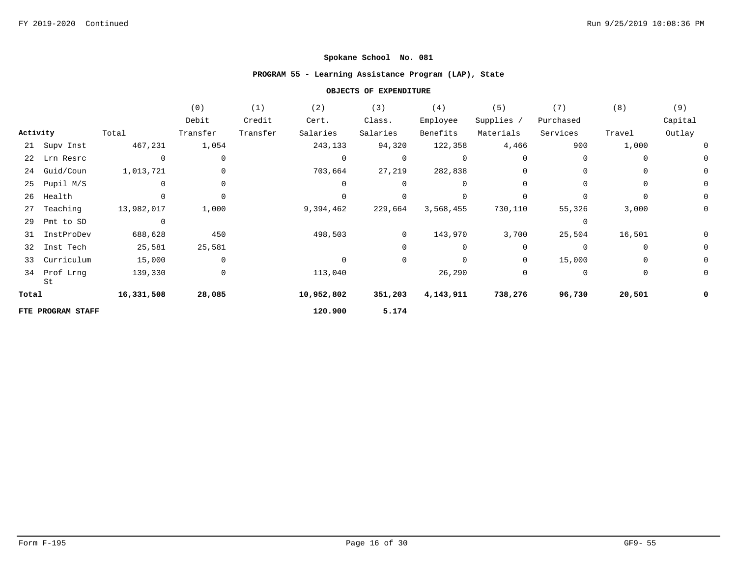**Spokane School No. 081**

**PROGRAM 55 - Learning Assistance Program (LAP), State**

**OBJECTS OF EXPENDITURE**

| Activity | Total | (0) Debit Transfer | (1) Credit Transfer | (2) Cert. Salaries | (3) Class. Salaries | (4) Employee Benefits | (5) Supplies / Materials | (7) Purchased Services | (8) Travel | (9) Capital Outlay |
|---|---|---|---|---|---|---|---|---|---|---|
| 21 Supv Inst | 467,231 | 1,054 | | 243,133 | 94,320 | 122,358 | 4,466 | 900 | 1,000 | 0 |
| 22 Lrn Resrc | 0 | 0 | | 0 | 0 | 0 | 0 | 0 | 0 | 0 |
| 24 Guid/Coun | 1,013,721 | 0 | | 703,664 | 27,219 | 282,838 | 0 | 0 | 0 | 0 |
| 25 Pupil M/S | 0 | 0 | | 0 | 0 | 0 | 0 | 0 | 0 | 0 |
| 26 Health | 0 | 0 | | 0 | 0 | 0 | 0 | 0 | 0 | 0 |
| 27 Teaching | 13,982,017 | 1,000 | | 9,394,462 | 229,664 | 3,568,455 | 730,110 | 55,326 | 3,000 | 0 |
| 29 Pmt to SD | 0 | | | | | | | 0 | | |
| 31 InstProDev | 688,628 | 450 | | 498,503 | 0 | 143,970 | 3,700 | 25,504 | 16,501 | 0 |
| 32 Inst Tech | 25,581 | 25,581 | | | 0 | 0 | 0 | 0 | 0 | 0 |
| 33 Curriculum | 15,000 | 0 | | 0 | 0 | 0 | 0 | 15,000 | 0 | 0 |
| 34 Prof Lrng St | 139,330 | 0 | | 113,040 | | 26,290 | 0 | 0 | 0 | 0 |
| **Total** | **16,331,508** | **28,085** | | **10,952,802** | **351,203** | **4,143,911** | **738,276** | **96,730** | **20,501** | **0** |
| **FTE PROGRAM STAFF** | | | | **120.900** | **5.174** | | | | | |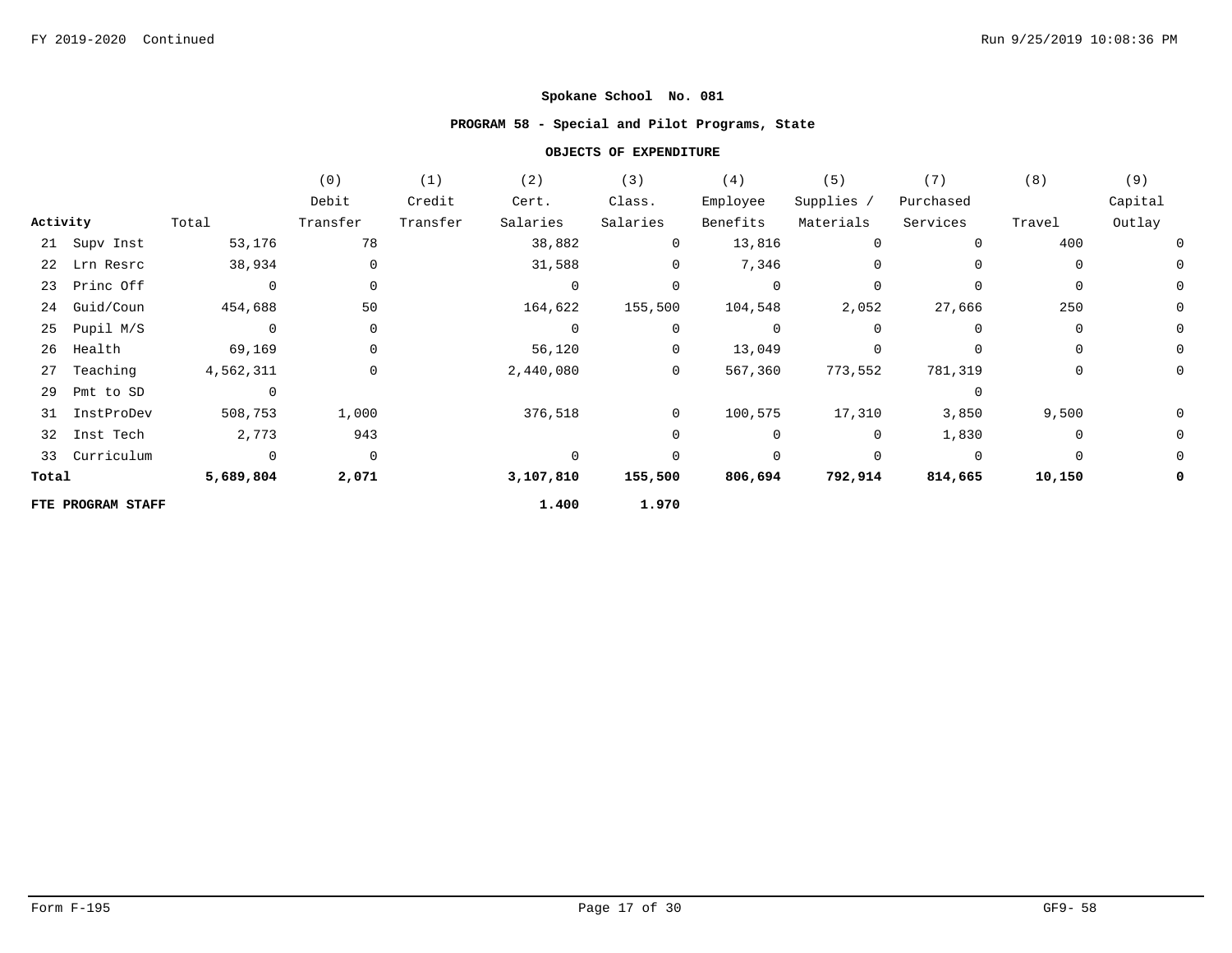**Spokane School No. 081**

**PROGRAM 58 - Special and Pilot Programs, State**

**OBJECTS OF EXPENDITURE**

| Activity | Total | (0) Debit Transfer | (1) Credit Transfer | (2) Cert. Salaries | (3) Class. Salaries | (4) Employee Benefits | (5) Supplies / Materials | (7) Purchased Services | (8) Travel | (9) Capital Outlay |
|---|---|---|---|---|---|---|---|---|---|---|
| 21 Supv Inst | 53,176 | 78 | | 38,882 | 0 | 13,816 | 0 | 0 | 400 | 0 |
| 22 Lrn Resrc | 38,934 | 0 | | 31,588 | 0 | 7,346 | 0 | 0 | 0 | 0 |
| 23 Princ Off | 0 | 0 | | 0 | 0 | 0 | 0 | 0 | 0 | 0 |
| 24 Guid/Coun | 454,688 | 50 | | 164,622 | 155,500 | 104,548 | 2,052 | 27,666 | 250 | 0 |
| 25 Pupil M/S | 0 | 0 | | 0 | 0 | 0 | 0 | 0 | 0 | 0 |
| 26 Health | 69,169 | 0 | | 56,120 | 0 | 13,049 | 0 | 0 | 0 | 0 |
| 27 Teaching | 4,562,311 | 0 | | 2,440,080 | 0 | 567,360 | 773,552 | 781,319 | 0 | 0 |
| 29 Pmt to SD | 0 | | | | | | | 0 | | |
| 31 InstProDev | 508,753 | 1,000 | | 376,518 | 0 | 100,575 | 17,310 | 3,850 | 9,500 | 0 |
| 32 Inst Tech | 2,773 | 943 | | | 0 | 0 | 0 | 1,830 | 0 | 0 |
| 33 Curriculum | 0 | 0 | | 0 | 0 | 0 | 0 | 0 | 0 | 0 |
| **Total** | **5,689,804** | **2,071** | | **3,107,810** | **155,500** | **806,694** | **792,914** | **814,665** | **10,150** | **0** |
| **FTE PROGRAM STAFF** | | | | **1.400** | **1.970** | | | | | |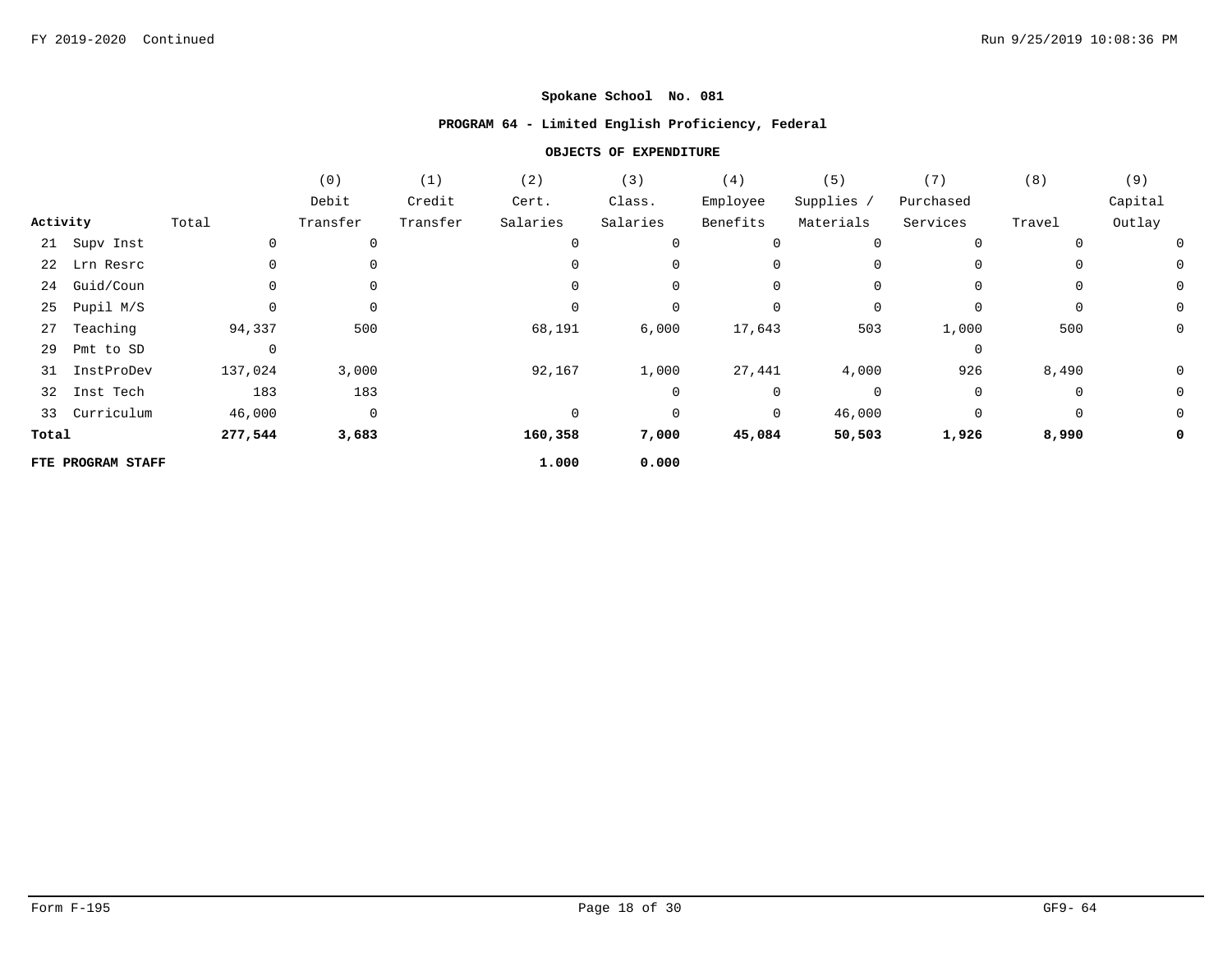**Spokane School No. 081**

**PROGRAM 64 - Limited English Proficiency, Federal**

**OBJECTS OF EXPENDITURE**

| Activity | Total | (0) Debit Transfer | (1) Credit Transfer | (2) Cert. Salaries | (3) Class. Salaries | (4) Employee Benefits | (5) Supplies / Materials | (7) Purchased Services | (8) Travel | (9) Capital Outlay |
|---|---|---|---|---|---|---|---|---|---|---|
| 21 Supv Inst | 0 | 0 | | 0 | 0 | 0 | 0 | 0 | 0 | 0 |
| 22 Lrn Resrc | 0 | 0 | | 0 | 0 | 0 | 0 | 0 | 0 | 0 |
| 24 Guid/Coun | 0 | 0 | | 0 | 0 | 0 | 0 | 0 | 0 | 0 |
| 25 Pupil M/S | 0 | 0 | | 0 | 0 | 0 | 0 | 0 | 0 | 0 |
| 27 Teaching | 94,337 | 500 | | 68,191 | 6,000 | 17,643 | 503 | 1,000 | 500 | 0 |
| 29 Pmt to SD | 0 | | | | | | | 0 | | |
| 31 InstProDev | 137,024 | 3,000 | | 92,167 | 1,000 | 27,441 | 4,000 | 926 | 8,490 | 0 |
| 32 Inst Tech | 183 | 183 | | | 0 | 0 | 0 | 0 | 0 | 0 |
| 33 Curriculum | 46,000 | 0 | | 0 | 0 | 0 | 46,000 | 0 | 0 | 0 |
| **Total** | **277,544** | **3,683** | | **160,358** | **7,000** | **45,084** | **50,503** | **1,926** | **8,990** | **0** |
| **FTE PROGRAM STAFF** | | | | **1.000** | **0.000** | | | | | |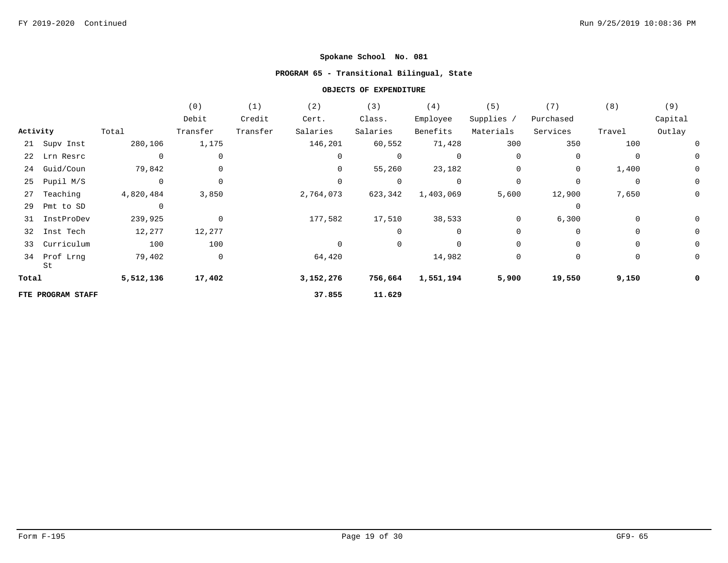**Spokane School No. 081**

**PROGRAM 65 - Transitional Bilingual, State**

**OBJECTS OF EXPENDITURE**

| Activity | | Total | (0) Debit Transfer | (1) Credit Transfer | (2) Cert. Salaries | (3) Class. Salaries | (4) Employee Benefits | (5) Supplies / Materials | (7) Purchased Services | (8) Travel | (9) Capital Outlay |
|---|---|---|---|---|---|---|---|---|---|---|---|
| 21 | Supv Inst | 280,106 | 1,175 | | 146,201 | 60,552 | 71,428 | 300 | 350 | 100 | 0 |
| 22 | Lrn Resrc | 0 | 0 | | 0 | 0 | 0 | 0 | 0 | 0 | 0 |
| 24 | Guid/Coun | 79,842 | 0 | | 0 | 55,260 | 23,182 | 0 | 0 | 1,400 | 0 |
| 25 | Pupil M/S | 0 | 0 | | 0 | 0 | 0 | 0 | 0 | 0 | 0 |
| 27 | Teaching | 4,820,484 | 3,850 | | 2,764,073 | 623,342 | 1,403,069 | 5,600 | 12,900 | 7,650 | 0 |
| 29 | Pmt to SD | 0 | | | | | | | 0 | | |
| 31 | InstProDev | 239,925 | 0 | | 177,582 | 17,510 | 38,533 | 0 | 6,300 | 0 | 0 |
| 32 | Inst Tech | 12,277 | 12,277 | | | 0 | 0 | 0 | 0 | 0 | 0 |
| 33 | Curriculum | 100 | 100 | | 0 | 0 | 0 | 0 | 0 | 0 | 0 |
| 34 | Prof Lrng St | 79,402 | 0 | | 64,420 | | 14,982 | 0 | 0 | 0 | 0 |
| **Total** | | **5,512,136** | **17,402** | | **3,152,276** | **756,664** | **1,551,194** | **5,900** | **19,550** | **9,150** | **0** |
| **FTE PROGRAM STAFF** | | | | | **37.855** | **11.629** | | | | | |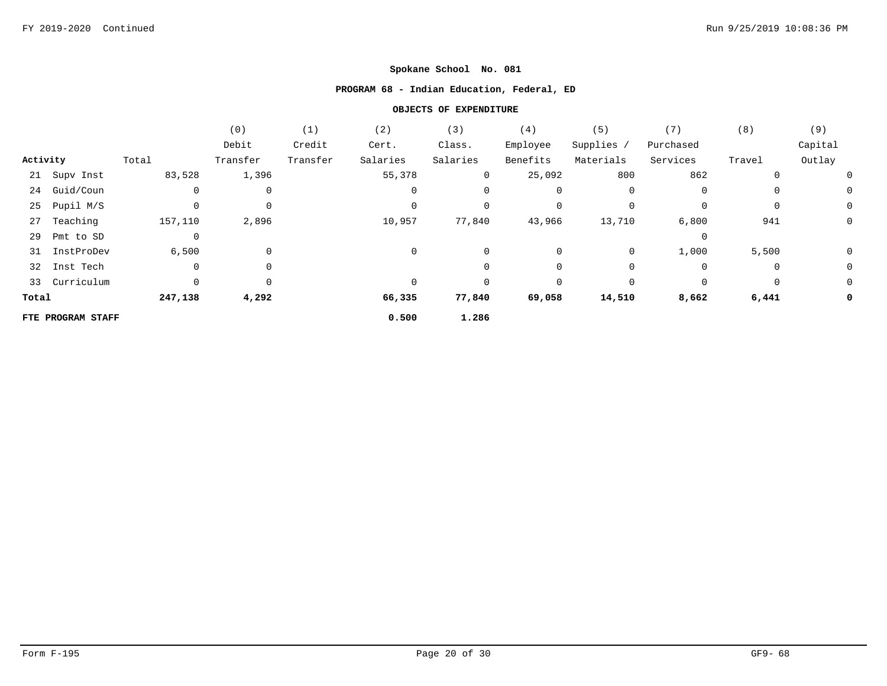**Spokane School No. 081**

**PROGRAM 68 - Indian Education, Federal, ED**

**OBJECTS OF EXPENDITURE**

| Activity | Total | (0) Debit Transfer | (1) Credit Transfer | (2) Cert. Salaries | (3) Class. Salaries | (4) Employee Benefits | (5) Supplies / Materials | (7) Purchased Services | (8) Travel | (9) Capital Outlay |
|---|---|---|---|---|---|---|---|---|---|---|
| 21 Supv Inst | 83,528 | 1,396 | | 55,378 | 0 | 25,092 | 800 | 862 | 0 | 0 |
| 24 Guid/Coun | 0 | 0 | | 0 | 0 | 0 | 0 | 0 | 0 | 0 |
| 25 Pupil M/S | 0 | 0 | | 0 | 0 | 0 | 0 | 0 | 0 | 0 |
| 27 Teaching | 157,110 | 2,896 | | 10,957 | 77,840 | 43,966 | 13,710 | 6,800 | 941 | 0 |
| 29 Pmt to SD | 0 | | | | | | | 0 | | |
| 31 InstProDev | 6,500 | 0 | | 0 | 0 | 0 | 0 | 1,000 | 5,500 | 0 |
| 32 Inst Tech | 0 | 0 | | | 0 | 0 | 0 | 0 | 0 | 0 |
| 33 Curriculum | 0 | 0 | | 0 | 0 | 0 | 0 | 0 | 0 | 0 |
| **Total** | **247,138** | **4,292** | | **66,335** | **77,840** | **69,058** | **14,510** | **8,662** | **6,441** | **0** |
| **FTE PROGRAM STAFF** | | | | **0.500** | **1.286** | | | | | |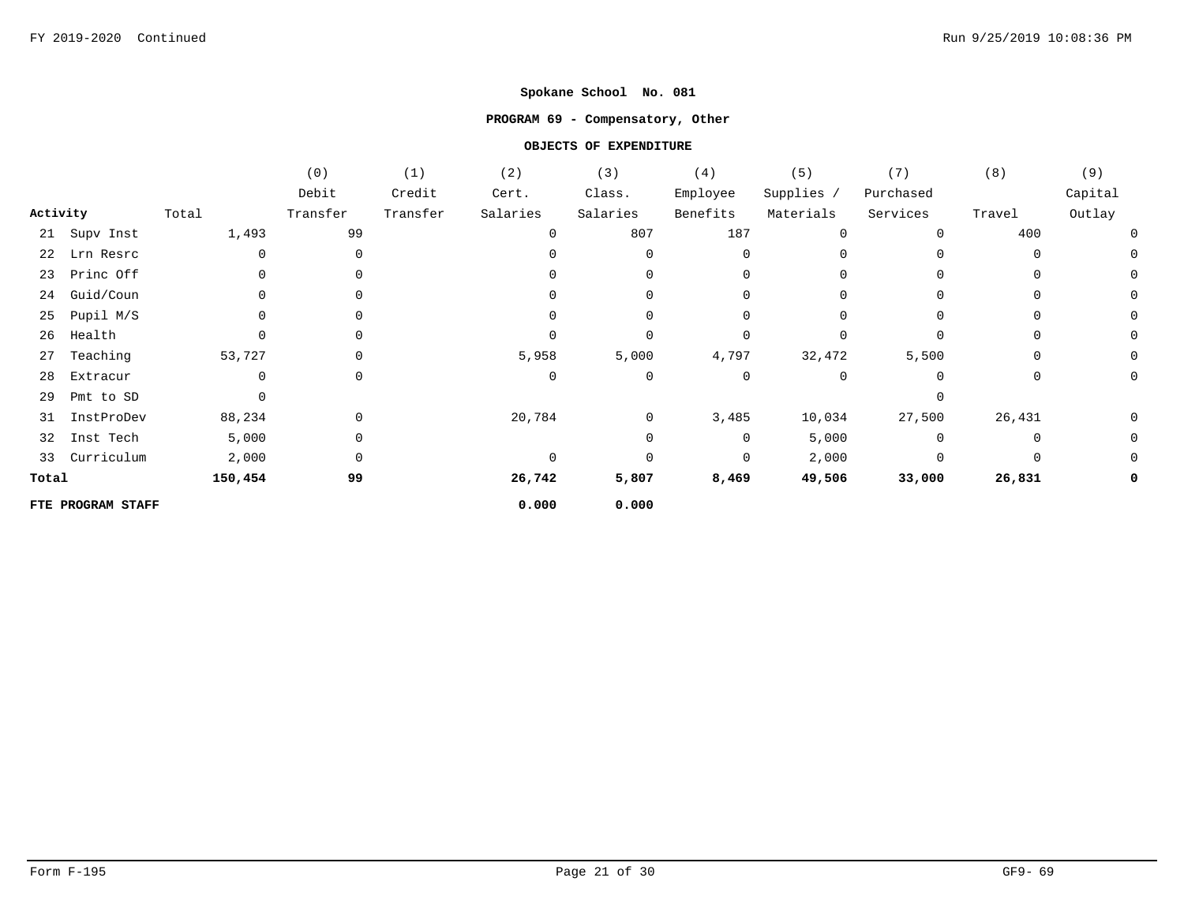FY 2019-2020 Continued

**Spokane School No. 081**

**PROGRAM 69 - Compensatory, Other**

**OBJECTS OF EXPENDITURE**

| Activity | Total | (0) Debit Transfer | (1) Credit Transfer | (2) Cert. Salaries | (3) Class. Salaries | (4) Employee Benefits | (5) Supplies / Materials | (7) Purchased Services | (8) Travel | (9) Capital Outlay |
|---|---|---|---|---|---|---|---|---|---|---|
| 21 Supv Inst | 1,493 | 99 | | 0 | 807 | 187 | 0 | 0 | 400 | 0 |
| 22 Lrn Resrc | 0 | 0 | | 0 | 0 | 0 | 0 | 0 | 0 | 0 |
| 23 Princ Off | 0 | 0 | | 0 | 0 | 0 | 0 | 0 | 0 | 0 |
| 24 Guid/Coun | 0 | 0 | | 0 | 0 | 0 | 0 | 0 | 0 | 0 |
| 25 Pupil M/S | 0 | 0 | | 0 | 0 | 0 | 0 | 0 | 0 | 0 |
| 26 Health | 0 | 0 | | 0 | 0 | 0 | 0 | 0 | 0 | 0 |
| 27 Teaching | 53,727 | 0 | | 5,958 | 5,000 | 4,797 | 32,472 | 5,500 | 0 | 0 |
| 28 Extracur | 0 | 0 | | 0 | 0 | 0 | 0 | 0 | 0 | 0 |
| 29 Pmt to SD | 0 | | | | | | | 0 | | |
| 31 InstProDev | 88,234 | 0 | | 20,784 | 0 | 3,485 | 10,034 | 27,500 | 26,431 | 0 |
| 32 Inst Tech | 5,000 | 0 | | | 0 | 0 | 5,000 | 0 | 0 | 0 |
| 33 Curriculum | 2,000 | 0 | | 0 | 0 | 0 | 2,000 | 0 | 0 | 0 |
| **Total** | **150,454** | **99** | | **26,742** | **5,807** | **8,469** | **49,506** | **33,000** | **26,831** | **0** |
| **FTE PROGRAM STAFF** | | | | **0.000** | **0.000** | | | | | |

Form F-195 GF9- 69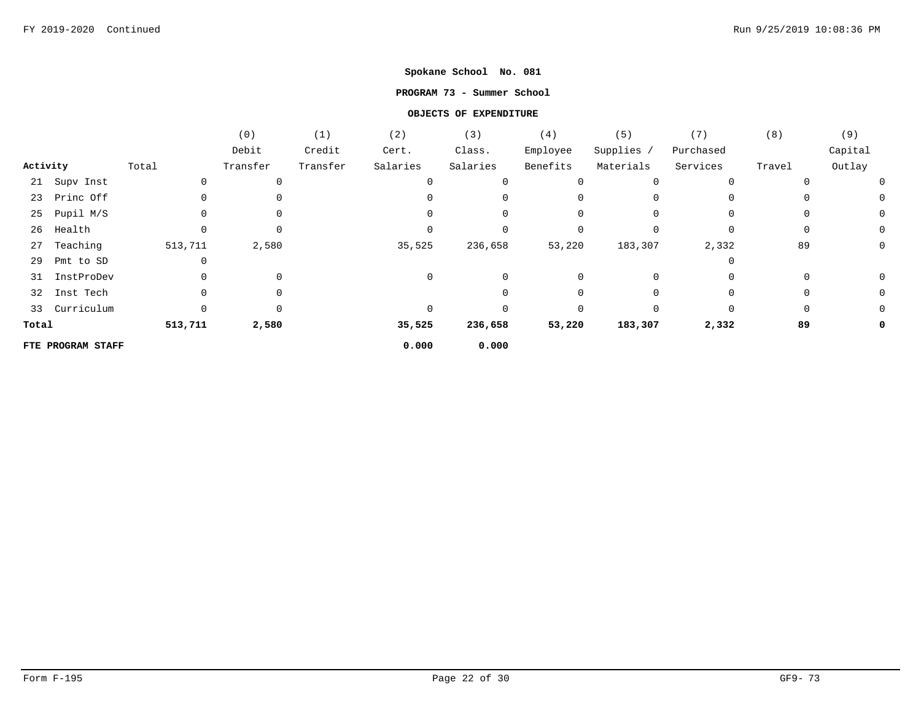**Spokane School No. 081**

**PROGRAM 73 - Summer School**

**OBJECTS OF EXPENDITURE**

| Activity | Total | (0) Debit Transfer | (1) Credit Transfer | (2) Cert. Salaries | (3) Class. Salaries | (4) Employee Benefits | (5) Supplies / Materials | (7) Purchased Services | (8) Travel | (9) Capital Outlay |
|---|---|---|---|---|---|---|---|---|---|---|
| 21 Supv Inst | 0 | 0 | | 0 | 0 | 0 | 0 | 0 | 0 | 0 |
| 23 Princ Off | 0 | 0 | | 0 | 0 | 0 | 0 | 0 | 0 | 0 |
| 25 Pupil M/S | 0 | 0 | | 0 | 0 | 0 | 0 | 0 | 0 | 0 |
| 26 Health | 0 | 0 | | 0 | 0 | 0 | 0 | 0 | 0 | 0 |
| 27 Teaching | 513,711 | 2,580 | | 35,525 | 236,658 | 53,220 | 183,307 | 2,332 | 89 | 0 |
| 29 Pmt to SD | 0 | | | | | | | 0 | | |
| 31 InstProDev | 0 | 0 | | 0 | 0 | 0 | 0 | 0 | 0 | 0 |
| 32 Inst Tech | 0 | 0 | | | 0 | 0 | 0 | 0 | 0 | 0 |
| 33 Curriculum | 0 | 0 | | 0 | 0 | 0 | 0 | 0 | 0 | 0 |
| **Total** | **513,711** | **2,580** | | **35,525** | **236,658** | **53,220** | **183,307** | **2,332** | **89** | **0** |
| **FTE PROGRAM STAFF** | | | | **0.000** | **0.000** | | | | | |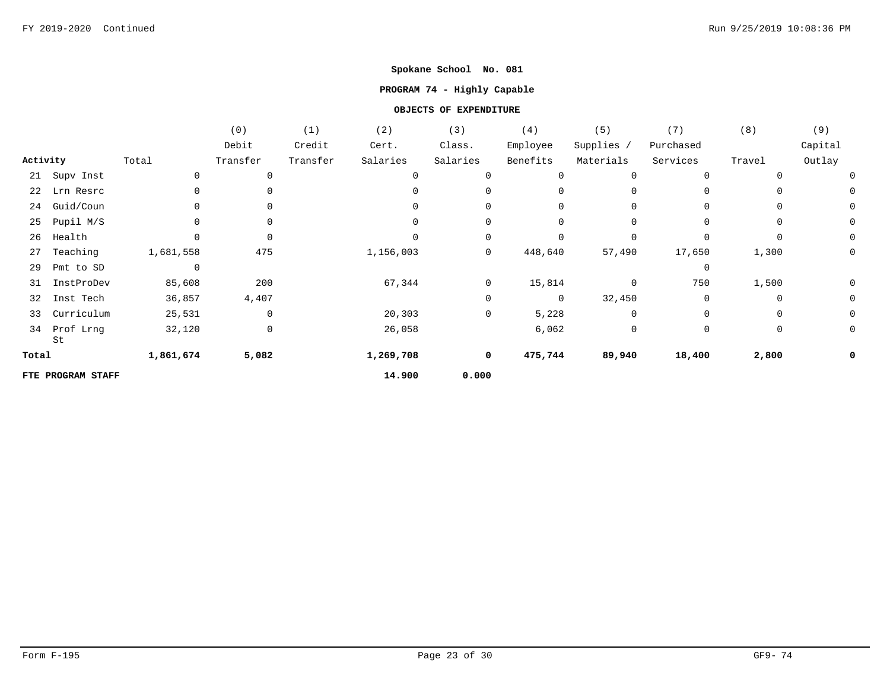**Spokane School No. 081**

**PROGRAM 74 - Highly Capable**

**OBJECTS OF EXPENDITURE**

| Activity | Total | (0) Debit Transfer | (1) Credit Transfer | (2) Cert. Salaries | (3) Class. Salaries | (4) Employee Benefits | (5) Supplies / Materials | (7) Purchased Services | (8) Travel | (9) Capital Outlay |
|---|---|---|---|---|---|---|---|---|---|---|
| 21 Supv Inst | 0 | 0 | | 0 | 0 | 0 | 0 | 0 | 0 | 0 |
| 22 Lrn Resrc | 0 | 0 | | 0 | 0 | 0 | 0 | 0 | 0 | 0 |
| 24 Guid/Coun | 0 | 0 | | 0 | 0 | 0 | 0 | 0 | 0 | 0 |
| 25 Pupil M/S | 0 | 0 | | 0 | 0 | 0 | 0 | 0 | 0 | 0 |
| 26 Health | 0 | 0 | | 0 | 0 | 0 | 0 | 0 | 0 | 0 |
| 27 Teaching | 1,681,558 | 475 | | 1,156,003 | 0 | 448,640 | 57,490 | 17,650 | 1,300 | 0 |
| 29 Pmt to SD | 0 | | | | | | | 0 | | |
| 31 InstProDev | 85,608 | 200 | | 67,344 | 0 | 15,814 | 0 | 750 | 1,500 | 0 |
| 32 Inst Tech | 36,857 | 4,407 | | | 0 | 0 | 32,450 | 0 | 0 | 0 |
| 33 Curriculum | 25,531 | 0 | | 20,303 | 0 | 5,228 | 0 | 0 | 0 | 0 |
| 34 Prof Lrng St | 32,120 | 0 | | 26,058 | | 6,062 | 0 | 0 | 0 | 0 |
| **Total** | **1,861,674** | **5,082** | | **1,269,708** | **0** | **475,744** | **89,940** | **18,400** | **2,800** | **0** |
| **FTE PROGRAM STAFF** | | | | **14.900** | **0.000** | | | | | |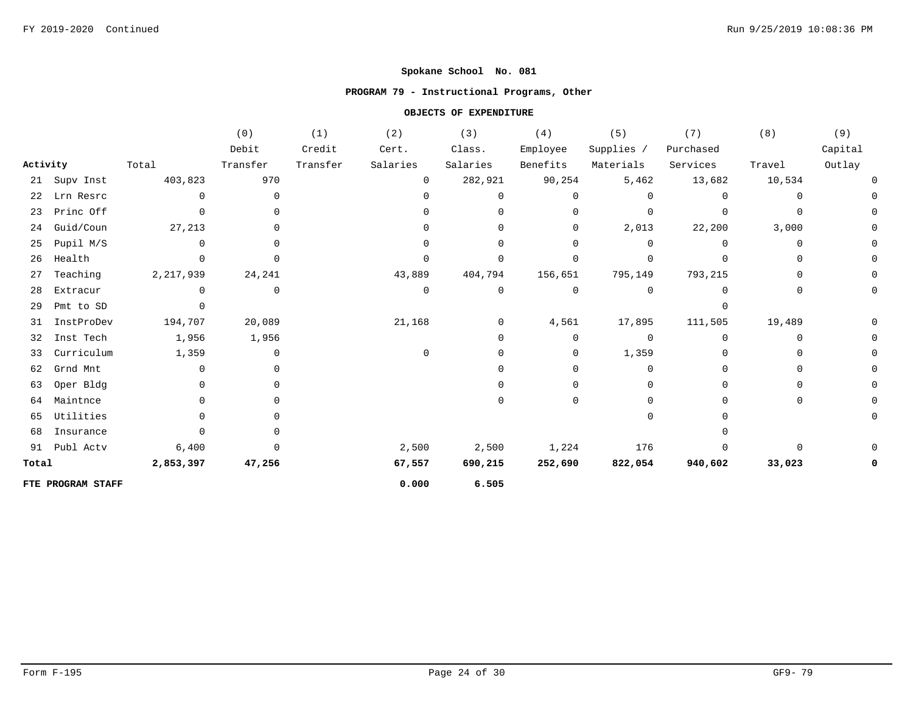## Spokane School No. 081

### PROGRAM 79 - Instructional Programs, Other

#### OBJECTS OF EXPENDITURE

| Activity | Total | (0) Debit Transfer | (1) Credit Transfer | (2) Cert. Salaries | (3) Class. Salaries | (4) Employee Benefits | (5) Supplies / Materials | (7) Purchased Services | (8) Travel | (9) Capital Outlay |
|---|---|---|---|---|---|---|---|---|---|---|
| 21 Supv Inst | 403,823 | 970 | | 0 | 282,921 | 90,254 | 5,462 | 13,682 | 10,534 | 0 |
| 22 Lrn Resrc | 0 | 0 | | 0 | 0 | 0 | 0 | 0 | 0 | 0 |
| 23 Princ Off | 0 | 0 | | 0 | 0 | 0 | 0 | 0 | 0 | 0 |
| 24 Guid/Coun | 27,213 | 0 | | 0 | 0 | 0 | 2,013 | 22,200 | 3,000 | 0 |
| 25 Pupil M/S | 0 | 0 | | 0 | 0 | 0 | 0 | 0 | 0 | 0 |
| 26 Health | 0 | 0 | | 0 | 0 | 0 | 0 | 0 | 0 | 0 |
| 27 Teaching | 2,217,939 | 24,241 | | 43,889 | 404,794 | 156,651 | 795,149 | 793,215 | 0 | 0 |
| 28 Extracur | 0 | 0 | | 0 | 0 | 0 | 0 | 0 | 0 | 0 |
| 29 Pmt to SD | 0 | | | | | | | 0 | | |
| 31 InstProDev | 194,707 | 20,089 | | 21,168 | 0 | 4,561 | 17,895 | 111,505 | 19,489 | 0 |
| 32 Inst Tech | 1,956 | 1,956 | | | 0 | 0 | 0 | 0 | 0 | 0 |
| 33 Curriculum | 1,359 | 0 | | 0 | 0 | 0 | 1,359 | 0 | 0 | 0 |
| 62 Grnd Mnt | 0 | 0 | | | 0 | 0 | 0 | 0 | 0 | 0 |
| 63 Oper Bldg | 0 | 0 | | | 0 | 0 | 0 | 0 | 0 | 0 |
| 64 Maintnce | 0 | 0 | | | 0 | 0 | 0 | 0 | 0 | 0 |
| 65 Utilities | 0 | 0 | | | | | 0 | 0 | | 0 |
| 68 Insurance | 0 | 0 | | | | | | 0 | | |
| 91 Publ Actv | 6,400 | 0 | | 2,500 | 2,500 | 1,224 | 176 | 0 | 0 | 0 |
| **Total** | **2,853,397** | **47,256** | | **67,557** | **690,215** | **252,690** | **822,054** | **940,602** | **33,023** | **0** |
| **FTE PROGRAM STAFF** | | | | **0.000** | **6.505** | | | | | |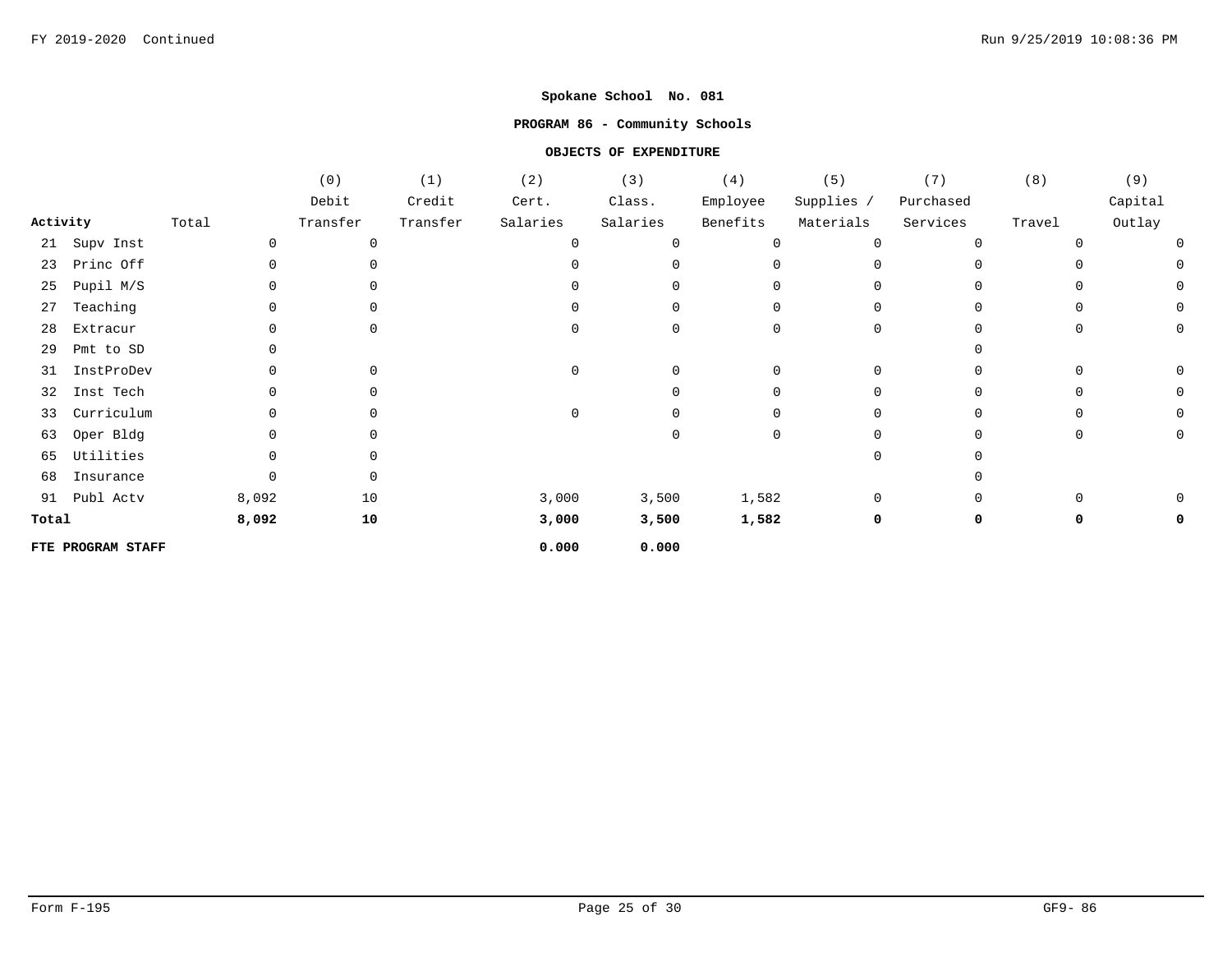**Spokane School No. 081**

**PROGRAM 86 - Community Schools**

**OBJECTS OF EXPENDITURE**

| Activity | Total | (0) Debit Transfer | (1) Credit Transfer | (2) Cert. Salaries | (3) Class. Salaries | (4) Employee Benefits | (5) Supplies / Materials | (7) Purchased Services | (8) Travel | (9) Capital Outlay |
|---|---|---|---|---|---|---|---|---|---|---|
| 21 Supv Inst | 0 | 0 | | 0 | 0 | 0 | 0 | 0 | 0 | 0 |
| 23 Princ Off | 0 | 0 | | 0 | 0 | 0 | 0 | 0 | 0 | 0 |
| 25 Pupil M/S | 0 | 0 | | 0 | 0 | 0 | 0 | 0 | 0 | 0 |
| 27 Teaching | 0 | 0 | | 0 | 0 | 0 | 0 | 0 | 0 | 0 |
| 28 Extracur | 0 | 0 | | 0 | 0 | 0 | 0 | 0 | 0 | 0 |
| 29 Pmt to SD | 0 | | | | | | | 0 | | |
| 31 InstProDev | 0 | 0 | | 0 | 0 | 0 | 0 | 0 | 0 | 0 |
| 32 Inst Tech | 0 | 0 | | | 0 | 0 | 0 | 0 | 0 | 0 |
| 33 Curriculum | 0 | 0 | | 0 | 0 | 0 | 0 | 0 | 0 | 0 |
| 63 Oper Bldg | 0 | 0 | | | 0 | 0 | 0 | 0 | 0 | 0 |
| 65 Utilities | 0 | 0 | | | | | 0 | 0 | | |
| 68 Insurance | 0 | 0 | | | | | | 0 | | |
| 91 Publ Actv | 8,092 | 10 | | 3,000 | 3,500 | 1,582 | 0 | 0 | 0 | 0 |
| **Total** | **8,092** | **10** | | **3,000** | **3,500** | **1,582** | **0** | **0** | **0** | **0** |
| **FTE PROGRAM STAFF** | | | | **0.000** | **0.000** | | | | | |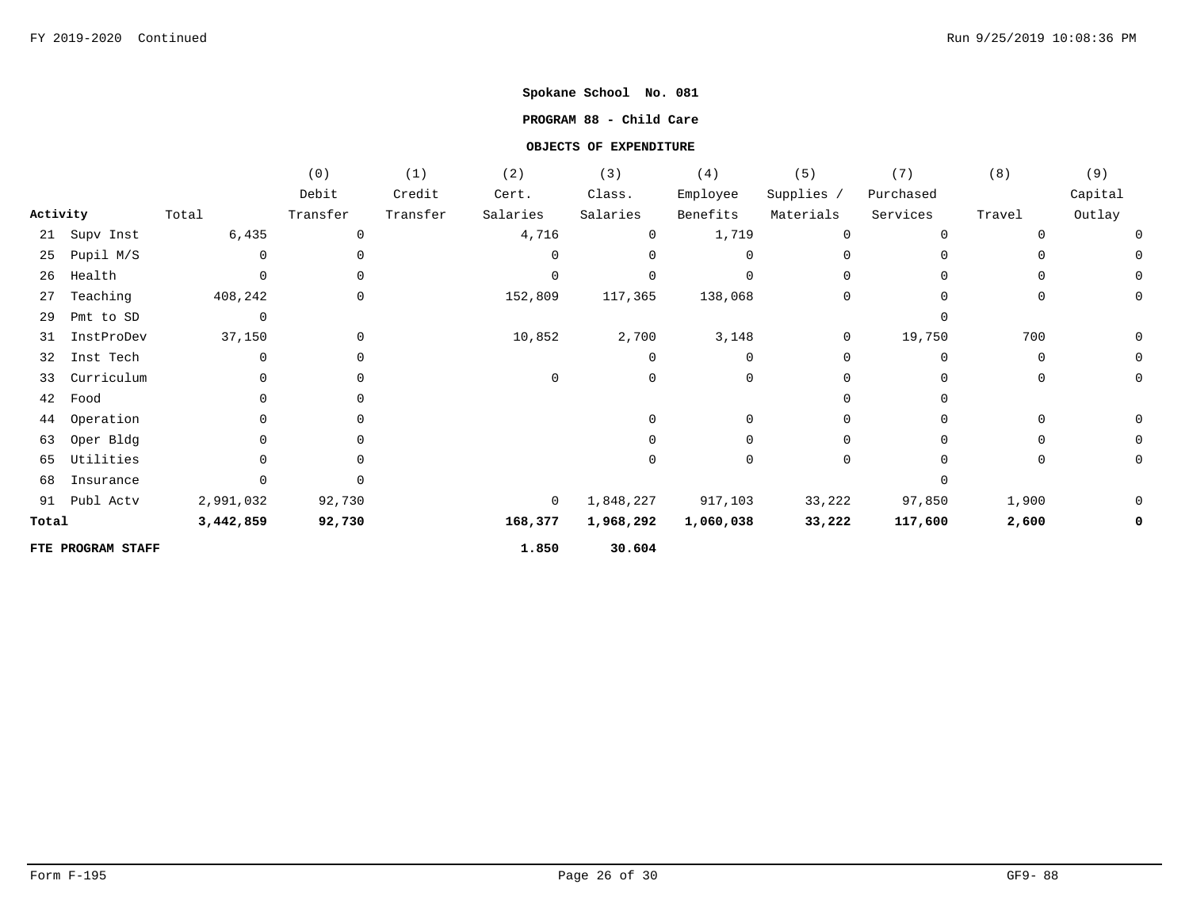**Spokane School No. 081**

**PROGRAM 88 - Child Care**

**OBJECTS OF EXPENDITURE**

| Activity | Total | (0) Debit Transfer | (1) Credit Transfer | (2) Cert. Salaries | (3) Class. Salaries | (4) Employee Benefits | (5) Supplies / Materials | (7) Purchased Services | (8) Travel | (9) Capital Outlay |
|---|---|---|---|---|---|---|---|---|---|---|
| 21 Supv Inst | 6,435 | 0 | | 4,716 | 0 | 1,719 | 0 | 0 | 0 | 0 |
| 25 Pupil M/S | 0 | 0 | | 0 | 0 | 0 | 0 | 0 | 0 | 0 |
| 26 Health | 0 | 0 | | 0 | 0 | 0 | 0 | 0 | 0 | 0 |
| 27 Teaching | 408,242 | 0 | | 152,809 | 117,365 | 138,068 | 0 | 0 | 0 | 0 |
| 29 Pmt to SD | 0 | | | | | | | 0 | | |
| 31 InstProDev | 37,150 | 0 | | 10,852 | 2,700 | 3,148 | 0 | 19,750 | 700 | 0 |
| 32 Inst Tech | 0 | 0 | | | 0 | 0 | 0 | 0 | 0 | 0 |
| 33 Curriculum | 0 | 0 | | 0 | 0 | 0 | 0 | 0 | 0 | 0 |
| 42 Food | 0 | 0 | | | | | 0 | 0 | | |
| 44 Operation | 0 | 0 | | | 0 | 0 | 0 | 0 | 0 | 0 |
| 63 Oper Bldg | 0 | 0 | | | 0 | 0 | 0 | 0 | 0 | 0 |
| 65 Utilities | 0 | 0 | | | 0 | 0 | 0 | 0 | 0 | 0 |
| 68 Insurance | 0 | 0 | | | | | | 0 | | |
| 91 Publ Actv | 2,991,032 | 92,730 | | 0 | 1,848,227 | 917,103 | 33,222 | 97,850 | 1,900 | 0 |
| **Total** | **3,442,859** | **92,730** | | **168,377** | **1,968,292** | **1,060,038** | **33,222** | **117,600** | **2,600** | **0** |
| **FTE PROGRAM STAFF** | | | | **1.850** | **30.604** | | | | | |

Form F-195 GF9- 88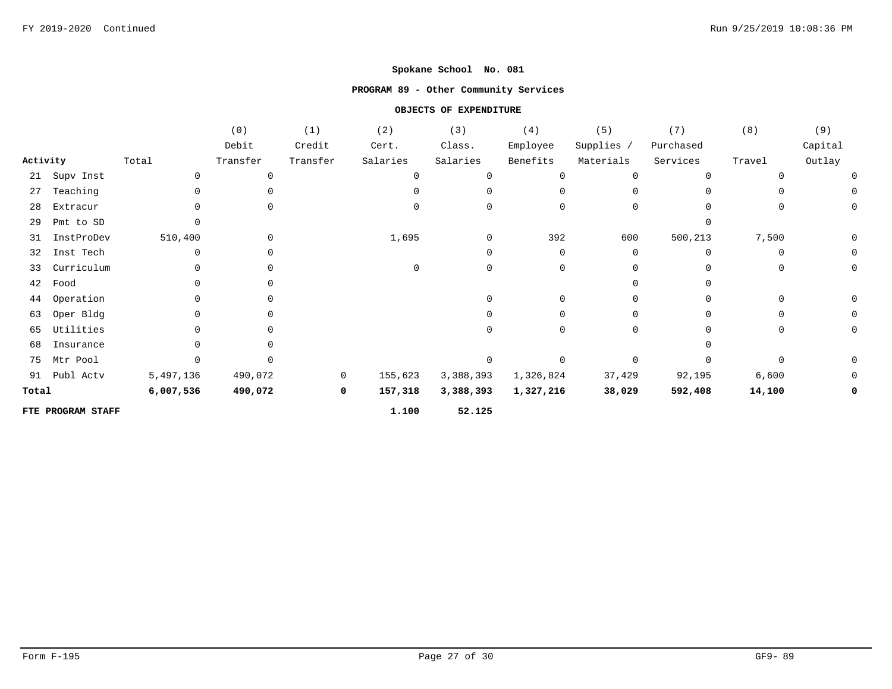**Spokane School No. 081**

**PROGRAM 89 - Other Community Services**

**OBJECTS OF EXPENDITURE**

| Activity | Total | (0) Debit Transfer | (1) Credit Transfer | (2) Cert. Salaries | (3) Class. Salaries | (4) Employee Benefits | (5) Supplies / Materials | (7) Purchased Services | (8) Travel | (9) Capital Outlay |
|---|---|---|---|---|---|---|---|---|---|---|
| 21 Supv Inst | 0 | 0 | | 0 | 0 | 0 | 0 | 0 | 0 | 0 |
| 27 Teaching | 0 | 0 | | 0 | 0 | 0 | 0 | 0 | 0 | 0 |
| 28 Extracur | 0 | 0 | | 0 | 0 | 0 | 0 | 0 | 0 | 0 |
| 29 Pmt to SD | 0 | | | | | | | 0 | | |
| 31 InstProDev | 510,400 | 0 | | 1,695 | 0 | 392 | 600 | 500,213 | 7,500 | 0 |
| 32 Inst Tech | 0 | 0 | | | 0 | 0 | 0 | 0 | 0 | 0 |
| 33 Curriculum | 0 | 0 | | 0 | 0 | 0 | 0 | 0 | 0 | 0 |
| 42 Food | 0 | 0 | | | | | 0 | 0 | | |
| 44 Operation | 0 | 0 | | | 0 | 0 | 0 | 0 | 0 | 0 |
| 63 Oper Bldg | 0 | 0 | | | 0 | 0 | 0 | 0 | 0 | 0 |
| 65 Utilities | 0 | 0 | | | 0 | 0 | 0 | 0 | 0 | 0 |
| 68 Insurance | 0 | 0 | | | | | | 0 | | |
| 75 Mtr Pool | 0 | 0 | | | 0 | 0 | 0 | 0 | 0 | 0 |
| 91 Publ Actv | 5,497,136 | 490,072 | 0 | 155,623 | 3,388,393 | 1,326,824 | 37,429 | 92,195 | 6,600 | 0 |
| **Total** | **6,007,536** | **490,072** | **0** | **157,318** | **3,388,393** | **1,327,216** | **38,029** | **592,408** | **14,100** | **0** |
| **FTE PROGRAM STAFF** | | | | **1.100** | **52.125** | | | | | |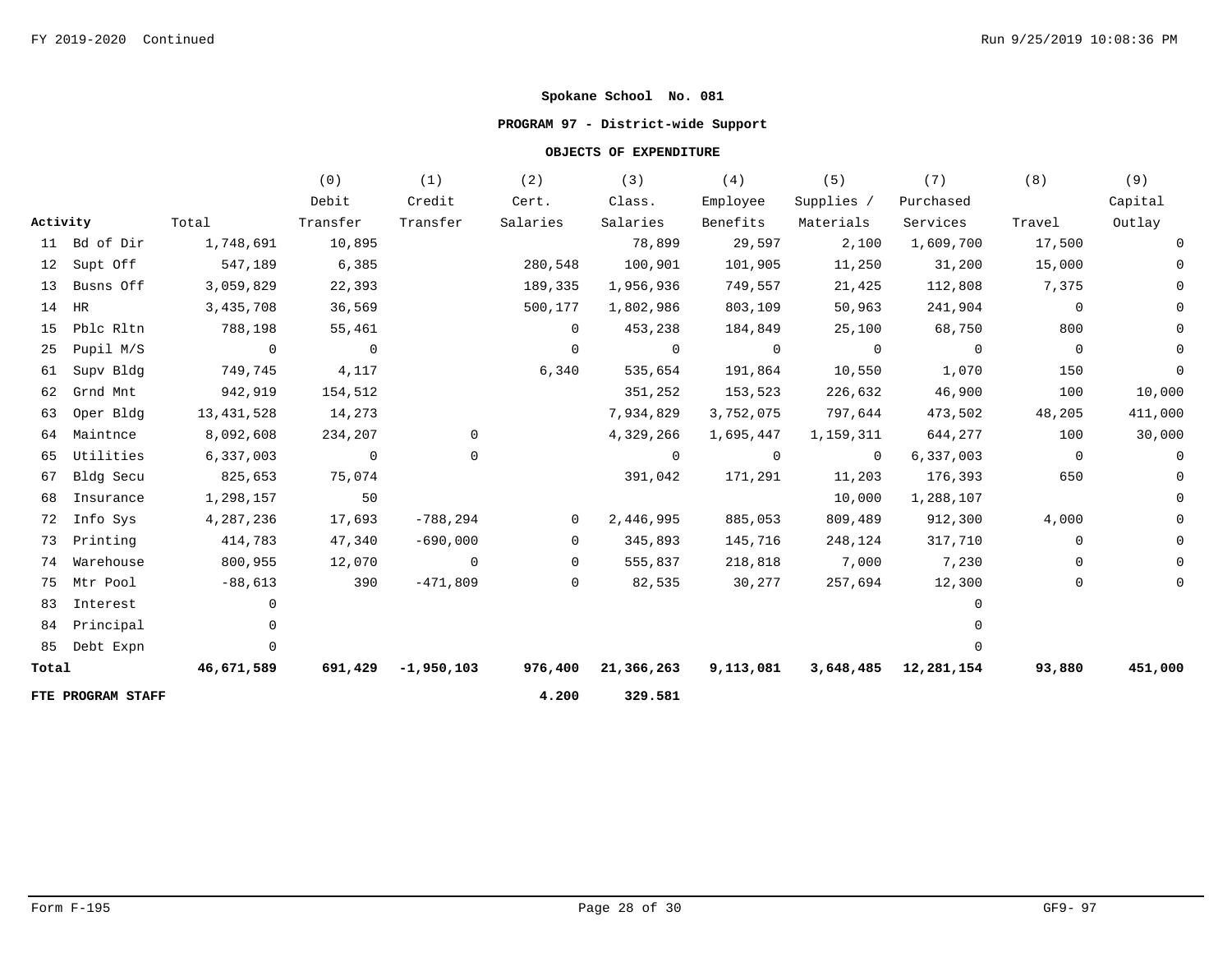**Spokane School No. 081**

**PROGRAM 97 - District-wide Support**

**OBJECTS OF EXPENDITURE**

| Activity | | Total | (0) Debit Transfer | (1) Credit Transfer | (2) Cert. Salaries | (3) Class. Salaries | (4) Employee Benefits | (5) Supplies / Materials | (7) Purchased Services | (8) Travel | (9) Capital Outlay |
|---|---|---|---|---|---|---|---|---|---|---|---|
| 11 | Bd of Dir | 1,748,691 | 10,895 | | | 78,899 | 29,597 | 2,100 | 1,609,700 | 17,500 | 0 |
| 12 | Supt Off | 547,189 | 6,385 | | 280,548 | 100,901 | 101,905 | 11,250 | 31,200 | 15,000 | 0 |
| 13 | Busns Off | 3,059,829 | 22,393 | | 189,335 | 1,956,936 | 749,557 | 21,425 | 112,808 | 7,375 | 0 |
| 14 | HR | 3,435,708 | 36,569 | | 500,177 | 1,802,986 | 803,109 | 50,963 | 241,904 | 0 | 0 |
| 15 | Pblc Rltn | 788,198 | 55,461 | | 0 | 453,238 | 184,849 | 25,100 | 68,750 | 800 | 0 |
| 25 | Pupil M/S | 0 | 0 | | 0 | 0 | 0 | 0 | 0 | 0 | 0 |
| 61 | Supv Bldg | 749,745 | 4,117 | | 6,340 | 535,654 | 191,864 | 10,550 | 1,070 | 150 | 0 |
| 62 | Grnd Mnt | 942,919 | 154,512 | | | 351,252 | 153,523 | 226,632 | 46,900 | 100 | 10,000 |
| 63 | Oper Bldg | 13,431,528 | 14,273 | | | 7,934,829 | 3,752,075 | 797,644 | 473,502 | 48,205 | 411,000 |
| 64 | Maintnce | 8,092,608 | 234,207 | 0 | | 4,329,266 | 1,695,447 | 1,159,311 | 644,277 | 100 | 30,000 |
| 65 | Utilities | 6,337,003 | 0 | 0 | | 0 | 0 | 0 | 6,337,003 | 0 | 0 |
| 67 | Bldg Secu | 825,653 | 75,074 | | | 391,042 | 171,291 | 11,203 | 176,393 | 650 | 0 |
| 68 | Insurance | 1,298,157 | 50 | | | | | 10,000 | 1,288,107 | | 0 |
| 72 | Info Sys | 4,287,236 | 17,693 | -788,294 | 0 | 2,446,995 | 885,053 | 809,489 | 912,300 | 4,000 | 0 |
| 73 | Printing | 414,783 | 47,340 | -690,000 | 0 | 345,893 | 145,716 | 248,124 | 317,710 | 0 | 0 |
| 74 | Warehouse | 800,955 | 12,070 | 0 | 0 | 555,837 | 218,818 | 7,000 | 7,230 | 0 | 0 |
| 75 | Mtr Pool | -88,613 | 390 | -471,809 | 0 | 82,535 | 30,277 | 257,694 | 12,300 | 0 | 0 |
| 83 | Interest | 0 | | | | | | | 0 | | |
| 84 | Principal | 0 | | | | | | | 0 | | |
| 85 | Debt Expn | 0 | | | | | | | 0 | | |
| **Total** | | **46,671,589** | **691,429** | **-1,950,103** | **976,400** | **21,366,263** | **9,113,081** | **3,648,485** | **12,281,154** | **93,880** | **451,000** |
| **FTE PROGRAM STAFF** | | | | | **4.200** | **329.581** | | | | | |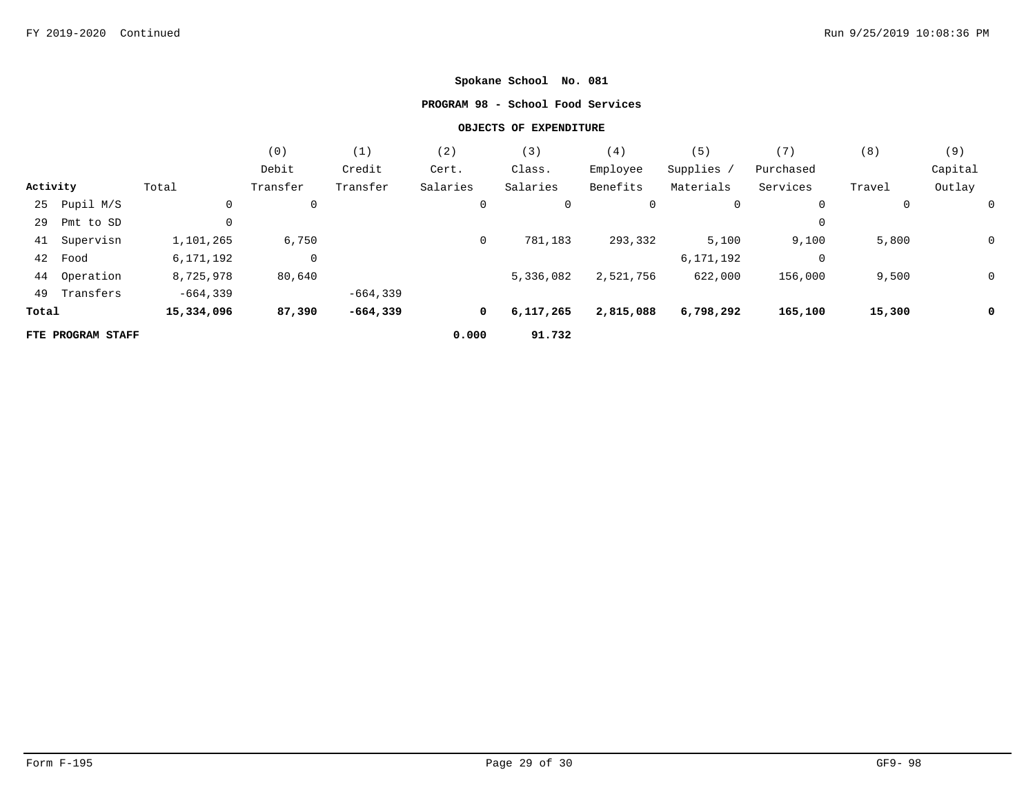**Spokane School No. 081**

**PROGRAM 98 - School Food Services**

**OBJECTS OF EXPENDITURE**

| Activity | Total | (0) Debit Transfer | (1) Credit Transfer | (2) Cert. Salaries | (3) Class. Salaries | (4) Employee Benefits | (5) Supplies / Materials | (7) Purchased Services | (8) Travel | (9) Capital Outlay |
|---|---|---|---|---|---|---|---|---|---|---|
| 25 Pupil M/S | 0 | 0 | | 0 | 0 | 0 | 0 | 0 | 0 | 0 |
| 29 Pmt to SD | 0 | | | | | | | 0 | | |
| 41 Supervisn | 1,101,265 | 6,750 | | 0 | 781,183 | 293,332 | 5,100 | 9,100 | 5,800 | 0 |
| 42 Food | 6,171,192 | 0 | | | | | 6,171,192 | 0 | | |
| 44 Operation | 8,725,978 | 80,640 | | | 5,336,082 | 2,521,756 | 622,000 | 156,000 | 9,500 | 0 |
| 49 Transfers | -664,339 | | -664,339 | | | | | | | |
| **Total** | **15,334,096** | **87,390** | **-664,339** | **0** | **6,117,265** | **2,815,088** | **6,798,292** | **165,100** | **15,300** | **0** |
| **FTE PROGRAM STAFF** | | | | **0.000** | **91.732** | | | | | |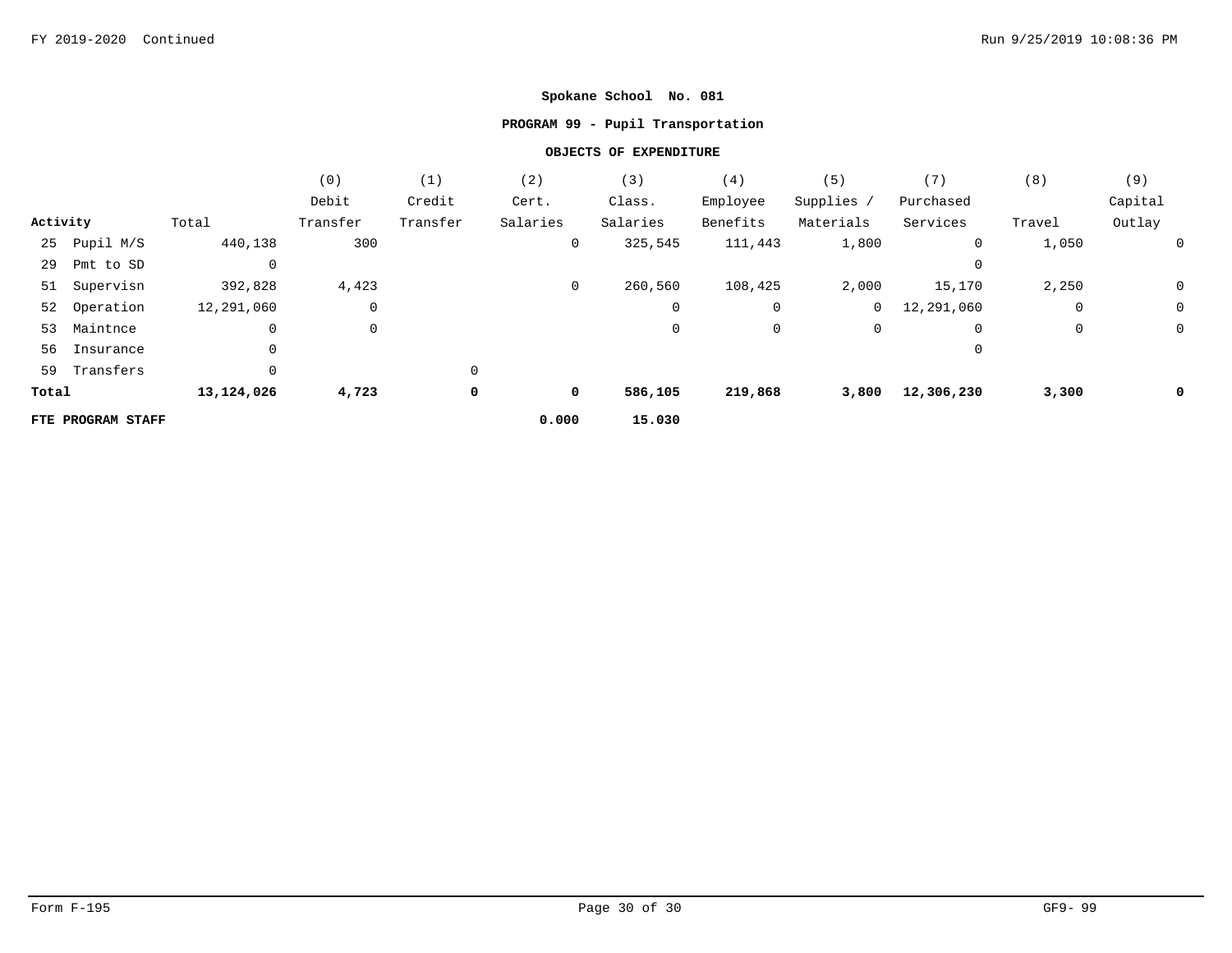**Spokane School No. 081**

**PROGRAM 99 - Pupil Transportation**

**OBJECTS OF EXPENDITURE**

| Activity | Total | (0) Debit Transfer | (1) Credit Transfer | (2) Cert. Salaries | (3) Class. Salaries | (4) Employee Benefits | (5) Supplies / Materials | (7) Purchased Services | (8) Travel | (9) Capital Outlay |
|---|---|---|---|---|---|---|---|---|---|---|
| 25 Pupil M/S | 440,138 | 300 | | 0 | 325,545 | 111,443 | 1,800 | 0 | 1,050 | 0 |
| 29 Pmt to SD | 0 | | | | | | | 0 | | |
| 51 Supervisn | 392,828 | 4,423 | | 0 | 260,560 | 108,425 | 2,000 | 15,170 | 2,250 | 0 |
| 52 Operation | 12,291,060 | 0 | | | 0 | 0 | 0 | 12,291,060 | 0 | 0 |
| 53 Maintnce | 0 | 0 | | | 0 | 0 | 0 | 0 | 0 | 0 |
| 56 Insurance | 0 | | | | | | | 0 | | |
| 59 Transfers | 0 | | 0 | | | | | | | |
| **Total** | **13,124,026** | **4,723** | **0** | **0** | **586,105** | **219,868** | **3,800** | **12,306,230** | **3,300** | **0** |
| **FTE PROGRAM STAFF** | | | | **0.000** | **15.030** | | | | | |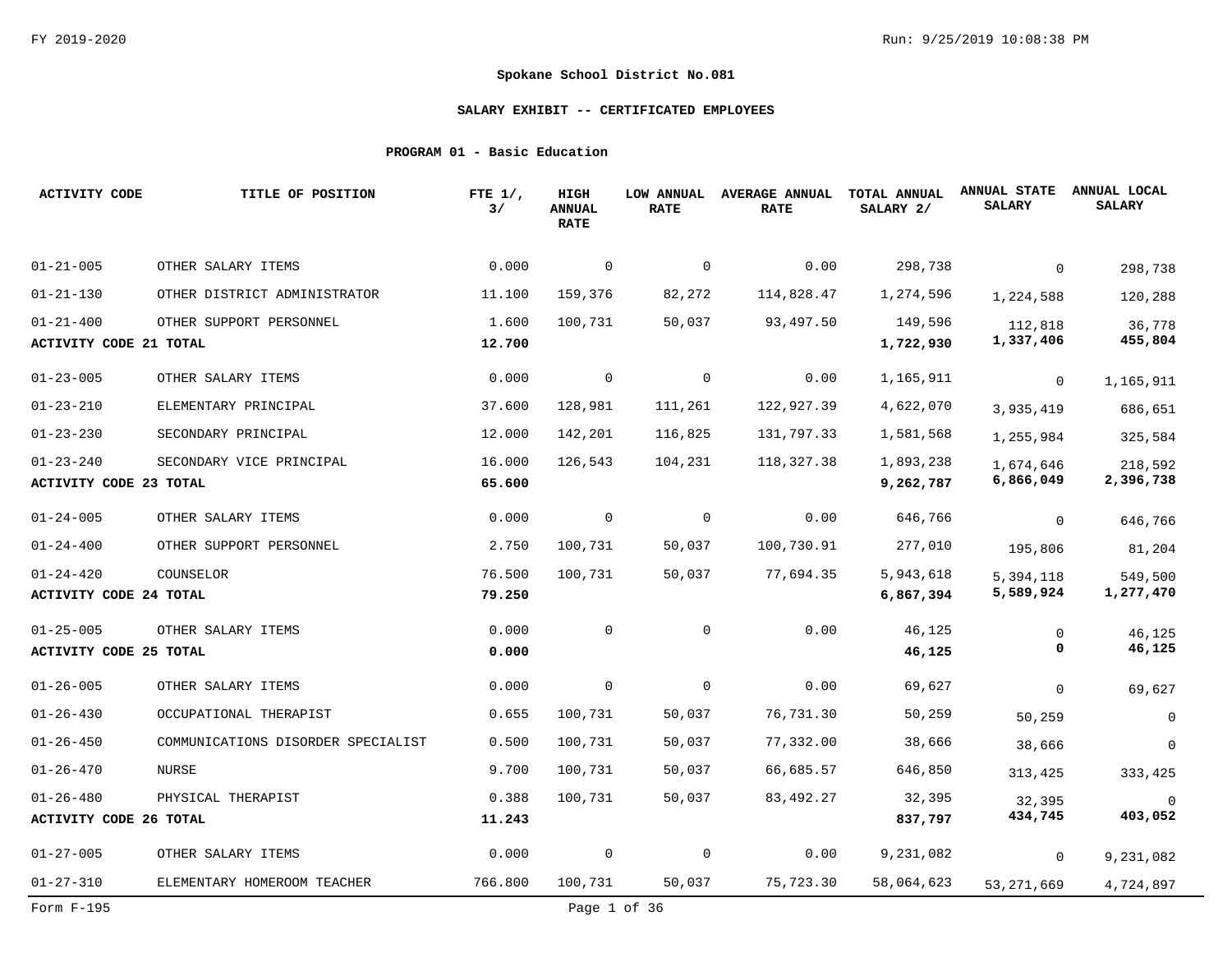FY 2019-2020

**Spokane School District No.081**

**SALARY EXHIBIT -- CERTIFICATED EMPLOYEES**

**PROGRAM 01 - Basic Education**

| ACTIVITY CODE | TITLE OF POSITION | FTE 1/, 3/ | HIGH ANNUAL RATE | LOW ANNUAL RATE | AVERAGE ANNUAL RATE | TOTAL ANNUAL SALARY 2/ | ANNUAL STATE SALARY | ANNUAL LOCAL SALARY |
|---|---|---|---|---|---|---|---|---|
| 01-21-005 | OTHER SALARY ITEMS | 0.000 | 0 | 0 | 0.00 | 298,738 | 0 | 298,738 |
| 01-21-130 | OTHER DISTRICT ADMINISTRATOR | 11.100 | 159,376 | 82,272 | 114,828.47 | 1,274,596 | 1,224,588 | 120,288 |
| 01-21-400 | OTHER SUPPORT PERSONNEL | 1.600 | 100,731 | 50,037 | 93,497.50 | 149,596 | 112,818 | 36,778 |
| **ACTIVITY CODE 21 TOTAL** | | **12.700** | | | | **1,722,930** | **1,337,406** | **455,804** |
| 01-23-005 | OTHER SALARY ITEMS | 0.000 | 0 | 0 | 0.00 | 1,165,911 | 0 | 1,165,911 |
| 01-23-210 | ELEMENTARY PRINCIPAL | 37.600 | 128,981 | 111,261 | 122,927.39 | 4,622,070 | 3,935,419 | 686,651 |
| 01-23-230 | SECONDARY PRINCIPAL | 12.000 | 142,201 | 116,825 | 131,797.33 | 1,581,568 | 1,255,984 | 325,584 |
| 01-23-240 | SECONDARY VICE PRINCIPAL | 16.000 | 126,543 | 104,231 | 118,327.38 | 1,893,238 | 1,674,646 | 218,592 |
| **ACTIVITY CODE 23 TOTAL** | | **65.600** | | | | **9,262,787** | **6,866,049** | **2,396,738** |
| 01-24-005 | OTHER SALARY ITEMS | 0.000 | 0 | 0 | 0.00 | 646,766 | 0 | 646,766 |
| 01-24-400 | OTHER SUPPORT PERSONNEL | 2.750 | 100,731 | 50,037 | 100,730.91 | 277,010 | 195,806 | 81,204 |
| 01-24-420 | COUNSELOR | 76.500 | 100,731 | 50,037 | 77,694.35 | 5,943,618 | 5,394,118 | 549,500 |
| **ACTIVITY CODE 24 TOTAL** | | **79.250** | | | | **6,867,394** | **5,589,924** | **1,277,470** |
| 01-25-005 | OTHER SALARY ITEMS | 0.000 | 0 | 0 | 0.00 | 46,125 | 0 | 46,125 |
| **ACTIVITY CODE 25 TOTAL** | | **0.000** | | | | **46,125** | **0** | **46,125** |
| 01-26-005 | OTHER SALARY ITEMS | 0.000 | 0 | 0 | 0.00 | 69,627 | 0 | 69,627 |
| 01-26-430 | OCCUPATIONAL THERAPIST | 0.655 | 100,731 | 50,037 | 76,731.30 | 50,259 | 50,259 | 0 |
| 01-26-450 | COMMUNICATIONS DISORDER SPECIALIST | 0.500 | 100,731 | 50,037 | 77,332.00 | 38,666 | 38,666 | 0 |
| 01-26-470 | NURSE | 9.700 | 100,731 | 50,037 | 66,685.57 | 646,850 | 313,425 | 333,425 |
| 01-26-480 | PHYSICAL THERAPIST | 0.388 | 100,731 | 50,037 | 83,492.27 | 32,395 | 32,395 | 0 |
| **ACTIVITY CODE 26 TOTAL** | | **11.243** | | | | **837,797** | **434,745** | **403,052** |
| 01-27-005 | OTHER SALARY ITEMS | 0.000 | 0 | 0 | 0.00 | 9,231,082 | 0 | 9,231,082 |
| 01-27-310 | ELEMENTARY HOMEROOM TEACHER | 766.800 | 100,731 | 50,037 | 75,723.30 | 58,064,623 | 53,271,669 | 4,724,897 |

Form F-195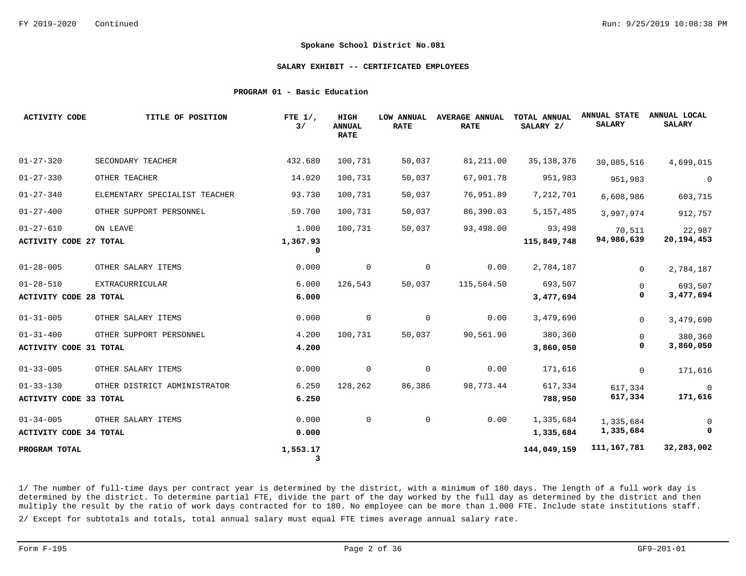FY 2019-2020 Continued

**Spokane School District No.081**

**SALARY EXHIBIT -- CERTIFICATED EMPLOYEES**

**PROGRAM 01 - Basic Education**

| ACTIVITY CODE | TITLE OF POSITION | FTE 1/, 3/ | HIGH ANNUAL RATE | LOW ANNUAL RATE | AVERAGE ANNUAL RATE | TOTAL ANNUAL SALARY 2/ | ANNUAL STATE SALARY | ANNUAL LOCAL SALARY |
|---|---|---|---|---|---|---|---|---|
| 01-27-320 | SECONDARY TEACHER | 432.680 | 100,731 | 50,037 | 81,211.00 | 35,138,376 | 30,085,516 | 4,699,015 |
| 01-27-330 | OTHER TEACHER | 14.020 | 100,731 | 50,037 | 67,901.78 | 951,983 | 951,983 | 0 |
| 01-27-340 | ELEMENTARY SPECIALIST TEACHER | 93.730 | 100,731 | 50,037 | 76,951.89 | 7,212,701 | 6,608,986 | 603,715 |
| 01-27-400 | OTHER SUPPORT PERSONNEL | 59.700 | 100,731 | 50,037 | 86,390.03 | 5,157,485 | 3,997,974 | 912,757 |
| 01-27-610 | ON LEAVE | 1.000 | 100,731 | 50,037 | 93,498.00 | 93,498 | 70,511 | 22,987 |
| **ACTIVITY CODE 27 TOTAL** | | **1,367.930** | | | | **115,849,748** | **94,986,639** | **20,194,453** |
| 01-28-005 | OTHER SALARY ITEMS | 0.000 | 0 | 0 | 0.00 | 2,784,187 | 0 | 2,784,187 |
| 01-28-510 | EXTRACURRICULAR | 6.000 | 126,543 | 50,037 | 115,584.50 | 693,507 | 0 | 693,507 |
| **ACTIVITY CODE 28 TOTAL** | | **6.000** | | | | **3,477,694** | **0** | **3,477,694** |
| 01-31-005 | OTHER SALARY ITEMS | 0.000 | 0 | 0 | 0.00 | 3,479,690 | 0 | 3,479,690 |
| 01-31-400 | OTHER SUPPORT PERSONNEL | 4.200 | 100,731 | 50,037 | 90,561.90 | 380,360 | 0 | 380,360 |
| **ACTIVITY CODE 31 TOTAL** | | **4.200** | | | | **3,860,050** | **0** | **3,860,050** |
| 01-33-005 | OTHER SALARY ITEMS | 0.000 | 0 | 0 | 0.00 | 171,616 | 0 | 171,616 |
| 01-33-130 | OTHER DISTRICT ADMINISTRATOR | 6.250 | 128,262 | 86,386 | 98,773.44 | 617,334 | 617,334 | 0 |
| **ACTIVITY CODE 33 TOTAL** | | **6.250** | | | | **788,950** | **617,334** | **171,616** |
| 01-34-005 | OTHER SALARY ITEMS | 0.000 | 0 | 0 | 0.00 | 1,335,684 | 1,335,684 | 0 |
| **ACTIVITY CODE 34 TOTAL** | | **0.000** | | | | **1,335,684** | **1,335,684** | **0** |
| **PROGRAM TOTAL** | | **1,553.173** | | | | **144,049,159** | **111,167,781** | **32,283,002** |

1/ The number of full-time days per contract year is determined by the district, with a minimum of 180 days. The length of a full work day is determined by the district. To determine partial FTE, divide the part of the day worked by the full day as determined by the district and then multiply the result by the ratio of work days contracted for to 180. No employee can be more than 1.000 FTE. Include state institutions staff.

2/ Except for subtotals and totals, total annual salary must equal FTE times average annual salary rate.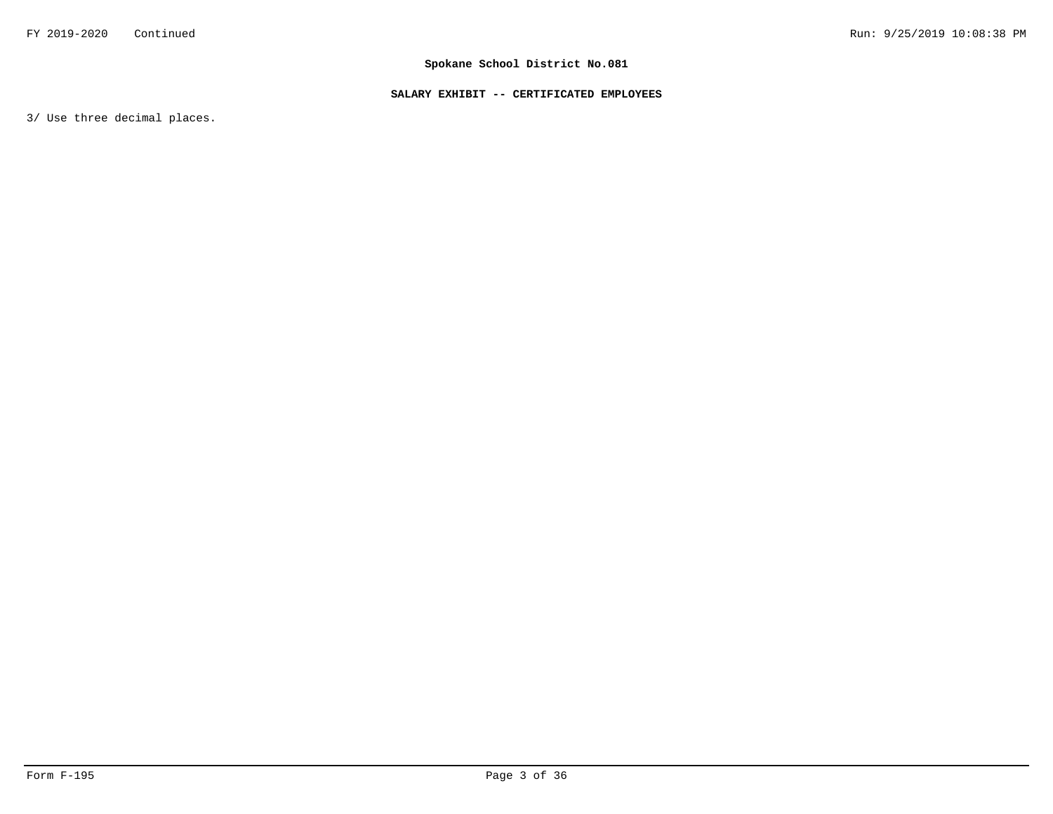**Spokane School District No.081**

**SALARY EXHIBIT -- CERTIFICATED EMPLOYEES**

3/ Use three decimal places.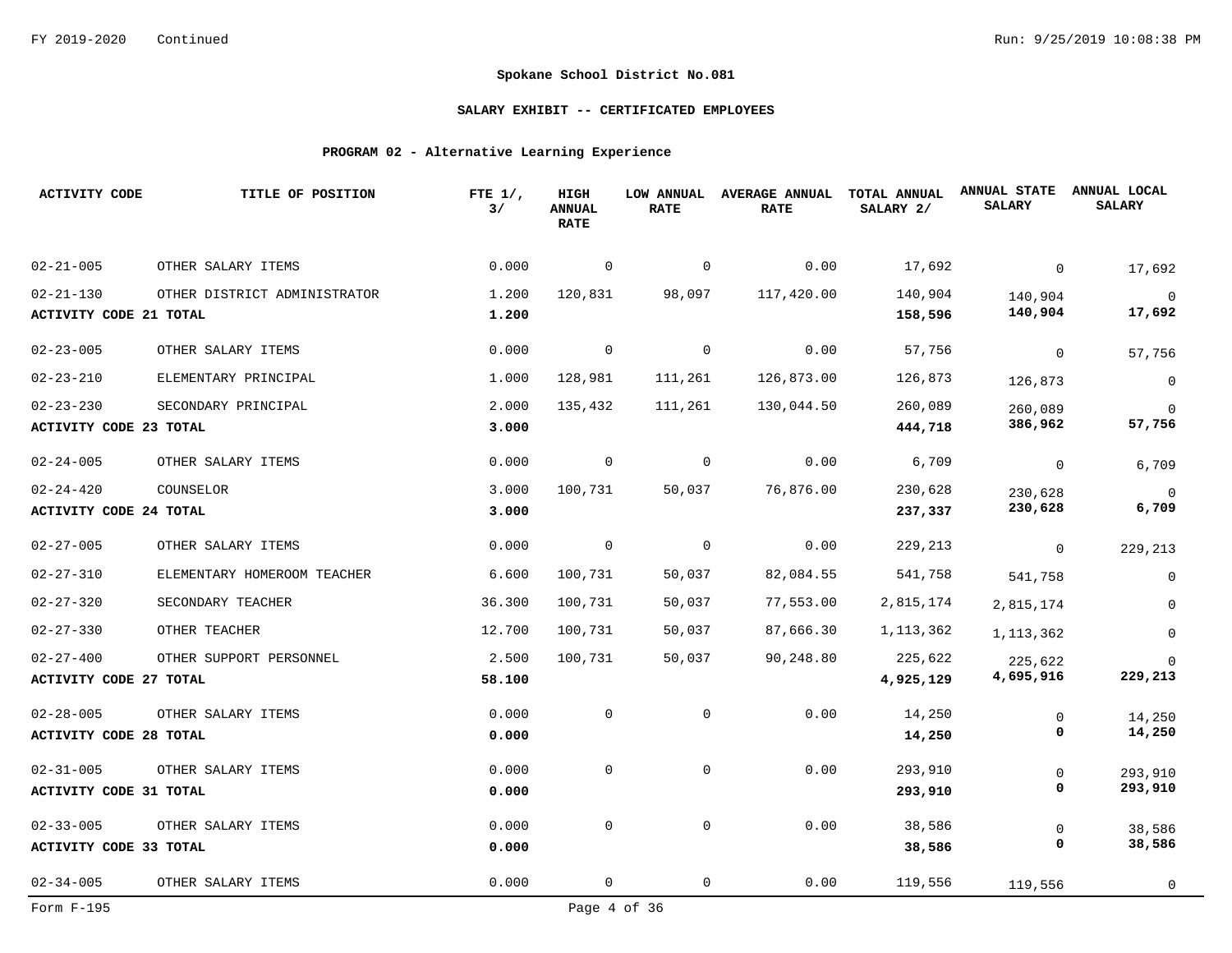**Spokane School District No.081**

**SALARY EXHIBIT -- CERTIFICATED EMPLOYEES**

**PROGRAM 02 - Alternative Learning Experience**

| ACTIVITY CODE | TITLE OF POSITION | FTE 1/, 3/ | HIGH ANNUAL RATE | LOW ANNUAL RATE | AVERAGE ANNUAL RATE | TOTAL ANNUAL SALARY 2/ | ANNUAL STATE SALARY | ANNUAL LOCAL SALARY |
|---|---|---|---|---|---|---|---|---|
| 02-21-005 | OTHER SALARY ITEMS | 0.000 | 0 | 0 | 0.00 | 17,692 | 0 | 17,692 |
| 02-21-130 | OTHER DISTRICT ADMINISTRATOR | 1.200 | 120,831 | 98,097 | 117,420.00 | 140,904 | 140,904 | 0 |
| **ACTIVITY CODE 21 TOTAL** | | **1.200** | | | | **158,596** | **140,904** | **17,692** |
| 02-23-005 | OTHER SALARY ITEMS | 0.000 | 0 | 0 | 0.00 | 57,756 | 0 | 57,756 |
| 02-23-210 | ELEMENTARY PRINCIPAL | 1.000 | 128,981 | 111,261 | 126,873.00 | 126,873 | 126,873 | 0 |
| 02-23-230 | SECONDARY PRINCIPAL | 2.000 | 135,432 | 111,261 | 130,044.50 | 260,089 | 260,089 | 0 |
| **ACTIVITY CODE 23 TOTAL** | | **3.000** | | | | **444,718** | **386,962** | **57,756** |
| 02-24-005 | OTHER SALARY ITEMS | 0.000 | 0 | 0 | 0.00 | 6,709 | 0 | 6,709 |
| 02-24-420 | COUNSELOR | 3.000 | 100,731 | 50,037 | 76,876.00 | 230,628 | 230,628 | 0 |
| **ACTIVITY CODE 24 TOTAL** | | **3.000** | | | | **237,337** | **230,628** | **6,709** |
| 02-27-005 | OTHER SALARY ITEMS | 0.000 | 0 | 0 | 0.00 | 229,213 | 0 | 229,213 |
| 02-27-310 | ELEMENTARY HOMEROOM TEACHER | 6.600 | 100,731 | 50,037 | 82,084.55 | 541,758 | 541,758 | 0 |
| 02-27-320 | SECONDARY TEACHER | 36.300 | 100,731 | 50,037 | 77,553.00 | 2,815,174 | 2,815,174 | 0 |
| 02-27-330 | OTHER TEACHER | 12.700 | 100,731 | 50,037 | 87,666.30 | 1,113,362 | 1,113,362 | 0 |
| 02-27-400 | OTHER SUPPORT PERSONNEL | 2.500 | 100,731 | 50,037 | 90,248.80 | 225,622 | 225,622 | 0 |
| **ACTIVITY CODE 27 TOTAL** | | **58.100** | | | | **4,925,129** | **4,695,916** | **229,213** |
| 02-28-005 | OTHER SALARY ITEMS | 0.000 | 0 | 0 | 0.00 | 14,250 | 0 | 14,250 |
| **ACTIVITY CODE 28 TOTAL** | | **0.000** | | | | **14,250** | **0** | **14,250** |
| 02-31-005 | OTHER SALARY ITEMS | 0.000 | 0 | 0 | 0.00 | 293,910 | 0 | 293,910 |
| **ACTIVITY CODE 31 TOTAL** | | **0.000** | | | | **293,910** | **0** | **293,910** |
| 02-33-005 | OTHER SALARY ITEMS | 0.000 | 0 | 0 | 0.00 | 38,586 | 0 | 38,586 |
| **ACTIVITY CODE 33 TOTAL** | | **0.000** | | | | **38,586** | **0** | **38,586** |
| 02-34-005 | OTHER SALARY ITEMS | 0.000 | 0 | 0 | 0.00 | 119,556 | 119,556 | 0 |

Form F-195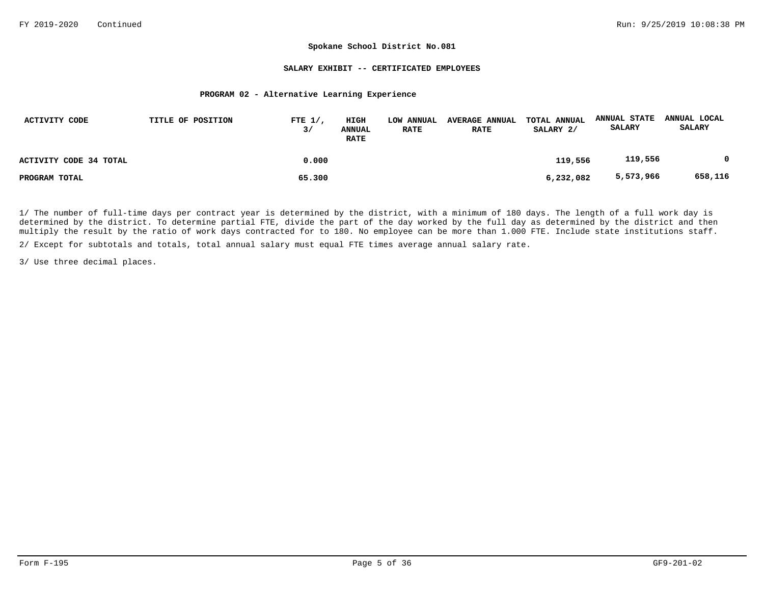**Spokane School District No.081**

**SALARY EXHIBIT -- CERTIFICATED EMPLOYEES**

**PROGRAM 02 - Alternative Learning Experience**

| ACTIVITY CODE | TITLE OF POSITION | FTE 1/, 3/ | HIGH ANNUAL RATE | LOW ANNUAL RATE | AVERAGE ANNUAL RATE | TOTAL ANNUAL SALARY 2/ | ANNUAL STATE SALARY | ANNUAL LOCAL SALARY |
|---|---|---|---|---|---|---|---|---|
| **ACTIVITY CODE 34 TOTAL** | | **0.000** | | | | **119,556** | **119,556** | **0** |
| **PROGRAM TOTAL** | | **65.300** | | | | **6,232,082** | **5,573,966** | **658,116** |

1/ The number of full-time days per contract year is determined by the district, with a minimum of 180 days. The length of a full work day is determined by the district. To determine partial FTE, divide the part of the day worked by the full day as determined by the district and then multiply the result by the ratio of work days contracted for to 180. No employee can be more than 1.000 FTE. Include state institutions staff.

2/ Except for subtotals and totals, total annual salary must equal FTE times average annual salary rate.

3/ Use three decimal places.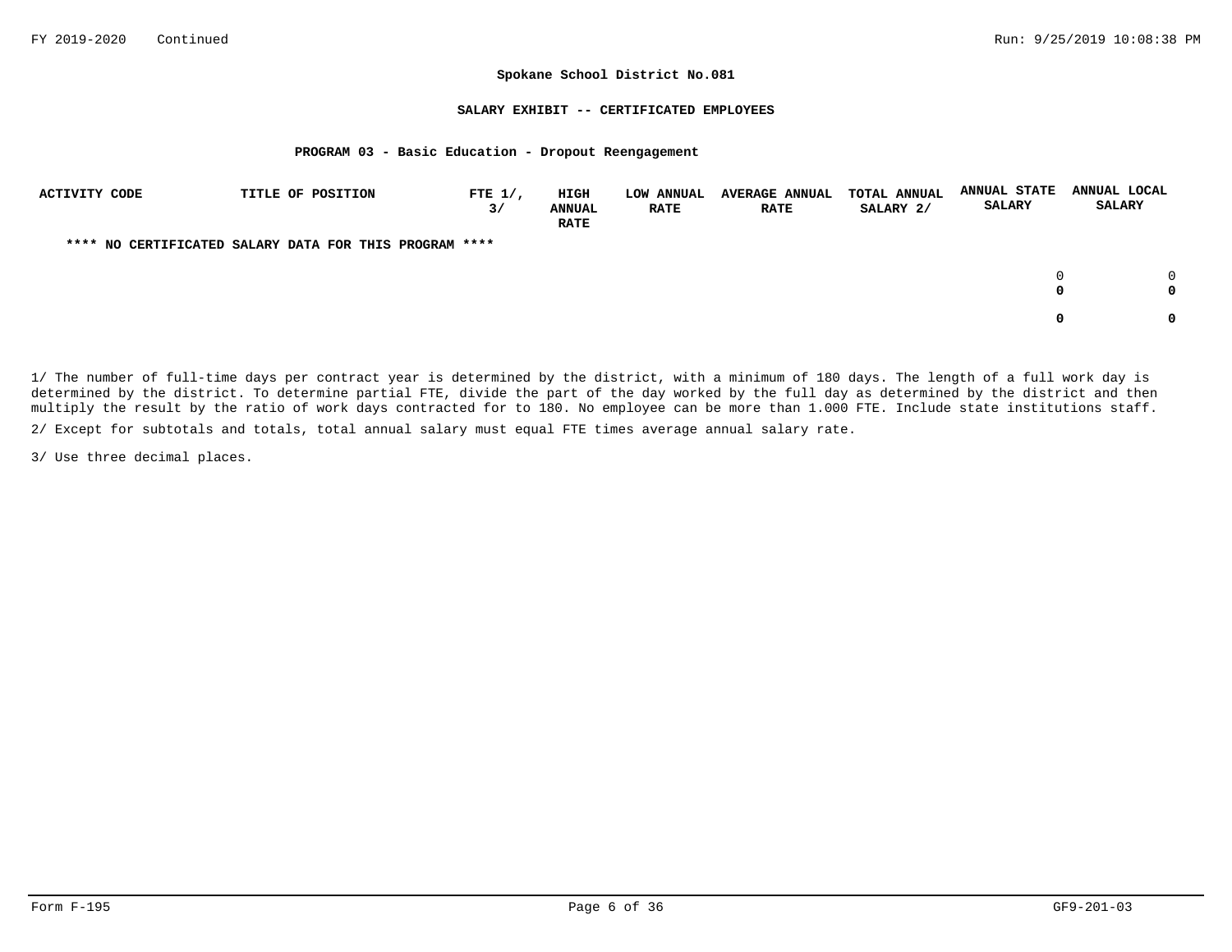**Spokane School District No.081**

**SALARY EXHIBIT -- CERTIFICATED EMPLOYEES**

**PROGRAM 03 - Basic Education - Dropout Reengagement**

| ACTIVITY CODE | TITLE OF POSITION | FTE 1/, 3/ | HIGH ANNUAL RATE | LOW ANNUAL RATE | AVERAGE ANNUAL RATE | TOTAL ANNUAL SALARY 2/ | ANNUAL STATE SALARY | ANNUAL LOCAL SALARY |
|---|---|---|---|---|---|---|---|---|
| **** NO CERTIFICATED SALARY DATA FOR THIS PROGRAM **** | | | | | | | | |
| | | | | | | | 0 | 0 |
| | | | | | | | **0** | **0** |
| | | | | | | | **0** | **0** |

1/ The number of full-time days per contract year is determined by the district, with a minimum of 180 days. The length of a full work day is determined by the district. To determine partial FTE, divide the part of the day worked by the full day as determined by the district and then multiply the result by the ratio of work days contracted for to 180. No employee can be more than 1.000 FTE. Include state institutions staff.

2/ Except for subtotals and totals, total annual salary must equal FTE times average annual salary rate.

3/ Use three decimal places.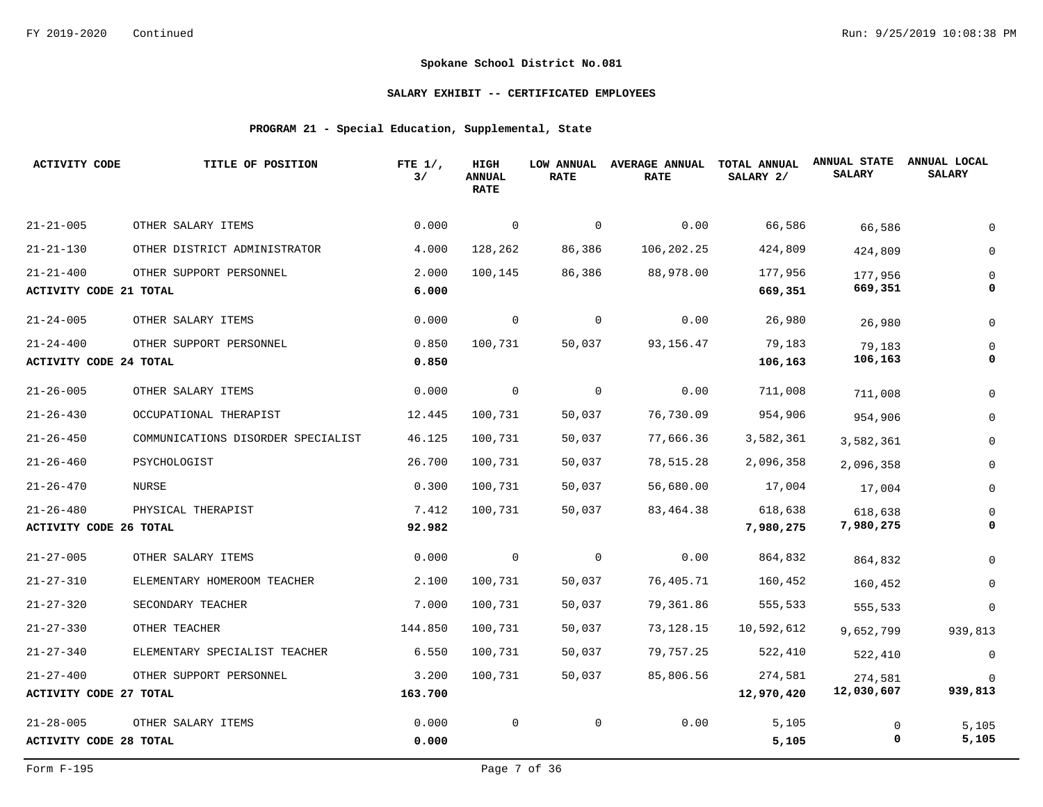**Spokane School District No.081**

**SALARY EXHIBIT -- CERTIFICATED EMPLOYEES**

**PROGRAM 21 - Special Education, Supplemental, State**

| ACTIVITY CODE | TITLE OF POSITION | FTE 1/, 3/ | HIGH ANNUAL RATE | LOW ANNUAL RATE | AVERAGE ANNUAL RATE | TOTAL ANNUAL SALARY 2/ | ANNUAL STATE SALARY | ANNUAL LOCAL SALARY |
|---|---|---|---|---|---|---|---|---|
| 21-21-005 | OTHER SALARY ITEMS | 0.000 | 0 | 0 | 0.00 | 66,586 | 66,586 | 0 |
| 21-21-130 | OTHER DISTRICT ADMINISTRATOR | 4.000 | 128,262 | 86,386 | 106,202.25 | 424,809 | 424,809 | 0 |
| 21-21-400 | OTHER SUPPORT PERSONNEL | 2.000 | 100,145 | 86,386 | 88,978.00 | 177,956 | 177,956 | 0 |
| **ACTIVITY CODE 21 TOTAL** | | **6.000** | | | | **669,351** | **669,351** | **0** |
| 21-24-005 | OTHER SALARY ITEMS | 0.000 | 0 | 0 | 0.00 | 26,980 | 26,980 | 0 |
| 21-24-400 | OTHER SUPPORT PERSONNEL | 0.850 | 100,731 | 50,037 | 93,156.47 | 79,183 | 79,183 | 0 |
| **ACTIVITY CODE 24 TOTAL** | | **0.850** | | | | **106,163** | **106,163** | **0** |
| 21-26-005 | OTHER SALARY ITEMS | 0.000 | 0 | 0 | 0.00 | 711,008 | 711,008 | 0 |
| 21-26-430 | OCCUPATIONAL THERAPIST | 12.445 | 100,731 | 50,037 | 76,730.09 | 954,906 | 954,906 | 0 |
| 21-26-450 | COMMUNICATIONS DISORDER SPECIALIST | 46.125 | 100,731 | 50,037 | 77,666.36 | 3,582,361 | 3,582,361 | 0 |
| 21-26-460 | PSYCHOLOGIST | 26.700 | 100,731 | 50,037 | 78,515.28 | 2,096,358 | 2,096,358 | 0 |
| 21-26-470 | NURSE | 0.300 | 100,731 | 50,037 | 56,680.00 | 17,004 | 17,004 | 0 |
| 21-26-480 | PHYSICAL THERAPIST | 7.412 | 100,731 | 50,037 | 83,464.38 | 618,638 | 618,638 | 0 |
| **ACTIVITY CODE 26 TOTAL** | | **92.982** | | | | **7,980,275** | **7,980,275** | **0** |
| 21-27-005 | OTHER SALARY ITEMS | 0.000 | 0 | 0 | 0.00 | 864,832 | 864,832 | 0 |
| 21-27-310 | ELEMENTARY HOMEROOM TEACHER | 2.100 | 100,731 | 50,037 | 76,405.71 | 160,452 | 160,452 | 0 |
| 21-27-320 | SECONDARY TEACHER | 7.000 | 100,731 | 50,037 | 79,361.86 | 555,533 | 555,533 | 0 |
| 21-27-330 | OTHER TEACHER | 144.850 | 100,731 | 50,037 | 73,128.15 | 10,592,612 | 9,652,799 | 939,813 |
| 21-27-340 | ELEMENTARY SPECIALIST TEACHER | 6.550 | 100,731 | 50,037 | 79,757.25 | 522,410 | 522,410 | 0 |
| 21-27-400 | OTHER SUPPORT PERSONNEL | 3.200 | 100,731 | 50,037 | 85,806.56 | 274,581 | 274,581 | 0 |
| **ACTIVITY CODE 27 TOTAL** | | **163.700** | | | | **12,970,420** | **12,030,607** | **939,813** |
| 21-28-005 | OTHER SALARY ITEMS | 0.000 | 0 | 0 | 0.00 | 5,105 | 0 | 5,105 |
| **ACTIVITY CODE 28 TOTAL** | | **0.000** | | | | **5,105** | **0** | **5,105** |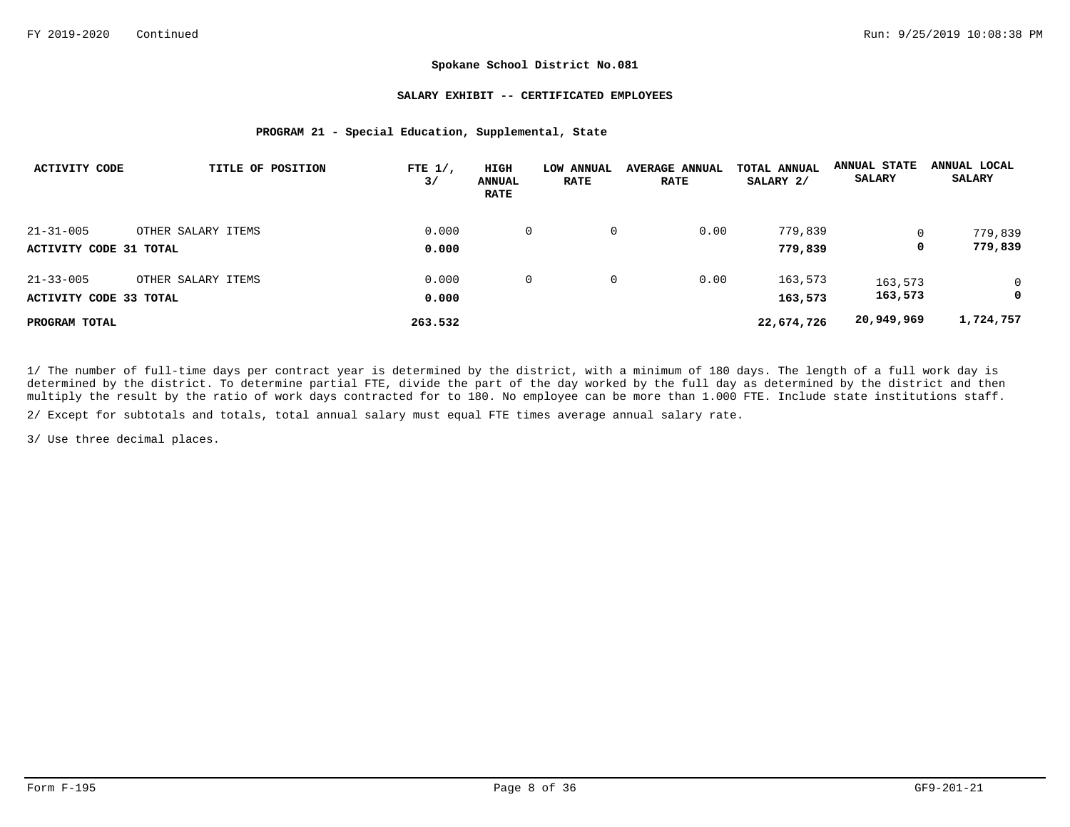**Spokane School District No.081**

**SALARY EXHIBIT -- CERTIFICATED EMPLOYEES**

**PROGRAM 21 - Special Education, Supplemental, State**

| ACTIVITY CODE | TITLE OF POSITION | FTE 1/, 3/ | HIGH ANNUAL RATE | LOW ANNUAL RATE | AVERAGE ANNUAL RATE | TOTAL ANNUAL SALARY 2/ | ANNUAL STATE SALARY | ANNUAL LOCAL SALARY |
|---|---|---|---|---|---|---|---|---|
| 21-31-005 | OTHER SALARY ITEMS | 0.000 | 0 | 0 | 0.00 | 779,839 | 0 | 779,839 |
| **ACTIVITY CODE 31 TOTAL** | | **0.000** | | | | **779,839** | **0** | **779,839** |
| 21-33-005 | OTHER SALARY ITEMS | 0.000 | 0 | 0 | 0.00 | 163,573 | 163,573 | 0 |
| **ACTIVITY CODE 33 TOTAL** | | **0.000** | | | | **163,573** | **163,573** | **0** |
| **PROGRAM TOTAL** | | **263.532** | | | | **22,674,726** | **20,949,969** | **1,724,757** |

1/ The number of full-time days per contract year is determined by the district, with a minimum of 180 days. The length of a full work day is determined by the district. To determine partial FTE, divide the part of the day worked by the full day as determined by the district and then multiply the result by the ratio of work days contracted for to 180. No employee can be more than 1.000 FTE. Include state institutions staff.

2/ Except for subtotals and totals, total annual salary must equal FTE times average annual salary rate.

3/ Use three decimal places.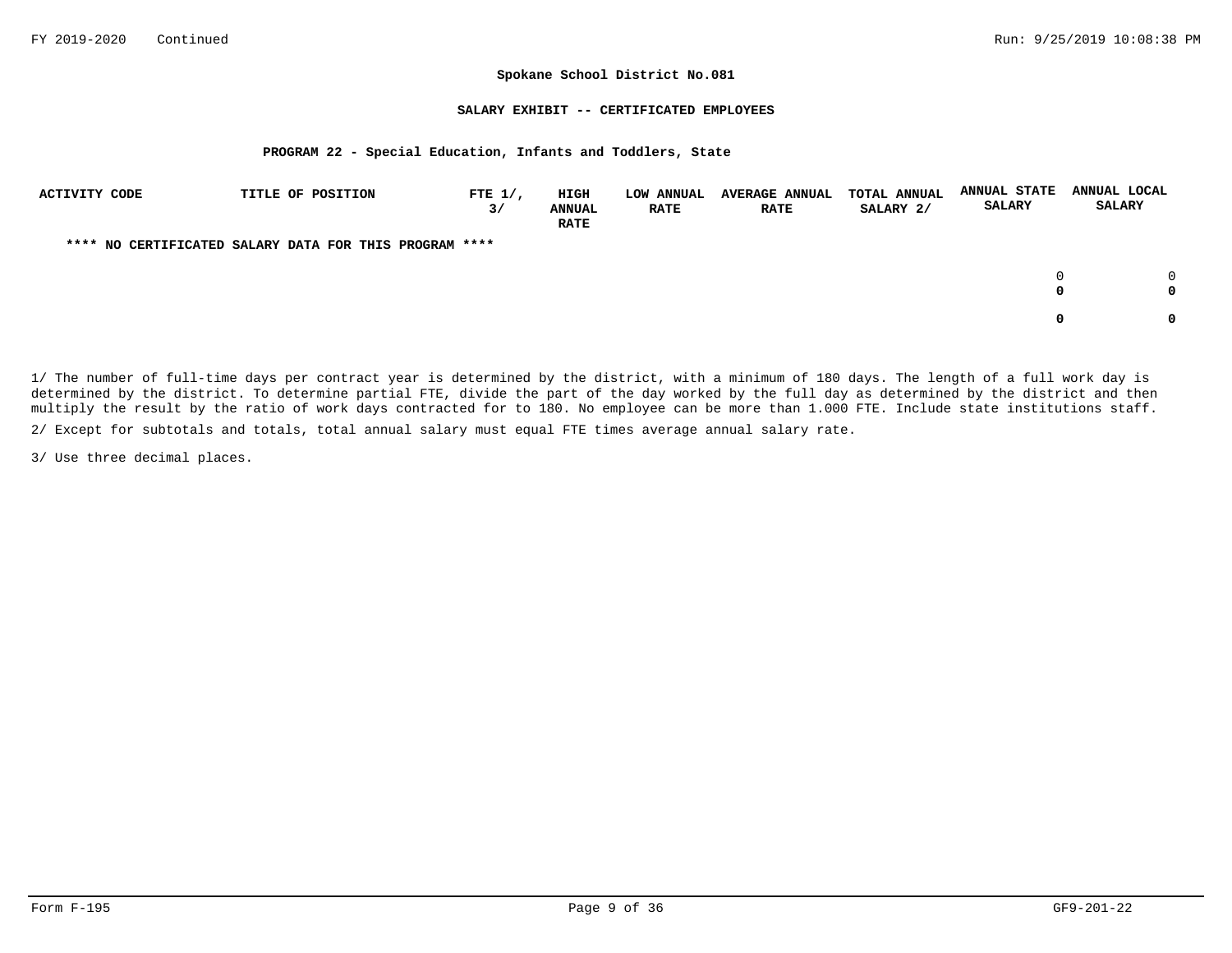## Spokane School District No.081

### SALARY EXHIBIT -- CERTIFICATED EMPLOYEES

#### PROGRAM 22 - Special Education, Infants and Toddlers, State

| ACTIVITY CODE | TITLE OF POSITION | FTE 1/, 3/ | HIGH ANNUAL RATE | LOW ANNUAL RATE | AVERAGE ANNUAL RATE | TOTAL ANNUAL SALARY 2/ | ANNUAL STATE SALARY | ANNUAL LOCAL SALARY |
|---|---|---|---|---|---|---|---|---|
| **** NO CERTIFICATED SALARY DATA FOR THIS PROGRAM **** | | | | | | | | |
| | | | | | | | 0 | 0 |
| | | | | | | | **0** | **0** |
| | | | | | | | **0** | **0** |

1/ The number of full-time days per contract year is determined by the district, with a minimum of 180 days. The length of a full work day is determined by the district. To determine partial FTE, divide the part of the day worked by the full day as determined by the district and then multiply the result by the ratio of work days contracted for to 180. No employee can be more than 1.000 FTE. Include state institutions staff.

2/ Except for subtotals and totals, total annual salary must equal FTE times average annual salary rate.

3/ Use three decimal places.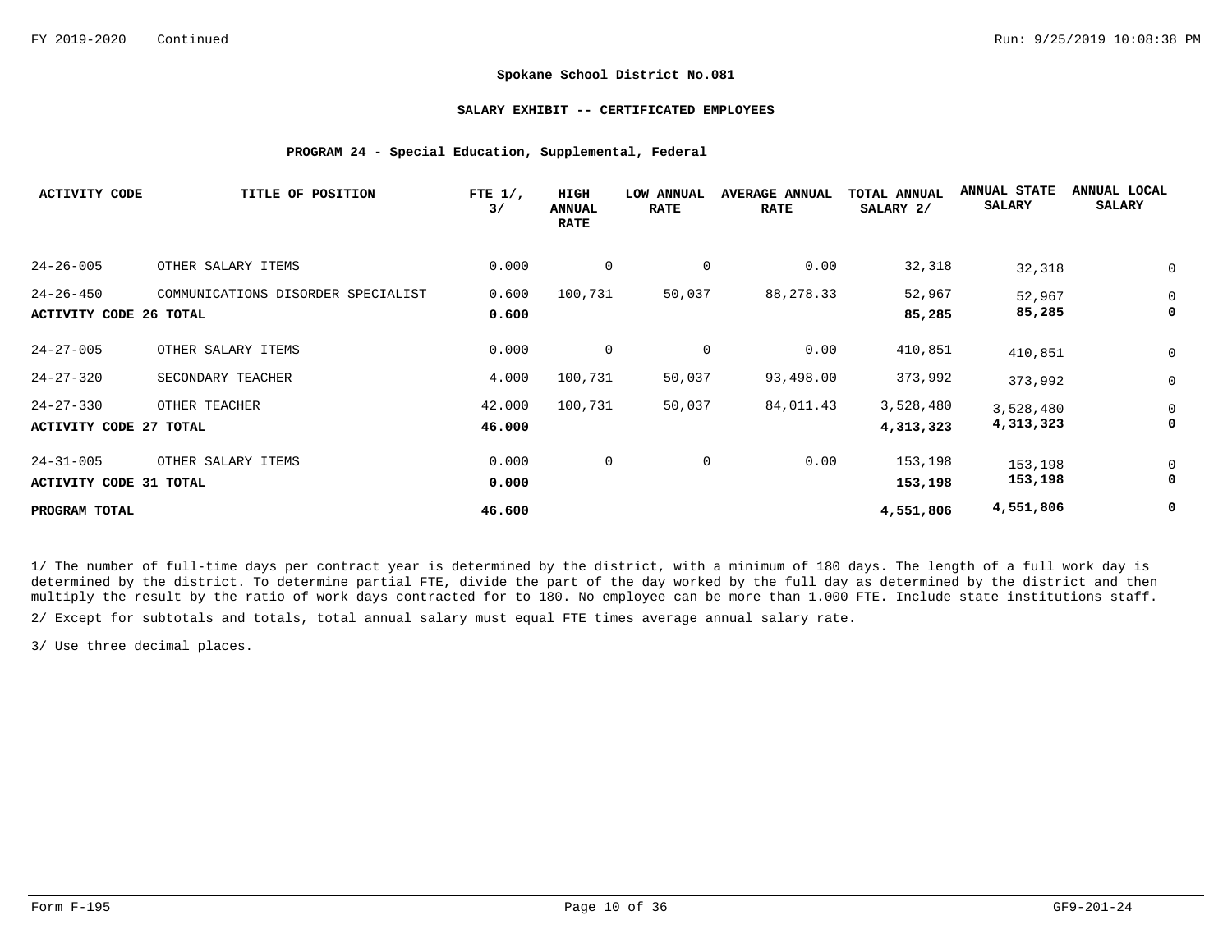**Spokane School District No.081**

**SALARY EXHIBIT -- CERTIFICATED EMPLOYEES**

**PROGRAM 24 - Special Education, Supplemental, Federal**

| ACTIVITY CODE | TITLE OF POSITION | FTE 1/, 3/ | HIGH ANNUAL RATE | LOW ANNUAL RATE | AVERAGE ANNUAL RATE | TOTAL ANNUAL SALARY 2/ | ANNUAL STATE SALARY | ANNUAL LOCAL SALARY |
|---|---|---|---|---|---|---|---|---|
| 24-26-005 | OTHER SALARY ITEMS | 0.000 | 0 | 0 | 0.00 | 32,318 | 32,318 | 0 |
| 24-26-450 | COMMUNICATIONS DISORDER SPECIALIST | 0.600 | 100,731 | 50,037 | 88,278.33 | 52,967 | 52,967 | 0 |
| **ACTIVITY CODE 26 TOTAL** | | **0.600** | | | | **85,285** | **85,285** | **0** |
| 24-27-005 | OTHER SALARY ITEMS | 0.000 | 0 | 0 | 0.00 | 410,851 | 410,851 | 0 |
| 24-27-320 | SECONDARY TEACHER | 4.000 | 100,731 | 50,037 | 93,498.00 | 373,992 | 373,992 | 0 |
| 24-27-330 | OTHER TEACHER | 42.000 | 100,731 | 50,037 | 84,011.43 | 3,528,480 | 3,528,480 | 0 |
| **ACTIVITY CODE 27 TOTAL** | | **46.000** | | | | **4,313,323** | **4,313,323** | **0** |
| 24-31-005 | OTHER SALARY ITEMS | 0.000 | 0 | 0 | 0.00 | 153,198 | 153,198 | 0 |
| **ACTIVITY CODE 31 TOTAL** | | **0.000** | | | | **153,198** | **153,198** | **0** |
| **PROGRAM TOTAL** | | **46.600** | | | | **4,551,806** | **4,551,806** | **0** |

1/ The number of full-time days per contract year is determined by the district, with a minimum of 180 days. The length of a full work day is determined by the district. To determine partial FTE, divide the part of the day worked by the full day as determined by the district and then multiply the result by the ratio of work days contracted for to 180. No employee can be more than 1.000 FTE. Include state institutions staff.

2/ Except for subtotals and totals, total annual salary must equal FTE times average annual salary rate.

3/ Use three decimal places.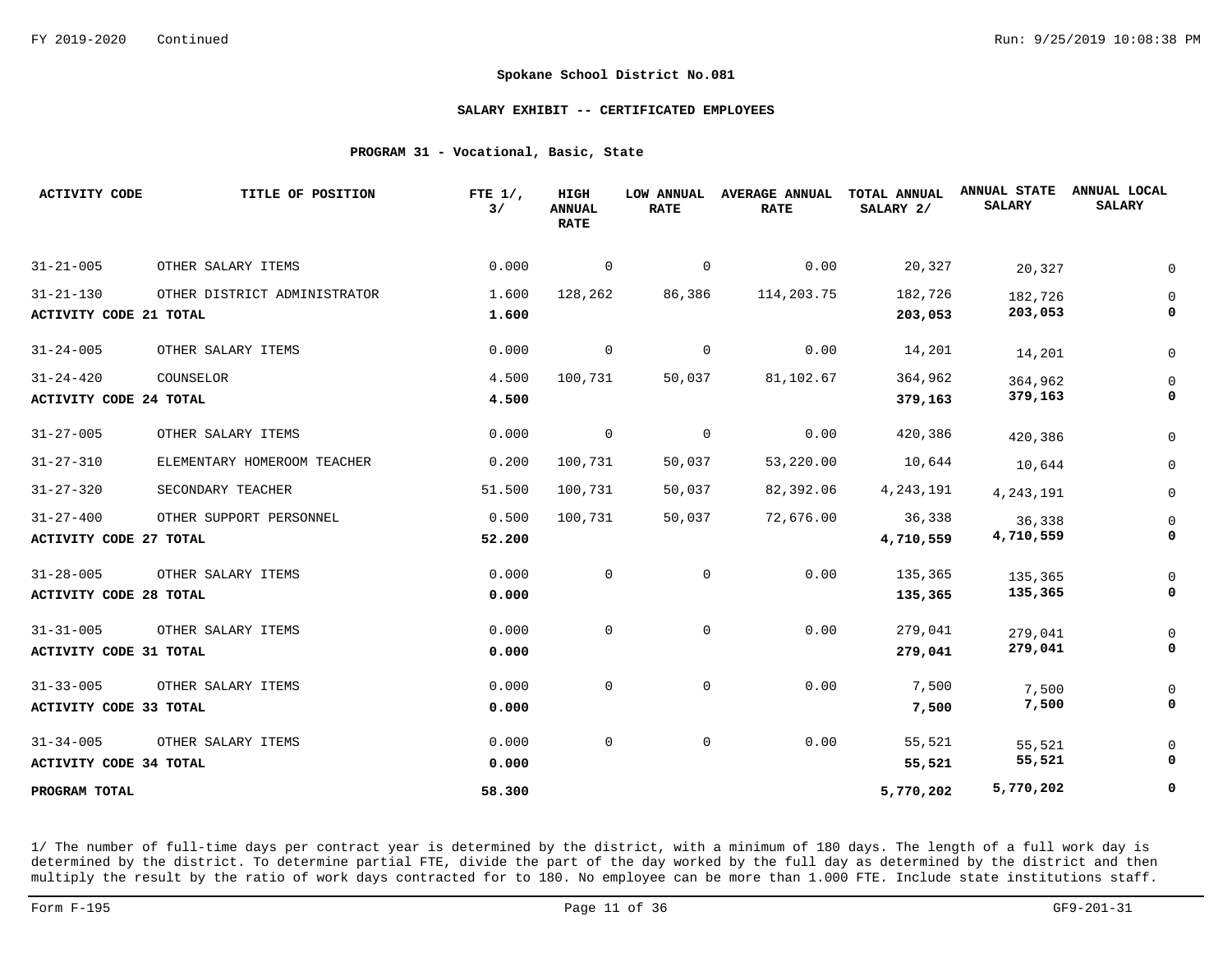**Spokane School District No.081**

**SALARY EXHIBIT -- CERTIFICATED EMPLOYEES**

**PROGRAM 31 - Vocational, Basic, State**

| ACTIVITY CODE | TITLE OF POSITION | FTE 1/, 3/ | HIGH ANNUAL RATE | LOW ANNUAL RATE | AVERAGE ANNUAL RATE | TOTAL ANNUAL SALARY 2/ | ANNUAL STATE SALARY | ANNUAL LOCAL SALARY |
|---|---|---|---|---|---|---|---|---|
| 31-21-005 | OTHER SALARY ITEMS | 0.000 | 0 | 0 | 0.00 | 20,327 | 20,327 | 0 |
| 31-21-130 | OTHER DISTRICT ADMINISTRATOR | 1.600 | 128,262 | 86,386 | 114,203.75 | 182,726 | 182,726 | 0 |
| **ACTIVITY CODE 21 TOTAL** | | **1.600** | | | | **203,053** | **203,053** | **0** |
| 31-24-005 | OTHER SALARY ITEMS | 0.000 | 0 | 0 | 0.00 | 14,201 | 14,201 | 0 |
| 31-24-420 | COUNSELOR | 4.500 | 100,731 | 50,037 | 81,102.67 | 364,962 | 364,962 | 0 |
| **ACTIVITY CODE 24 TOTAL** | | **4.500** | | | | **379,163** | **379,163** | **0** |
| 31-27-005 | OTHER SALARY ITEMS | 0.000 | 0 | 0 | 0.00 | 420,386 | 420,386 | 0 |
| 31-27-310 | ELEMENTARY HOMEROOM TEACHER | 0.200 | 100,731 | 50,037 | 53,220.00 | 10,644 | 10,644 | 0 |
| 31-27-320 | SECONDARY TEACHER | 51.500 | 100,731 | 50,037 | 82,392.06 | 4,243,191 | 4,243,191 | 0 |
| 31-27-400 | OTHER SUPPORT PERSONNEL | 0.500 | 100,731 | 50,037 | 72,676.00 | 36,338 | 36,338 | 0 |
| **ACTIVITY CODE 27 TOTAL** | | **52.200** | | | | **4,710,559** | **4,710,559** | **0** |
| 31-28-005 | OTHER SALARY ITEMS | 0.000 | 0 | 0 | 0.00 | 135,365 | 135,365 | 0 |
| **ACTIVITY CODE 28 TOTAL** | | **0.000** | | | | **135,365** | **135,365** | **0** |
| 31-31-005 | OTHER SALARY ITEMS | 0.000 | 0 | 0 | 0.00 | 279,041 | 279,041 | 0 |
| **ACTIVITY CODE 31 TOTAL** | | **0.000** | | | | **279,041** | **279,041** | **0** |
| 31-33-005 | OTHER SALARY ITEMS | 0.000 | 0 | 0 | 0.00 | 7,500 | 7,500 | 0 |
| **ACTIVITY CODE 33 TOTAL** | | **0.000** | | | | **7,500** | **7,500** | **0** |
| 31-34-005 | OTHER SALARY ITEMS | 0.000 | 0 | 0 | 0.00 | 55,521 | 55,521 | 0 |
| **ACTIVITY CODE 34 TOTAL** | | **0.000** | | | | **55,521** | **55,521** | **0** |
| **PROGRAM TOTAL** | | **58.300** | | | | **5,770,202** | **5,770,202** | **0** |

1/ The number of full-time days per contract year is determined by the district, with a minimum of 180 days. The length of a full work day is determined by the district. To determine partial FTE, divide the part of the day worked by the full day as determined by the district and then multiply the result by the ratio of work days contracted for to 180. No employee can be more than 1.000 FTE. Include state institutions staff.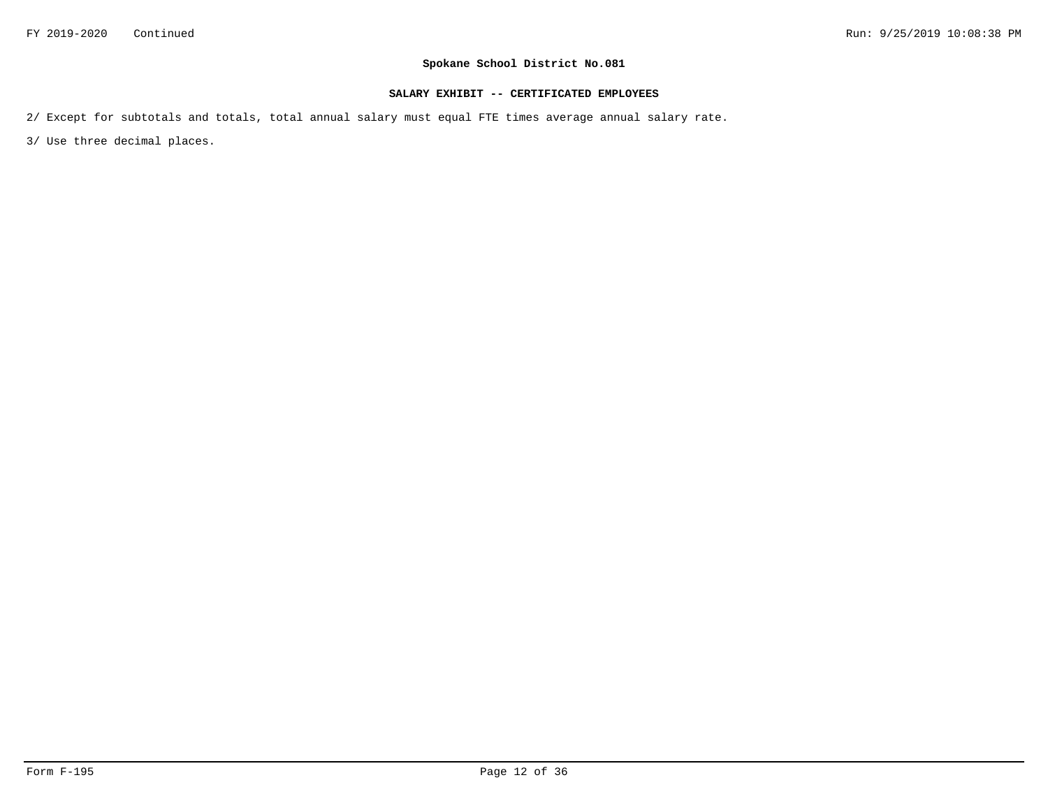**Spokane School District No.081**

**SALARY EXHIBIT -- CERTIFICATED EMPLOYEES**

2/ Except for subtotals and totals, total annual salary must equal FTE times average annual salary rate.

3/ Use three decimal places.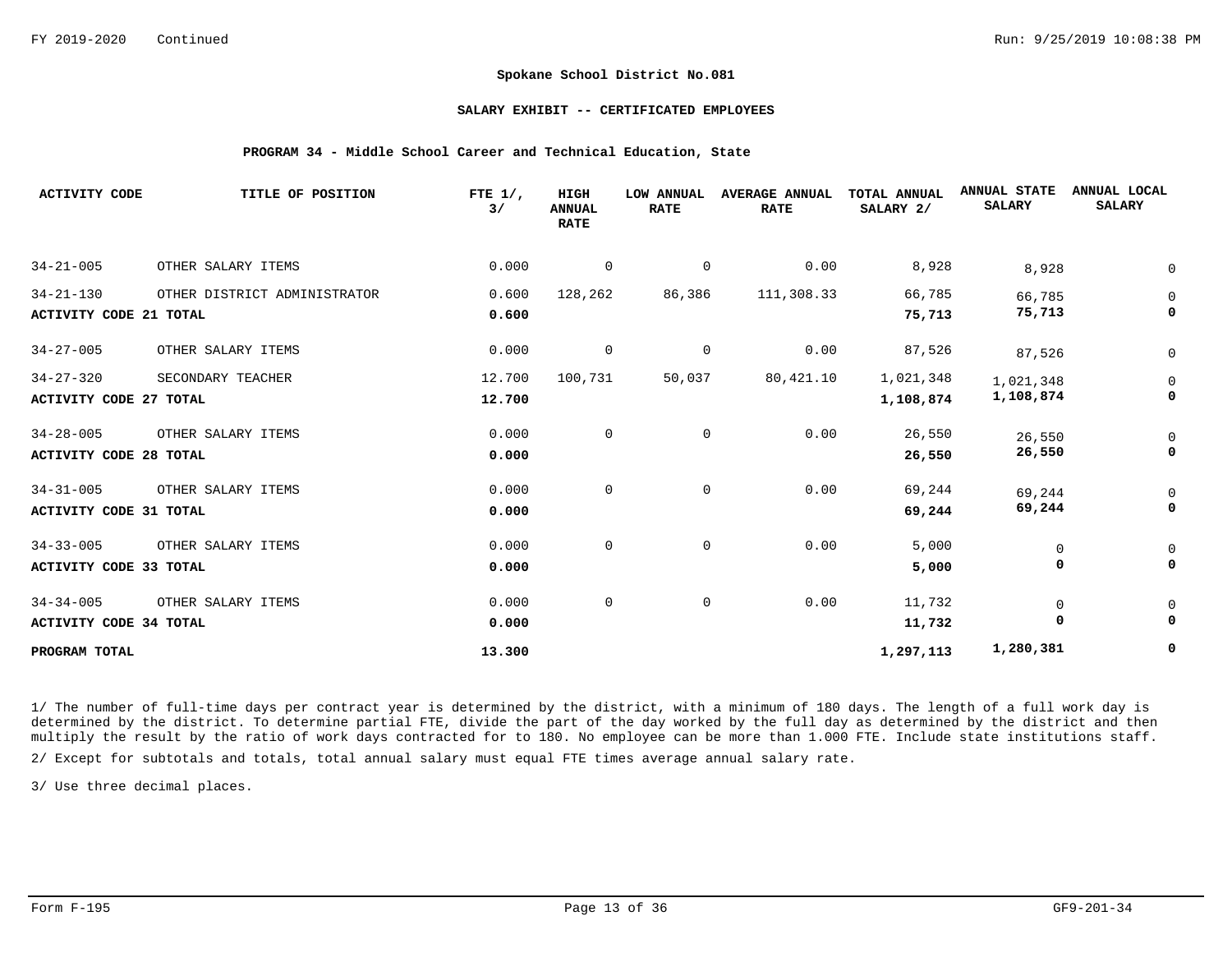**Spokane School District No.081**

**SALARY EXHIBIT -- CERTIFICATED EMPLOYEES**

**PROGRAM 34 - Middle School Career and Technical Education, State**

| ACTIVITY CODE | TITLE OF POSITION | FTE 1/, 3/ | HIGH ANNUAL RATE | LOW ANNUAL RATE | AVERAGE ANNUAL RATE | TOTAL ANNUAL SALARY 2/ | ANNUAL STATE SALARY | ANNUAL LOCAL SALARY |
|---|---|---|---|---|---|---|---|---|
| 34-21-005 | OTHER SALARY ITEMS | 0.000 | 0 | 0 | 0.00 | 8,928 | 8,928 | 0 |
| 34-21-130 | OTHER DISTRICT ADMINISTRATOR | 0.600 | 128,262 | 86,386 | 111,308.33 | 66,785 | 66,785 | 0 |
| **ACTIVITY CODE 21 TOTAL** | | **0.600** | | | | **75,713** | **75,713** | **0** |
| 34-27-005 | OTHER SALARY ITEMS | 0.000 | 0 | 0 | 0.00 | 87,526 | 87,526 | 0 |
| 34-27-320 | SECONDARY TEACHER | 12.700 | 100,731 | 50,037 | 80,421.10 | 1,021,348 | 1,021,348 | 0 |
| **ACTIVITY CODE 27 TOTAL** | | **12.700** | | | | **1,108,874** | **1,108,874** | **0** |
| 34-28-005 | OTHER SALARY ITEMS | 0.000 | 0 | 0 | 0.00 | 26,550 | 26,550 | 0 |
| **ACTIVITY CODE 28 TOTAL** | | **0.000** | | | | **26,550** | **26,550** | **0** |
| 34-31-005 | OTHER SALARY ITEMS | 0.000 | 0 | 0 | 0.00 | 69,244 | 69,244 | 0 |
| **ACTIVITY CODE 31 TOTAL** | | **0.000** | | | | **69,244** | **69,244** | **0** |
| 34-33-005 | OTHER SALARY ITEMS | 0.000 | 0 | 0 | 0.00 | 5,000 | 0 | 0 |
| **ACTIVITY CODE 33 TOTAL** | | **0.000** | | | | **5,000** | **0** | **0** |
| 34-34-005 | OTHER SALARY ITEMS | 0.000 | 0 | 0 | 0.00 | 11,732 | 0 | 0 |
| **ACTIVITY CODE 34 TOTAL** | | **0.000** | | | | **11,732** | **0** | **0** |
| **PROGRAM TOTAL** | | **13.300** | | | | **1,297,113** | **1,280,381** | **0** |

1/ The number of full-time days per contract year is determined by the district, with a minimum of 180 days. The length of a full work day is determined by the district. To determine partial FTE, divide the part of the day worked by the full day as determined by the district and then multiply the result by the ratio of work days contracted for to 180. No employee can be more than 1.000 FTE. Include state institutions staff.

2/ Except for subtotals and totals, total annual salary must equal FTE times average annual salary rate.

3/ Use three decimal places.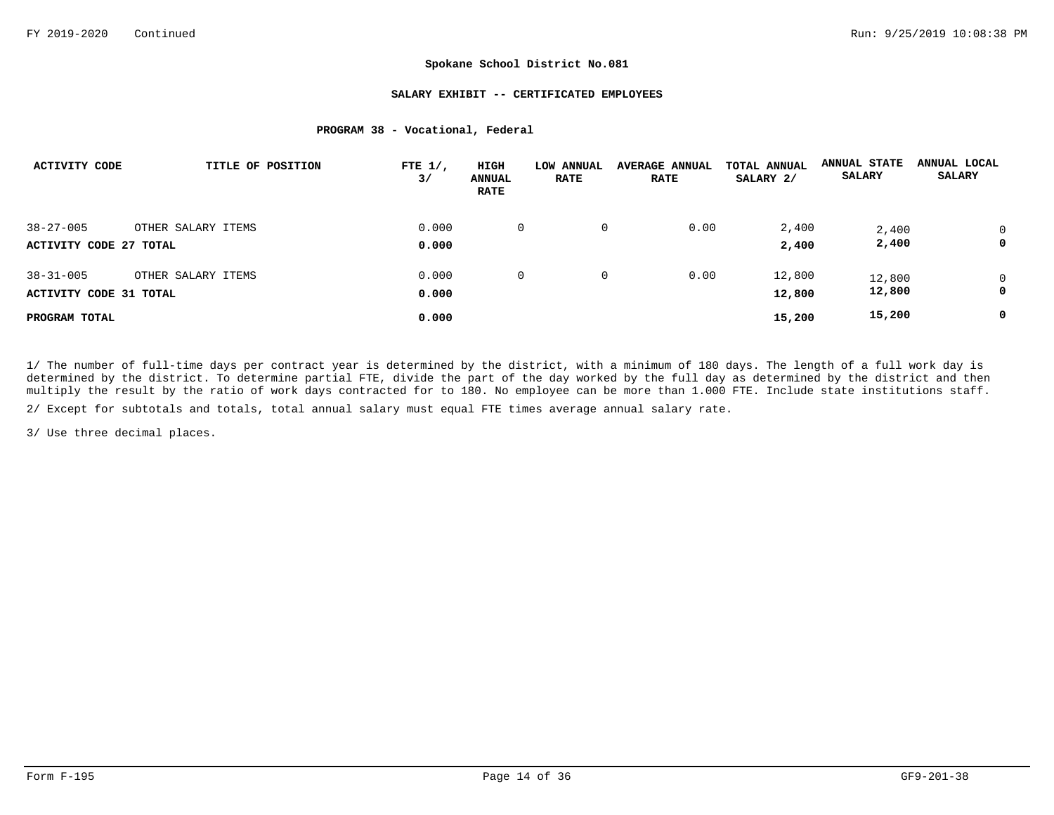FY 2019-2020 Continued

**Spokane School District No.081**

**SALARY EXHIBIT -- CERTIFICATED EMPLOYEES**

**PROGRAM 38 - Vocational, Federal**

| ACTIVITY CODE | TITLE OF POSITION | FTE 1/, 3/ | HIGH ANNUAL RATE | LOW ANNUAL RATE | AVERAGE ANNUAL RATE | TOTAL ANNUAL SALARY 2/ | ANNUAL STATE SALARY | ANNUAL LOCAL SALARY |
|---|---|---|---|---|---|---|---|---|
| 38-27-005 | OTHER SALARY ITEMS | 0.000 | 0 | 0 | 0.00 | 2,400 | 2,400 | 0 |
| **ACTIVITY CODE 27 TOTAL** | | **0.000** | | | | **2,400** | **2,400** | **0** |
| 38-31-005 | OTHER SALARY ITEMS | 0.000 | 0 | 0 | 0.00 | 12,800 | 12,800 | 0 |
| **ACTIVITY CODE 31 TOTAL** | | **0.000** | | | | **12,800** | **12,800** | **0** |
| **PROGRAM TOTAL** | | **0.000** | | | | **15,200** | **15,200** | **0** |

1/ The number of full-time days per contract year is determined by the district, with a minimum of 180 days. The length of a full work day is determined by the district. To determine partial FTE, divide the part of the day worked by the full day as determined by the district and then multiply the result by the ratio of work days contracted for to 180. No employee can be more than 1.000 FTE. Include state institutions staff.

2/ Except for subtotals and totals, total annual salary must equal FTE times average annual salary rate.

3/ Use three decimal places.

Form F-195 GF9-201-38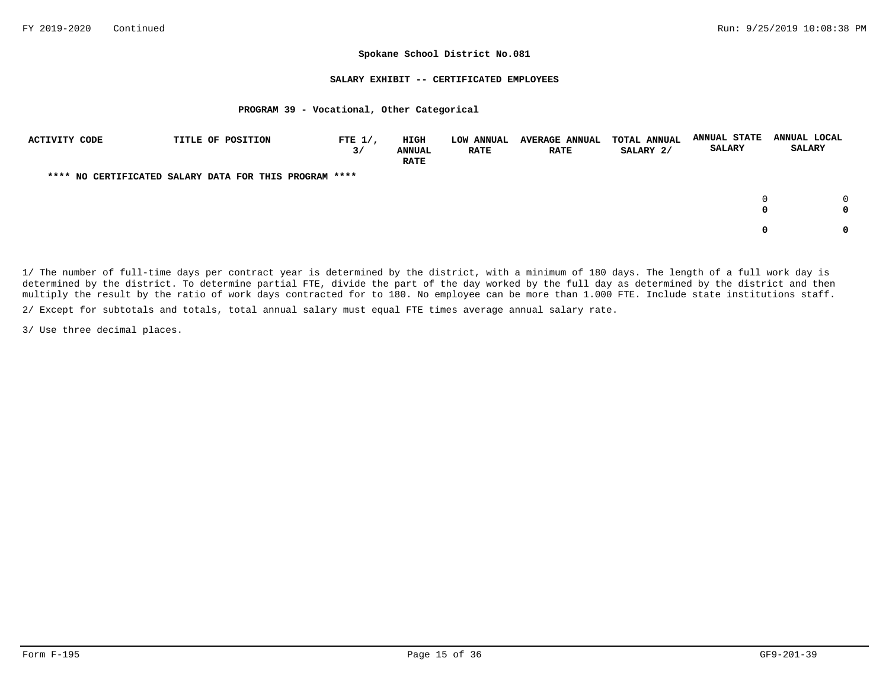**Spokane School District No.081**

**SALARY EXHIBIT -- CERTIFICATED EMPLOYEES**

**PROGRAM 39 - Vocational, Other Categorical**

| ACTIVITY CODE | TITLE OF POSITION | FTE 1/, 3/ | HIGH ANNUAL RATE | LOW ANNUAL RATE | AVERAGE ANNUAL RATE | TOTAL ANNUAL SALARY 2/ | ANNUAL STATE SALARY | ANNUAL LOCAL SALARY |
|---|---|---|---|---|---|---|---|---|
| **\*\*\*\* NO CERTIFICATED SALARY DATA FOR THIS PROGRAM \*\*\*\*** | | | | | | | | |
| | | | | | | | 0 | 0 |
| | | | | | | | **0** | **0** |
| | | | | | | | **0** | **0** |

1/ The number of full-time days per contract year is determined by the district, with a minimum of 180 days. The length of a full work day is determined by the district. To determine partial FTE, divide the part of the day worked by the full day as determined by the district and then multiply the result by the ratio of work days contracted for to 180. No employee can be more than 1.000 FTE. Include state institutions staff.

2/ Except for subtotals and totals, total annual salary must equal FTE times average annual salary rate.

3/ Use three decimal places.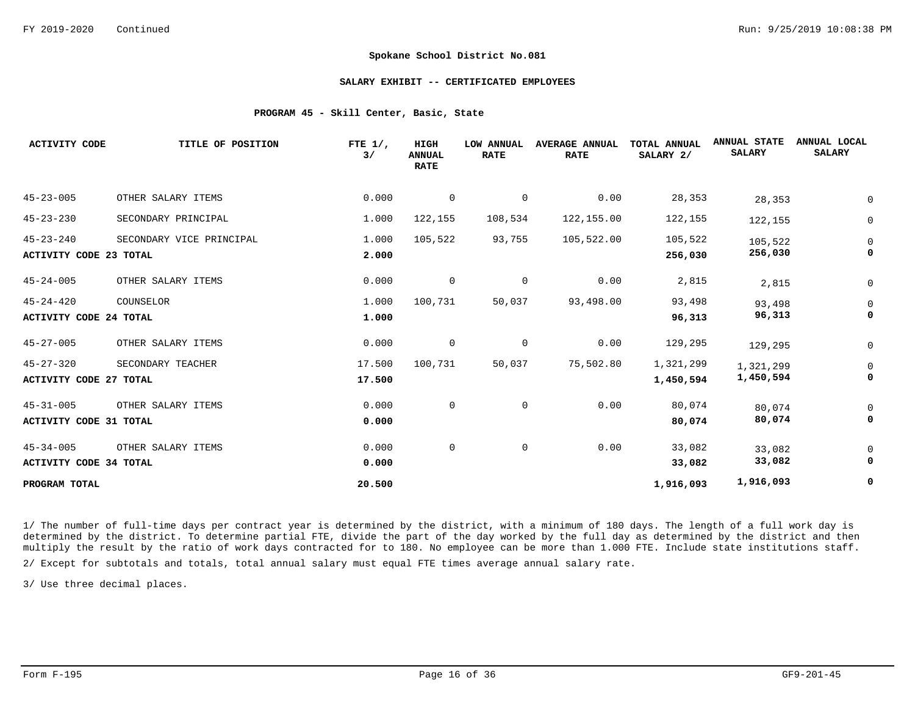**Spokane School District No.081**

**SALARY EXHIBIT -- CERTIFICATED EMPLOYEES**

**PROGRAM 45 - Skill Center, Basic, State**

| ACTIVITY CODE | TITLE OF POSITION | FTE 1/, 3/ | HIGH ANNUAL RATE | LOW ANNUAL RATE | AVERAGE ANNUAL RATE | TOTAL ANNUAL SALARY 2/ | ANNUAL STATE SALARY | ANNUAL LOCAL SALARY |
|---|---|---|---|---|---|---|---|---|
| 45-23-005 | OTHER SALARY ITEMS | 0.000 | 0 | 0 | 0.00 | 28,353 | 28,353 | 0 |
| 45-23-230 | SECONDARY PRINCIPAL | 1.000 | 122,155 | 108,534 | 122,155.00 | 122,155 | 122,155 | 0 |
| 45-23-240 | SECONDARY VICE PRINCIPAL | 1.000 | 105,522 | 93,755 | 105,522.00 | 105,522 | 105,522 | 0 |
| **ACTIVITY CODE 23 TOTAL** | | **2.000** | | | | **256,030** | **256,030** | **0** |
| 45-24-005 | OTHER SALARY ITEMS | 0.000 | 0 | 0 | 0.00 | 2,815 | 2,815 | 0 |
| 45-24-420 | COUNSELOR | 1.000 | 100,731 | 50,037 | 93,498.00 | 93,498 | 93,498 | 0 |
| **ACTIVITY CODE 24 TOTAL** | | **1.000** | | | | **96,313** | **96,313** | **0** |
| 45-27-005 | OTHER SALARY ITEMS | 0.000 | 0 | 0 | 0.00 | 129,295 | 129,295 | 0 |
| 45-27-320 | SECONDARY TEACHER | 17.500 | 100,731 | 50,037 | 75,502.80 | 1,321,299 | 1,321,299 | 0 |
| **ACTIVITY CODE 27 TOTAL** | | **17.500** | | | | **1,450,594** | **1,450,594** | **0** |
| 45-31-005 | OTHER SALARY ITEMS | 0.000 | 0 | 0 | 0.00 | 80,074 | 80,074 | 0 |
| **ACTIVITY CODE 31 TOTAL** | | **0.000** | | | | **80,074** | **80,074** | **0** |
| 45-34-005 | OTHER SALARY ITEMS | 0.000 | 0 | 0 | 0.00 | 33,082 | 33,082 | 0 |
| **ACTIVITY CODE 34 TOTAL** | | **0.000** | | | | **33,082** | **33,082** | **0** |
| **PROGRAM TOTAL** | | **20.500** | | | | **1,916,093** | **1,916,093** | **0** |

1/ The number of full-time days per contract year is determined by the district, with a minimum of 180 days. The length of a full work day is determined by the district. To determine partial FTE, divide the part of the day worked by the full day as determined by the district and then multiply the result by the ratio of work days contracted for to 180. No employee can be more than 1.000 FTE. Include state institutions staff.

2/ Except for subtotals and totals, total annual salary must equal FTE times average annual salary rate.

3/ Use three decimal places.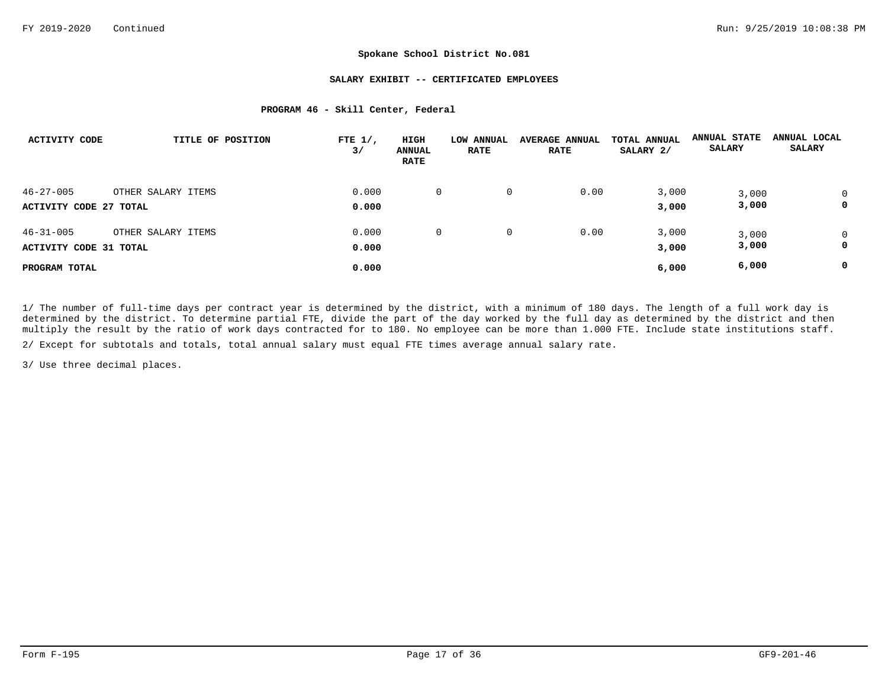FY 2019-2020 Continued

## Spokane School District No.081

### SALARY EXHIBIT -- CERTIFICATED EMPLOYEES

#### PROGRAM 46 - Skill Center, Federal

| ACTIVITY CODE | TITLE OF POSITION | FTE 1/, 3/ | HIGH ANNUAL RATE | LOW ANNUAL RATE | AVERAGE ANNUAL RATE | TOTAL ANNUAL SALARY 2/ | ANNUAL STATE SALARY | ANNUAL LOCAL SALARY |
|---|---|---|---|---|---|---|---|---|
| 46-27-005 | OTHER SALARY ITEMS | 0.000 | 0 | 0 | 0.00 | 3,000 | 3,000 | 0 |
| **ACTIVITY CODE 27 TOTAL** | | **0.000** | | | | **3,000** | **3,000** | **0** |
| 46-31-005 | OTHER SALARY ITEMS | 0.000 | 0 | 0 | 0.00 | 3,000 | 3,000 | 0 |
| **ACTIVITY CODE 31 TOTAL** | | **0.000** | | | | **3,000** | **3,000** | **0** |
| **PROGRAM TOTAL** | | **0.000** | | | | **6,000** | **6,000** | **0** |

1/ The number of full-time days per contract year is determined by the district, with a minimum of 180 days. The length of a full work day is determined by the district. To determine partial FTE, divide the part of the day worked by the full day as determined by the district and then multiply the result by the ratio of work days contracted for to 180. No employee can be more than 1.000 FTE. Include state institutions staff.

2/ Except for subtotals and totals, total annual salary must equal FTE times average annual salary rate.

3/ Use three decimal places.

Form F-195 GF9-201-46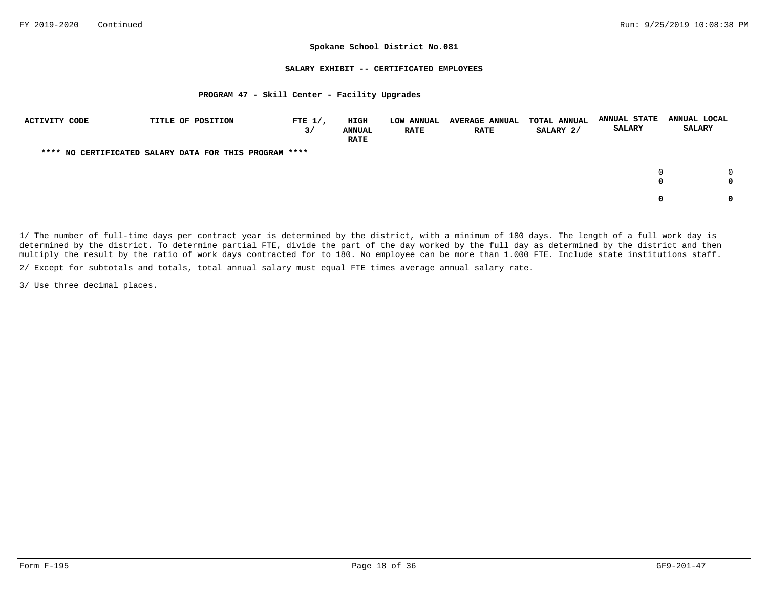**Spokane School District No.081**

**SALARY EXHIBIT -- CERTIFICATED EMPLOYEES**

**PROGRAM 47 - Skill Center - Facility Upgrades**

| ACTIVITY CODE | TITLE OF POSITION | FTE 1/, 3/ | HIGH ANNUAL RATE | LOW ANNUAL RATE | AVERAGE ANNUAL RATE | TOTAL ANNUAL SALARY 2/ | ANNUAL STATE SALARY | ANNUAL LOCAL SALARY |
|---|---|---|---|---|---|---|---|---|
| **** NO CERTIFICATED SALARY DATA FOR THIS PROGRAM **** | | | | | | | | |
| | | | | | | | 0 | 0 |
| | | | | | | | **0** | **0** |
| | | | | | | | **0** | **0** |

1/ The number of full-time days per contract year is determined by the district, with a minimum of 180 days. The length of a full work day is determined by the district. To determine partial FTE, divide the part of the day worked by the full day as determined by the district and then multiply the result by the ratio of work days contracted for to 180. No employee can be more than 1.000 FTE. Include state institutions staff.

2/ Except for subtotals and totals, total annual salary must equal FTE times average annual salary rate.

3/ Use three decimal places.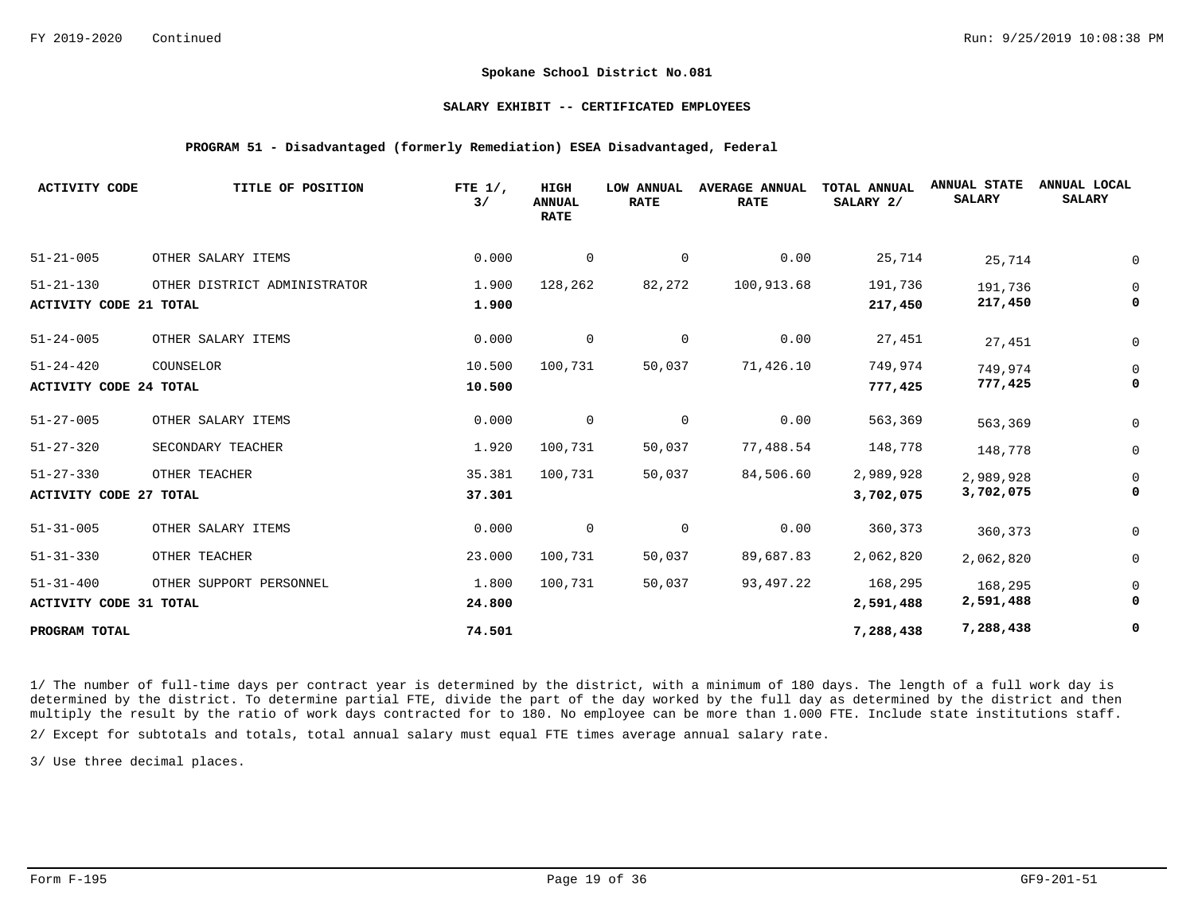**Spokane School District No.081**

**SALARY EXHIBIT -- CERTIFICATED EMPLOYEES**

**PROGRAM 51 - Disadvantaged (formerly Remediation) ESEA Disadvantaged, Federal**

| ACTIVITY CODE | TITLE OF POSITION | FTE 1/, 3/ | HIGH ANNUAL RATE | LOW ANNUAL RATE | AVERAGE ANNUAL RATE | TOTAL ANNUAL SALARY 2/ | ANNUAL STATE SALARY | ANNUAL LOCAL SALARY |
|---|---|---|---|---|---|---|---|---|
| 51-21-005 | OTHER SALARY ITEMS | 0.000 | 0 | 0 | 0.00 | 25,714 | 25,714 | 0 |
| 51-21-130 | OTHER DISTRICT ADMINISTRATOR | 1.900 | 128,262 | 82,272 | 100,913.68 | 191,736 | 191,736 | 0 |
| **ACTIVITY CODE 21 TOTAL** | | **1.900** | | | | **217,450** | **217,450** | **0** |
| 51-24-005 | OTHER SALARY ITEMS | 0.000 | 0 | 0 | 0.00 | 27,451 | 27,451 | 0 |
| 51-24-420 | COUNSELOR | 10.500 | 100,731 | 50,037 | 71,426.10 | 749,974 | 749,974 | 0 |
| **ACTIVITY CODE 24 TOTAL** | | **10.500** | | | | **777,425** | **777,425** | **0** |
| 51-27-005 | OTHER SALARY ITEMS | 0.000 | 0 | 0 | 0.00 | 563,369 | 563,369 | 0 |
| 51-27-320 | SECONDARY TEACHER | 1.920 | 100,731 | 50,037 | 77,488.54 | 148,778 | 148,778 | 0 |
| 51-27-330 | OTHER TEACHER | 35.381 | 100,731 | 50,037 | 84,506.60 | 2,989,928 | 2,989,928 | 0 |
| **ACTIVITY CODE 27 TOTAL** | | **37.301** | | | | **3,702,075** | **3,702,075** | **0** |
| 51-31-005 | OTHER SALARY ITEMS | 0.000 | 0 | 0 | 0.00 | 360,373 | 360,373 | 0 |
| 51-31-330 | OTHER TEACHER | 23.000 | 100,731 | 50,037 | 89,687.83 | 2,062,820 | 2,062,820 | 0 |
| 51-31-400 | OTHER SUPPORT PERSONNEL | 1.800 | 100,731 | 50,037 | 93,497.22 | 168,295 | 168,295 | 0 |
| **ACTIVITY CODE 31 TOTAL** | | **24.800** | | | | **2,591,488** | **2,591,488** | **0** |
| **PROGRAM TOTAL** | | **74.501** | | | | **7,288,438** | **7,288,438** | **0** |

1/ The number of full-time days per contract year is determined by the district, with a minimum of 180 days. The length of a full work day is determined by the district. To determine partial FTE, divide the part of the day worked by the full day as determined by the district and then multiply the result by the ratio of work days contracted for to 180. No employee can be more than 1.000 FTE. Include state institutions staff.

2/ Except for subtotals and totals, total annual salary must equal FTE times average annual salary rate.

3/ Use three decimal places.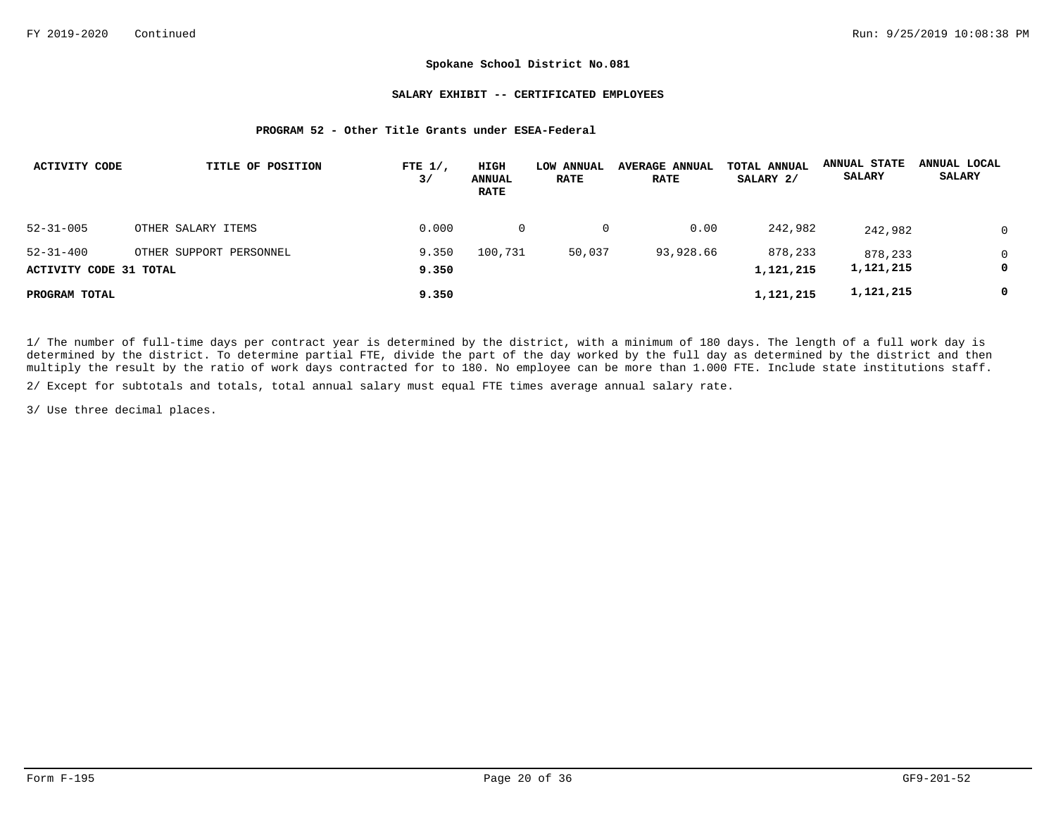FY 2019-2020 Continued

## Spokane School District No.081

### SALARY EXHIBIT -- CERTIFICATED EMPLOYEES

#### PROGRAM 52 - Other Title Grants under ESEA-Federal

| ACTIVITY CODE | TITLE OF POSITION | FTE 1/, 3/ | HIGH ANNUAL RATE | LOW ANNUAL RATE | AVERAGE ANNUAL RATE | TOTAL ANNUAL SALARY 2/ | ANNUAL STATE SALARY | ANNUAL LOCAL SALARY |
|---|---|---|---|---|---|---|---|---|
| 52-31-005 | OTHER SALARY ITEMS | 0.000 | 0 | 0 | 0.00 | 242,982 | 242,982 | 0 |
| 52-31-400 | OTHER SUPPORT PERSONNEL | 9.350 | 100,731 | 50,037 | 93,928.66 | 878,233 | 878,233 | 0 |
| **ACTIVITY CODE 31 TOTAL** | | **9.350** | | | | **1,121,215** | **1,121,215** | **0** |
| **PROGRAM TOTAL** | | **9.350** | | | | **1,121,215** | **1,121,215** | **0** |

1/ The number of full-time days per contract year is determined by the district, with a minimum of 180 days. The length of a full work day is determined by the district. To determine partial FTE, divide the part of the day worked by the full day as determined by the district and then multiply the result by the ratio of work days contracted for to 180. No employee can be more than 1.000 FTE. Include state institutions staff.

2/ Except for subtotals and totals, total annual salary must equal FTE times average annual salary rate.

3/ Use three decimal places.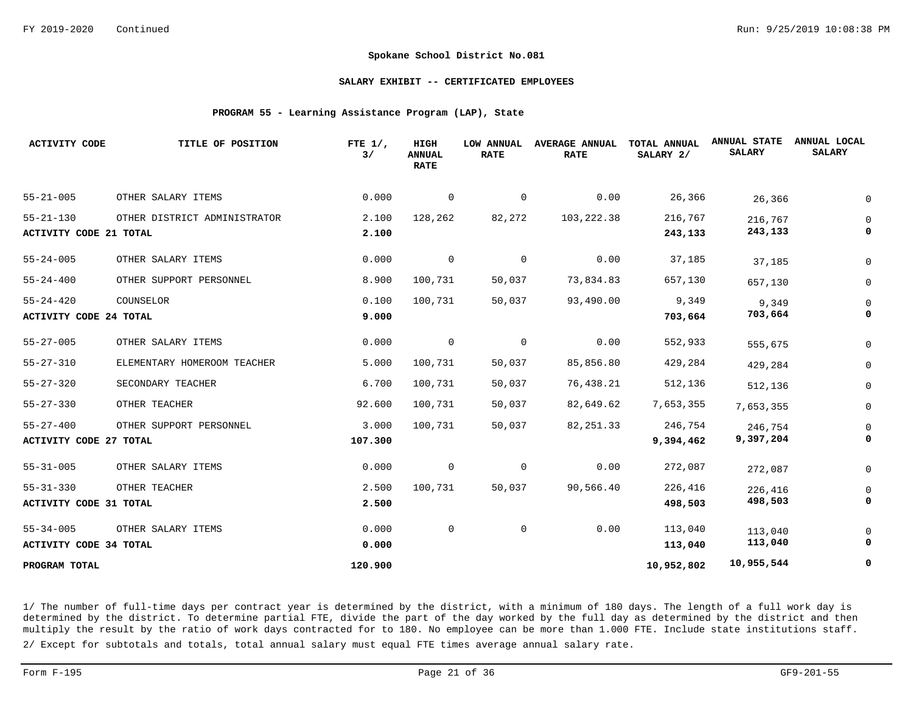**Spokane School District No.081**

**SALARY EXHIBIT -- CERTIFICATED EMPLOYEES**

**PROGRAM 55 - Learning Assistance Program (LAP), State**

| ACTIVITY CODE | TITLE OF POSITION | FTE 1/, 3/ | HIGH ANNUAL RATE | LOW ANNUAL RATE | AVERAGE ANNUAL RATE | TOTAL ANNUAL SALARY 2/ | ANNUAL STATE SALARY | ANNUAL LOCAL SALARY |
|---|---|---|---|---|---|---|---|---|
| 55-21-005 | OTHER SALARY ITEMS | 0.000 | 0 | 0 | 0.00 | 26,366 | 26,366 | 0 |
| 55-21-130 | OTHER DISTRICT ADMINISTRATOR | 2.100 | 128,262 | 82,272 | 103,222.38 | 216,767 | 216,767 | 0 |
| **ACTIVITY CODE 21 TOTAL** | | **2.100** | | | | **243,133** | **243,133** | **0** |
| 55-24-005 | OTHER SALARY ITEMS | 0.000 | 0 | 0 | 0.00 | 37,185 | 37,185 | 0 |
| 55-24-400 | OTHER SUPPORT PERSONNEL | 8.900 | 100,731 | 50,037 | 73,834.83 | 657,130 | 657,130 | 0 |
| 55-24-420 | COUNSELOR | 0.100 | 100,731 | 50,037 | 93,490.00 | 9,349 | 9,349 | 0 |
| **ACTIVITY CODE 24 TOTAL** | | **9.000** | | | | **703,664** | **703,664** | **0** |
| 55-27-005 | OTHER SALARY ITEMS | 0.000 | 0 | 0 | 0.00 | 552,933 | 555,675 | 0 |
| 55-27-310 | ELEMENTARY HOMEROOM TEACHER | 5.000 | 100,731 | 50,037 | 85,856.80 | 429,284 | 429,284 | 0 |
| 55-27-320 | SECONDARY TEACHER | 6.700 | 100,731 | 50,037 | 76,438.21 | 512,136 | 512,136 | 0 |
| 55-27-330 | OTHER TEACHER | 92.600 | 100,731 | 50,037 | 82,649.62 | 7,653,355 | 7,653,355 | 0 |
| 55-27-400 | OTHER SUPPORT PERSONNEL | 3.000 | 100,731 | 50,037 | 82,251.33 | 246,754 | 246,754 | 0 |
| **ACTIVITY CODE 27 TOTAL** | | **107.300** | | | | **9,394,462** | **9,397,204** | **0** |
| 55-31-005 | OTHER SALARY ITEMS | 0.000 | 0 | 0 | 0.00 | 272,087 | 272,087 | 0 |
| 55-31-330 | OTHER TEACHER | 2.500 | 100,731 | 50,037 | 90,566.40 | 226,416 | 226,416 | 0 |
| **ACTIVITY CODE 31 TOTAL** | | **2.500** | | | | **498,503** | **498,503** | **0** |
| 55-34-005 | OTHER SALARY ITEMS | 0.000 | 0 | 0 | 0.00 | 113,040 | 113,040 | 0 |
| **ACTIVITY CODE 34 TOTAL** | | **0.000** | | | | **113,040** | **113,040** | **0** |
| **PROGRAM TOTAL** | | **120.900** | | | | **10,952,802** | **10,955,544** | **0** |

1/ The number of full-time days per contract year is determined by the district, with a minimum of 180 days. The length of a full work day is determined by the district. To determine partial FTE, divide the part of the day worked by the full day as determined by the district and then multiply the result by the ratio of work days contracted for to 180. No employee can be more than 1.000 FTE. Include state institutions staff.

2/ Except for subtotals and totals, total annual salary must equal FTE times average annual salary rate.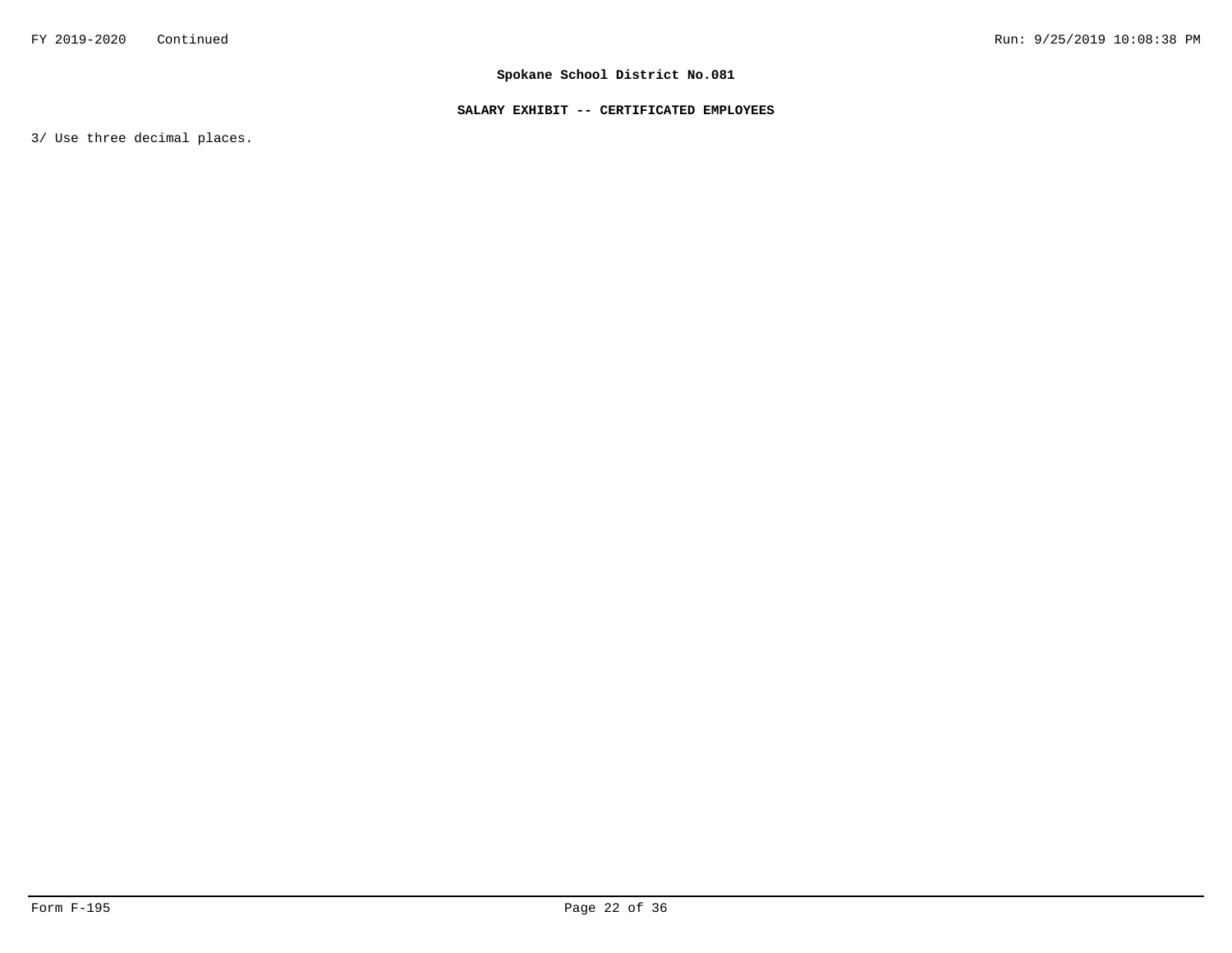3/ Use three decimal places.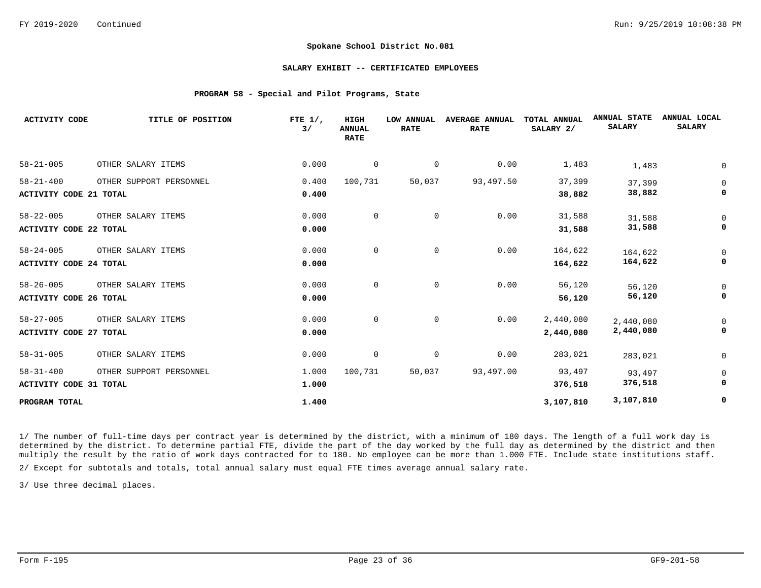**Spokane School District No.081**

**SALARY EXHIBIT -- CERTIFICATED EMPLOYEES**

**PROGRAM 58 - Special and Pilot Programs, State**

| ACTIVITY CODE | TITLE OF POSITION | FTE 1/, 3/ | HIGH ANNUAL RATE | LOW ANNUAL RATE | AVERAGE ANNUAL RATE | TOTAL ANNUAL SALARY 2/ | ANNUAL STATE SALARY | ANNUAL LOCAL SALARY |
|---|---|---|---|---|---|---|---|---|
| 58-21-005 | OTHER SALARY ITEMS | 0.000 | 0 | 0 | 0.00 | 1,483 | 1,483 | 0 |
| 58-21-400 | OTHER SUPPORT PERSONNEL | 0.400 | 100,731 | 50,037 | 93,497.50 | 37,399 | 37,399 | 0 |
| **ACTIVITY CODE 21 TOTAL** | | **0.400** | | | | **38,882** | **38,882** | **0** |
| 58-22-005 | OTHER SALARY ITEMS | 0.000 | 0 | 0 | 0.00 | 31,588 | 31,588 | 0 |
| **ACTIVITY CODE 22 TOTAL** | | **0.000** | | | | **31,588** | **31,588** | **0** |
| 58-24-005 | OTHER SALARY ITEMS | 0.000 | 0 | 0 | 0.00 | 164,622 | 164,622 | 0 |
| **ACTIVITY CODE 24 TOTAL** | | **0.000** | | | | **164,622** | **164,622** | **0** |
| 58-26-005 | OTHER SALARY ITEMS | 0.000 | 0 | 0 | 0.00 | 56,120 | 56,120 | 0 |
| **ACTIVITY CODE 26 TOTAL** | | **0.000** | | | | **56,120** | **56,120** | **0** |
| 58-27-005 | OTHER SALARY ITEMS | 0.000 | 0 | 0 | 0.00 | 2,440,080 | 2,440,080 | 0 |
| **ACTIVITY CODE 27 TOTAL** | | **0.000** | | | | **2,440,080** | **2,440,080** | **0** |
| 58-31-005 | OTHER SALARY ITEMS | 0.000 | 0 | 0 | 0.00 | 283,021 | 283,021 | 0 |
| 58-31-400 | OTHER SUPPORT PERSONNEL | 1.000 | 100,731 | 50,037 | 93,497.00 | 93,497 | 93,497 | 0 |
| **ACTIVITY CODE 31 TOTAL** | | **1.000** | | | | **376,518** | **376,518** | **0** |
| **PROGRAM TOTAL** | | **1.400** | | | | **3,107,810** | **3,107,810** | **0** |

1/ The number of full-time days per contract year is determined by the district, with a minimum of 180 days. The length of a full work day is determined by the district. To determine partial FTE, divide the part of the day worked by the full day as determined by the district and then multiply the result by the ratio of work days contracted for to 180. No employee can be more than 1.000 FTE. Include state institutions staff.

2/ Except for subtotals and totals, total annual salary must equal FTE times average annual salary rate.

3/ Use three decimal places.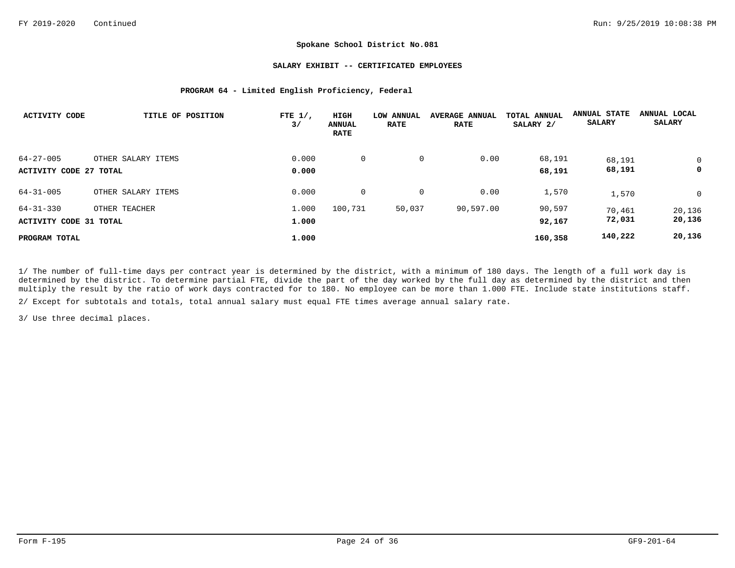**Spokane School District No.081**

**SALARY EXHIBIT -- CERTIFICATED EMPLOYEES**

**PROGRAM 64 - Limited English Proficiency, Federal**

| ACTIVITY CODE | TITLE OF POSITION | FTE 1/, 3/ | HIGH ANNUAL RATE | LOW ANNUAL RATE | AVERAGE ANNUAL RATE | TOTAL ANNUAL SALARY 2/ | ANNUAL STATE SALARY | ANNUAL LOCAL SALARY |
|---|---|---|---|---|---|---|---|---|
| 64-27-005 | OTHER SALARY ITEMS | 0.000 | 0 | 0 | 0.00 | 68,191 | 68,191 | 0 |
| **ACTIVITY CODE 27 TOTAL** | | **0.000** | | | | **68,191** | **68,191** | **0** |
| 64-31-005 | OTHER SALARY ITEMS | 0.000 | 0 | 0 | 0.00 | 1,570 | 1,570 | 0 |
| 64-31-330 | OTHER TEACHER | 1.000 | 100,731 | 50,037 | 90,597.00 | 90,597 | 70,461 | 20,136 |
| **ACTIVITY CODE 31 TOTAL** | | **1.000** | | | | **92,167** | **72,031** | **20,136** |
| **PROGRAM TOTAL** | | **1.000** | | | | **160,358** | **140,222** | **20,136** |

1/ The number of full-time days per contract year is determined by the district, with a minimum of 180 days. The length of a full work day is determined by the district. To determine partial FTE, divide the part of the day worked by the full day as determined by the district and then multiply the result by the ratio of work days contracted for to 180. No employee can be more than 1.000 FTE. Include state institutions staff.

2/ Except for subtotals and totals, total annual salary must equal FTE times average annual salary rate.

3/ Use three decimal places.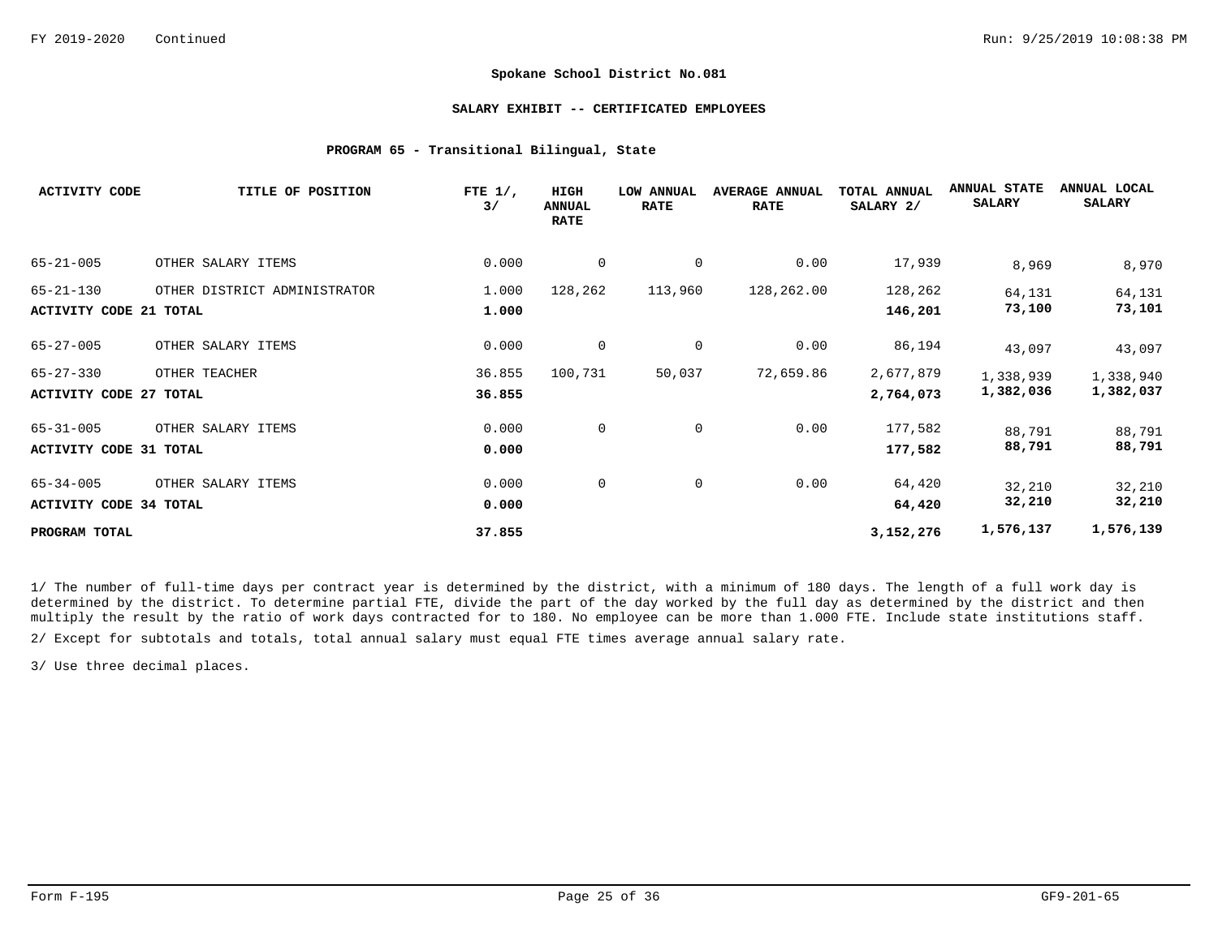**Spokane School District No.081**

**SALARY EXHIBIT -- CERTIFICATED EMPLOYEES**

**PROGRAM 65 - Transitional Bilingual, State**

| ACTIVITY CODE | TITLE OF POSITION | FTE 1/, 3/ | HIGH ANNUAL RATE | LOW ANNUAL RATE | AVERAGE ANNUAL RATE | TOTAL ANNUAL SALARY 2/ | ANNUAL STATE SALARY | ANNUAL LOCAL SALARY |
|---|---|---|---|---|---|---|---|---|
| 65-21-005 | OTHER SALARY ITEMS | 0.000 | 0 | 0 | 0.00 | 17,939 | 8,969 | 8,970 |
| 65-21-130 | OTHER DISTRICT ADMINISTRATOR | 1.000 | 128,262 | 113,960 | 128,262.00 | 128,262 | 64,131 | 64,131 |
| **ACTIVITY CODE 21 TOTAL** | | **1.000** | | | | **146,201** | **73,100** | **73,101** |
| 65-27-005 | OTHER SALARY ITEMS | 0.000 | 0 | 0 | 0.00 | 86,194 | 43,097 | 43,097 |
| 65-27-330 | OTHER TEACHER | 36.855 | 100,731 | 50,037 | 72,659.86 | 2,677,879 | 1,338,939 | 1,338,940 |
| **ACTIVITY CODE 27 TOTAL** | | **36.855** | | | | **2,764,073** | **1,382,036** | **1,382,037** |
| 65-31-005 | OTHER SALARY ITEMS | 0.000 | 0 | 0 | 0.00 | 177,582 | 88,791 | 88,791 |
| **ACTIVITY CODE 31 TOTAL** | | **0.000** | | | | **177,582** | **88,791** | **88,791** |
| 65-34-005 | OTHER SALARY ITEMS | 0.000 | 0 | 0 | 0.00 | 64,420 | 32,210 | 32,210 |
| **ACTIVITY CODE 34 TOTAL** | | **0.000** | | | | **64,420** | **32,210** | **32,210** |
| **PROGRAM TOTAL** | | **37.855** | | | | **3,152,276** | **1,576,137** | **1,576,139** |

1/ The number of full-time days per contract year is determined by the district, with a minimum of 180 days. The length of a full work day is determined by the district. To determine partial FTE, divide the part of the day worked by the full day as determined by the district and then multiply the result by the ratio of work days contracted for to 180. No employee can be more than 1.000 FTE. Include state institutions staff.

2/ Except for subtotals and totals, total annual salary must equal FTE times average annual salary rate.

3/ Use three decimal places.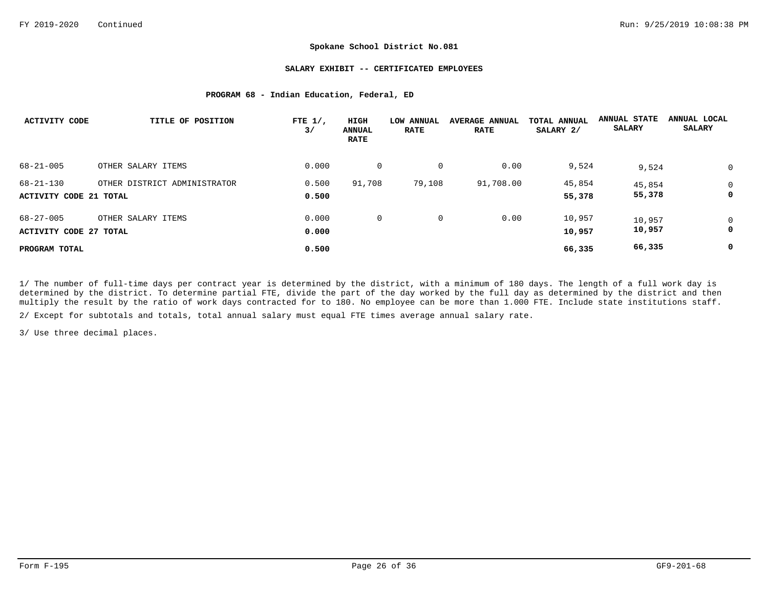**Spokane School District No.081**

**SALARY EXHIBIT -- CERTIFICATED EMPLOYEES**

**PROGRAM 68 - Indian Education, Federal, ED**

| ACTIVITY CODE | TITLE OF POSITION | FTE 1/, 3/ | HIGH ANNUAL RATE | LOW ANNUAL RATE | AVERAGE ANNUAL RATE | TOTAL ANNUAL SALARY 2/ | ANNUAL STATE SALARY | ANNUAL LOCAL SALARY |
|---|---|---|---|---|---|---|---|---|
| 68-21-005 | OTHER SALARY ITEMS | 0.000 | 0 | 0 | 0.00 | 9,524 | 9,524 | 0 |
| 68-21-130 | OTHER DISTRICT ADMINISTRATOR | 0.500 | 91,708 | 79,108 | 91,708.00 | 45,854 | 45,854 | 0 |
| **ACTIVITY CODE 21 TOTAL** | | **0.500** | | | | **55,378** | **55,378** | **0** |
| 68-27-005 | OTHER SALARY ITEMS | 0.000 | 0 | 0 | 0.00 | 10,957 | 10,957 | 0 |
| **ACTIVITY CODE 27 TOTAL** | | **0.000** | | | | **10,957** | **10,957** | **0** |
| **PROGRAM TOTAL** | | **0.500** | | | | **66,335** | **66,335** | **0** |

1/ The number of full-time days per contract year is determined by the district, with a minimum of 180 days. The length of a full work day is determined by the district. To determine partial FTE, divide the part of the day worked by the full day as determined by the district and then multiply the result by the ratio of work days contracted for to 180. No employee can be more than 1.000 FTE. Include state institutions staff.

2/ Except for subtotals and totals, total annual salary must equal FTE times average annual salary rate.

3/ Use three decimal places.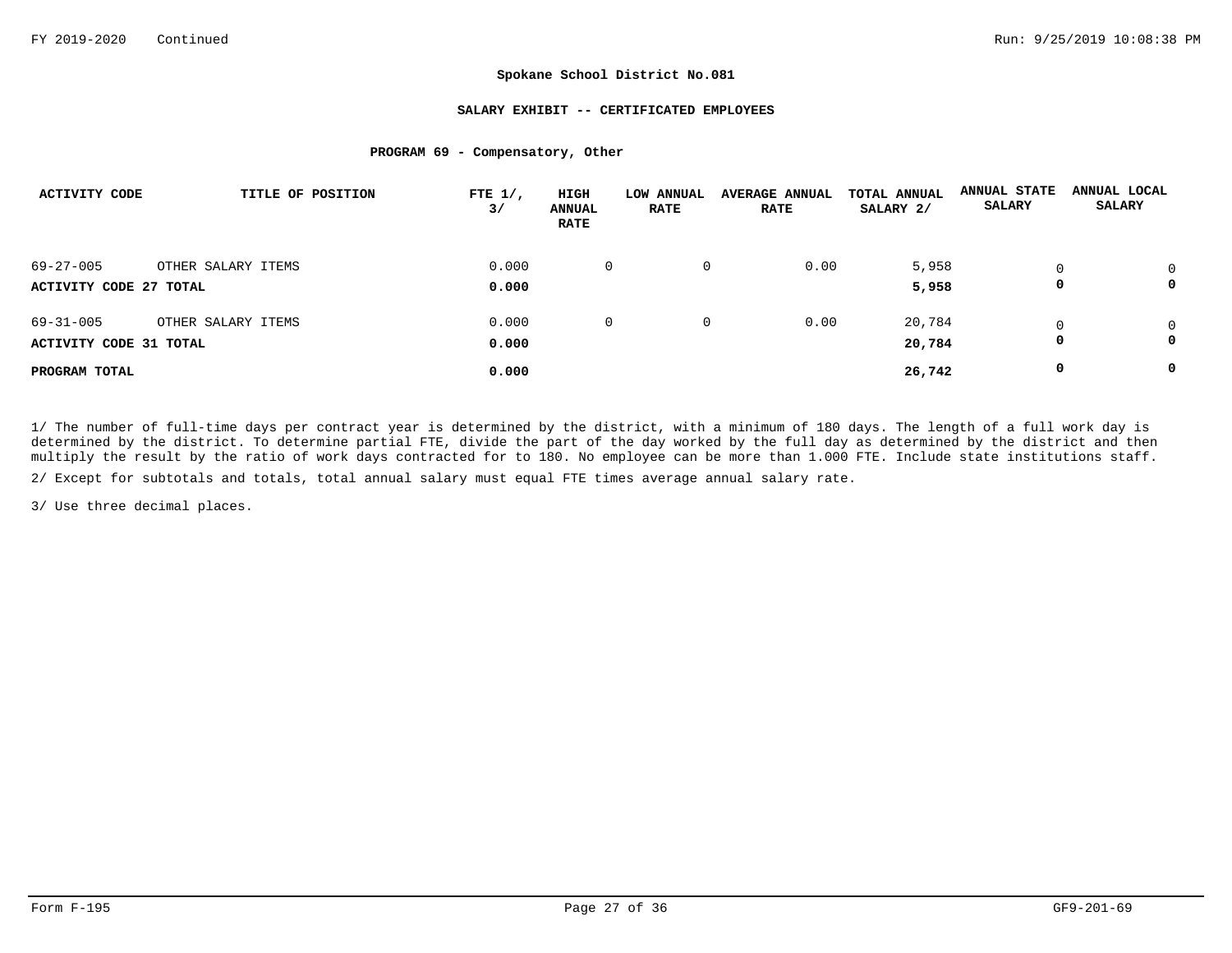**Spokane School District No.081**

**SALARY EXHIBIT -- CERTIFICATED EMPLOYEES**

**PROGRAM 69 - Compensatory, Other**

| ACTIVITY CODE | TITLE OF POSITION | FTE 1/, 3/ | HIGH ANNUAL RATE | LOW ANNUAL RATE | AVERAGE ANNUAL RATE | TOTAL ANNUAL SALARY 2/ | ANNUAL STATE SALARY | ANNUAL LOCAL SALARY |
|---|---|---|---|---|---|---|---|---|
| 69-27-005 | OTHER SALARY ITEMS | 0.000 | 0 | 0 | 0.00 | 5,958 | 0 | 0 |
| **ACTIVITY CODE 27 TOTAL** | | **0.000** | | | | **5,958** | **0** | **0** |
| 69-31-005 | OTHER SALARY ITEMS | 0.000 | 0 | 0 | 0.00 | 20,784 | 0 | 0 |
| **ACTIVITY CODE 31 TOTAL** | | **0.000** | | | | **20,784** | **0** | **0** |
| **PROGRAM TOTAL** | | **0.000** | | | | **26,742** | **0** | **0** |

1/ The number of full-time days per contract year is determined by the district, with a minimum of 180 days. The length of a full work day is determined by the district. To determine partial FTE, divide the part of the day worked by the full day as determined by the district and then multiply the result by the ratio of work days contracted for to 180. No employee can be more than 1.000 FTE. Include state institutions staff.

2/ Except for subtotals and totals, total annual salary must equal FTE times average annual salary rate.

3/ Use three decimal places.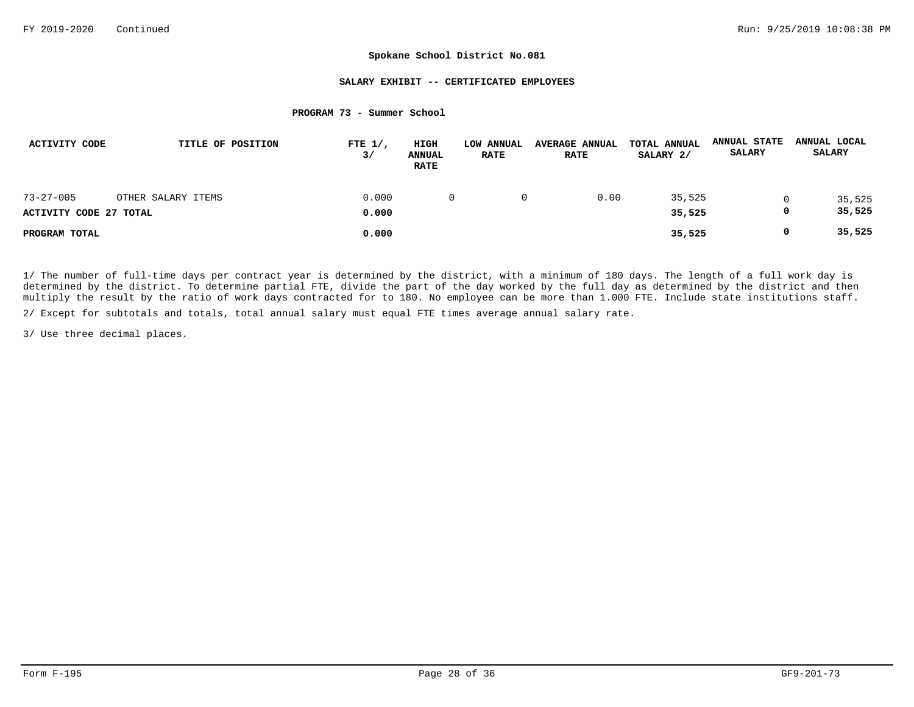**Spokane School District No.081**

**SALARY EXHIBIT -- CERTIFICATED EMPLOYEES**

**PROGRAM 73 - Summer School**

| ACTIVITY CODE | TITLE OF POSITION | FTE 1/, 3/ | HIGH ANNUAL RATE | LOW ANNUAL RATE | AVERAGE ANNUAL RATE | TOTAL ANNUAL SALARY 2/ | ANNUAL STATE SALARY | ANNUAL LOCAL SALARY |
|---|---|---|---|---|---|---|---|---|
| 73-27-005 | OTHER SALARY ITEMS | 0.000 | 0 | 0 | 0.00 | 35,525 | 0 | 35,525 |
| **ACTIVITY CODE 27 TOTAL** | | **0.000** | | | | **35,525** | **0** | **35,525** |
| **PROGRAM TOTAL** | | **0.000** | | | | **35,525** | **0** | **35,525** |

1/ The number of full-time days per contract year is determined by the district, with a minimum of 180 days. The length of a full work day is determined by the district. To determine partial FTE, divide the part of the day worked by the full day as determined by the district and then multiply the result by the ratio of work days contracted for to 180. No employee can be more than 1.000 FTE. Include state institutions staff.

2/ Except for subtotals and totals, total annual salary must equal FTE times average annual salary rate.

3/ Use three decimal places.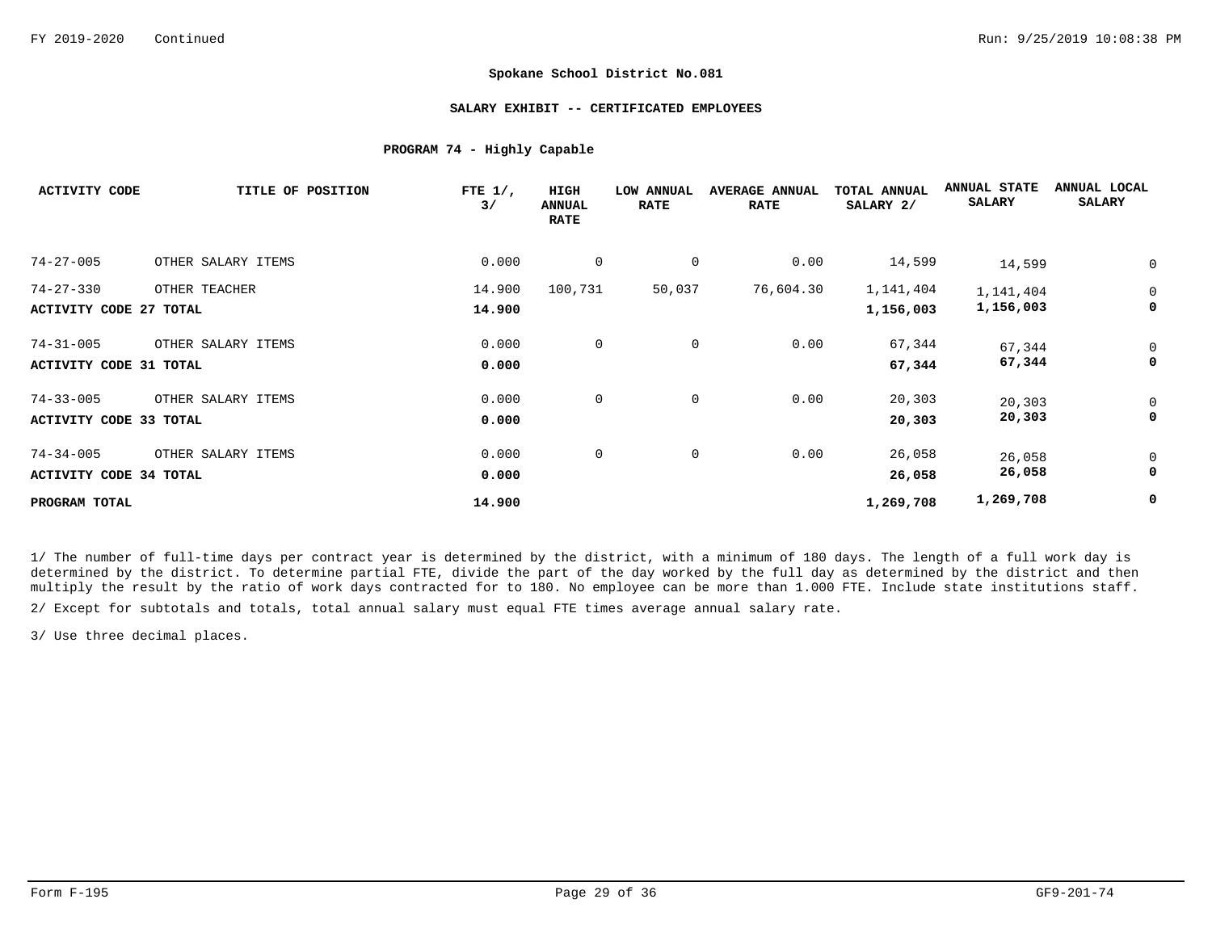**Spokane School District No.081**

**SALARY EXHIBIT -- CERTIFICATED EMPLOYEES**

**PROGRAM 74 - Highly Capable**

| ACTIVITY CODE | TITLE OF POSITION | FTE 1/, 3/ | HIGH ANNUAL RATE | LOW ANNUAL RATE | AVERAGE ANNUAL RATE | TOTAL ANNUAL SALARY 2/ | ANNUAL STATE SALARY | ANNUAL LOCAL SALARY |
|---|---|---|---|---|---|---|---|---|
| 74-27-005 | OTHER SALARY ITEMS | 0.000 | 0 | 0 | 0.00 | 14,599 | 14,599 | 0 |
| 74-27-330 | OTHER TEACHER | 14.900 | 100,731 | 50,037 | 76,604.30 | 1,141,404 | 1,141,404 | 0 |
| **ACTIVITY CODE 27 TOTAL** | | **14.900** | | | | **1,156,003** | **1,156,003** | **0** |
| 74-31-005 | OTHER SALARY ITEMS | 0.000 | 0 | 0 | 0.00 | 67,344 | 67,344 | 0 |
| **ACTIVITY CODE 31 TOTAL** | | **0.000** | | | | **67,344** | **67,344** | **0** |
| 74-33-005 | OTHER SALARY ITEMS | 0.000 | 0 | 0 | 0.00 | 20,303 | 20,303 | 0 |
| **ACTIVITY CODE 33 TOTAL** | | **0.000** | | | | **20,303** | **20,303** | **0** |
| 74-34-005 | OTHER SALARY ITEMS | 0.000 | 0 | 0 | 0.00 | 26,058 | 26,058 | 0 |
| **ACTIVITY CODE 34 TOTAL** | | **0.000** | | | | **26,058** | **26,058** | **0** |
| **PROGRAM TOTAL** | | **14.900** | | | | **1,269,708** | **1,269,708** | **0** |

1/ The number of full-time days per contract year is determined by the district, with a minimum of 180 days. The length of a full work day is determined by the district. To determine partial FTE, divide the part of the day worked by the full day as determined by the district and then multiply the result by the ratio of work days contracted for to 180. No employee can be more than 1.000 FTE. Include state institutions staff.

2/ Except for subtotals and totals, total annual salary must equal FTE times average annual salary rate.

3/ Use three decimal places.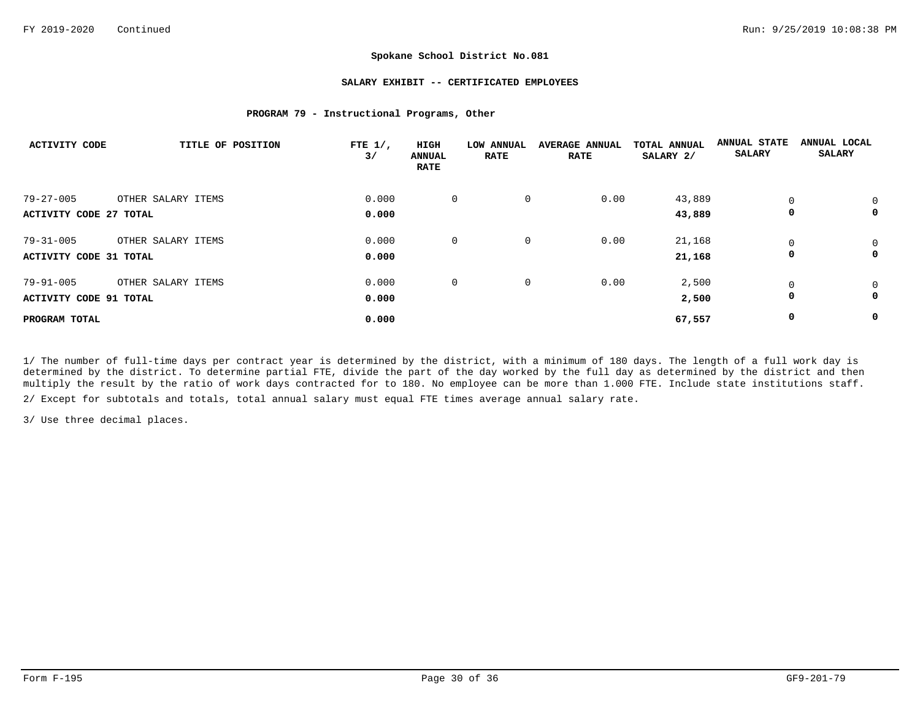FY 2019-2020 Continued

**Spokane School District No.081**

**SALARY EXHIBIT -- CERTIFICATED EMPLOYEES**

**PROGRAM 79 - Instructional Programs, Other**

| ACTIVITY CODE | TITLE OF POSITION | FTE 1/, 3/ | HIGH ANNUAL RATE | LOW ANNUAL RATE | AVERAGE ANNUAL RATE | TOTAL ANNUAL SALARY 2/ | ANNUAL STATE SALARY | ANNUAL LOCAL SALARY |
|---|---|---|---|---|---|---|---|---|
| 79-27-005 | OTHER SALARY ITEMS | 0.000 | 0 | 0 | 0.00 | 43,889 | 0 | 0 |
| **ACTIVITY CODE 27 TOTAL** | | **0.000** | | | | **43,889** | **0** | **0** |
| 79-31-005 | OTHER SALARY ITEMS | 0.000 | 0 | 0 | 0.00 | 21,168 | 0 | 0 |
| **ACTIVITY CODE 31 TOTAL** | | **0.000** | | | | **21,168** | **0** | **0** |
| 79-91-005 | OTHER SALARY ITEMS | 0.000 | 0 | 0 | 0.00 | 2,500 | 0 | 0 |
| **ACTIVITY CODE 91 TOTAL** | | **0.000** | | | | **2,500** | **0** | **0** |
| **PROGRAM TOTAL** | | **0.000** | | | | **67,557** | **0** | **0** |

1/ The number of full-time days per contract year is determined by the district, with a minimum of 180 days. The length of a full work day is determined by the district. To determine partial FTE, divide the part of the day worked by the full day as determined by the district and then multiply the result by the ratio of work days contracted for to 180. No employee can be more than 1.000 FTE. Include state institutions staff.

2/ Except for subtotals and totals, total annual salary must equal FTE times average annual salary rate.

3/ Use three decimal places.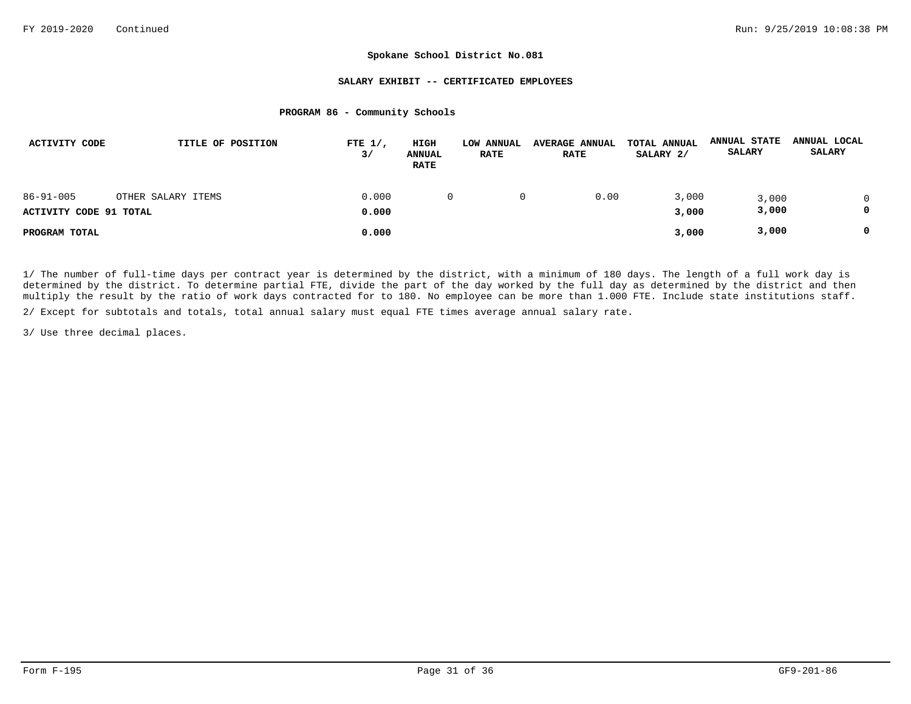**Spokane School District No.081**

**SALARY EXHIBIT -- CERTIFICATED EMPLOYEES**

**PROGRAM 86 - Community Schools**

| ACTIVITY CODE | TITLE OF POSITION | FTE 1/, 3/ | HIGH ANNUAL RATE | LOW ANNUAL RATE | AVERAGE ANNUAL RATE | TOTAL ANNUAL SALARY 2/ | ANNUAL STATE SALARY | ANNUAL LOCAL SALARY |
|---|---|---|---|---|---|---|---|---|
| 86-91-005 | OTHER SALARY ITEMS | 0.000 | 0 | 0 | 0.00 | 3,000 | 3,000 | 0 |
| **ACTIVITY CODE 91 TOTAL** | | **0.000** | | | | **3,000** | **3,000** | **0** |
| **PROGRAM TOTAL** | | **0.000** | | | | **3,000** | **3,000** | **0** |

1/ The number of full-time days per contract year is determined by the district, with a minimum of 180 days. The length of a full work day is determined by the district. To determine partial FTE, divide the part of the day worked by the full day as determined by the district and then multiply the result by the ratio of work days contracted for to 180. No employee can be more than 1.000 FTE. Include state institutions staff.

2/ Except for subtotals and totals, total annual salary must equal FTE times average annual salary rate.

3/ Use three decimal places.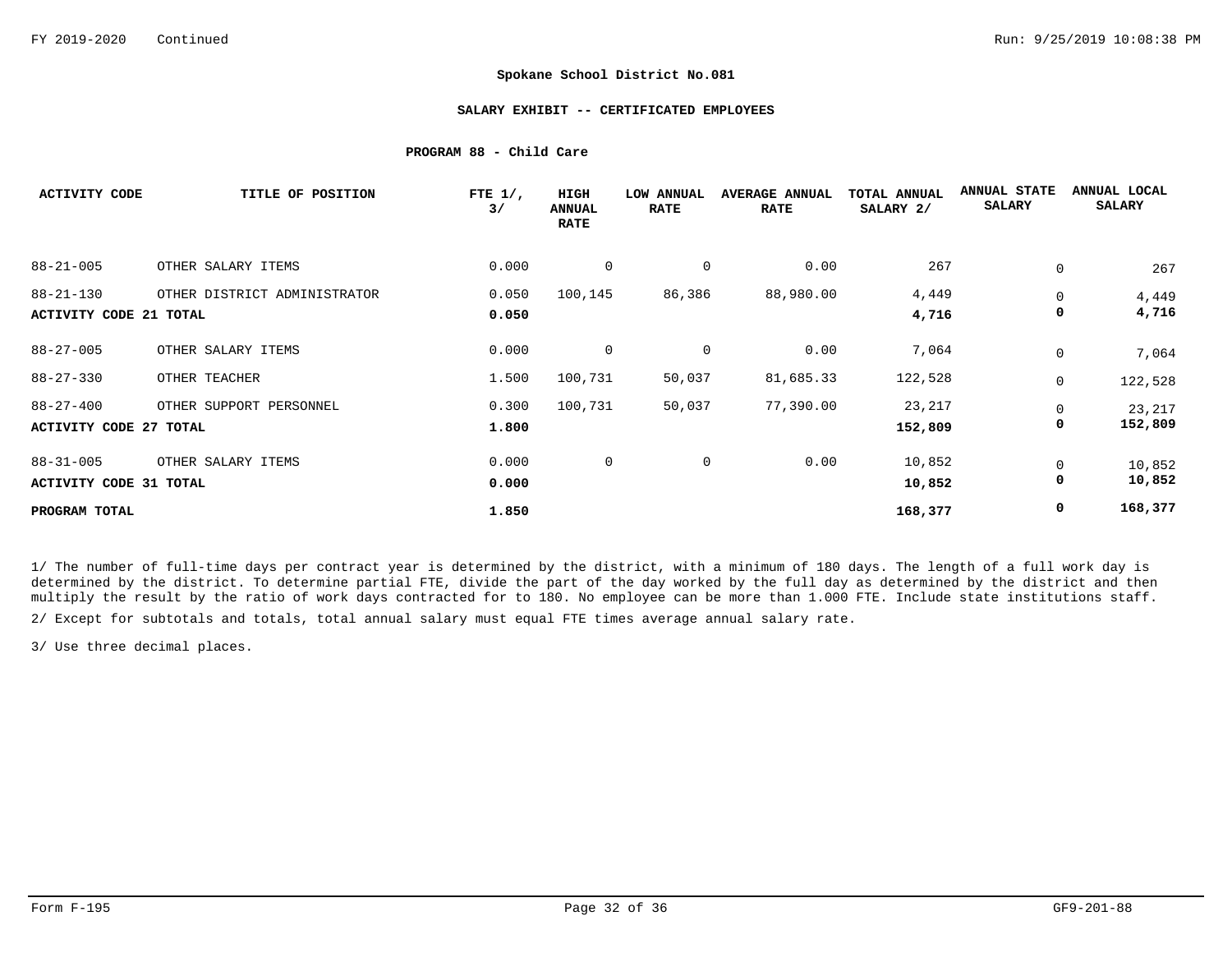**Spokane School District No.081**

**SALARY EXHIBIT -- CERTIFICATED EMPLOYEES**

**PROGRAM 88 - Child Care**

| ACTIVITY CODE | TITLE OF POSITION | FTE 1/, 3/ | HIGH ANNUAL RATE | LOW ANNUAL RATE | AVERAGE ANNUAL RATE | TOTAL ANNUAL SALARY 2/ | ANNUAL STATE SALARY | ANNUAL LOCAL SALARY |
|---|---|---|---|---|---|---|---|---|
| 88-21-005 | OTHER SALARY ITEMS | 0.000 | 0 | 0 | 0.00 | 267 | 0 | 267 |
| 88-21-130 | OTHER DISTRICT ADMINISTRATOR | 0.050 | 100,145 | 86,386 | 88,980.00 | 4,449 | 0 | 4,449 |
| **ACTIVITY CODE 21 TOTAL** | | **0.050** | | | | **4,716** | **0** | **4,716** |
| 88-27-005 | OTHER SALARY ITEMS | 0.000 | 0 | 0 | 0.00 | 7,064 | 0 | 7,064 |
| 88-27-330 | OTHER TEACHER | 1.500 | 100,731 | 50,037 | 81,685.33 | 122,528 | 0 | 122,528 |
| 88-27-400 | OTHER SUPPORT PERSONNEL | 0.300 | 100,731 | 50,037 | 77,390.00 | 23,217 | 0 | 23,217 |
| **ACTIVITY CODE 27 TOTAL** | | **1.800** | | | | **152,809** | **0** | **152,809** |
| 88-31-005 | OTHER SALARY ITEMS | 0.000 | 0 | 0 | 0.00 | 10,852 | 0 | 10,852 |
| **ACTIVITY CODE 31 TOTAL** | | **0.000** | | | | **10,852** | **0** | **10,852** |
| **PROGRAM TOTAL** | | **1.850** | | | | **168,377** | **0** | **168,377** |

1/ The number of full-time days per contract year is determined by the district, with a minimum of 180 days. The length of a full work day is determined by the district. To determine partial FTE, divide the part of the day worked by the full day as determined by the district and then multiply the result by the ratio of work days contracted for to 180. No employee can be more than 1.000 FTE. Include state institutions staff.

2/ Except for subtotals and totals, total annual salary must equal FTE times average annual salary rate.

3/ Use three decimal places.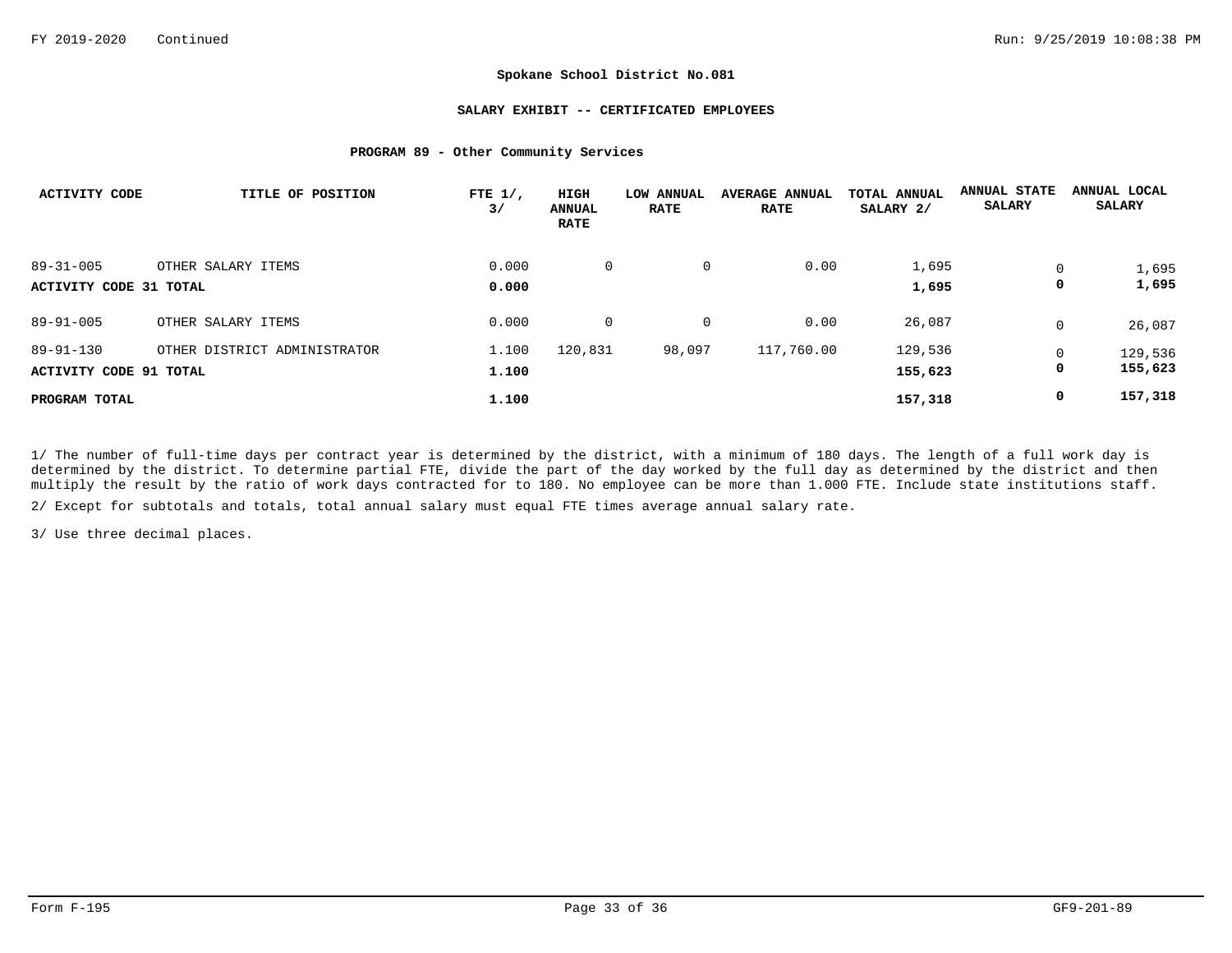**Spokane School District No.081**

**SALARY EXHIBIT -- CERTIFICATED EMPLOYEES**

**PROGRAM 89 - Other Community Services**

| ACTIVITY CODE | TITLE OF POSITION | FTE 1/, 3/ | HIGH ANNUAL RATE | LOW ANNUAL RATE | AVERAGE ANNUAL RATE | TOTAL ANNUAL SALARY 2/ | ANNUAL STATE SALARY | ANNUAL LOCAL SALARY |
|---|---|---|---|---|---|---|---|---|
| 89-31-005 | OTHER SALARY ITEMS | 0.000 | 0 | 0 | 0.00 | 1,695 | 0 | 1,695 |
| **ACTIVITY CODE 31 TOTAL** | | **0.000** | | | | **1,695** | **0** | **1,695** |
| 89-91-005 | OTHER SALARY ITEMS | 0.000 | 0 | 0 | 0.00 | 26,087 | 0 | 26,087 |
| 89-91-130 | OTHER DISTRICT ADMINISTRATOR | 1.100 | 120,831 | 98,097 | 117,760.00 | 129,536 | 0 | 129,536 |
| **ACTIVITY CODE 91 TOTAL** | | **1.100** | | | | **155,623** | **0** | **155,623** |
| **PROGRAM TOTAL** | | **1.100** | | | | **157,318** | **0** | **157,318** |

1/ The number of full-time days per contract year is determined by the district, with a minimum of 180 days. The length of a full work day is determined by the district. To determine partial FTE, divide the part of the day worked by the full day as determined by the district and then multiply the result by the ratio of work days contracted for to 180. No employee can be more than 1.000 FTE. Include state institutions staff.

2/ Except for subtotals and totals, total annual salary must equal FTE times average annual salary rate.

3/ Use three decimal places.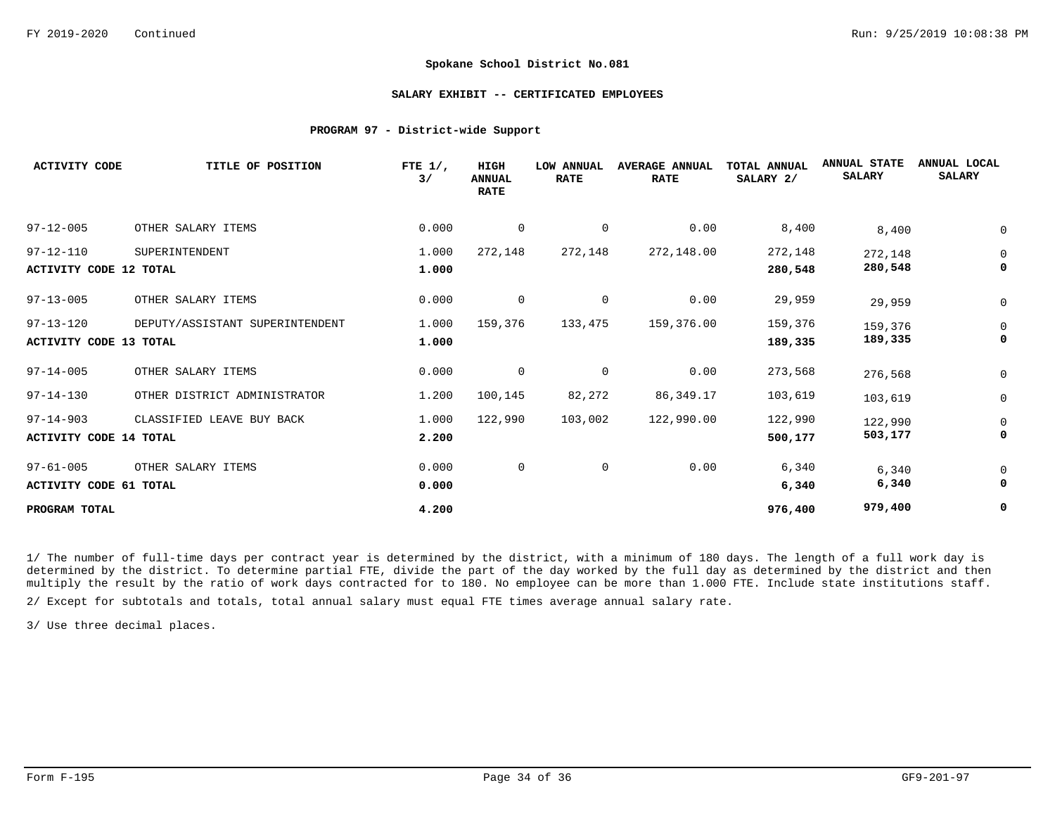**Spokane School District No.081**

**SALARY EXHIBIT -- CERTIFICATED EMPLOYEES**

**PROGRAM 97 - District-wide Support**

| ACTIVITY CODE | TITLE OF POSITION | FTE 1/, 3/ | HIGH ANNUAL RATE | LOW ANNUAL RATE | AVERAGE ANNUAL RATE | TOTAL ANNUAL SALARY 2/ | ANNUAL STATE SALARY | ANNUAL LOCAL SALARY |
|---|---|---|---|---|---|---|---|---|
| 97-12-005 | OTHER SALARY ITEMS | 0.000 | 0 | 0 | 0.00 | 8,400 | 8,400 | 0 |
| 97-12-110 | SUPERINTENDENT | 1.000 | 272,148 | 272,148 | 272,148.00 | 272,148 | 272,148 | 0 |
| **ACTIVITY CODE 12 TOTAL** | | **1.000** | | | | **280,548** | **280,548** | **0** |
| 97-13-005 | OTHER SALARY ITEMS | 0.000 | 0 | 0 | 0.00 | 29,959 | 29,959 | 0 |
| 97-13-120 | DEPUTY/ASSISTANT SUPERINTENDENT | 1.000 | 159,376 | 133,475 | 159,376.00 | 159,376 | 159,376 | 0 |
| **ACTIVITY CODE 13 TOTAL** | | **1.000** | | | | **189,335** | **189,335** | **0** |
| 97-14-005 | OTHER SALARY ITEMS | 0.000 | 0 | 0 | 0.00 | 273,568 | 276,568 | 0 |
| 97-14-130 | OTHER DISTRICT ADMINISTRATOR | 1.200 | 100,145 | 82,272 | 86,349.17 | 103,619 | 103,619 | 0 |
| 97-14-903 | CLASSIFIED LEAVE BUY BACK | 1.000 | 122,990 | 103,002 | 122,990.00 | 122,990 | 122,990 | 0 |
| **ACTIVITY CODE 14 TOTAL** | | **2.200** | | | | **500,177** | **503,177** | **0** |
| 97-61-005 | OTHER SALARY ITEMS | 0.000 | 0 | 0 | 0.00 | 6,340 | 6,340 | 0 |
| **ACTIVITY CODE 61 TOTAL** | | **0.000** | | | | **6,340** | **6,340** | **0** |
| **PROGRAM TOTAL** | | **4.200** | | | | **976,400** | **979,400** | **0** |

1/ The number of full-time days per contract year is determined by the district, with a minimum of 180 days. The length of a full work day is determined by the district. To determine partial FTE, divide the part of the day worked by the full day as determined by the district and then multiply the result by the ratio of work days contracted for to 180. No employee can be more than 1.000 FTE. Include state institutions staff.

2/ Except for subtotals and totals, total annual salary must equal FTE times average annual salary rate.

3/ Use three decimal places.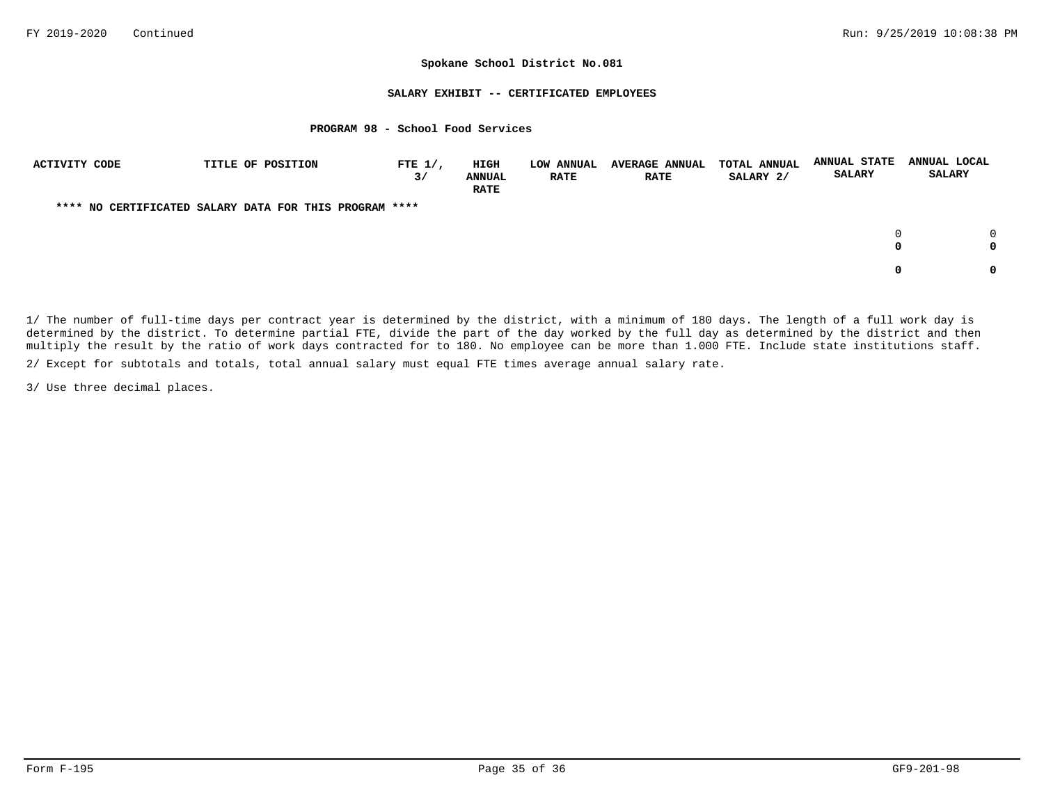FY 2019-2020 Continued

### Spokane School District No.081

### SALARY EXHIBIT -- CERTIFICATED EMPLOYEES

### PROGRAM 98 - School Food Services

| ACTIVITY CODE | TITLE OF POSITION | FTE 1/, 3/ | HIGH ANNUAL RATE | LOW ANNUAL RATE | AVERAGE ANNUAL RATE | TOTAL ANNUAL SALARY 2/ | ANNUAL STATE SALARY | ANNUAL LOCAL SALARY |
|---|---|---|---|---|---|---|---|---|
| **** NO CERTIFICATED SALARY DATA FOR THIS PROGRAM **** | | | | | | | | |
| | | | | | | | 0 | 0 |
| | | | | | | | **0** | **0** |
| | | | | | | | **0** | **0** |

1/ The number of full-time days per contract year is determined by the district, with a minimum of 180 days. The length of a full work day is determined by the district. To determine partial FTE, divide the part of the day worked by the full day as determined by the district and then multiply the result by the ratio of work days contracted for to 180. No employee can be more than 1.000 FTE. Include state institutions staff.

2/ Except for subtotals and totals, total annual salary must equal FTE times average annual salary rate.

3/ Use three decimal places.

Form F-195 GF9-201-98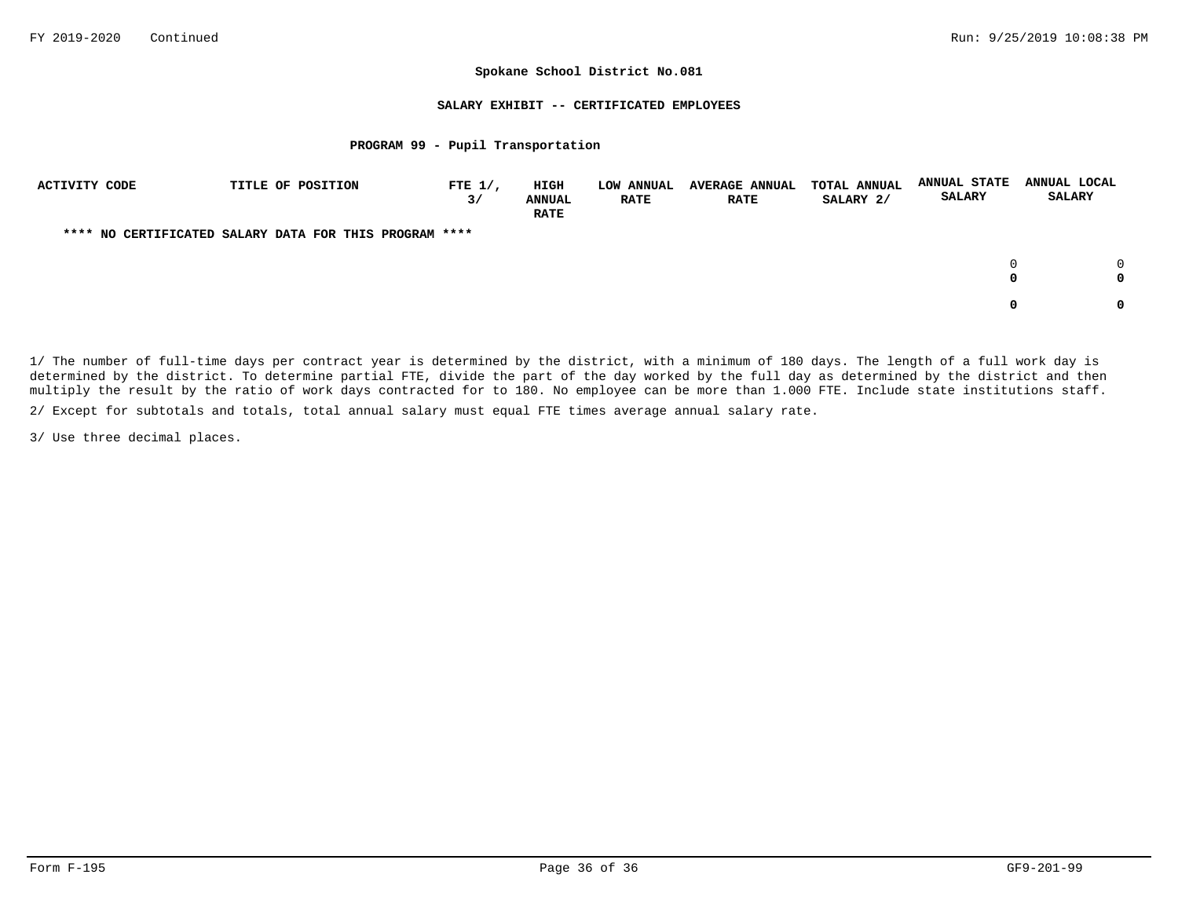**Spokane School District No.081**

**SALARY EXHIBIT -- CERTIFICATED EMPLOYEES**

**PROGRAM 99 - Pupil Transportation**

| ACTIVITY CODE | TITLE OF POSITION | FTE 1/, 3/ | HIGH ANNUAL RATE | LOW ANNUAL RATE | AVERAGE ANNUAL RATE | TOTAL ANNUAL SALARY 2/ | ANNUAL STATE SALARY | ANNUAL LOCAL SALARY |
|---|---|---|---|---|---|---|---|---|
| **\*\*\*\* NO CERTIFICATED SALARY DATA FOR THIS PROGRAM \*\*\*\*** | | | | | | | | |
| | | | | | | | 0 | 0 |
| | | | | | | | **0** | **0** |
| | | | | | | | **0** | **0** |

1/ The number of full-time days per contract year is determined by the district, with a minimum of 180 days. The length of a full work day is determined by the district. To determine partial FTE, divide the part of the day worked by the full day as determined by the district and then multiply the result by the ratio of work days contracted for to 180. No employee can be more than 1.000 FTE. Include state institutions staff.

2/ Except for subtotals and totals, total annual salary must equal FTE times average annual salary rate.

3/ Use three decimal places.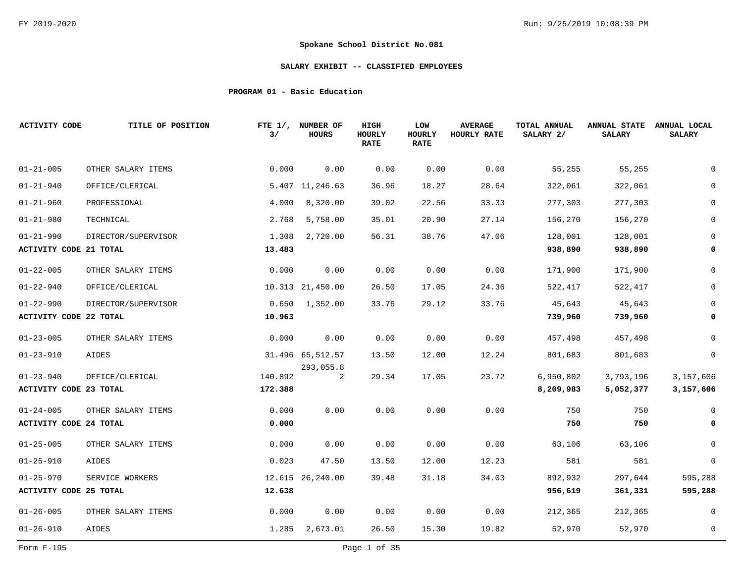**Spokane School District No.081**

**SALARY EXHIBIT -- CLASSIFIED EMPLOYEES**

**PROGRAM 01 - Basic Education**

| ACTIVITY CODE | TITLE OF POSITION | FTE 1/, 3/ | NUMBER OF HOURS | HIGH HOURLY RATE | LOW HOURLY RATE | AVERAGE HOURLY RATE | TOTAL ANNUAL SALARY 2/ | ANNUAL STATE SALARY | ANNUAL LOCAL SALARY |
|---|---|---|---|---|---|---|---|---|---|
| 01-21-005 | OTHER SALARY ITEMS | 0.000 | 0.00 | 0.00 | 0.00 | 0.00 | 55,255 | 55,255 | 0 |
| 01-21-940 | OFFICE/CLERICAL | 5.407 | 11,246.63 | 36.96 | 18.27 | 28.64 | 322,061 | 322,061 | 0 |
| 01-21-960 | PROFESSIONAL | 4.000 | 8,320.00 | 39.02 | 22.56 | 33.33 | 277,303 | 277,303 | 0 |
| 01-21-980 | TECHNICAL | 2.768 | 5,758.00 | 35.01 | 20.90 | 27.14 | 156,270 | 156,270 | 0 |
| 01-21-990 | DIRECTOR/SUPERVISOR | 1.308 | 2,720.00 | 56.31 | 38.76 | 47.06 | 128,001 | 128,001 | 0 |
| **ACTIVITY CODE 21 TOTAL** | | **13.483** | | | | | **938,890** | **938,890** | **0** |
| 01-22-005 | OTHER SALARY ITEMS | 0.000 | 0.00 | 0.00 | 0.00 | 0.00 | 171,900 | 171,900 | 0 |
| 01-22-940 | OFFICE/CLERICAL | 10.313 | 21,450.00 | 26.50 | 17.05 | 24.36 | 522,417 | 522,417 | 0 |
| 01-22-990 | DIRECTOR/SUPERVISOR | 0.650 | 1,352.00 | 33.76 | 29.12 | 33.76 | 45,643 | 45,643 | 0 |
| **ACTIVITY CODE 22 TOTAL** | | **10.963** | | | | | **739,960** | **739,960** | **0** |
| 01-23-005 | OTHER SALARY ITEMS | 0.000 | 0.00 | 0.00 | 0.00 | 0.00 | 457,498 | 457,498 | 0 |
| 01-23-910 | AIDES | 31.496 | 65,512.57 | 13.50 | 12.00 | 12.24 | 801,683 | 801,683 | 0 |
| 01-23-940 | OFFICE/CLERICAL | 140.892 | 293,055.82 | 29.34 | 17.05 | 23.72 | 6,950,802 | 3,793,196 | 3,157,606 |
| **ACTIVITY CODE 23 TOTAL** | | **172.388** | | | | | **8,209,983** | **5,052,377** | **3,157,606** |
| 01-24-005 | OTHER SALARY ITEMS | 0.000 | 0.00 | 0.00 | 0.00 | 0.00 | 750 | 750 | 0 |
| **ACTIVITY CODE 24 TOTAL** | | **0.000** | | | | | **750** | **750** | **0** |
| 01-25-005 | OTHER SALARY ITEMS | 0.000 | 0.00 | 0.00 | 0.00 | 0.00 | 63,106 | 63,106 | 0 |
| 01-25-910 | AIDES | 0.023 | 47.50 | 13.50 | 12.00 | 12.23 | 581 | 581 | 0 |
| 01-25-970 | SERVICE WORKERS | 12.615 | 26,240.00 | 39.48 | 31.18 | 34.03 | 892,932 | 297,644 | 595,288 |
| **ACTIVITY CODE 25 TOTAL** | | **12.638** | | | | | **956,619** | **361,331** | **595,288** |
| 01-26-005 | OTHER SALARY ITEMS | 0.000 | 0.00 | 0.00 | 0.00 | 0.00 | 212,365 | 212,365 | 0 |
| 01-26-910 | AIDES | 1.285 | 2,673.01 | 26.50 | 15.30 | 19.82 | 52,970 | 52,970 | 0 |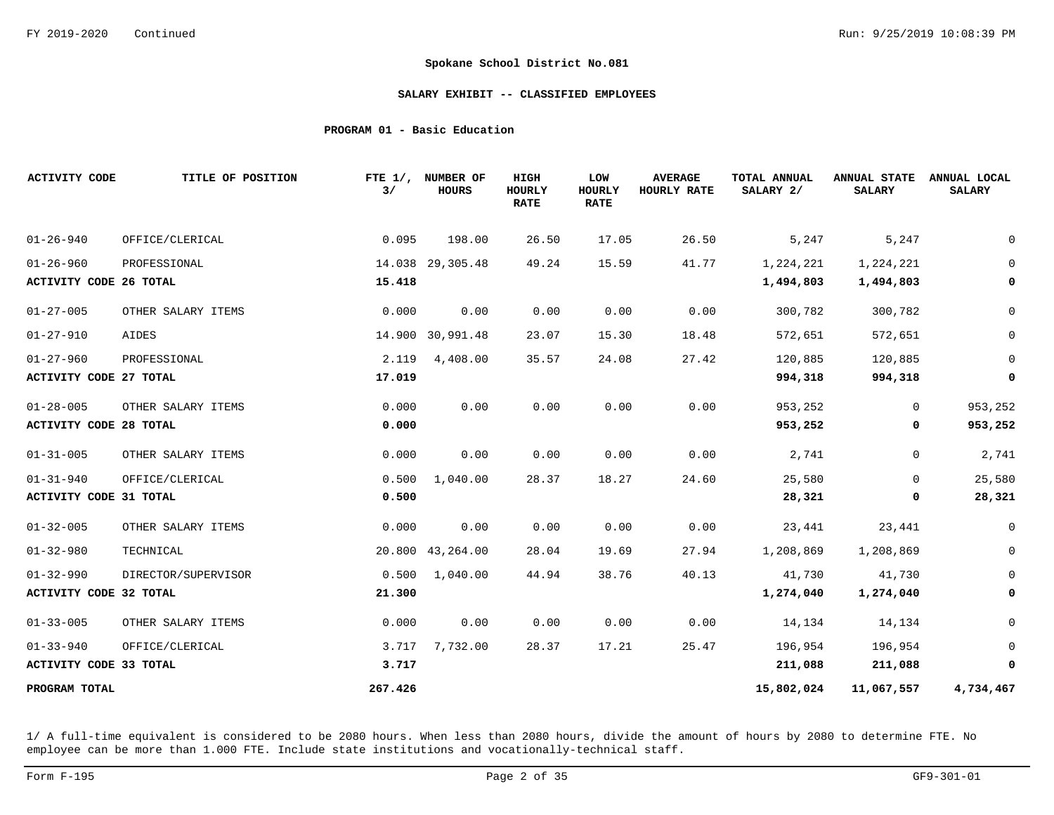FY 2019-2020 Continued

**Spokane School District No.081**

**SALARY EXHIBIT -- CLASSIFIED EMPLOYEES**

**PROGRAM 01 - Basic Education**

| ACTIVITY CODE | TITLE OF POSITION | FTE 1/, 3/ | NUMBER OF HOURS | HIGH HOURLY RATE | LOW HOURLY RATE | AVERAGE HOURLY RATE | TOTAL ANNUAL SALARY 2/ | ANNUAL STATE SALARY | ANNUAL LOCAL SALARY |
|---|---|---|---|---|---|---|---|---|---|
| 01-26-940 | OFFICE/CLERICAL | 0.095 | 198.00 | 26.50 | 17.05 | 26.50 | 5,247 | 5,247 | 0 |
| 01-26-960 | PROFESSIONAL | 14.038 | 29,305.48 | 49.24 | 15.59 | 41.77 | 1,224,221 | 1,224,221 | 0 |
| **ACTIVITY CODE 26 TOTAL** | | **15.418** | | | | | **1,494,803** | **1,494,803** | **0** |
| 01-27-005 | OTHER SALARY ITEMS | 0.000 | 0.00 | 0.00 | 0.00 | 0.00 | 300,782 | 300,782 | 0 |
| 01-27-910 | AIDES | 14.900 | 30,991.48 | 23.07 | 15.30 | 18.48 | 572,651 | 572,651 | 0 |
| 01-27-960 | PROFESSIONAL | 2.119 | 4,408.00 | 35.57 | 24.08 | 27.42 | 120,885 | 120,885 | 0 |
| **ACTIVITY CODE 27 TOTAL** | | **17.019** | | | | | **994,318** | **994,318** | **0** |
| 01-28-005 | OTHER SALARY ITEMS | 0.000 | 0.00 | 0.00 | 0.00 | 0.00 | 953,252 | 0 | 953,252 |
| **ACTIVITY CODE 28 TOTAL** | | **0.000** | | | | | **953,252** | **0** | **953,252** |
| 01-31-005 | OTHER SALARY ITEMS | 0.000 | 0.00 | 0.00 | 0.00 | 0.00 | 2,741 | 0 | 2,741 |
| 01-31-940 | OFFICE/CLERICAL | 0.500 | 1,040.00 | 28.37 | 18.27 | 24.60 | 25,580 | 0 | 25,580 |
| **ACTIVITY CODE 31 TOTAL** | | **0.500** | | | | | **28,321** | **0** | **28,321** |
| 01-32-005 | OTHER SALARY ITEMS | 0.000 | 0.00 | 0.00 | 0.00 | 0.00 | 23,441 | 23,441 | 0 |
| 01-32-980 | TECHNICAL | 20.800 | 43,264.00 | 28.04 | 19.69 | 27.94 | 1,208,869 | 1,208,869 | 0 |
| 01-32-990 | DIRECTOR/SUPERVISOR | 0.500 | 1,040.00 | 44.94 | 38.76 | 40.13 | 41,730 | 41,730 | 0 |
| **ACTIVITY CODE 32 TOTAL** | | **21.300** | | | | | **1,274,040** | **1,274,040** | **0** |
| 01-33-005 | OTHER SALARY ITEMS | 0.000 | 0.00 | 0.00 | 0.00 | 0.00 | 14,134 | 14,134 | 0 |
| 01-33-940 | OFFICE/CLERICAL | 3.717 | 7,732.00 | 28.37 | 17.21 | 25.47 | 196,954 | 196,954 | 0 |
| **ACTIVITY CODE 33 TOTAL** | | **3.717** | | | | | **211,088** | **211,088** | **0** |
| **PROGRAM TOTAL** | | **267.426** | | | | | **15,802,024** | **11,067,557** | **4,734,467** |

1/ A full-time equivalent is considered to be 2080 hours. When less than 2080 hours, divide the amount of hours by 2080 to determine FTE. No employee can be more than 1.000 FTE. Include state institutions and vocationally-technical staff.

Form F-195 GF9-301-01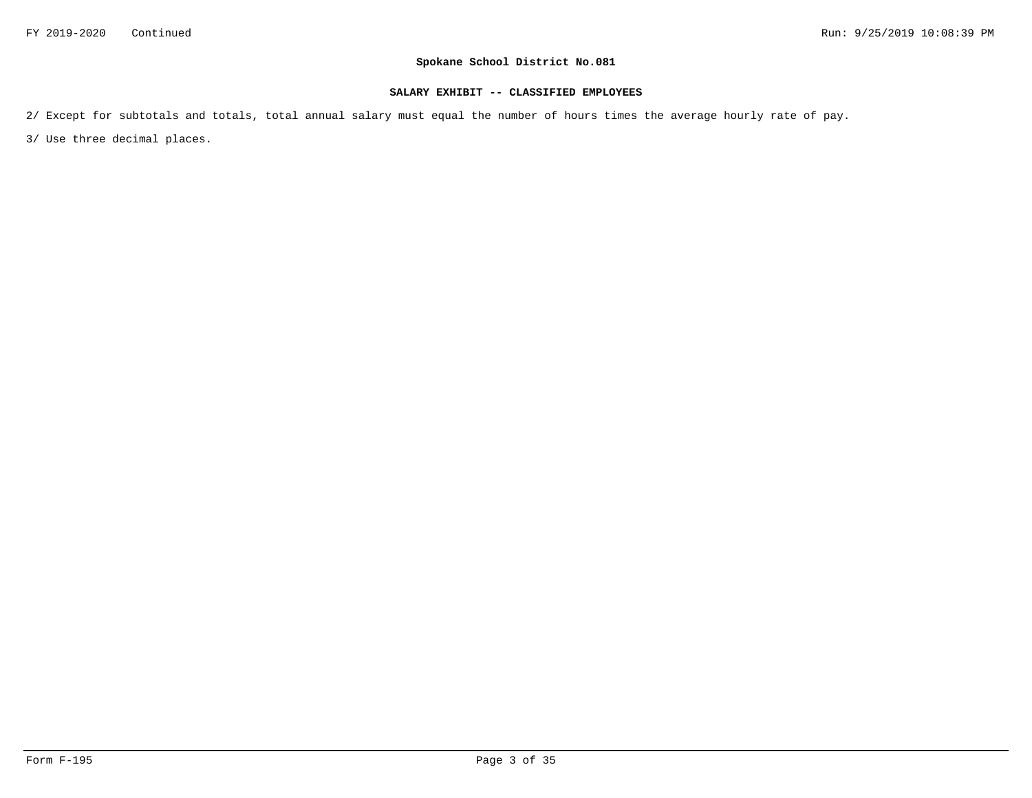**Spokane School District No.081**

**SALARY EXHIBIT -- CLASSIFIED EMPLOYEES**

2/ Except for subtotals and totals, total annual salary must equal the number of hours times the average hourly rate of pay.

3/ Use three decimal places.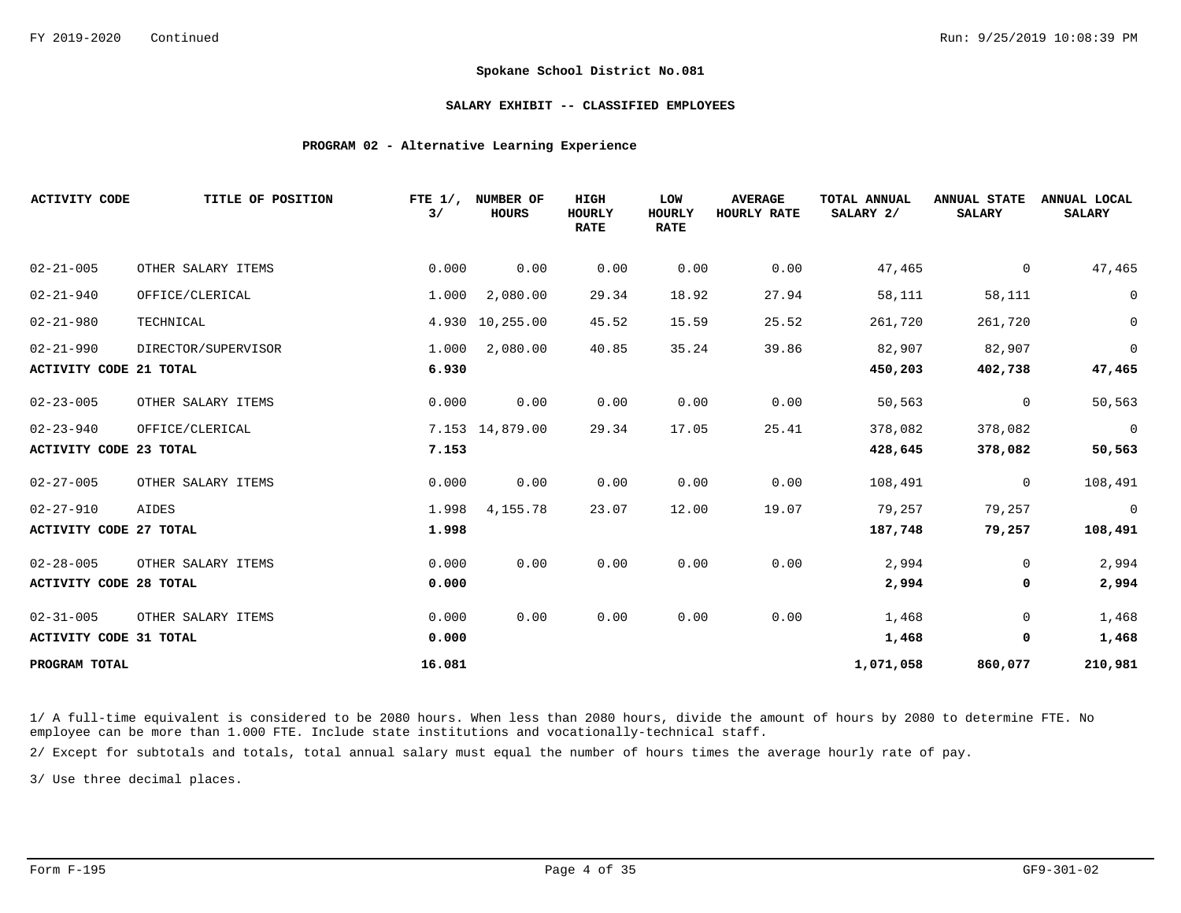FY 2019-2020 Continued

## Spokane School District No.081

### SALARY EXHIBIT -- CLASSIFIED EMPLOYEES

### PROGRAM 02 - Alternative Learning Experience

| ACTIVITY CODE | TITLE OF POSITION | FTE 1/, 3/ | NUMBER OF HOURS | HIGH HOURLY RATE | LOW HOURLY RATE | AVERAGE HOURLY RATE | TOTAL ANNUAL SALARY 2/ | ANNUAL STATE SALARY | ANNUAL LOCAL SALARY |
|---|---|---|---|---|---|---|---|---|---|
| 02-21-005 | OTHER SALARY ITEMS | 0.000 | 0.00 | 0.00 | 0.00 | 0.00 | 47,465 | 0 | 47,465 |
| 02-21-940 | OFFICE/CLERICAL | 1.000 | 2,080.00 | 29.34 | 18.92 | 27.94 | 58,111 | 58,111 | 0 |
| 02-21-980 | TECHNICAL | 4.930 | 10,255.00 | 45.52 | 15.59 | 25.52 | 261,720 | 261,720 | 0 |
| 02-21-990 | DIRECTOR/SUPERVISOR | 1.000 | 2,080.00 | 40.85 | 35.24 | 39.86 | 82,907 | 82,907 | 0 |
| **ACTIVITY CODE 21 TOTAL** | | **6.930** | | | | | **450,203** | **402,738** | **47,465** |
| 02-23-005 | OTHER SALARY ITEMS | 0.000 | 0.00 | 0.00 | 0.00 | 0.00 | 50,563 | 0 | 50,563 |
| 02-23-940 | OFFICE/CLERICAL | 7.153 | 14,879.00 | 29.34 | 17.05 | 25.41 | 378,082 | 378,082 | 0 |
| **ACTIVITY CODE 23 TOTAL** | | **7.153** | | | | | **428,645** | **378,082** | **50,563** |
| 02-27-005 | OTHER SALARY ITEMS | 0.000 | 0.00 | 0.00 | 0.00 | 0.00 | 108,491 | 0 | 108,491 |
| 02-27-910 | AIDES | 1.998 | 4,155.78 | 23.07 | 12.00 | 19.07 | 79,257 | 79,257 | 0 |
| **ACTIVITY CODE 27 TOTAL** | | **1.998** | | | | | **187,748** | **79,257** | **108,491** |
| 02-28-005 | OTHER SALARY ITEMS | 0.000 | 0.00 | 0.00 | 0.00 | 0.00 | 2,994 | 0 | 2,994 |
| **ACTIVITY CODE 28 TOTAL** | | **0.000** | | | | | **2,994** | **0** | **2,994** |
| 02-31-005 | OTHER SALARY ITEMS | 0.000 | 0.00 | 0.00 | 0.00 | 0.00 | 1,468 | 0 | 1,468 |
| **ACTIVITY CODE 31 TOTAL** | | **0.000** | | | | | **1,468** | **0** | **1,468** |
| **PROGRAM TOTAL** | | **16.081** | | | | | **1,071,058** | **860,077** | **210,981** |

1/ A full-time equivalent is considered to be 2080 hours. When less than 2080 hours, divide the amount of hours by 2080 to determine FTE. No employee can be more than 1.000 FTE. Include state institutions and vocationally-technical staff.

2/ Except for subtotals and totals, total annual salary must equal the number of hours times the average hourly rate of pay.

3/ Use three decimal places.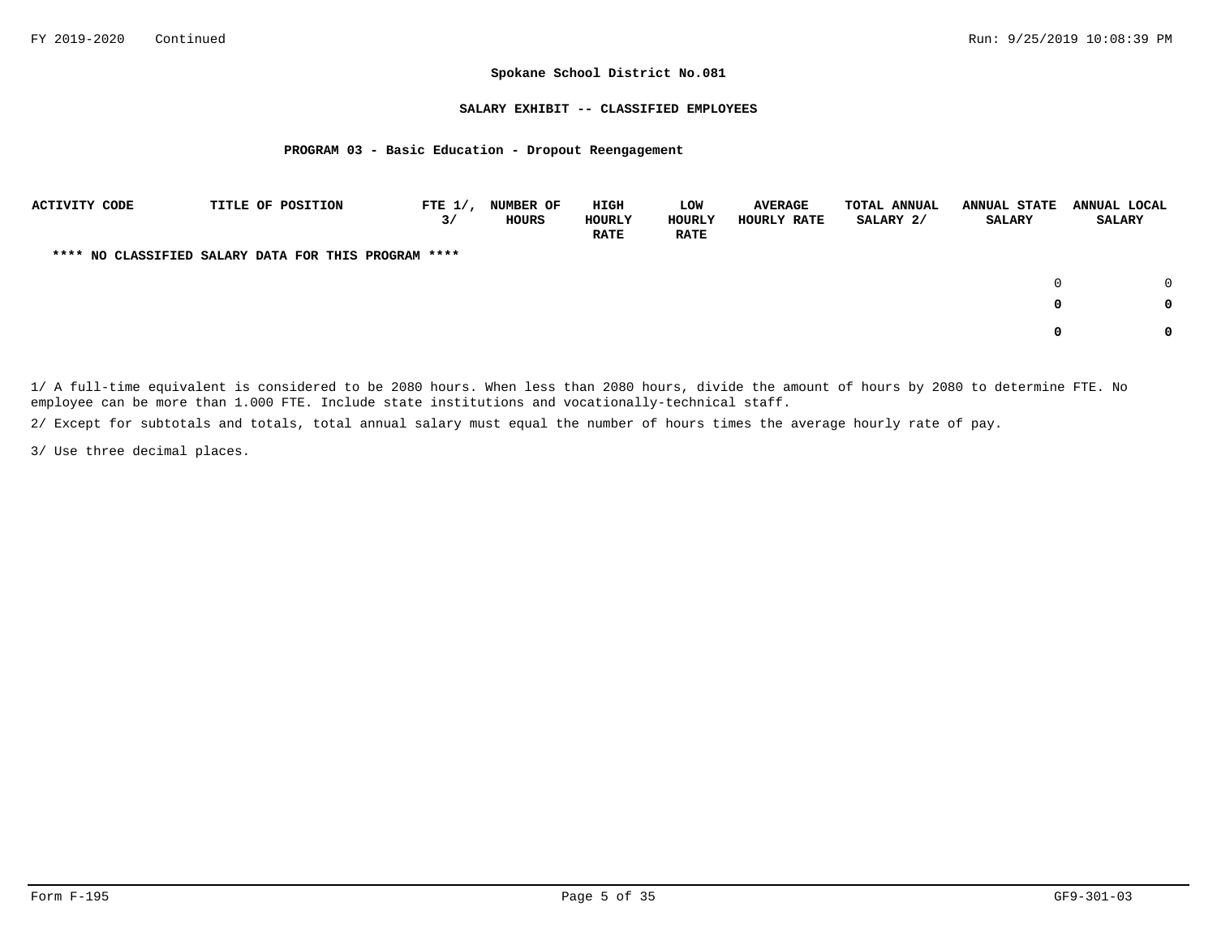**Spokane School District No.081**

**SALARY EXHIBIT -- CLASSIFIED EMPLOYEES**

**PROGRAM 03 - Basic Education - Dropout Reengagement**

| ACTIVITY CODE | TITLE OF POSITION | FTE 1/, 3/ | NUMBER OF HOURS | HIGH HOURLY RATE | LOW HOURLY RATE | AVERAGE HOURLY RATE | TOTAL ANNUAL SALARY 2/ | ANNUAL STATE SALARY | ANNUAL LOCAL SALARY |
|---|---|---|---|---|---|---|---|---|---|
| **\*\*\*\* NO CLASSIFIED SALARY DATA FOR THIS PROGRAM \*\*\*\*** | | | | | | | | | |
| | | | | | | | | 0 | 0 |
| | | | | | | | | **0** | **0** |
| | | | | | | | | **0** | **0** |

1/ A full-time equivalent is considered to be 2080 hours. When less than 2080 hours, divide the amount of hours by 2080 to determine FTE. No employee can be more than 1.000 FTE. Include state institutions and vocationally-technical staff.

2/ Except for subtotals and totals, total annual salary must equal the number of hours times the average hourly rate of pay.

3/ Use three decimal places.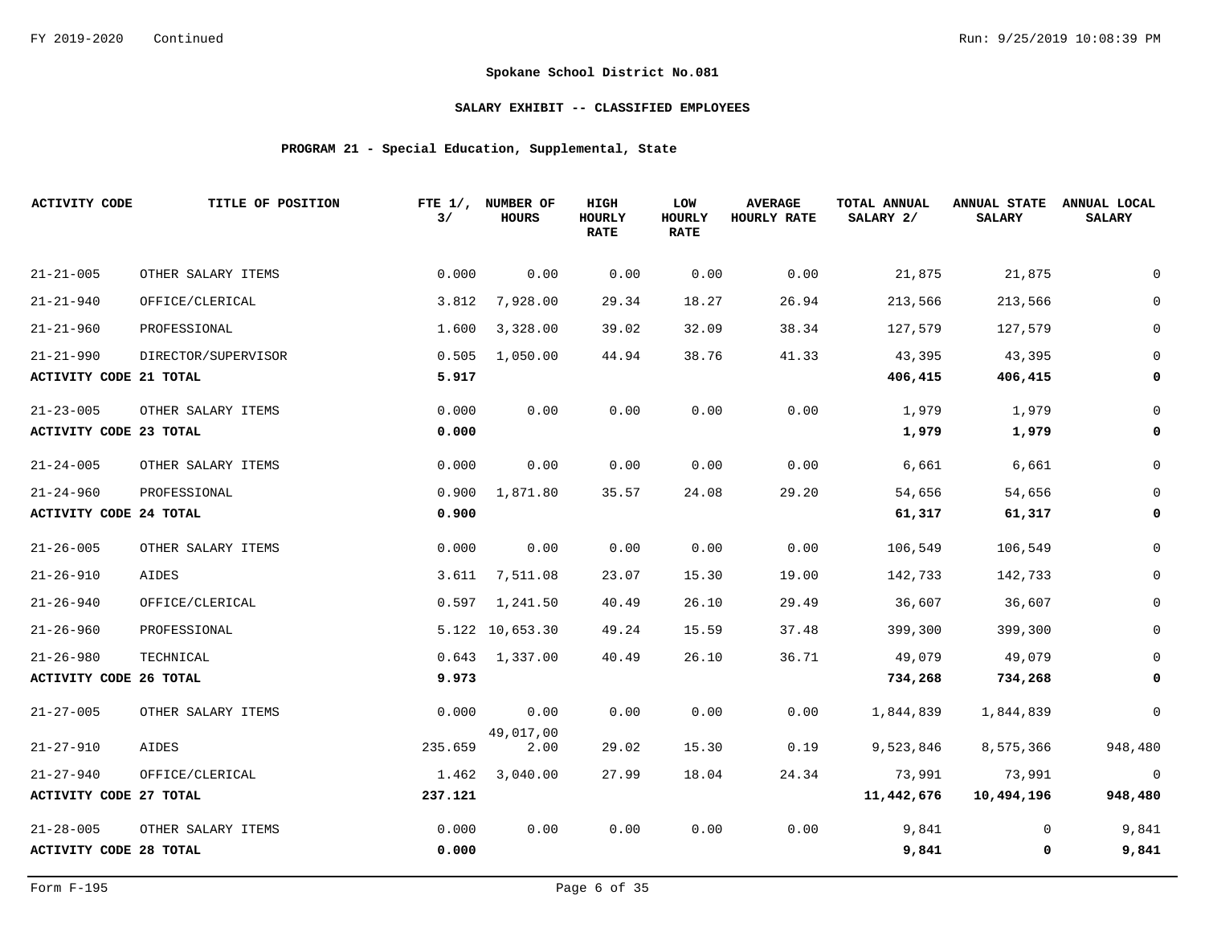**Spokane School District No.081**

**SALARY EXHIBIT -- CLASSIFIED EMPLOYEES**

**PROGRAM 21 - Special Education, Supplemental, State**

| ACTIVITY CODE | TITLE OF POSITION | FTE 1/, 3/ | NUMBER OF HOURS | HIGH HOURLY RATE | LOW HOURLY RATE | AVERAGE HOURLY RATE | TOTAL ANNUAL SALARY 2/ | ANNUAL STATE SALARY | ANNUAL LOCAL SALARY |
|---|---|---|---|---|---|---|---|---|---|
| 21-21-005 | OTHER SALARY ITEMS | 0.000 | 0.00 | 0.00 | 0.00 | 0.00 | 21,875 | 21,875 | 0 |
| 21-21-940 | OFFICE/CLERICAL | 3.812 | 7,928.00 | 29.34 | 18.27 | 26.94 | 213,566 | 213,566 | 0 |
| 21-21-960 | PROFESSIONAL | 1.600 | 3,328.00 | 39.02 | 32.09 | 38.34 | 127,579 | 127,579 | 0 |
| 21-21-990 | DIRECTOR/SUPERVISOR | 0.505 | 1,050.00 | 44.94 | 38.76 | 41.33 | 43,395 | 43,395 | 0 |
| **ACTIVITY CODE 21 TOTAL** | | **5.917** | | | | | **406,415** | **406,415** | **0** |
| 21-23-005 | OTHER SALARY ITEMS | 0.000 | 0.00 | 0.00 | 0.00 | 0.00 | 1,979 | 1,979 | 0 |
| **ACTIVITY CODE 23 TOTAL** | | **0.000** | | | | | **1,979** | **1,979** | **0** |
| 21-24-005 | OTHER SALARY ITEMS | 0.000 | 0.00 | 0.00 | 0.00 | 0.00 | 6,661 | 6,661 | 0 |
| 21-24-960 | PROFESSIONAL | 0.900 | 1,871.80 | 35.57 | 24.08 | 29.20 | 54,656 | 54,656 | 0 |
| **ACTIVITY CODE 24 TOTAL** | | **0.900** | | | | | **61,317** | **61,317** | **0** |
| 21-26-005 | OTHER SALARY ITEMS | 0.000 | 0.00 | 0.00 | 0.00 | 0.00 | 106,549 | 106,549 | 0 |
| 21-26-910 | AIDES | 3.611 | 7,511.08 | 23.07 | 15.30 | 19.00 | 142,733 | 142,733 | 0 |
| 21-26-940 | OFFICE/CLERICAL | 0.597 | 1,241.50 | 40.49 | 26.10 | 29.49 | 36,607 | 36,607 | 0 |
| 21-26-960 | PROFESSIONAL | 5.122 | 10,653.30 | 49.24 | 15.59 | 37.48 | 399,300 | 399,300 | 0 |
| 21-26-980 | TECHNICAL | 0.643 | 1,337.00 | 40.49 | 26.10 | 36.71 | 49,079 | 49,079 | 0 |
| **ACTIVITY CODE 26 TOTAL** | | **9.973** | | | | | **734,268** | **734,268** | **0** |
| 21-27-005 | OTHER SALARY ITEMS | 0.000 | 0.00 | 0.00 | 0.00 | 0.00 | 1,844,839 | 1,844,839 | 0 |
| 21-27-910 | AIDES | 235.659 | 49,017,002.00 | 29.02 | 15.30 | 0.19 | 9,523,846 | 8,575,366 | 948,480 |
| 21-27-940 | OFFICE/CLERICAL | 1.462 | 3,040.00 | 27.99 | 18.04 | 24.34 | 73,991 | 73,991 | 0 |
| **ACTIVITY CODE 27 TOTAL** | | **237.121** | | | | | **11,442,676** | **10,494,196** | **948,480** |
| 21-28-005 | OTHER SALARY ITEMS | 0.000 | 0.00 | 0.00 | 0.00 | 0.00 | 9,841 | 0 | 9,841 |
| **ACTIVITY CODE 28 TOTAL** | | **0.000** | | | | | **9,841** | **0** | **9,841** |

Form F-195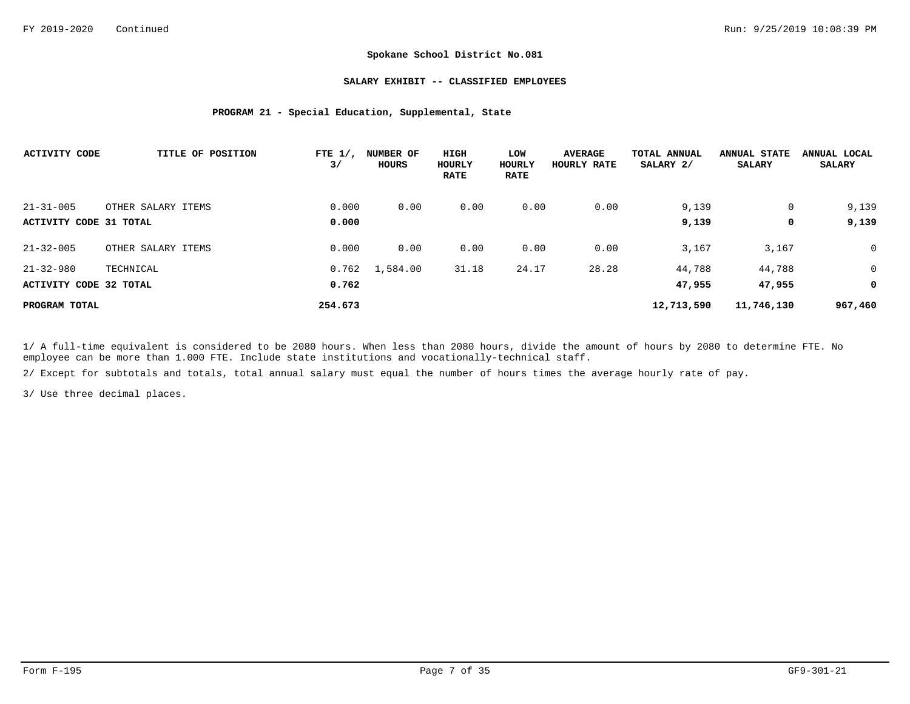**Spokane School District No.081**

**SALARY EXHIBIT -- CLASSIFIED EMPLOYEES**

**PROGRAM 21 - Special Education, Supplemental, State**

| ACTIVITY CODE | TITLE OF POSITION | FTE 1/, 3/ | NUMBER OF HOURS | HIGH HOURLY RATE | LOW HOURLY RATE | AVERAGE HOURLY RATE | TOTAL ANNUAL SALARY 2/ | ANNUAL STATE SALARY | ANNUAL LOCAL SALARY |
|---|---|---|---|---|---|---|---|---|---|
| 21-31-005 | OTHER SALARY ITEMS | 0.000 | 0.00 | 0.00 | 0.00 | 0.00 | 9,139 | 0 | 9,139 |
| **ACTIVITY CODE 31 TOTAL** | | **0.000** | | | | | **9,139** | **0** | **9,139** |
| 21-32-005 | OTHER SALARY ITEMS | 0.000 | 0.00 | 0.00 | 0.00 | 0.00 | 3,167 | 3,167 | 0 |
| 21-32-980 | TECHNICAL | 0.762 | 1,584.00 | 31.18 | 24.17 | 28.28 | 44,788 | 44,788 | 0 |
| **ACTIVITY CODE 32 TOTAL** | | **0.762** | | | | | **47,955** | **47,955** | **0** |
| **PROGRAM TOTAL** | | **254.673** | | | | | **12,713,590** | **11,746,130** | **967,460** |

1/ A full-time equivalent is considered to be 2080 hours. When less than 2080 hours, divide the amount of hours by 2080 to determine FTE. No employee can be more than 1.000 FTE. Include state institutions and vocationally-technical staff.

2/ Except for subtotals and totals, total annual salary must equal the number of hours times the average hourly rate of pay.

3/ Use three decimal places.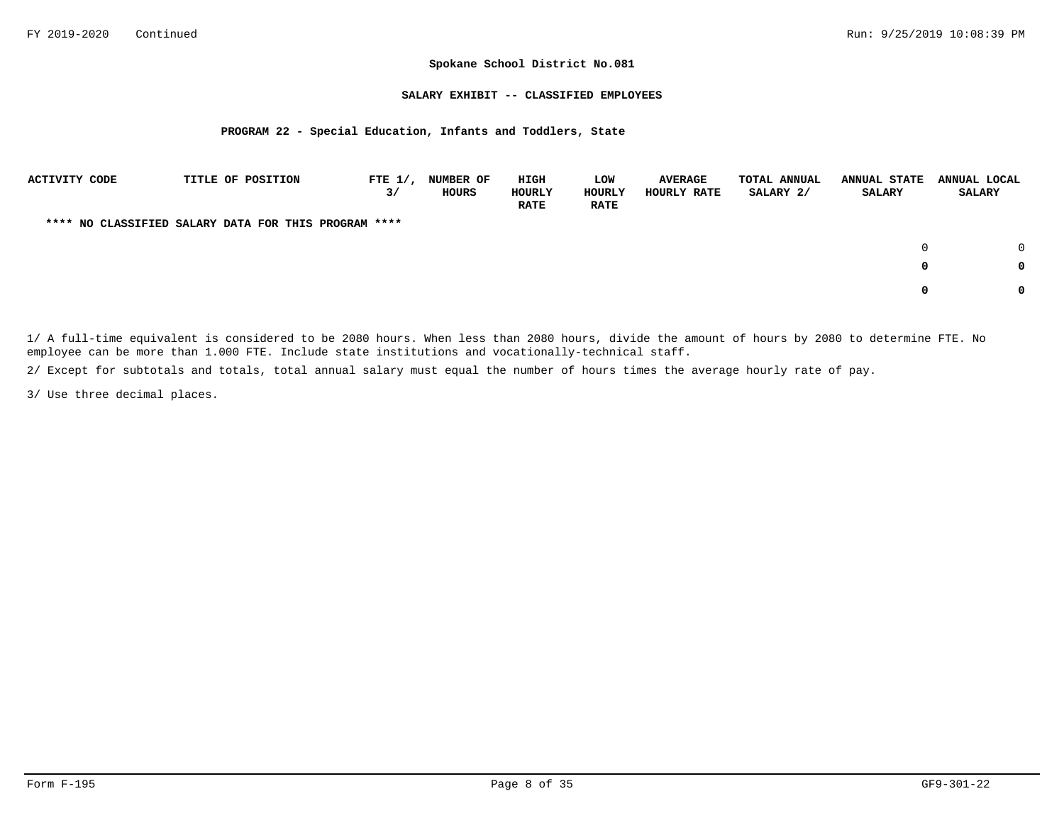FY 2019-2020 Continued

**Spokane School District No.081**

**SALARY EXHIBIT -- CLASSIFIED EMPLOYEES**

**PROGRAM 22 - Special Education, Infants and Toddlers, State**

| ACTIVITY CODE | TITLE OF POSITION | FTE 1/, 3/ | NUMBER OF HOURS | HIGH HOURLY RATE | LOW HOURLY RATE | AVERAGE HOURLY RATE | TOTAL ANNUAL SALARY 2/ | ANNUAL STATE SALARY | ANNUAL LOCAL SALARY |
|---|---|---|---|---|---|---|---|---|---|
| **\*\*\*\* NO CLASSIFIED SALARY DATA FOR THIS PROGRAM \*\*\*\*** | | | | | | | | | |
| | | | | | | | | 0 | 0 |
| | | | | | | | | **0** | **0** |
| | | | | | | | | **0** | **0** |

1/ A full-time equivalent is considered to be 2080 hours. When less than 2080 hours, divide the amount of hours by 2080 to determine FTE. No employee can be more than 1.000 FTE. Include state institutions and vocationally-technical staff.

2/ Except for subtotals and totals, total annual salary must equal the number of hours times the average hourly rate of pay.

3/ Use three decimal places.

Form F-195 GF9-301-22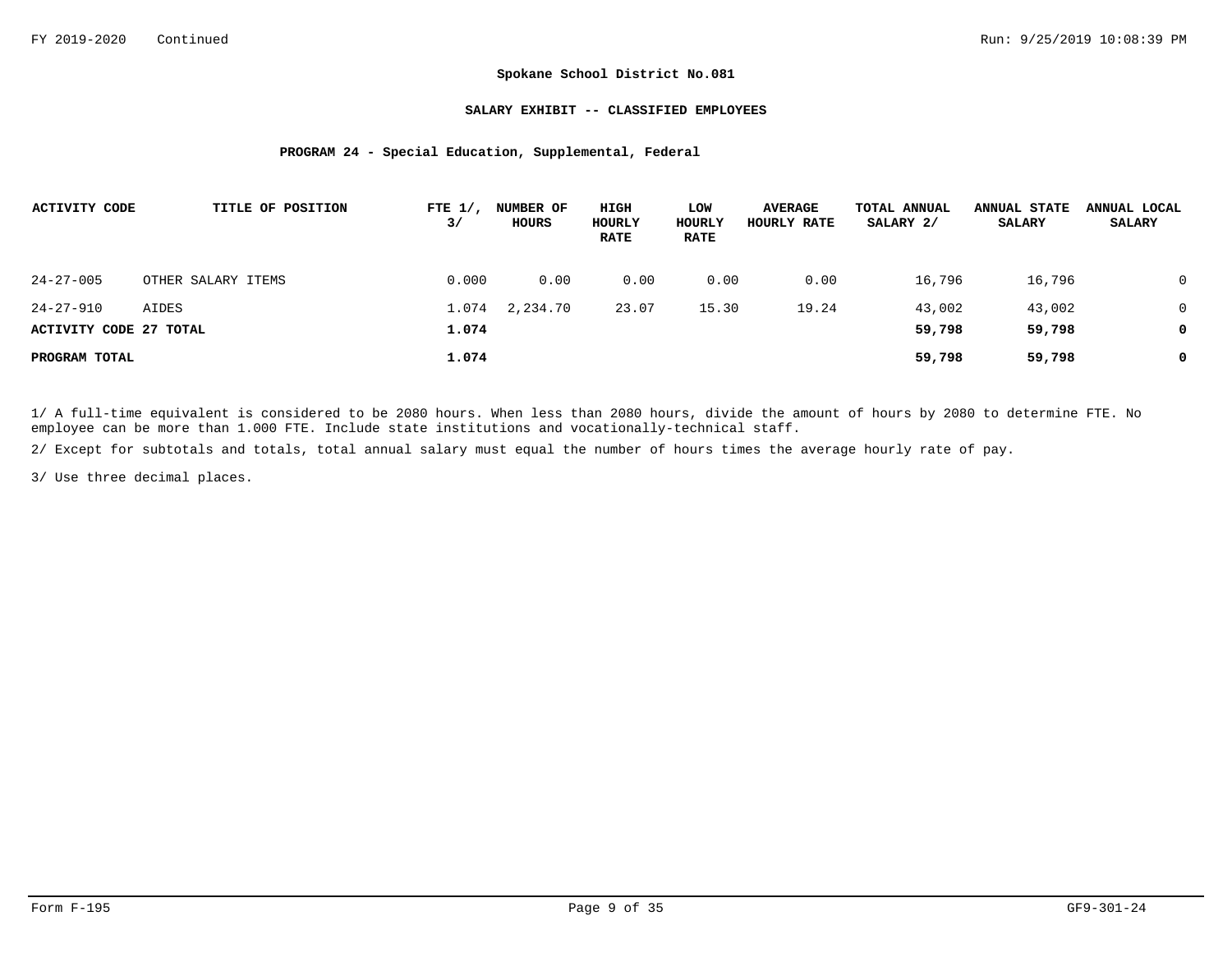**Spokane School District No.081**

**SALARY EXHIBIT -- CLASSIFIED EMPLOYEES**

**PROGRAM 24 - Special Education, Supplemental, Federal**

| ACTIVITY CODE | TITLE OF POSITION | FTE 1/, 3/ | NUMBER OF HOURS | HIGH HOURLY RATE | LOW HOURLY RATE | AVERAGE HOURLY RATE | TOTAL ANNUAL SALARY 2/ | ANNUAL STATE SALARY | ANNUAL LOCAL SALARY |
|---|---|---|---|---|---|---|---|---|---|
| 24-27-005 | OTHER SALARY ITEMS | 0.000 | 0.00 | 0.00 | 0.00 | 0.00 | 16,796 | 16,796 | 0 |
| 24-27-910 | AIDES | 1.074 | 2,234.70 | 23.07 | 15.30 | 19.24 | 43,002 | 43,002 | 0 |
| **ACTIVITY CODE 27 TOTAL** | | **1.074** | | | | | **59,798** | **59,798** | **0** |
| **PROGRAM TOTAL** | | **1.074** | | | | | **59,798** | **59,798** | **0** |

1/ A full-time equivalent is considered to be 2080 hours. When less than 2080 hours, divide the amount of hours by 2080 to determine FTE. No employee can be more than 1.000 FTE. Include state institutions and vocationally-technical staff.

2/ Except for subtotals and totals, total annual salary must equal the number of hours times the average hourly rate of pay.

3/ Use three decimal places.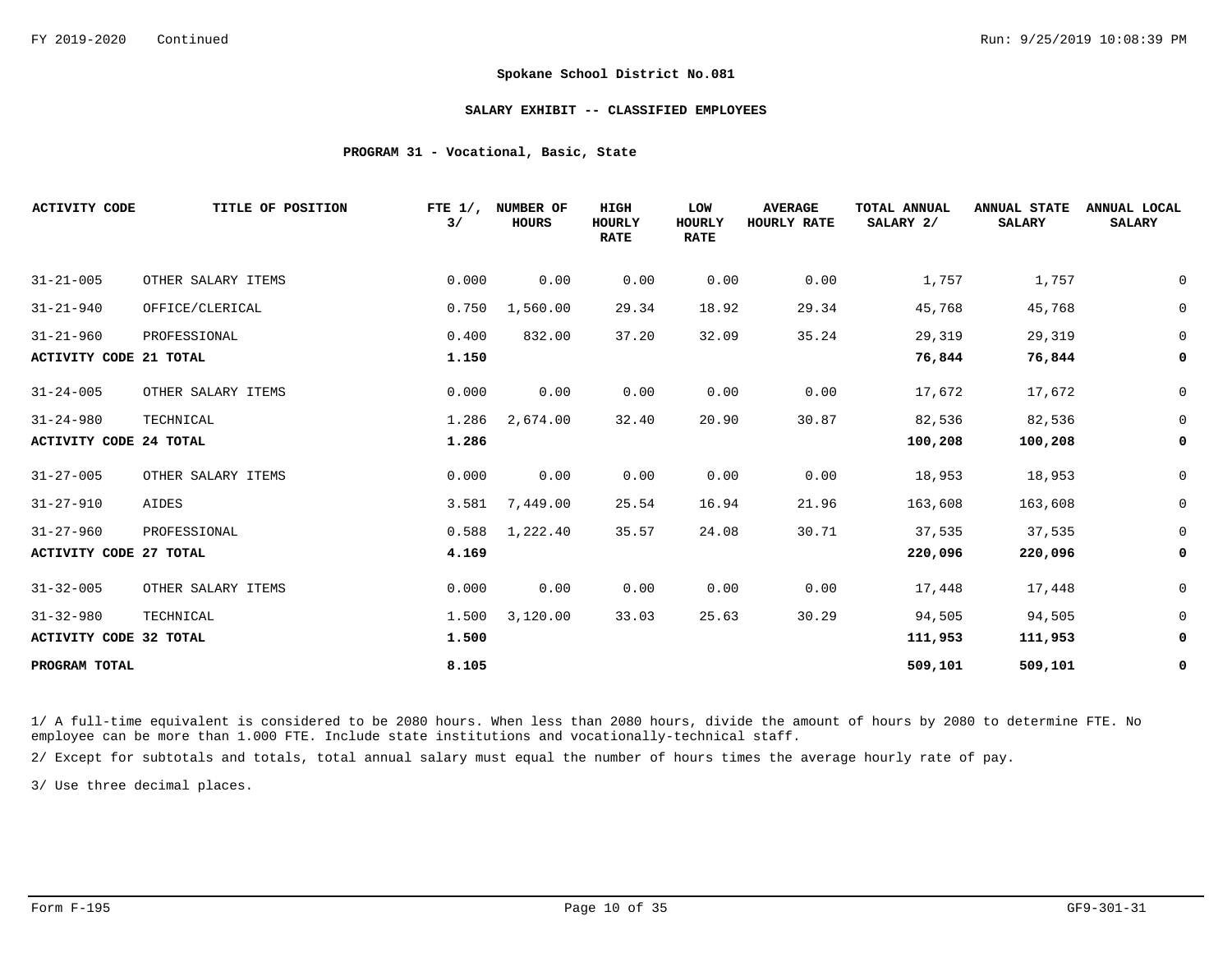**Spokane School District No.081**

**SALARY EXHIBIT -- CLASSIFIED EMPLOYEES**

**PROGRAM 31 - Vocational, Basic, State**

| ACTIVITY CODE | TITLE OF POSITION | FTE 1/, 3/ | NUMBER OF HOURS | HIGH HOURLY RATE | LOW HOURLY RATE | AVERAGE HOURLY RATE | TOTAL ANNUAL SALARY 2/ | ANNUAL STATE SALARY | ANNUAL LOCAL SALARY |
|---|---|---|---|---|---|---|---|---|---|
| 31-21-005 | OTHER SALARY ITEMS | 0.000 | 0.00 | 0.00 | 0.00 | 0.00 | 1,757 | 1,757 | 0 |
| 31-21-940 | OFFICE/CLERICAL | 0.750 | 1,560.00 | 29.34 | 18.92 | 29.34 | 45,768 | 45,768 | 0 |
| 31-21-960 | PROFESSIONAL | 0.400 | 832.00 | 37.20 | 32.09 | 35.24 | 29,319 | 29,319 | 0 |
| **ACTIVITY CODE 21 TOTAL** | | **1.150** | | | | | **76,844** | **76,844** | **0** |
| 31-24-005 | OTHER SALARY ITEMS | 0.000 | 0.00 | 0.00 | 0.00 | 0.00 | 17,672 | 17,672 | 0 |
| 31-24-980 | TECHNICAL | 1.286 | 2,674.00 | 32.40 | 20.90 | 30.87 | 82,536 | 82,536 | 0 |
| **ACTIVITY CODE 24 TOTAL** | | **1.286** | | | | | **100,208** | **100,208** | **0** |
| 31-27-005 | OTHER SALARY ITEMS | 0.000 | 0.00 | 0.00 | 0.00 | 0.00 | 18,953 | 18,953 | 0 |
| 31-27-910 | AIDES | 3.581 | 7,449.00 | 25.54 | 16.94 | 21.96 | 163,608 | 163,608 | 0 |
| 31-27-960 | PROFESSIONAL | 0.588 | 1,222.40 | 35.57 | 24.08 | 30.71 | 37,535 | 37,535 | 0 |
| **ACTIVITY CODE 27 TOTAL** | | **4.169** | | | | | **220,096** | **220,096** | **0** |
| 31-32-005 | OTHER SALARY ITEMS | 0.000 | 0.00 | 0.00 | 0.00 | 0.00 | 17,448 | 17,448 | 0 |
| 31-32-980 | TECHNICAL | 1.500 | 3,120.00 | 33.03 | 25.63 | 30.29 | 94,505 | 94,505 | 0 |
| **ACTIVITY CODE 32 TOTAL** | | **1.500** | | | | | **111,953** | **111,953** | **0** |
| **PROGRAM TOTAL** | | **8.105** | | | | | **509,101** | **509,101** | **0** |

1/ A full-time equivalent is considered to be 2080 hours. When less than 2080 hours, divide the amount of hours by 2080 to determine FTE. No employee can be more than 1.000 FTE. Include state institutions and vocationally-technical staff.

2/ Except for subtotals and totals, total annual salary must equal the number of hours times the average hourly rate of pay.

3/ Use three decimal places.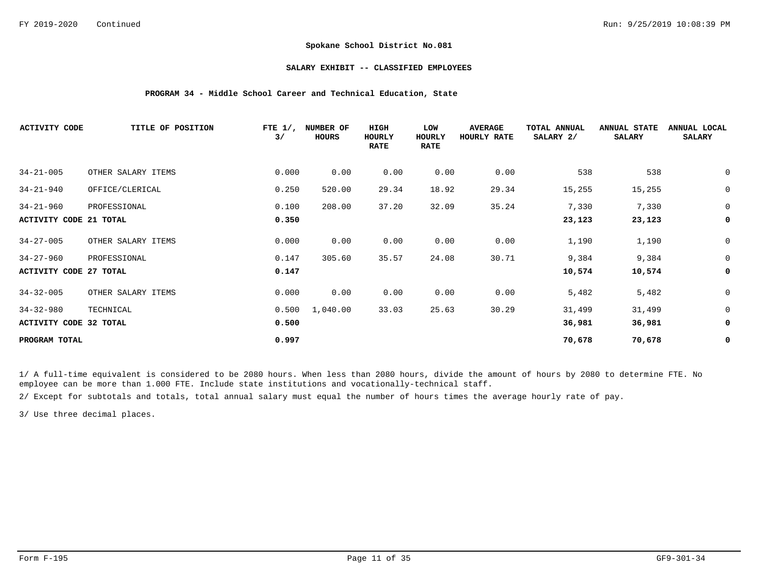FY 2019-2020 Continued

**Spokane School District No.081**

**SALARY EXHIBIT -- CLASSIFIED EMPLOYEES**

**PROGRAM 34 - Middle School Career and Technical Education, State**

| ACTIVITY CODE | TITLE OF POSITION | FTE 1/, 3/ | NUMBER OF HOURS | HIGH HOURLY RATE | LOW HOURLY RATE | AVERAGE HOURLY RATE | TOTAL ANNUAL SALARY 2/ | ANNUAL STATE SALARY | ANNUAL LOCAL SALARY |
|---|---|---|---|---|---|---|---|---|---|
| 34-21-005 | OTHER SALARY ITEMS | 0.000 | 0.00 | 0.00 | 0.00 | 0.00 | 538 | 538 | 0 |
| 34-21-940 | OFFICE/CLERICAL | 0.250 | 520.00 | 29.34 | 18.92 | 29.34 | 15,255 | 15,255 | 0 |
| 34-21-960 | PROFESSIONAL | 0.100 | 208.00 | 37.20 | 32.09 | 35.24 | 7,330 | 7,330 | 0 |
| **ACTIVITY CODE 21 TOTAL** | | **0.350** | | | | | **23,123** | **23,123** | **0** |
| 34-27-005 | OTHER SALARY ITEMS | 0.000 | 0.00 | 0.00 | 0.00 | 0.00 | 1,190 | 1,190 | 0 |
| 34-27-960 | PROFESSIONAL | 0.147 | 305.60 | 35.57 | 24.08 | 30.71 | 9,384 | 9,384 | 0 |
| **ACTIVITY CODE 27 TOTAL** | | **0.147** | | | | | **10,574** | **10,574** | **0** |
| 34-32-005 | OTHER SALARY ITEMS | 0.000 | 0.00 | 0.00 | 0.00 | 0.00 | 5,482 | 5,482 | 0 |
| 34-32-980 | TECHNICAL | 0.500 | 1,040.00 | 33.03 | 25.63 | 30.29 | 31,499 | 31,499 | 0 |
| **ACTIVITY CODE 32 TOTAL** | | **0.500** | | | | | **36,981** | **36,981** | **0** |
| **PROGRAM TOTAL** | | **0.997** | | | | | **70,678** | **70,678** | **0** |

1/ A full-time equivalent is considered to be 2080 hours. When less than 2080 hours, divide the amount of hours by 2080 to determine FTE. No employee can be more than 1.000 FTE. Include state institutions and vocationally-technical staff.

2/ Except for subtotals and totals, total annual salary must equal the number of hours times the average hourly rate of pay.

3/ Use three decimal places.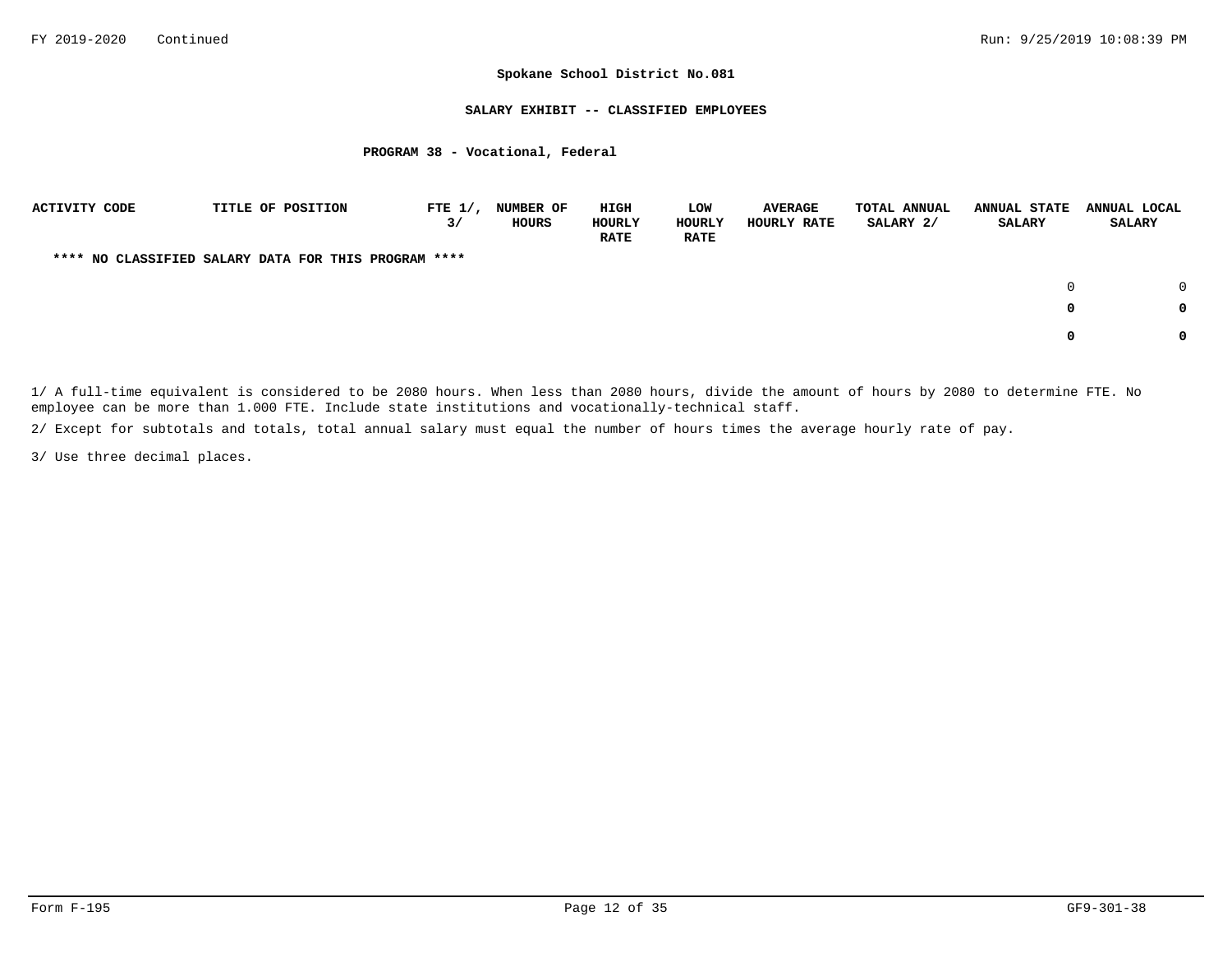**Spokane School District No.081**

**SALARY EXHIBIT -- CLASSIFIED EMPLOYEES**

**PROGRAM 38 - Vocational, Federal**

| ACTIVITY CODE | TITLE OF POSITION | FTE 1/, 3/ | NUMBER OF HOURS | HIGH HOURLY RATE | LOW HOURLY RATE | AVERAGE HOURLY RATE | TOTAL ANNUAL SALARY 2/ | ANNUAL STATE SALARY | ANNUAL LOCAL SALARY |
|---|---|---|---|---|---|---|---|---|---|
| **\*\*\*\* NO CLASSIFIED SALARY DATA FOR THIS PROGRAM \*\*\*\*** | | | | | | | | | |
| | | | | | | | | 0 | 0 |
| | | | | | | | | **0** | **0** |
| | | | | | | | | **0** | **0** |

1/ A full-time equivalent is considered to be 2080 hours. When less than 2080 hours, divide the amount of hours by 2080 to determine FTE. No employee can be more than 1.000 FTE. Include state institutions and vocationally-technical staff.

2/ Except for subtotals and totals, total annual salary must equal the number of hours times the average hourly rate of pay.

3/ Use three decimal places.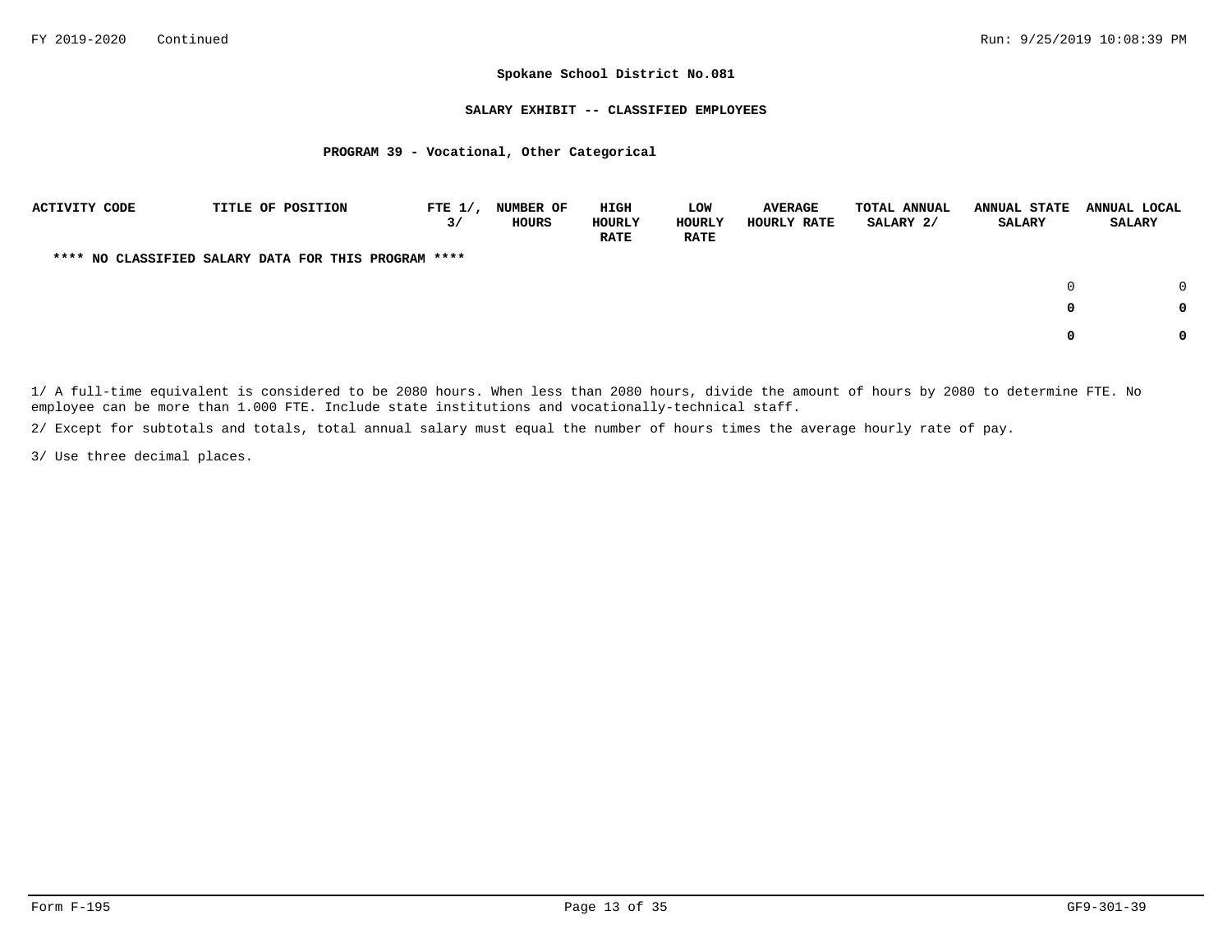**Spokane School District No.081**

**SALARY EXHIBIT -- CLASSIFIED EMPLOYEES**

**PROGRAM 39 - Vocational, Other Categorical**

| ACTIVITY CODE | TITLE OF POSITION | FTE 1/, 3/ | NUMBER OF HOURS | HIGH HOURLY RATE | LOW HOURLY RATE | AVERAGE HOURLY RATE | TOTAL ANNUAL SALARY 2/ | ANNUAL STATE SALARY | ANNUAL LOCAL SALARY |
|---|---|---|---|---|---|---|---|---|---|
| **\*\*\*\* NO CLASSIFIED SALARY DATA FOR THIS PROGRAM \*\*\*\*** | | | | | | | | | |
| | | | | | | | | 0 | 0 |
| | | | | | | | | **0** | **0** |
| | | | | | | | | **0** | **0** |

1/ A full-time equivalent is considered to be 2080 hours. When less than 2080 hours, divide the amount of hours by 2080 to determine FTE. No employee can be more than 1.000 FTE. Include state institutions and vocationally-technical staff.

2/ Except for subtotals and totals, total annual salary must equal the number of hours times the average hourly rate of pay.

3/ Use three decimal places.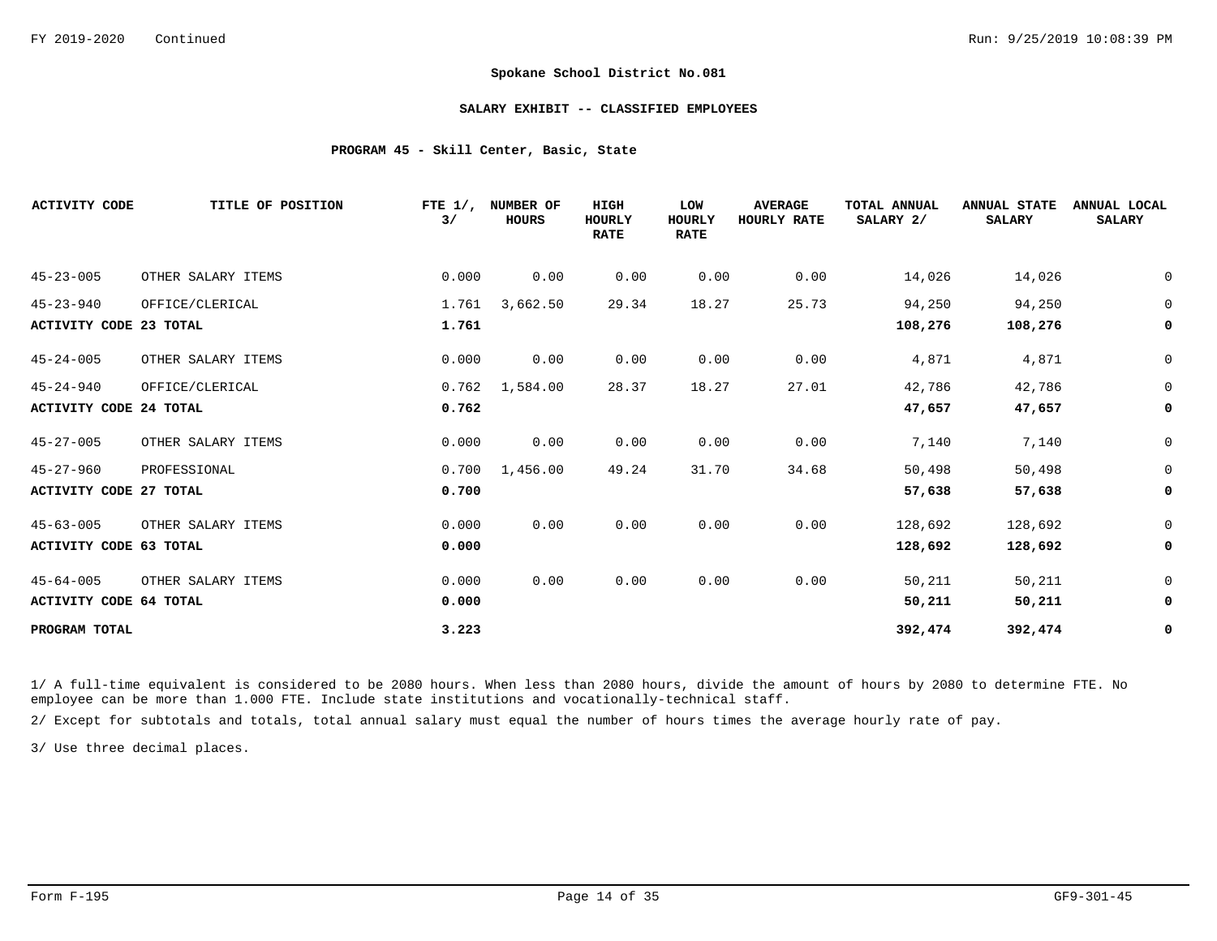FY 2019-2020 Continued

## Spokane School District No.081

### SALARY EXHIBIT -- CLASSIFIED EMPLOYEES

### PROGRAM 45 - Skill Center, Basic, State

| ACTIVITY CODE | TITLE OF POSITION | FTE 1/, 3/ | NUMBER OF HOURS | HIGH HOURLY RATE | LOW HOURLY RATE | AVERAGE HOURLY RATE | TOTAL ANNUAL SALARY 2/ | ANNUAL STATE SALARY | ANNUAL LOCAL SALARY |
|---|---|---|---|---|---|---|---|---|---|
| 45-23-005 | OTHER SALARY ITEMS | 0.000 | 0.00 | 0.00 | 0.00 | 0.00 | 14,026 | 14,026 | 0 |
| 45-23-940 | OFFICE/CLERICAL | 1.761 | 3,662.50 | 29.34 | 18.27 | 25.73 | 94,250 | 94,250 | 0 |
| **ACTIVITY CODE 23 TOTAL** | | **1.761** | | | | | **108,276** | **108,276** | **0** |
| 45-24-005 | OTHER SALARY ITEMS | 0.000 | 0.00 | 0.00 | 0.00 | 0.00 | 4,871 | 4,871 | 0 |
| 45-24-940 | OFFICE/CLERICAL | 0.762 | 1,584.00 | 28.37 | 18.27 | 27.01 | 42,786 | 42,786 | 0 |
| **ACTIVITY CODE 24 TOTAL** | | **0.762** | | | | | **47,657** | **47,657** | **0** |
| 45-27-005 | OTHER SALARY ITEMS | 0.000 | 0.00 | 0.00 | 0.00 | 0.00 | 7,140 | 7,140 | 0 |
| 45-27-960 | PROFESSIONAL | 0.700 | 1,456.00 | 49.24 | 31.70 | 34.68 | 50,498 | 50,498 | 0 |
| **ACTIVITY CODE 27 TOTAL** | | **0.700** | | | | | **57,638** | **57,638** | **0** |
| 45-63-005 | OTHER SALARY ITEMS | 0.000 | 0.00 | 0.00 | 0.00 | 0.00 | 128,692 | 128,692 | 0 |
| **ACTIVITY CODE 63 TOTAL** | | **0.000** | | | | | **128,692** | **128,692** | **0** |
| 45-64-005 | OTHER SALARY ITEMS | 0.000 | 0.00 | 0.00 | 0.00 | 0.00 | 50,211 | 50,211 | 0 |
| **ACTIVITY CODE 64 TOTAL** | | **0.000** | | | | | **50,211** | **50,211** | **0** |
| **PROGRAM TOTAL** | | **3.223** | | | | | **392,474** | **392,474** | **0** |

1/ A full-time equivalent is considered to be 2080 hours. When less than 2080 hours, divide the amount of hours by 2080 to determine FTE. No employee can be more than 1.000 FTE. Include state institutions and vocationally-technical staff.

2/ Except for subtotals and totals, total annual salary must equal the number of hours times the average hourly rate of pay.

3/ Use three decimal places.

Form F-195 GF9-301-45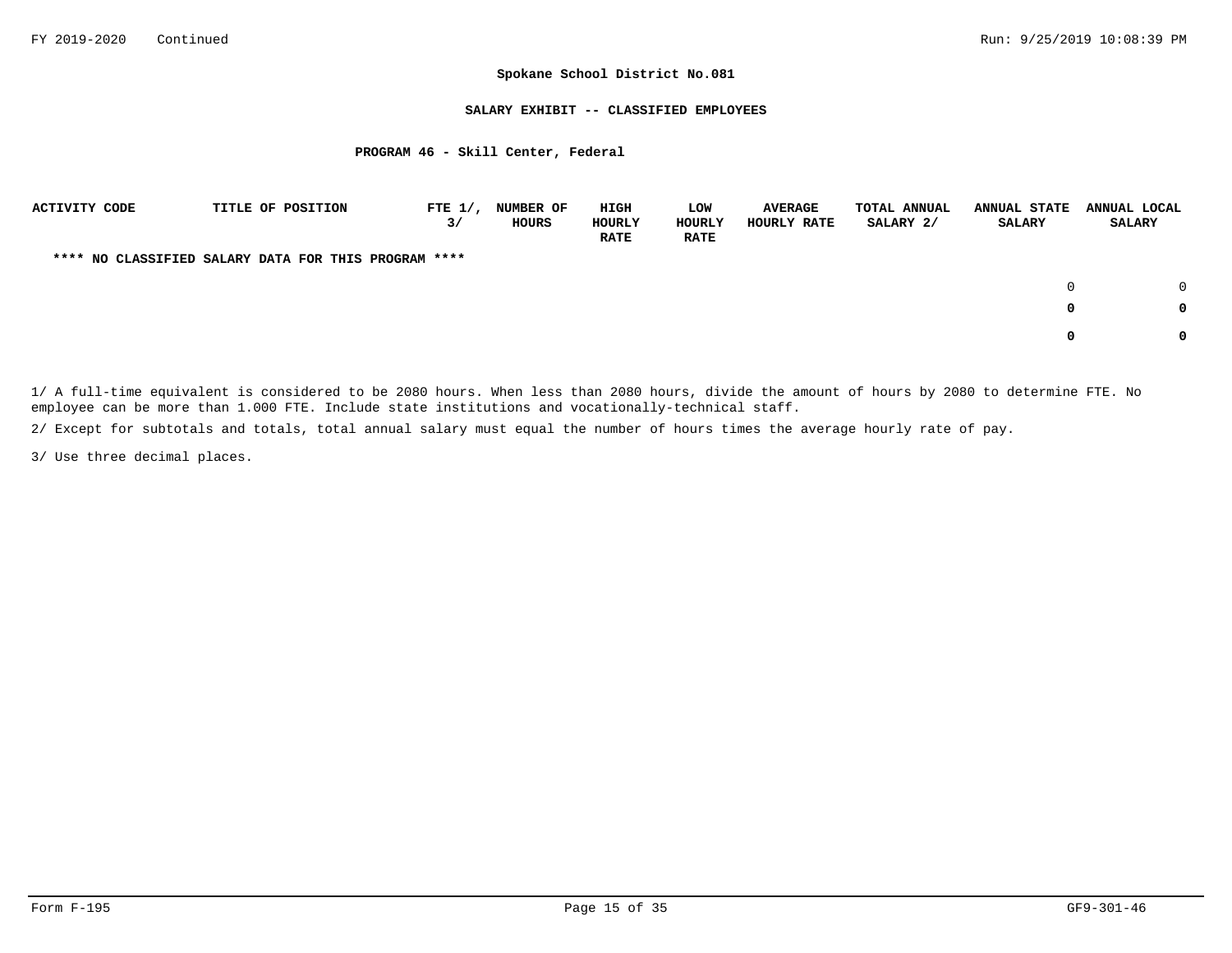**Spokane School District No.081**

**SALARY EXHIBIT -- CLASSIFIED EMPLOYEES**

**PROGRAM 46 - Skill Center, Federal**

| ACTIVITY CODE | TITLE OF POSITION | FTE 1/, 3/ | NUMBER OF HOURS | HIGH HOURLY RATE | LOW HOURLY RATE | AVERAGE HOURLY RATE | TOTAL ANNUAL SALARY 2/ | ANNUAL STATE SALARY | ANNUAL LOCAL SALARY |
|---|---|---|---|---|---|---|---|---|---|
| **\*\*\*\* NO CLASSIFIED SALARY DATA FOR THIS PROGRAM \*\*\*\*** | | | | | | | | | |
| | | | | | | | | 0 | 0 |
| | | | | | | | | **0** | **0** |
| | | | | | | | | **0** | **0** |

1/ A full-time equivalent is considered to be 2080 hours. When less than 2080 hours, divide the amount of hours by 2080 to determine FTE. No employee can be more than 1.000 FTE. Include state institutions and vocationally-technical staff.

2/ Except for subtotals and totals, total annual salary must equal the number of hours times the average hourly rate of pay.

3/ Use three decimal places.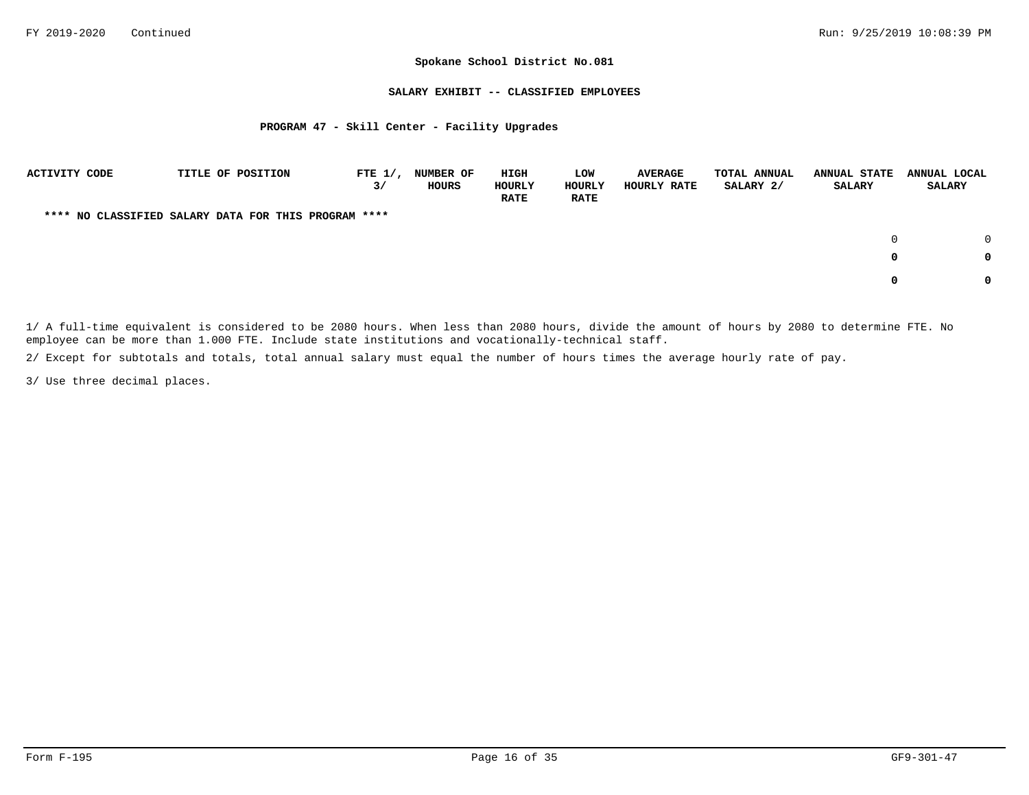FY 2019-2020 Continued

**Spokane School District No.081**

**SALARY EXHIBIT -- CLASSIFIED EMPLOYEES**

**PROGRAM 47 - Skill Center - Facility Upgrades**

| ACTIVITY CODE | TITLE OF POSITION | FTE 1/, 3/ | NUMBER OF HOURS | HIGH HOURLY RATE | LOW HOURLY RATE | AVERAGE HOURLY RATE | TOTAL ANNUAL SALARY 2/ | ANNUAL STATE SALARY | ANNUAL LOCAL SALARY |
|---|---|---|---|---|---|---|---|---|---|
| **** NO CLASSIFIED SALARY DATA FOR THIS PROGRAM **** | | | | | | | | | |
| | | | | | | | | 0 | 0 |
| | | | | | | | | **0** | **0** |
| | | | | | | | | **0** | **0** |

1/ A full-time equivalent is considered to be 2080 hours. When less than 2080 hours, divide the amount of hours by 2080 to determine FTE. No employee can be more than 1.000 FTE. Include state institutions and vocationally-technical staff.

2/ Except for subtotals and totals, total annual salary must equal the number of hours times the average hourly rate of pay.

3/ Use three decimal places.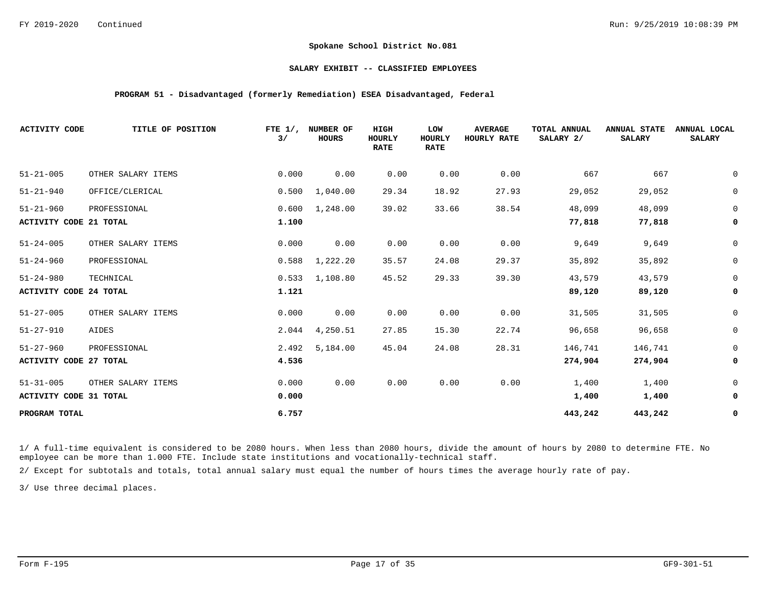**Spokane School District No.081**

**SALARY EXHIBIT -- CLASSIFIED EMPLOYEES**

**PROGRAM 51 - Disadvantaged (formerly Remediation) ESEA Disadvantaged, Federal**

| ACTIVITY CODE | TITLE OF POSITION | FTE 1/, 3/ | NUMBER OF HOURS | HIGH HOURLY RATE | LOW HOURLY RATE | AVERAGE HOURLY RATE | TOTAL ANNUAL SALARY 2/ | ANNUAL STATE SALARY | ANNUAL LOCAL SALARY |
|---|---|---|---|---|---|---|---|---|---|
| 51-21-005 | OTHER SALARY ITEMS | 0.000 | 0.00 | 0.00 | 0.00 | 0.00 | 667 | 667 | 0 |
| 51-21-940 | OFFICE/CLERICAL | 0.500 | 1,040.00 | 29.34 | 18.92 | 27.93 | 29,052 | 29,052 | 0 |
| 51-21-960 | PROFESSIONAL | 0.600 | 1,248.00 | 39.02 | 33.66 | 38.54 | 48,099 | 48,099 | 0 |
| **ACTIVITY CODE 21 TOTAL** | | **1.100** | | | | | **77,818** | **77,818** | **0** |
| 51-24-005 | OTHER SALARY ITEMS | 0.000 | 0.00 | 0.00 | 0.00 | 0.00 | 9,649 | 9,649 | 0 |
| 51-24-960 | PROFESSIONAL | 0.588 | 1,222.20 | 35.57 | 24.08 | 29.37 | 35,892 | 35,892 | 0 |
| 51-24-980 | TECHNICAL | 0.533 | 1,108.80 | 45.52 | 29.33 | 39.30 | 43,579 | 43,579 | 0 |
| **ACTIVITY CODE 24 TOTAL** | | **1.121** | | | | | **89,120** | **89,120** | **0** |
| 51-27-005 | OTHER SALARY ITEMS | 0.000 | 0.00 | 0.00 | 0.00 | 0.00 | 31,505 | 31,505 | 0 |
| 51-27-910 | AIDES | 2.044 | 4,250.51 | 27.85 | 15.30 | 22.74 | 96,658 | 96,658 | 0 |
| 51-27-960 | PROFESSIONAL | 2.492 | 5,184.00 | 45.04 | 24.08 | 28.31 | 146,741 | 146,741 | 0 |
| **ACTIVITY CODE 27 TOTAL** | | **4.536** | | | | | **274,904** | **274,904** | **0** |
| 51-31-005 | OTHER SALARY ITEMS | 0.000 | 0.00 | 0.00 | 0.00 | 0.00 | 1,400 | 1,400 | 0 |
| **ACTIVITY CODE 31 TOTAL** | | **0.000** | | | | | **1,400** | **1,400** | **0** |
| **PROGRAM TOTAL** | | **6.757** | | | | | **443,242** | **443,242** | **0** |

1/ A full-time equivalent is considered to be 2080 hours. When less than 2080 hours, divide the amount of hours by 2080 to determine FTE. No employee can be more than 1.000 FTE. Include state institutions and vocationally-technical staff.

2/ Except for subtotals and totals, total annual salary must equal the number of hours times the average hourly rate of pay.

3/ Use three decimal places.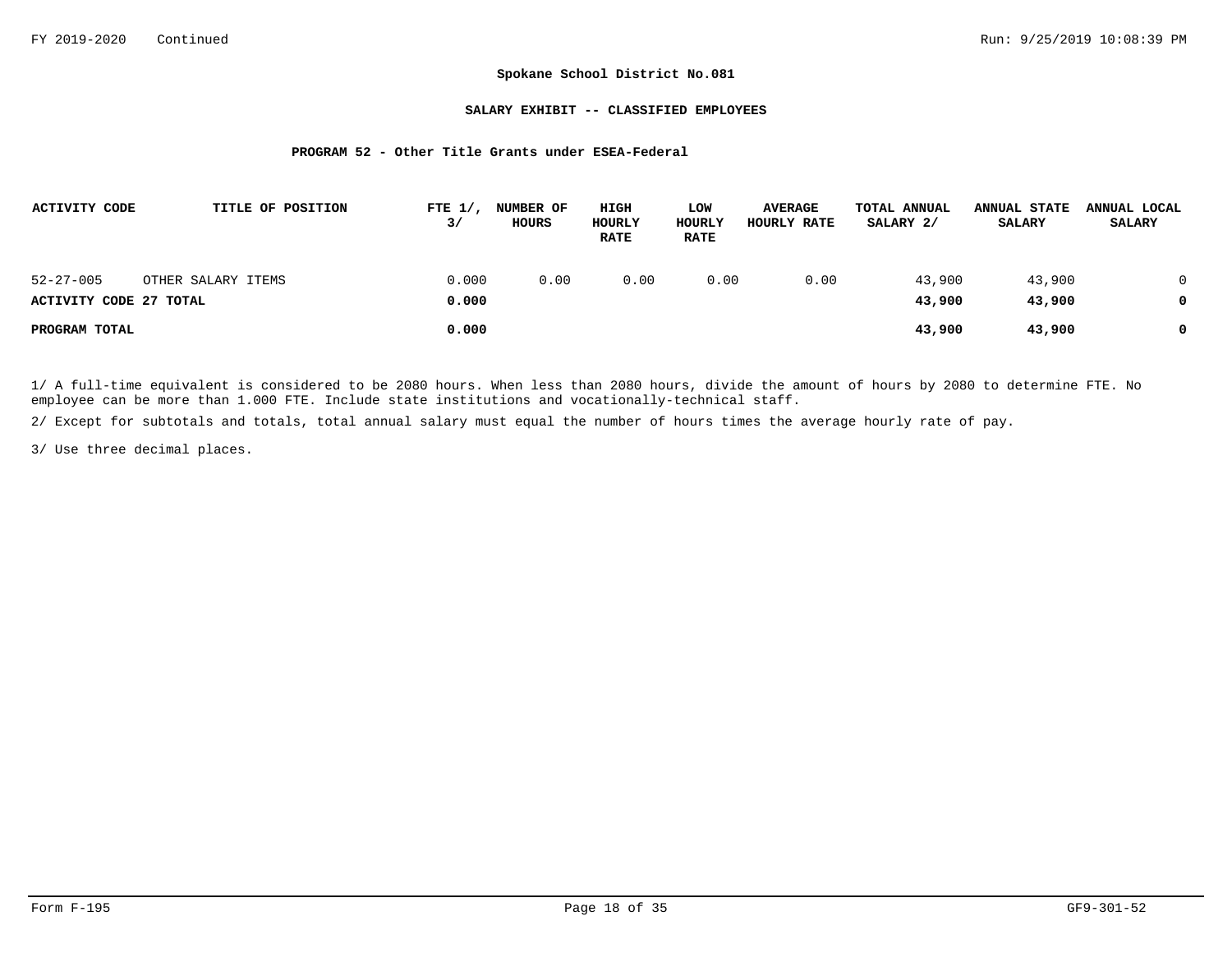**Spokane School District No.081**

**SALARY EXHIBIT -- CLASSIFIED EMPLOYEES**

**PROGRAM 52 - Other Title Grants under ESEA-Federal**

| ACTIVITY CODE | TITLE OF POSITION | FTE 1/, 3/ | NUMBER OF HOURS | HIGH HOURLY RATE | LOW HOURLY RATE | AVERAGE HOURLY RATE | TOTAL ANNUAL SALARY 2/ | ANNUAL STATE SALARY | ANNUAL LOCAL SALARY |
|---|---|---|---|---|---|---|---|---|---|
| 52-27-005 | OTHER SALARY ITEMS | 0.000 | 0.00 | 0.00 | 0.00 | 0.00 | 43,900 | 43,900 | 0 |
| **ACTIVITY CODE 27 TOTAL** | | **0.000** | | | | | **43,900** | **43,900** | **0** |
| **PROGRAM TOTAL** | | **0.000** | | | | | **43,900** | **43,900** | **0** |

1/ A full-time equivalent is considered to be 2080 hours. When less than 2080 hours, divide the amount of hours by 2080 to determine FTE. No employee can be more than 1.000 FTE. Include state institutions and vocationally-technical staff.

2/ Except for subtotals and totals, total annual salary must equal the number of hours times the average hourly rate of pay.

3/ Use three decimal places.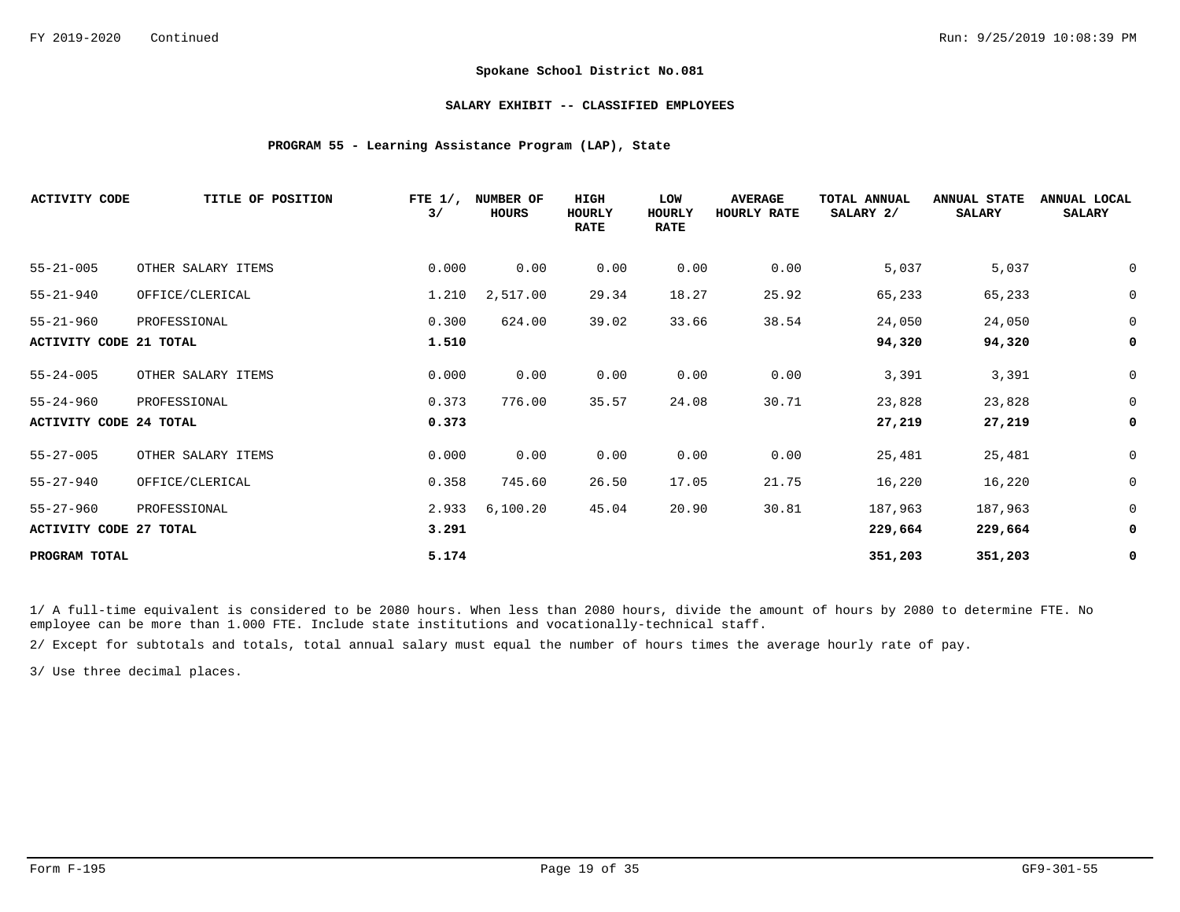**Spokane School District No.081**

**SALARY EXHIBIT -- CLASSIFIED EMPLOYEES**

**PROGRAM 55 - Learning Assistance Program (LAP), State**

| ACTIVITY CODE | TITLE OF POSITION | FTE 1/, 3/ | NUMBER OF HOURS | HIGH HOURLY RATE | LOW HOURLY RATE | AVERAGE HOURLY RATE | TOTAL ANNUAL SALARY 2/ | ANNUAL STATE SALARY | ANNUAL LOCAL SALARY |
|---|---|---|---|---|---|---|---|---|---|
| 55-21-005 | OTHER SALARY ITEMS | 0.000 | 0.00 | 0.00 | 0.00 | 0.00 | 5,037 | 5,037 | 0 |
| 55-21-940 | OFFICE/CLERICAL | 1.210 | 2,517.00 | 29.34 | 18.27 | 25.92 | 65,233 | 65,233 | 0 |
| 55-21-960 | PROFESSIONAL | 0.300 | 624.00 | 39.02 | 33.66 | 38.54 | 24,050 | 24,050 | 0 |
| **ACTIVITY CODE 21 TOTAL** | | **1.510** | | | | | **94,320** | **94,320** | **0** |
| 55-24-005 | OTHER SALARY ITEMS | 0.000 | 0.00 | 0.00 | 0.00 | 0.00 | 3,391 | 3,391 | 0 |
| 55-24-960 | PROFESSIONAL | 0.373 | 776.00 | 35.57 | 24.08 | 30.71 | 23,828 | 23,828 | 0 |
| **ACTIVITY CODE 24 TOTAL** | | **0.373** | | | | | **27,219** | **27,219** | **0** |
| 55-27-005 | OTHER SALARY ITEMS | 0.000 | 0.00 | 0.00 | 0.00 | 0.00 | 25,481 | 25,481 | 0 |
| 55-27-940 | OFFICE/CLERICAL | 0.358 | 745.60 | 26.50 | 17.05 | 21.75 | 16,220 | 16,220 | 0 |
| 55-27-960 | PROFESSIONAL | 2.933 | 6,100.20 | 45.04 | 20.90 | 30.81 | 187,963 | 187,963 | 0 |
| **ACTIVITY CODE 27 TOTAL** | | **3.291** | | | | | **229,664** | **229,664** | **0** |
| **PROGRAM TOTAL** | | **5.174** | | | | | **351,203** | **351,203** | **0** |

1/ A full-time equivalent is considered to be 2080 hours. When less than 2080 hours, divide the amount of hours by 2080 to determine FTE. No employee can be more than 1.000 FTE. Include state institutions and vocationally-technical staff.

2/ Except for subtotals and totals, total annual salary must equal the number of hours times the average hourly rate of pay.

3/ Use three decimal places.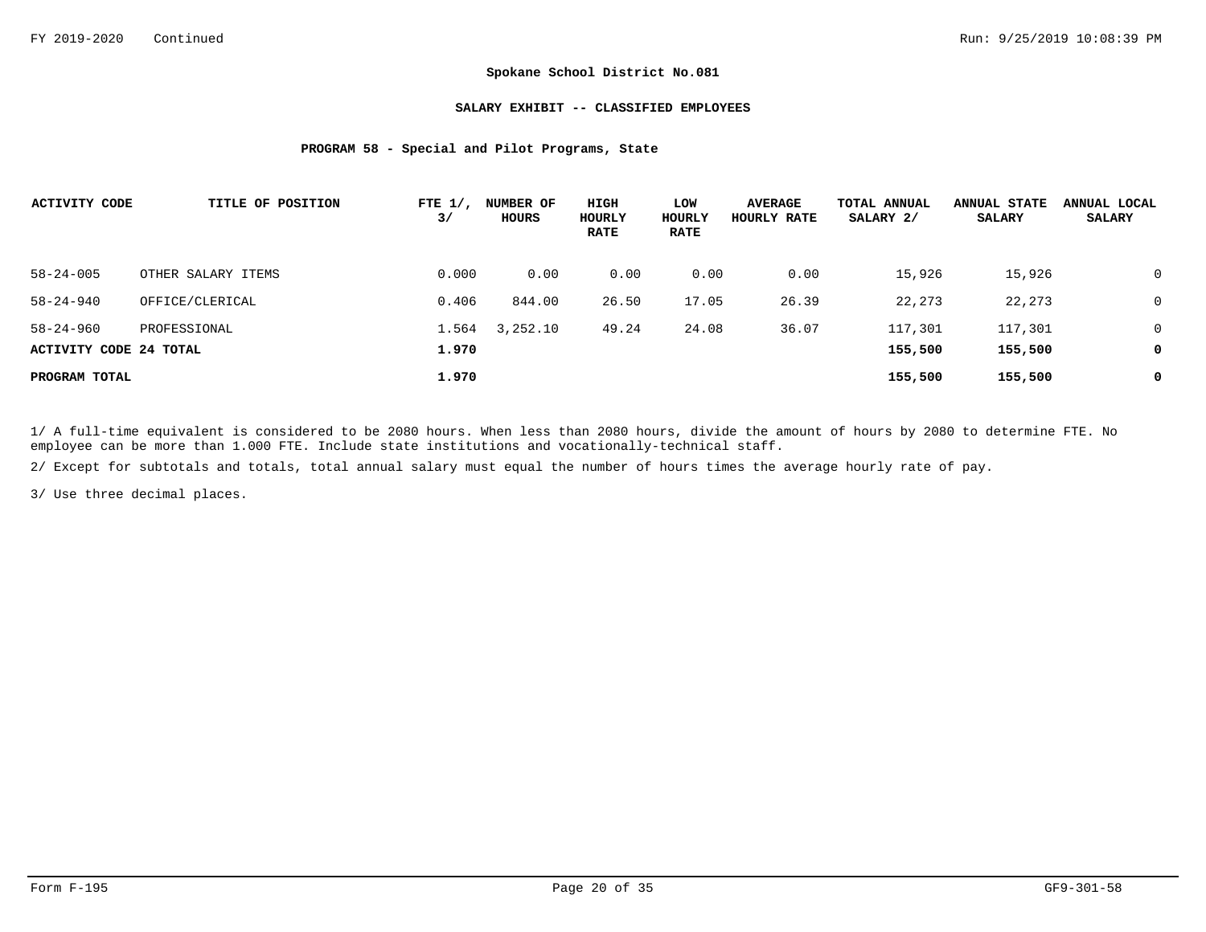FY 2019-2020 Continued

## Spokane School District No.081

### SALARY EXHIBIT -- CLASSIFIED EMPLOYEES

#### PROGRAM 58 - Special and Pilot Programs, State

| ACTIVITY CODE | TITLE OF POSITION | FTE 1/, 3/ | NUMBER OF HOURS | HIGH HOURLY RATE | LOW HOURLY RATE | AVERAGE HOURLY RATE | TOTAL ANNUAL SALARY 2/ | ANNUAL STATE SALARY | ANNUAL LOCAL SALARY |
|---|---|---|---|---|---|---|---|---|---|
| 58-24-005 | OTHER SALARY ITEMS | 0.000 | 0.00 | 0.00 | 0.00 | 0.00 | 15,926 | 15,926 | 0 |
| 58-24-940 | OFFICE/CLERICAL | 0.406 | 844.00 | 26.50 | 17.05 | 26.39 | 22,273 | 22,273 | 0 |
| 58-24-960 | PROFESSIONAL | 1.564 | 3,252.10 | 49.24 | 24.08 | 36.07 | 117,301 | 117,301 | 0 |
| **ACTIVITY CODE 24 TOTAL** | | **1.970** | | | | | **155,500** | **155,500** | **0** |
| **PROGRAM TOTAL** | | **1.970** | | | | | **155,500** | **155,500** | **0** |

1/ A full-time equivalent is considered to be 2080 hours. When less than 2080 hours, divide the amount of hours by 2080 to determine FTE. No employee can be more than 1.000 FTE. Include state institutions and vocationally-technical staff.

2/ Except for subtotals and totals, total annual salary must equal the number of hours times the average hourly rate of pay.

3/ Use three decimal places.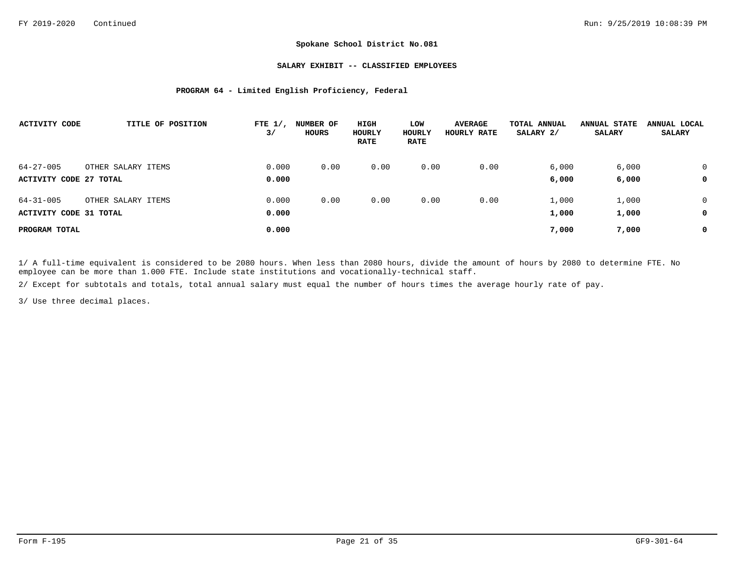FY 2019-2020 Continued

## Spokane School District No.081

### SALARY EXHIBIT -- CLASSIFIED EMPLOYEES

### PROGRAM 64 - Limited English Proficiency, Federal

| ACTIVITY CODE | TITLE OF POSITION | FTE 1/, 3/ | NUMBER OF HOURS | HIGH HOURLY RATE | LOW HOURLY RATE | AVERAGE HOURLY RATE | TOTAL ANNUAL SALARY 2/ | ANNUAL STATE SALARY | ANNUAL LOCAL SALARY |
|---|---|---|---|---|---|---|---|---|---|
| 64-27-005 | OTHER SALARY ITEMS | 0.000 | 0.00 | 0.00 | 0.00 | 0.00 | 6,000 | 6,000 | 0 |
| **ACTIVITY CODE 27 TOTAL** | | **0.000** | | | | | **6,000** | **6,000** | **0** |
| 64-31-005 | OTHER SALARY ITEMS | 0.000 | 0.00 | 0.00 | 0.00 | 0.00 | 1,000 | 1,000 | 0 |
| **ACTIVITY CODE 31 TOTAL** | | **0.000** | | | | | **1,000** | **1,000** | **0** |
| **PROGRAM TOTAL** | | **0.000** | | | | | **7,000** | **7,000** | **0** |

1/ A full-time equivalent is considered to be 2080 hours. When less than 2080 hours, divide the amount of hours by 2080 to determine FTE. No employee can be more than 1.000 FTE. Include state institutions and vocationally-technical staff.

2/ Except for subtotals and totals, total annual salary must equal the number of hours times the average hourly rate of pay.

3/ Use three decimal places.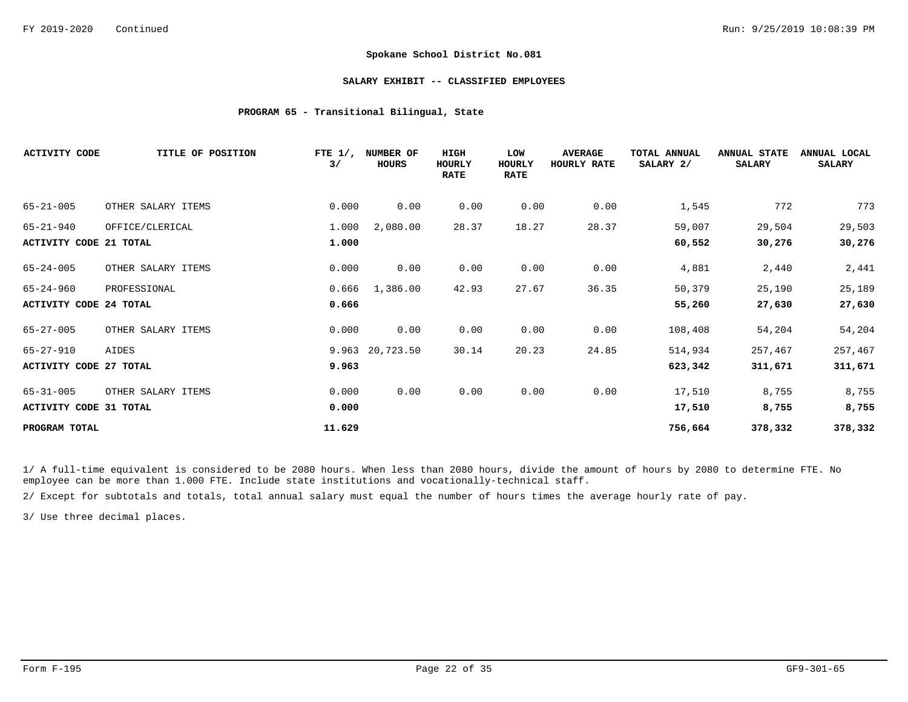**Spokane School District No.081**

**SALARY EXHIBIT -- CLASSIFIED EMPLOYEES**

**PROGRAM 65 - Transitional Bilingual, State**

| ACTIVITY CODE | TITLE OF POSITION | FTE 1/, 3/ | NUMBER OF HOURS | HIGH HOURLY RATE | LOW HOURLY RATE | AVERAGE HOURLY RATE | TOTAL ANNUAL SALARY 2/ | ANNUAL STATE SALARY | ANNUAL LOCAL SALARY |
|---|---|---|---|---|---|---|---|---|---|
| 65-21-005 | OTHER SALARY ITEMS | 0.000 | 0.00 | 0.00 | 0.00 | 0.00 | 1,545 | 772 | 773 |
| 65-21-940 | OFFICE/CLERICAL | 1.000 | 2,080.00 | 28.37 | 18.27 | 28.37 | 59,007 | 29,504 | 29,503 |
| **ACTIVITY CODE 21 TOTAL** | | **1.000** | | | | | **60,552** | **30,276** | **30,276** |
| 65-24-005 | OTHER SALARY ITEMS | 0.000 | 0.00 | 0.00 | 0.00 | 0.00 | 4,881 | 2,440 | 2,441 |
| 65-24-960 | PROFESSIONAL | 0.666 | 1,386.00 | 42.93 | 27.67 | 36.35 | 50,379 | 25,190 | 25,189 |
| **ACTIVITY CODE 24 TOTAL** | | **0.666** | | | | | **55,260** | **27,630** | **27,630** |
| 65-27-005 | OTHER SALARY ITEMS | 0.000 | 0.00 | 0.00 | 0.00 | 0.00 | 108,408 | 54,204 | 54,204 |
| 65-27-910 | AIDES | 9.963 | 20,723.50 | 30.14 | 20.23 | 24.85 | 514,934 | 257,467 | 257,467 |
| **ACTIVITY CODE 27 TOTAL** | | **9.963** | | | | | **623,342** | **311,671** | **311,671** |
| 65-31-005 | OTHER SALARY ITEMS | 0.000 | 0.00 | 0.00 | 0.00 | 0.00 | 17,510 | 8,755 | 8,755 |
| **ACTIVITY CODE 31 TOTAL** | | **0.000** | | | | | **17,510** | **8,755** | **8,755** |
| **PROGRAM TOTAL** | | **11.629** | | | | | **756,664** | **378,332** | **378,332** |

1/ A full-time equivalent is considered to be 2080 hours. When less than 2080 hours, divide the amount of hours by 2080 to determine FTE. No employee can be more than 1.000 FTE. Include state institutions and vocationally-technical staff.

2/ Except for subtotals and totals, total annual salary must equal the number of hours times the average hourly rate of pay.

3/ Use three decimal places.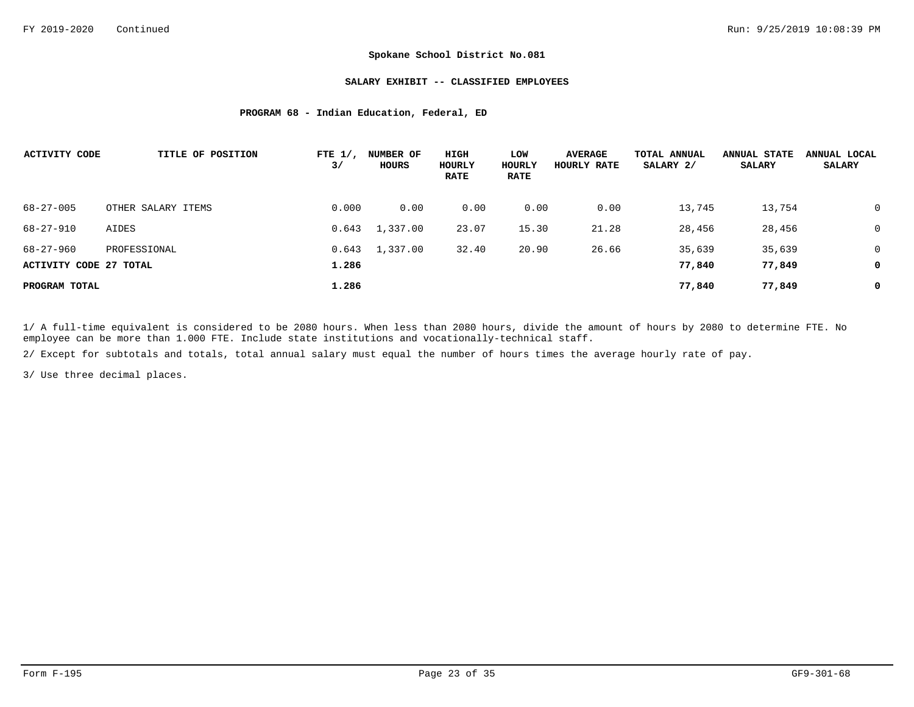FY 2019-2020 Continued

# Spokane School District No.081

## SALARY EXHIBIT -- CLASSIFIED EMPLOYEES

### PROGRAM 68 - Indian Education, Federal, ED

| ACTIVITY CODE | TITLE OF POSITION | FTE 1/, 3/ | NUMBER OF HOURS | HIGH HOURLY RATE | LOW HOURLY RATE | AVERAGE HOURLY RATE | TOTAL ANNUAL SALARY 2/ | ANNUAL STATE SALARY | ANNUAL LOCAL SALARY |
|---|---|---|---|---|---|---|---|---|---|
| 68-27-005 | OTHER SALARY ITEMS | 0.000 | 0.00 | 0.00 | 0.00 | 0.00 | 13,745 | 13,754 | 0 |
| 68-27-910 | AIDES | 0.643 | 1,337.00 | 23.07 | 15.30 | 21.28 | 28,456 | 28,456 | 0 |
| 68-27-960 | PROFESSIONAL | 0.643 | 1,337.00 | 32.40 | 20.90 | 26.66 | 35,639 | 35,639 | 0 |
| **ACTIVITY CODE 27 TOTAL** | | **1.286** | | | | | **77,840** | **77,849** | **0** |
| **PROGRAM TOTAL** | | **1.286** | | | | | **77,840** | **77,849** | **0** |

1/ A full-time equivalent is considered to be 2080 hours. When less than 2080 hours, divide the amount of hours by 2080 to determine FTE. No employee can be more than 1.000 FTE. Include state institutions and vocationally-technical staff.

2/ Except for subtotals and totals, total annual salary must equal the number of hours times the average hourly rate of pay.

3/ Use three decimal places.

Form F-195 GF9-301-68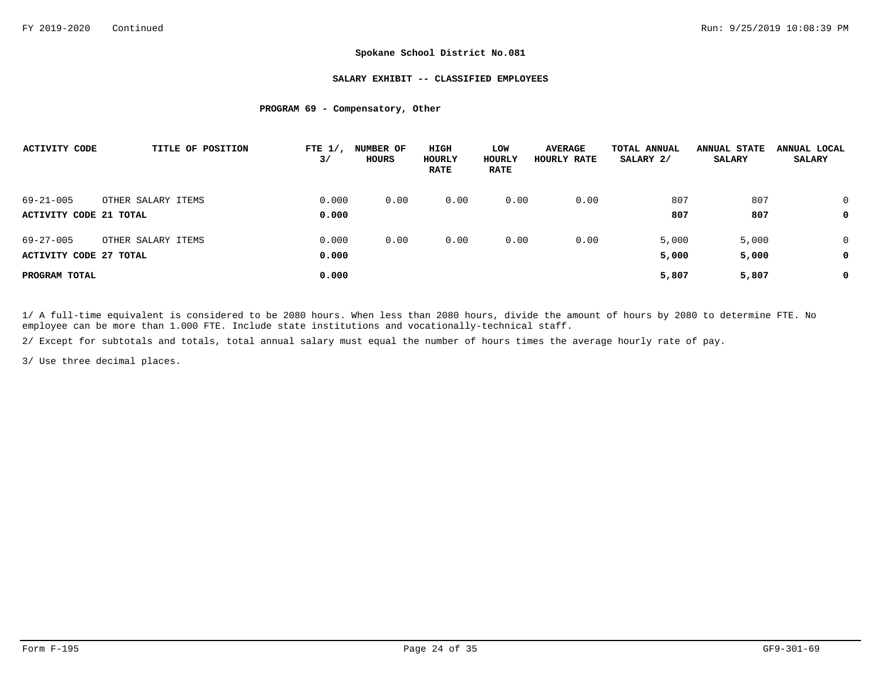**Spokane School District No.081**

**SALARY EXHIBIT -- CLASSIFIED EMPLOYEES**

**PROGRAM 69 - Compensatory, Other**

| ACTIVITY CODE | TITLE OF POSITION | FTE 1/, 3/ | NUMBER OF HOURS | HIGH HOURLY RATE | LOW HOURLY RATE | AVERAGE HOURLY RATE | TOTAL ANNUAL SALARY 2/ | ANNUAL STATE SALARY | ANNUAL LOCAL SALARY |
|---|---|---|---|---|---|---|---|---|---|
| 69-21-005 | OTHER SALARY ITEMS | 0.000 | 0.00 | 0.00 | 0.00 | 0.00 | 807 | 807 | 0 |
| **ACTIVITY CODE 21 TOTAL** | | **0.000** | | | | | **807** | **807** | **0** |
| 69-27-005 | OTHER SALARY ITEMS | 0.000 | 0.00 | 0.00 | 0.00 | 0.00 | 5,000 | 5,000 | 0 |
| **ACTIVITY CODE 27 TOTAL** | | **0.000** | | | | | **5,000** | **5,000** | **0** |
| **PROGRAM TOTAL** | | **0.000** | | | | | **5,807** | **5,807** | **0** |

1/ A full-time equivalent is considered to be 2080 hours. When less than 2080 hours, divide the amount of hours by 2080 to determine FTE. No employee can be more than 1.000 FTE. Include state institutions and vocationally-technical staff.

2/ Except for subtotals and totals, total annual salary must equal the number of hours times the average hourly rate of pay.

3/ Use three decimal places.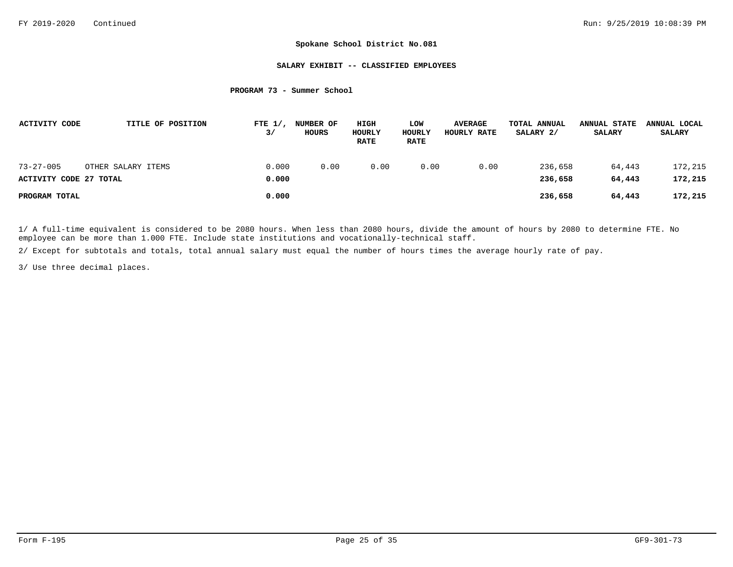**Spokane School District No.081**

**SALARY EXHIBIT -- CLASSIFIED EMPLOYEES**

**PROGRAM 73 - Summer School**

| ACTIVITY CODE | TITLE OF POSITION | FTE 1/, 3/ | NUMBER OF HOURS | HIGH HOURLY RATE | LOW HOURLY RATE | AVERAGE HOURLY RATE | TOTAL ANNUAL SALARY 2/ | ANNUAL STATE SALARY | ANNUAL LOCAL SALARY |
|---|---|---|---|---|---|---|---|---|---|
| 73-27-005 | OTHER SALARY ITEMS | 0.000 | 0.00 | 0.00 | 0.00 | 0.00 | 236,658 | 64,443 | 172,215 |
| **ACTIVITY CODE 27 TOTAL** | | **0.000** | | | | | **236,658** | **64,443** | **172,215** |
| **PROGRAM TOTAL** | | **0.000** | | | | | **236,658** | **64,443** | **172,215** |

1/ A full-time equivalent is considered to be 2080 hours. When less than 2080 hours, divide the amount of hours by 2080 to determine FTE. No employee can be more than 1.000 FTE. Include state institutions and vocationally-technical staff.

2/ Except for subtotals and totals, total annual salary must equal the number of hours times the average hourly rate of pay.

3/ Use three decimal places.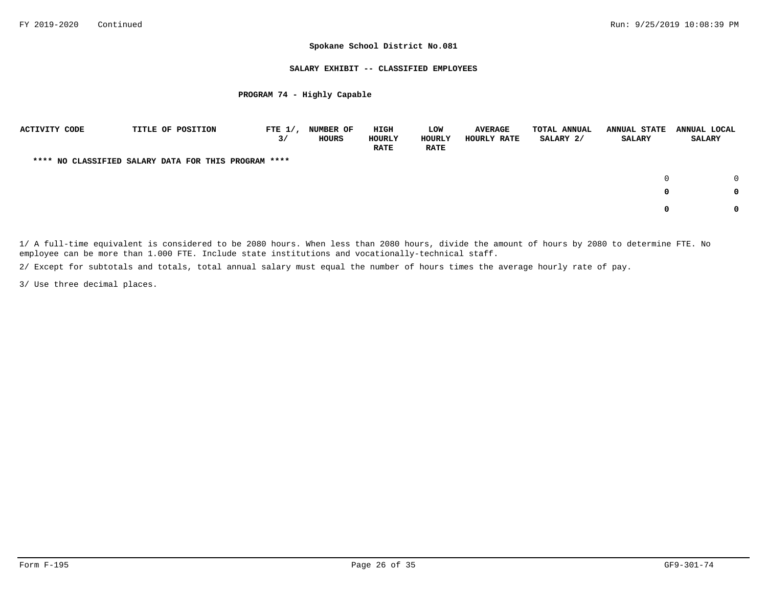**Spokane School District No.081**

**SALARY EXHIBIT -- CLASSIFIED EMPLOYEES**

**PROGRAM 74 - Highly Capable**

| ACTIVITY CODE | TITLE OF POSITION | FTE 1/, 3/ | NUMBER OF HOURS | HIGH HOURLY RATE | LOW HOURLY RATE | AVERAGE HOURLY RATE | TOTAL ANNUAL SALARY 2/ | ANNUAL STATE SALARY | ANNUAL LOCAL SALARY |
|---|---|---|---|---|---|---|---|---|---|
| **\*\*\*\* NO CLASSIFIED SALARY DATA FOR THIS PROGRAM \*\*\*\*** | | | | | | | | | |
| | | | | | | | | 0 | 0 |
| | | | | | | | | **0** | **0** |
| | | | | | | | | **0** | **0** |

1/ A full-time equivalent is considered to be 2080 hours. When less than 2080 hours, divide the amount of hours by 2080 to determine FTE. No employee can be more than 1.000 FTE. Include state institutions and vocationally-technical staff.

2/ Except for subtotals and totals, total annual salary must equal the number of hours times the average hourly rate of pay.

3/ Use three decimal places.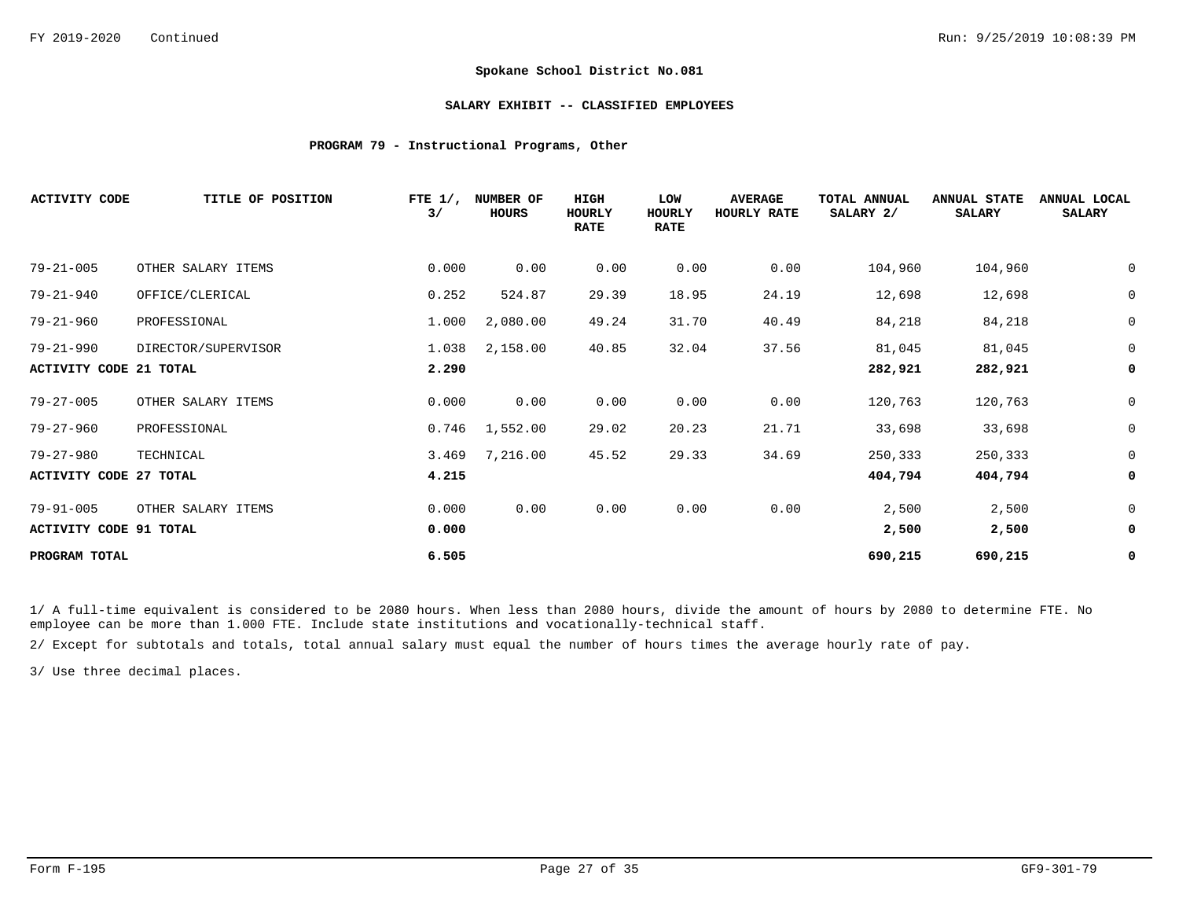**Spokane School District No.081**

**SALARY EXHIBIT -- CLASSIFIED EMPLOYEES**

**PROGRAM 79 - Instructional Programs, Other**

| ACTIVITY CODE | TITLE OF POSITION | FTE 1/, 3/ | NUMBER OF HOURS | HIGH HOURLY RATE | LOW HOURLY RATE | AVERAGE HOURLY RATE | TOTAL ANNUAL SALARY 2/ | ANNUAL STATE SALARY | ANNUAL LOCAL SALARY |
|---|---|---|---|---|---|---|---|---|---|
| 79-21-005 | OTHER SALARY ITEMS | 0.000 | 0.00 | 0.00 | 0.00 | 0.00 | 104,960 | 104,960 | 0 |
| 79-21-940 | OFFICE/CLERICAL | 0.252 | 524.87 | 29.39 | 18.95 | 24.19 | 12,698 | 12,698 | 0 |
| 79-21-960 | PROFESSIONAL | 1.000 | 2,080.00 | 49.24 | 31.70 | 40.49 | 84,218 | 84,218 | 0 |
| 79-21-990 | DIRECTOR/SUPERVISOR | 1.038 | 2,158.00 | 40.85 | 32.04 | 37.56 | 81,045 | 81,045 | 0 |
| **ACTIVITY CODE 21 TOTAL** | | **2.290** | | | | | **282,921** | **282,921** | **0** |
| 79-27-005 | OTHER SALARY ITEMS | 0.000 | 0.00 | 0.00 | 0.00 | 0.00 | 120,763 | 120,763 | 0 |
| 79-27-960 | PROFESSIONAL | 0.746 | 1,552.00 | 29.02 | 20.23 | 21.71 | 33,698 | 33,698 | 0 |
| 79-27-980 | TECHNICAL | 3.469 | 7,216.00 | 45.52 | 29.33 | 34.69 | 250,333 | 250,333 | 0 |
| **ACTIVITY CODE 27 TOTAL** | | **4.215** | | | | | **404,794** | **404,794** | **0** |
| 79-91-005 | OTHER SALARY ITEMS | 0.000 | 0.00 | 0.00 | 0.00 | 0.00 | 2,500 | 2,500 | 0 |
| **ACTIVITY CODE 91 TOTAL** | | **0.000** | | | | | **2,500** | **2,500** | **0** |
| **PROGRAM TOTAL** | | **6.505** | | | | | **690,215** | **690,215** | **0** |

1/ A full-time equivalent is considered to be 2080 hours. When less than 2080 hours, divide the amount of hours by 2080 to determine FTE. No employee can be more than 1.000 FTE. Include state institutions and vocationally-technical staff.

2/ Except for subtotals and totals, total annual salary must equal the number of hours times the average hourly rate of pay.

3/ Use three decimal places.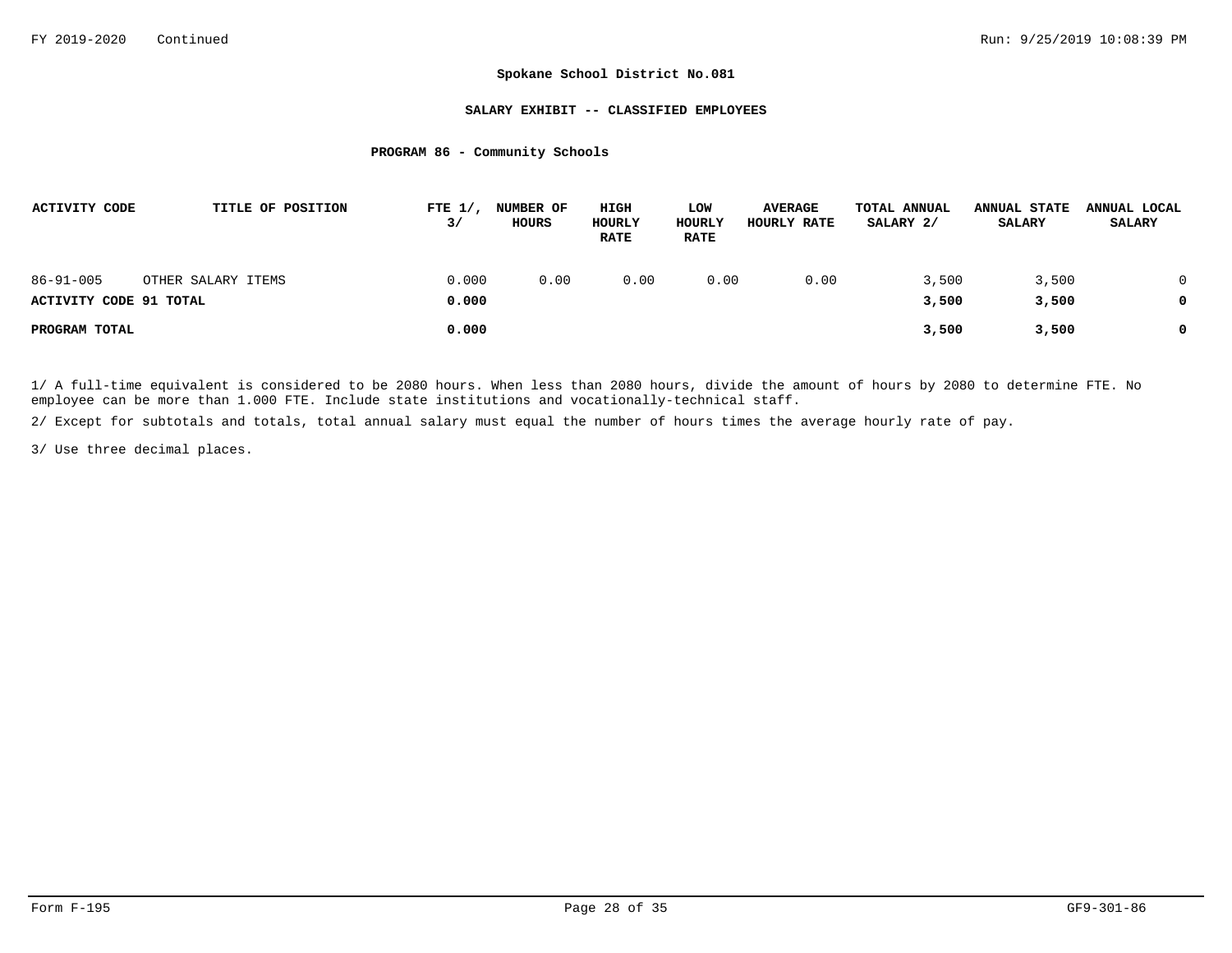# Spokane School District No.081

## SALARY EXHIBIT -- CLASSIFIED EMPLOYEES

### PROGRAM 86 - Community Schools

| ACTIVITY CODE | TITLE OF POSITION | FTE 1/, 3/ | NUMBER OF HOURS | HIGH HOURLY RATE | LOW HOURLY RATE | AVERAGE HOURLY RATE | TOTAL ANNUAL SALARY 2/ | ANNUAL STATE SALARY | ANNUAL LOCAL SALARY |
|---|---|---|---|---|---|---|---|---|---|
| 86-91-005 | OTHER SALARY ITEMS | 0.000 | 0.00 | 0.00 | 0.00 | 0.00 | 3,500 | 3,500 | 0 |
| **ACTIVITY CODE 91 TOTAL** | | **0.000** | | | | | **3,500** | **3,500** | **0** |
| **PROGRAM TOTAL** | | **0.000** | | | | | **3,500** | **3,500** | **0** |

1/ A full-time equivalent is considered to be 2080 hours. When less than 2080 hours, divide the amount of hours by 2080 to determine FTE. No employee can be more than 1.000 FTE. Include state institutions and vocationally-technical staff.

2/ Except for subtotals and totals, total annual salary must equal the number of hours times the average hourly rate of pay.

3/ Use three decimal places.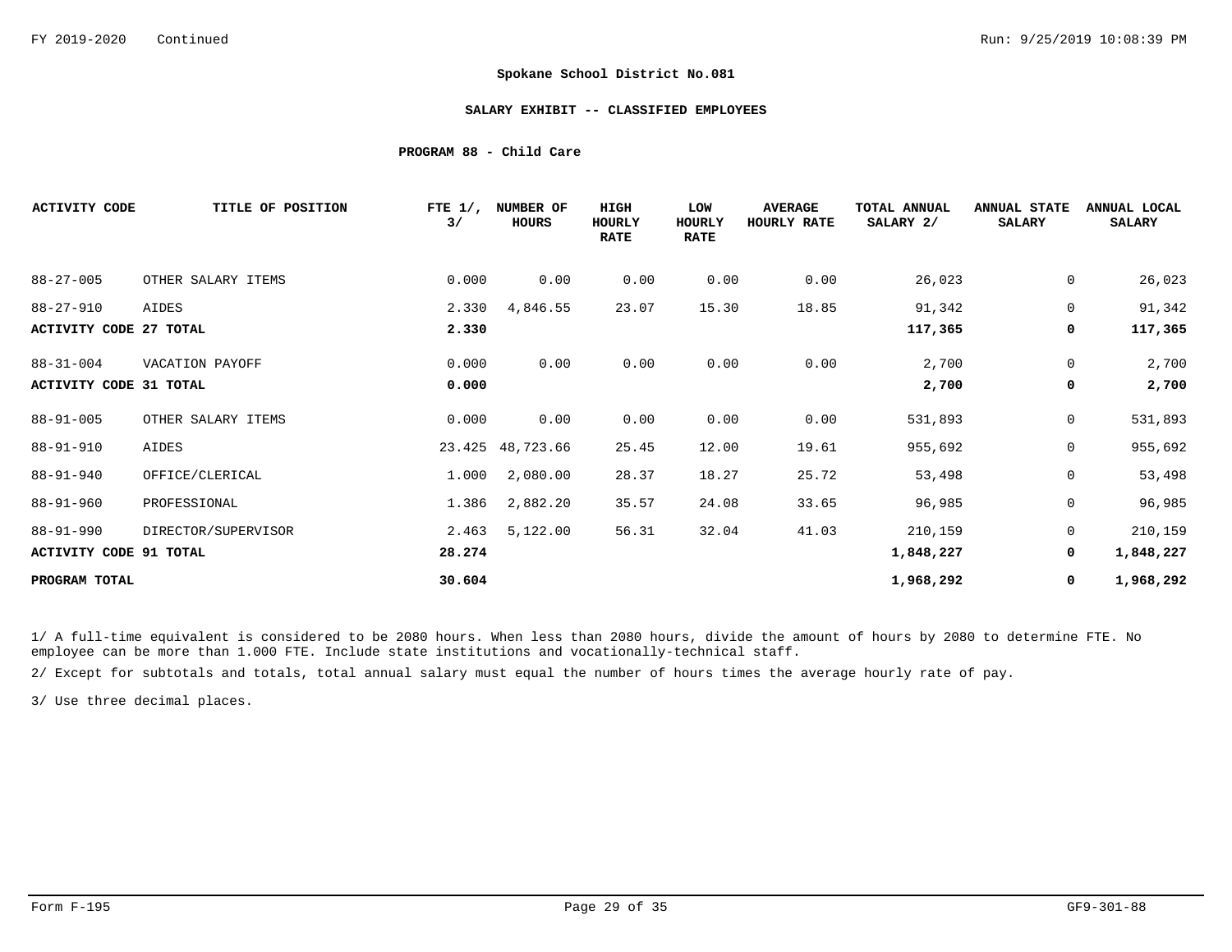FY 2019-2020 Continued

**Spokane School District No.081**

**SALARY EXHIBIT -- CLASSIFIED EMPLOYEES**

**PROGRAM 88 - Child Care**

| ACTIVITY CODE | TITLE OF POSITION | FTE 1/, 3/ | NUMBER OF HOURS | HIGH HOURLY RATE | LOW HOURLY RATE | AVERAGE HOURLY RATE | TOTAL ANNUAL SALARY 2/ | ANNUAL STATE SALARY | ANNUAL LOCAL SALARY |
|---|---|---|---|---|---|---|---|---|---|
| 88-27-005 | OTHER SALARY ITEMS | 0.000 | 0.00 | 0.00 | 0.00 | 0.00 | 26,023 | 0 | 26,023 |
| 88-27-910 | AIDES | 2.330 | 4,846.55 | 23.07 | 15.30 | 18.85 | 91,342 | 0 | 91,342 |
| **ACTIVITY CODE 27 TOTAL** | | **2.330** | | | | | **117,365** | **0** | **117,365** |
| 88-31-004 | VACATION PAYOFF | 0.000 | 0.00 | 0.00 | 0.00 | 0.00 | 2,700 | 0 | 2,700 |
| **ACTIVITY CODE 31 TOTAL** | | **0.000** | | | | | **2,700** | **0** | **2,700** |
| 88-91-005 | OTHER SALARY ITEMS | 0.000 | 0.00 | 0.00 | 0.00 | 0.00 | 531,893 | 0 | 531,893 |
| 88-91-910 | AIDES | 23.425 | 48,723.66 | 25.45 | 12.00 | 19.61 | 955,692 | 0 | 955,692 |
| 88-91-940 | OFFICE/CLERICAL | 1.000 | 2,080.00 | 28.37 | 18.27 | 25.72 | 53,498 | 0 | 53,498 |
| 88-91-960 | PROFESSIONAL | 1.386 | 2,882.20 | 35.57 | 24.08 | 33.65 | 96,985 | 0 | 96,985 |
| 88-91-990 | DIRECTOR/SUPERVISOR | 2.463 | 5,122.00 | 56.31 | 32.04 | 41.03 | 210,159 | 0 | 210,159 |
| **ACTIVITY CODE 91 TOTAL** | | **28.274** | | | | | **1,848,227** | **0** | **1,848,227** |
| **PROGRAM TOTAL** | | **30.604** | | | | | **1,968,292** | **0** | **1,968,292** |

1/ A full-time equivalent is considered to be 2080 hours. When less than 2080 hours, divide the amount of hours by 2080 to determine FTE. No employee can be more than 1.000 FTE. Include state institutions and vocationally-technical staff.

2/ Except for subtotals and totals, total annual salary must equal the number of hours times the average hourly rate of pay.

3/ Use three decimal places.

Form F-195 GF9-301-88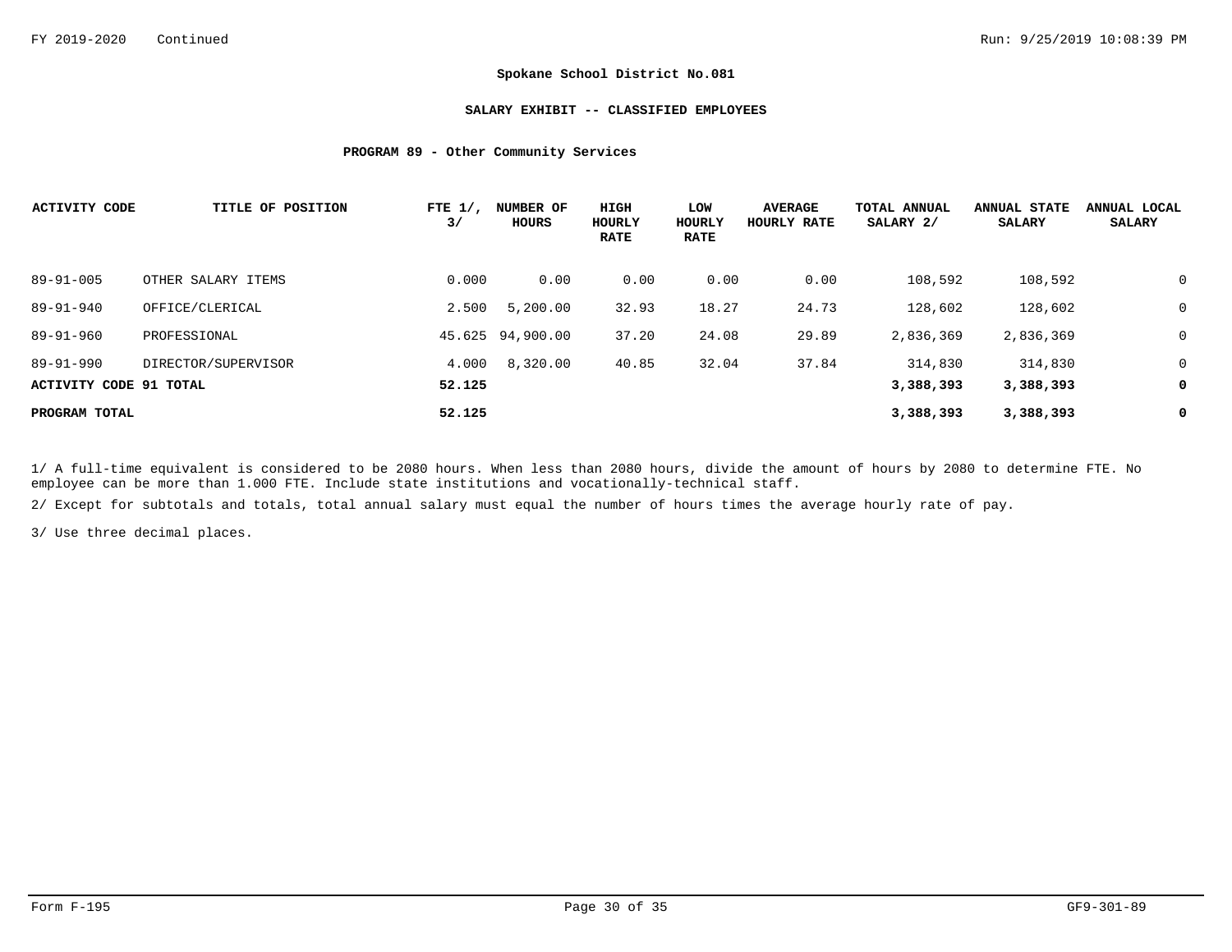FY 2019-2020 Continued

## Spokane School District No.081

### SALARY EXHIBIT -- CLASSIFIED EMPLOYEES

#### PROGRAM 89 - Other Community Services

| ACTIVITY CODE | TITLE OF POSITION | FTE 1/, 3/ | NUMBER OF HOURS | HIGH HOURLY RATE | LOW HOURLY RATE | AVERAGE HOURLY RATE | TOTAL ANNUAL SALARY 2/ | ANNUAL STATE SALARY | ANNUAL LOCAL SALARY |
|---|---|---|---|---|---|---|---|---|---|
| 89-91-005 | OTHER SALARY ITEMS | 0.000 | 0.00 | 0.00 | 0.00 | 0.00 | 108,592 | 108,592 | 0 |
| 89-91-940 | OFFICE/CLERICAL | 2.500 | 5,200.00 | 32.93 | 18.27 | 24.73 | 128,602 | 128,602 | 0 |
| 89-91-960 | PROFESSIONAL | 45.625 | 94,900.00 | 37.20 | 24.08 | 29.89 | 2,836,369 | 2,836,369 | 0 |
| 89-91-990 | DIRECTOR/SUPERVISOR | 4.000 | 8,320.00 | 40.85 | 32.04 | 37.84 | 314,830 | 314,830 | 0 |
| **ACTIVITY CODE 91 TOTAL** | | **52.125** | | | | | **3,388,393** | **3,388,393** | **0** |
| **PROGRAM TOTAL** | | **52.125** | | | | | **3,388,393** | **3,388,393** | **0** |

1/ A full-time equivalent is considered to be 2080 hours. When less than 2080 hours, divide the amount of hours by 2080 to determine FTE. No employee can be more than 1.000 FTE. Include state institutions and vocationally-technical staff.

2/ Except for subtotals and totals, total annual salary must equal the number of hours times the average hourly rate of pay.

3/ Use three decimal places.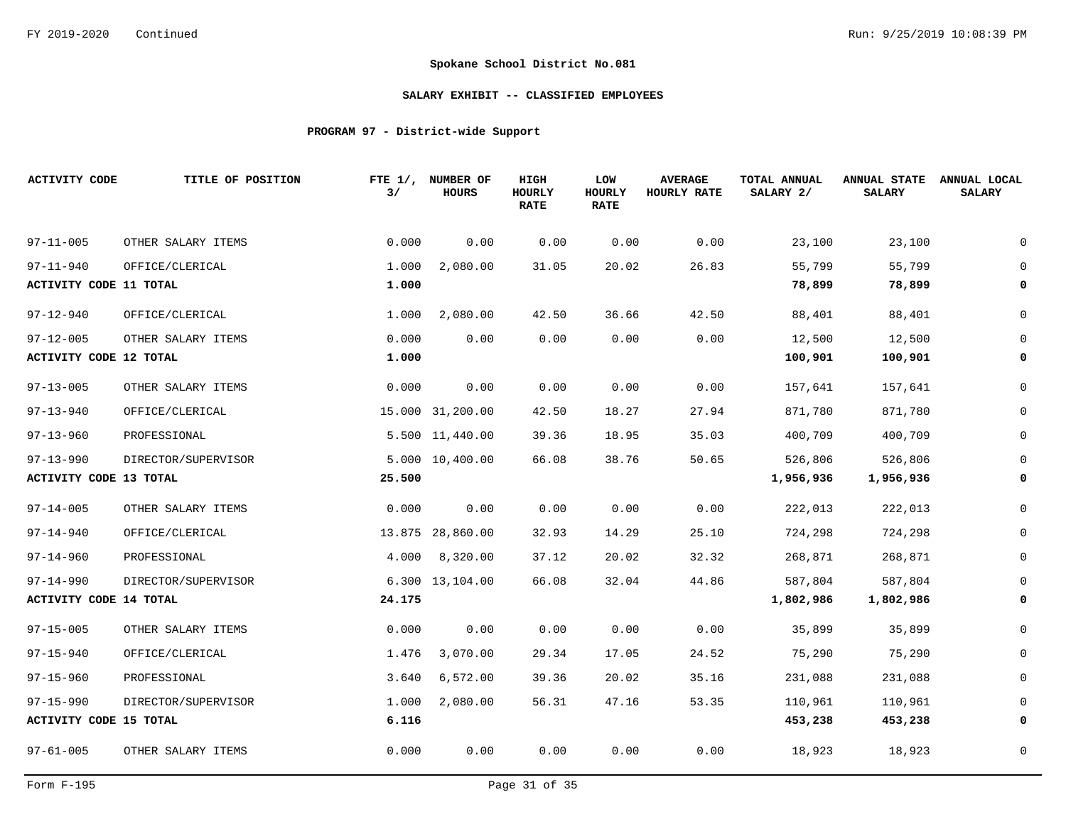**Spokane School District No.081**

**SALARY EXHIBIT -- CLASSIFIED EMPLOYEES**

**PROGRAM 97 - District-wide Support**

| ACTIVITY CODE | TITLE OF POSITION | FTE 1/, 3/ | NUMBER OF HOURS | HIGH HOURLY RATE | LOW HOURLY RATE | AVERAGE HOURLY RATE | TOTAL ANNUAL SALARY 2/ | ANNUAL STATE SALARY | ANNUAL LOCAL SALARY |
|---|---|---|---|---|---|---|---|---|---|
| 97-11-005 | OTHER SALARY ITEMS | 0.000 | 0.00 | 0.00 | 0.00 | 0.00 | 23,100 | 23,100 | 0 |
| 97-11-940 | OFFICE/CLERICAL | 1.000 | 2,080.00 | 31.05 | 20.02 | 26.83 | 55,799 | 55,799 | 0 |
| **ACTIVITY CODE 11 TOTAL** | | **1.000** | | | | | **78,899** | **78,899** | **0** |
| 97-12-940 | OFFICE/CLERICAL | 1.000 | 2,080.00 | 42.50 | 36.66 | 42.50 | 88,401 | 88,401 | 0 |
| 97-12-005 | OTHER SALARY ITEMS | 0.000 | 0.00 | 0.00 | 0.00 | 0.00 | 12,500 | 12,500 | 0 |
| **ACTIVITY CODE 12 TOTAL** | | **1.000** | | | | | **100,901** | **100,901** | **0** |
| 97-13-005 | OTHER SALARY ITEMS | 0.000 | 0.00 | 0.00 | 0.00 | 0.00 | 157,641 | 157,641 | 0 |
| 97-13-940 | OFFICE/CLERICAL | 15.000 | 31,200.00 | 42.50 | 18.27 | 27.94 | 871,780 | 871,780 | 0 |
| 97-13-960 | PROFESSIONAL | 5.500 | 11,440.00 | 39.36 | 18.95 | 35.03 | 400,709 | 400,709 | 0 |
| 97-13-990 | DIRECTOR/SUPERVISOR | 5.000 | 10,400.00 | 66.08 | 38.76 | 50.65 | 526,806 | 526,806 | 0 |
| **ACTIVITY CODE 13 TOTAL** | | **25.500** | | | | | **1,956,936** | **1,956,936** | **0** |
| 97-14-005 | OTHER SALARY ITEMS | 0.000 | 0.00 | 0.00 | 0.00 | 0.00 | 222,013 | 222,013 | 0 |
| 97-14-940 | OFFICE/CLERICAL | 13.875 | 28,860.00 | 32.93 | 14.29 | 25.10 | 724,298 | 724,298 | 0 |
| 97-14-960 | PROFESSIONAL | 4.000 | 8,320.00 | 37.12 | 20.02 | 32.32 | 268,871 | 268,871 | 0 |
| 97-14-990 | DIRECTOR/SUPERVISOR | 6.300 | 13,104.00 | 66.08 | 32.04 | 44.86 | 587,804 | 587,804 | 0 |
| **ACTIVITY CODE 14 TOTAL** | | **24.175** | | | | | **1,802,986** | **1,802,986** | **0** |
| 97-15-005 | OTHER SALARY ITEMS | 0.000 | 0.00 | 0.00 | 0.00 | 0.00 | 35,899 | 35,899 | 0 |
| 97-15-940 | OFFICE/CLERICAL | 1.476 | 3,070.00 | 29.34 | 17.05 | 24.52 | 75,290 | 75,290 | 0 |
| 97-15-960 | PROFESSIONAL | 3.640 | 6,572.00 | 39.36 | 20.02 | 35.16 | 231,088 | 231,088 | 0 |
| 97-15-990 | DIRECTOR/SUPERVISOR | 1.000 | 2,080.00 | 56.31 | 47.16 | 53.35 | 110,961 | 110,961 | 0 |
| **ACTIVITY CODE 15 TOTAL** | | **6.116** | | | | | **453,238** | **453,238** | **0** |
| 97-61-005 | OTHER SALARY ITEMS | 0.000 | 0.00 | 0.00 | 0.00 | 0.00 | 18,923 | 18,923 | 0 |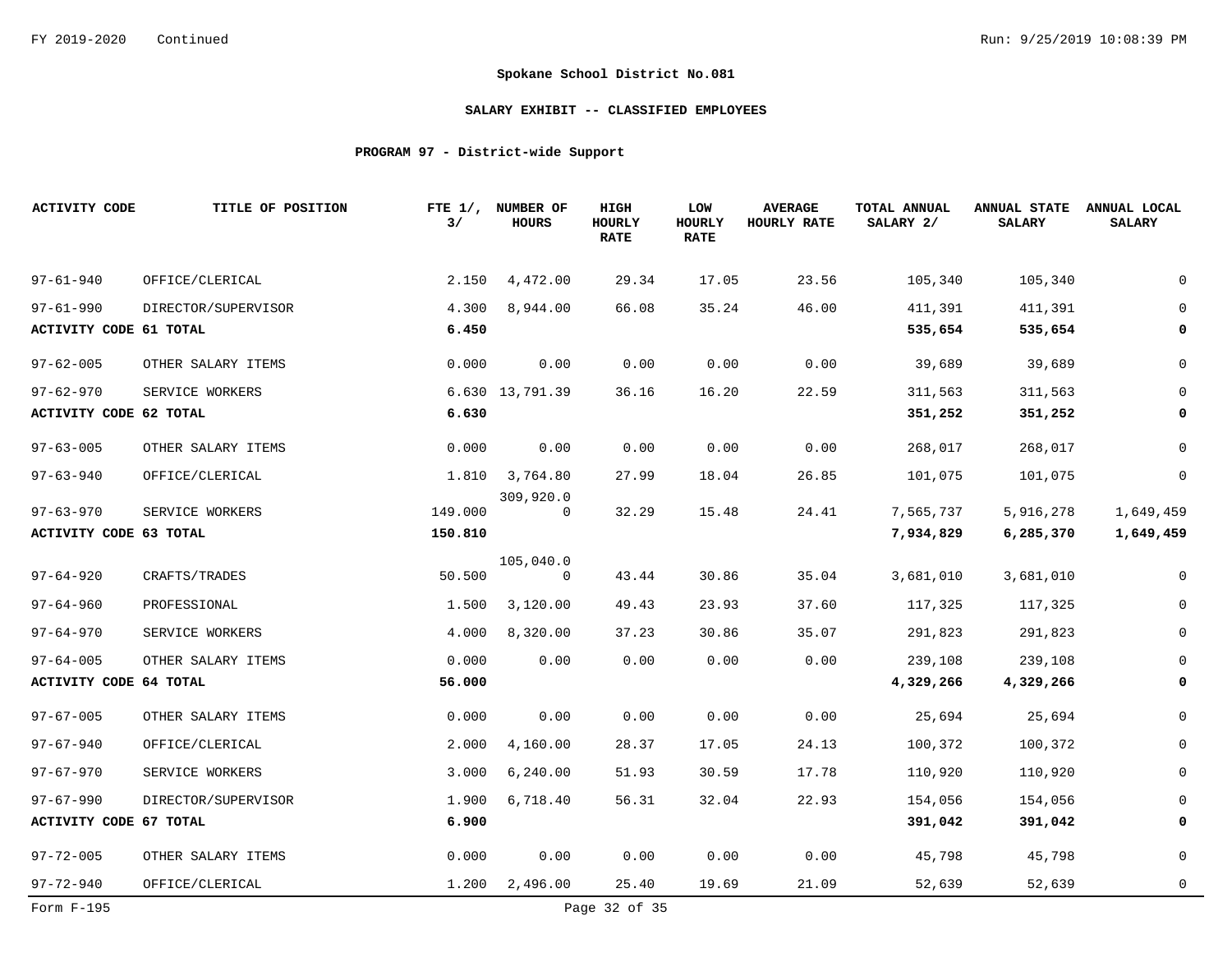**Spokane School District No.081**

**SALARY EXHIBIT -- CLASSIFIED EMPLOYEES**

**PROGRAM 97 - District-wide Support**

| ACTIVITY CODE | TITLE OF POSITION | FTE 1/, 3/ | NUMBER OF HOURS | HIGH HOURLY RATE | LOW HOURLY RATE | AVERAGE HOURLY RATE | TOTAL ANNUAL SALARY 2/ | ANNUAL STATE SALARY | ANNUAL LOCAL SALARY |
|---|---|---|---|---|---|---|---|---|---|
| 97-61-940 | OFFICE/CLERICAL | 2.150 | 4,472.00 | 29.34 | 17.05 | 23.56 | 105,340 | 105,340 | 0 |
| 97-61-990 | DIRECTOR/SUPERVISOR | 4.300 | 8,944.00 | 66.08 | 35.24 | 46.00 | 411,391 | 411,391 | 0 |
| **ACTIVITY CODE 61 TOTAL** | | **6.450** | | | | | **535,654** | **535,654** | **0** |
| 97-62-005 | OTHER SALARY ITEMS | 0.000 | 0.00 | 0.00 | 0.00 | 0.00 | 39,689 | 39,689 | 0 |
| 97-62-970 | SERVICE WORKERS | 6.630 | 13,791.39 | 36.16 | 16.20 | 22.59 | 311,563 | 311,563 | 0 |
| **ACTIVITY CODE 62 TOTAL** | | **6.630** | | | | | **351,252** | **351,252** | **0** |
| 97-63-005 | OTHER SALARY ITEMS | 0.000 | 0.00 | 0.00 | 0.00 | 0.00 | 268,017 | 268,017 | 0 |
| 97-63-940 | OFFICE/CLERICAL | 1.810 | 3,764.80 | 27.99 | 18.04 | 26.85 | 101,075 | 101,075 | 0 |
| 97-63-970 | SERVICE WORKERS | 149.000 | 309,920.00 | 32.29 | 15.48 | 24.41 | 7,565,737 | 5,916,278 | 1,649,459 |
| **ACTIVITY CODE 63 TOTAL** | | **150.810** | | | | | **7,934,829** | **6,285,370** | **1,649,459** |
| 97-64-920 | CRAFTS/TRADES | 50.500 | 105,040.00 | 43.44 | 30.86 | 35.04 | 3,681,010 | 3,681,010 | 0 |
| 97-64-960 | PROFESSIONAL | 1.500 | 3,120.00 | 49.43 | 23.93 | 37.60 | 117,325 | 117,325 | 0 |
| 97-64-970 | SERVICE WORKERS | 4.000 | 8,320.00 | 37.23 | 30.86 | 35.07 | 291,823 | 291,823 | 0 |
| 97-64-005 | OTHER SALARY ITEMS | 0.000 | 0.00 | 0.00 | 0.00 | 0.00 | 239,108 | 239,108 | 0 |
| **ACTIVITY CODE 64 TOTAL** | | **56.000** | | | | | **4,329,266** | **4,329,266** | **0** |
| 97-67-005 | OTHER SALARY ITEMS | 0.000 | 0.00 | 0.00 | 0.00 | 0.00 | 25,694 | 25,694 | 0 |
| 97-67-940 | OFFICE/CLERICAL | 2.000 | 4,160.00 | 28.37 | 17.05 | 24.13 | 100,372 | 100,372 | 0 |
| 97-67-970 | SERVICE WORKERS | 3.000 | 6,240.00 | 51.93 | 30.59 | 17.78 | 110,920 | 110,920 | 0 |
| 97-67-990 | DIRECTOR/SUPERVISOR | 1.900 | 6,718.40 | 56.31 | 32.04 | 22.93 | 154,056 | 154,056 | 0 |
| **ACTIVITY CODE 67 TOTAL** | | **6.900** | | | | | **391,042** | **391,042** | **0** |
| 97-72-005 | OTHER SALARY ITEMS | 0.000 | 0.00 | 0.00 | 0.00 | 0.00 | 45,798 | 45,798 | 0 |
| 97-72-940 | OFFICE/CLERICAL | 1.200 | 2,496.00 | 25.40 | 19.69 | 21.09 | 52,639 | 52,639 | 0 |

Form F-195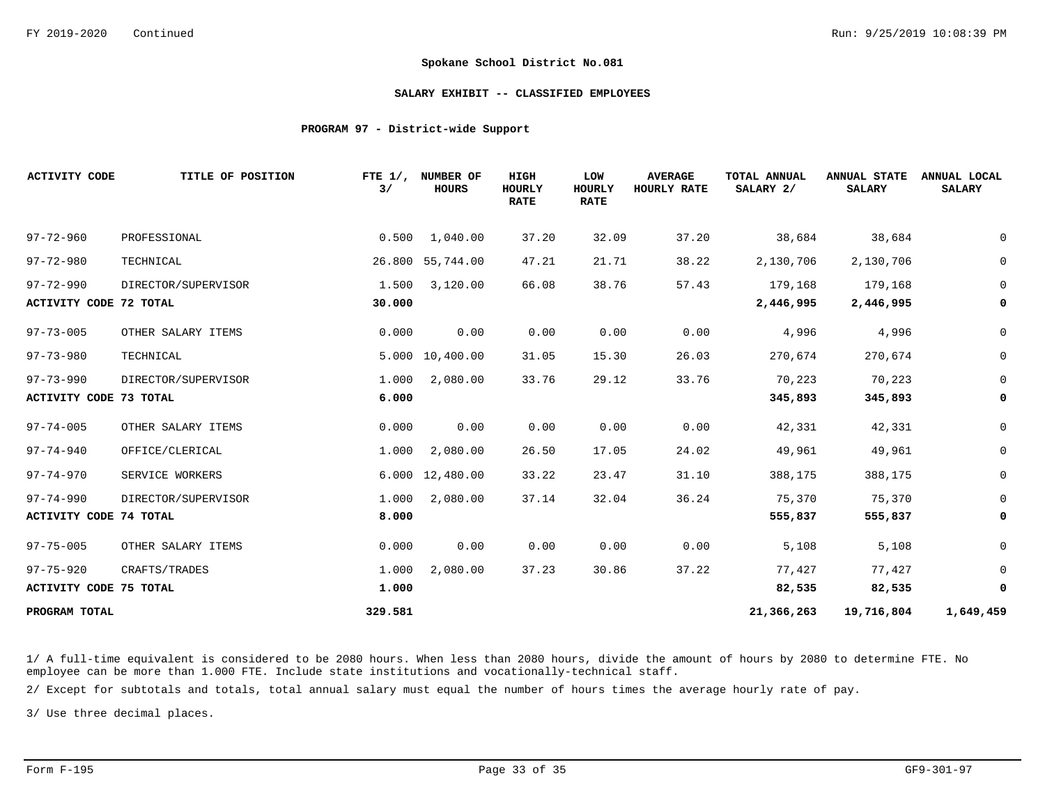**Spokane School District No.081**

**SALARY EXHIBIT -- CLASSIFIED EMPLOYEES**

**PROGRAM 97 - District-wide Support**

| ACTIVITY CODE | TITLE OF POSITION | FTE 1/, 3/ | NUMBER OF HOURS | HIGH HOURLY RATE | LOW HOURLY RATE | AVERAGE HOURLY RATE | TOTAL ANNUAL SALARY 2/ | ANNUAL STATE SALARY | ANNUAL LOCAL SALARY |
|---|---|---|---|---|---|---|---|---|---|
| 97-72-960 | PROFESSIONAL | 0.500 | 1,040.00 | 37.20 | 32.09 | 37.20 | 38,684 | 38,684 | 0 |
| 97-72-980 | TECHNICAL | 26.800 | 55,744.00 | 47.21 | 21.71 | 38.22 | 2,130,706 | 2,130,706 | 0 |
| 97-72-990 | DIRECTOR/SUPERVISOR | 1.500 | 3,120.00 | 66.08 | 38.76 | 57.43 | 179,168 | 179,168 | 0 |
| **ACTIVITY CODE 72 TOTAL** | | **30.000** | | | | | **2,446,995** | **2,446,995** | **0** |
| 97-73-005 | OTHER SALARY ITEMS | 0.000 | 0.00 | 0.00 | 0.00 | 0.00 | 4,996 | 4,996 | 0 |
| 97-73-980 | TECHNICAL | 5.000 | 10,400.00 | 31.05 | 15.30 | 26.03 | 270,674 | 270,674 | 0 |
| 97-73-990 | DIRECTOR/SUPERVISOR | 1.000 | 2,080.00 | 33.76 | 29.12 | 33.76 | 70,223 | 70,223 | 0 |
| **ACTIVITY CODE 73 TOTAL** | | **6.000** | | | | | **345,893** | **345,893** | **0** |
| 97-74-005 | OTHER SALARY ITEMS | 0.000 | 0.00 | 0.00 | 0.00 | 0.00 | 42,331 | 42,331 | 0 |
| 97-74-940 | OFFICE/CLERICAL | 1.000 | 2,080.00 | 26.50 | 17.05 | 24.02 | 49,961 | 49,961 | 0 |
| 97-74-970 | SERVICE WORKERS | 6.000 | 12,480.00 | 33.22 | 23.47 | 31.10 | 388,175 | 388,175 | 0 |
| 97-74-990 | DIRECTOR/SUPERVISOR | 1.000 | 2,080.00 | 37.14 | 32.04 | 36.24 | 75,370 | 75,370 | 0 |
| **ACTIVITY CODE 74 TOTAL** | | **8.000** | | | | | **555,837** | **555,837** | **0** |
| 97-75-005 | OTHER SALARY ITEMS | 0.000 | 0.00 | 0.00 | 0.00 | 0.00 | 5,108 | 5,108 | 0 |
| 97-75-920 | CRAFTS/TRADES | 1.000 | 2,080.00 | 37.23 | 30.86 | 37.22 | 77,427 | 77,427 | 0 |
| **ACTIVITY CODE 75 TOTAL** | | **1.000** | | | | | **82,535** | **82,535** | **0** |
| **PROGRAM TOTAL** | | **329.581** | | | | | **21,366,263** | **19,716,804** | **1,649,459** |

1/ A full-time equivalent is considered to be 2080 hours. When less than 2080 hours, divide the amount of hours by 2080 to determine FTE. No employee can be more than 1.000 FTE. Include state institutions and vocationally-technical staff.

2/ Except for subtotals and totals, total annual salary must equal the number of hours times the average hourly rate of pay.

3/ Use three decimal places.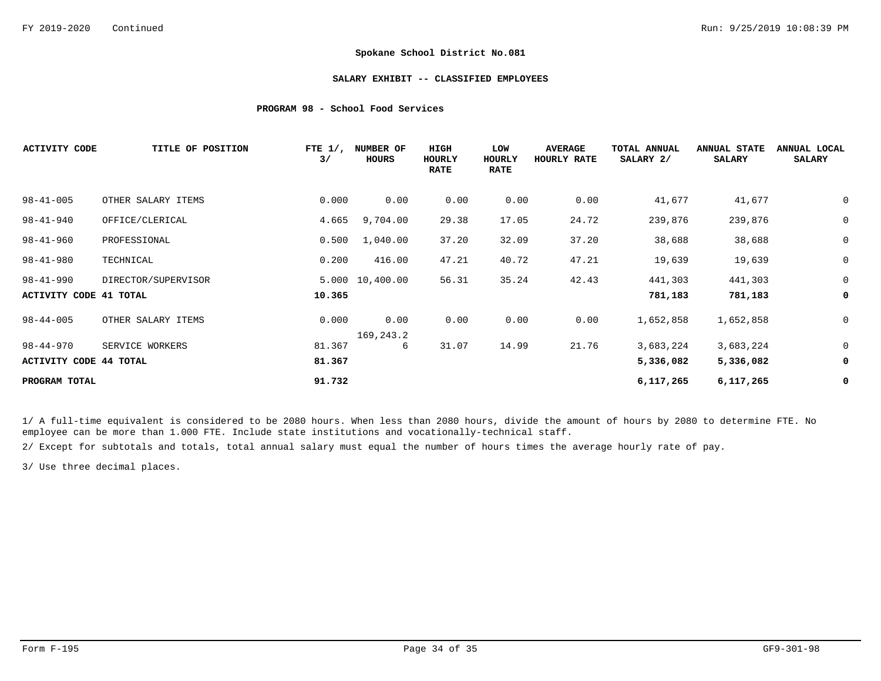FY 2019-2020 Continued

**Spokane School District No.081**

**SALARY EXHIBIT -- CLASSIFIED EMPLOYEES**

**PROGRAM 98 - School Food Services**

| ACTIVITY CODE | TITLE OF POSITION | FTE 1/, 3/ | NUMBER OF HOURS | HIGH HOURLY RATE | LOW HOURLY RATE | AVERAGE HOURLY RATE | TOTAL ANNUAL SALARY 2/ | ANNUAL STATE SALARY | ANNUAL LOCAL SALARY |
|---|---|---|---|---|---|---|---|---|---|
| 98-41-005 | OTHER SALARY ITEMS | 0.000 | 0.00 | 0.00 | 0.00 | 0.00 | 41,677 | 41,677 | 0 |
| 98-41-940 | OFFICE/CLERICAL | 4.665 | 9,704.00 | 29.38 | 17.05 | 24.72 | 239,876 | 239,876 | 0 |
| 98-41-960 | PROFESSIONAL | 0.500 | 1,040.00 | 37.20 | 32.09 | 37.20 | 38,688 | 38,688 | 0 |
| 98-41-980 | TECHNICAL | 0.200 | 416.00 | 47.21 | 40.72 | 47.21 | 19,639 | 19,639 | 0 |
| 98-41-990 | DIRECTOR/SUPERVISOR | 5.000 | 10,400.00 | 56.31 | 35.24 | 42.43 | 441,303 | 441,303 | 0 |
| **ACTIVITY CODE 41 TOTAL** | | **10.365** | | | | | **781,183** | **781,183** | **0** |
| 98-44-005 | OTHER SALARY ITEMS | 0.000 | 0.00 | 0.00 | 0.00 | 0.00 | 1,652,858 | 1,652,858 | 0 |
| 98-44-970 | SERVICE WORKERS | 81.367 | 169,243.26 | 31.07 | 14.99 | 21.76 | 3,683,224 | 3,683,224 | 0 |
| **ACTIVITY CODE 44 TOTAL** | | **81.367** | | | | | **5,336,082** | **5,336,082** | **0** |
| **PROGRAM TOTAL** | | **91.732** | | | | | **6,117,265** | **6,117,265** | **0** |

1/ A full-time equivalent is considered to be 2080 hours. When less than 2080 hours, divide the amount of hours by 2080 to determine FTE. No employee can be more than 1.000 FTE. Include state institutions and vocationally-technical staff.

2/ Except for subtotals and totals, total annual salary must equal the number of hours times the average hourly rate of pay.

3/ Use three decimal places.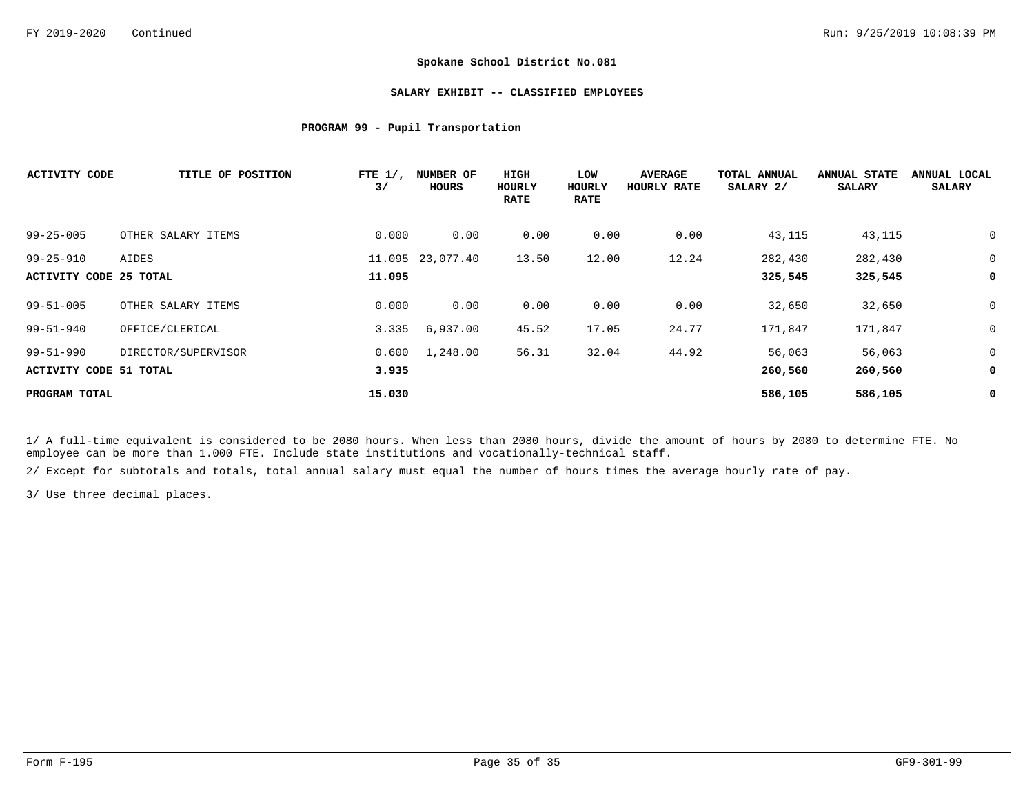FY 2019-2020 Continued

## Spokane School District No.081

### SALARY EXHIBIT -- CLASSIFIED EMPLOYEES

### PROGRAM 99 - Pupil Transportation

| ACTIVITY CODE | TITLE OF POSITION | FTE 1/, 3/ | NUMBER OF HOURS | HIGH HOURLY RATE | LOW HOURLY RATE | AVERAGE HOURLY RATE | TOTAL ANNUAL SALARY 2/ | ANNUAL STATE SALARY | ANNUAL LOCAL SALARY |
|---|---|---|---|---|---|---|---|---|---|
| 99-25-005 | OTHER SALARY ITEMS | 0.000 | 0.00 | 0.00 | 0.00 | 0.00 | 43,115 | 43,115 | 0 |
| 99-25-910 | AIDES | 11.095 | 23,077.40 | 13.50 | 12.00 | 12.24 | 282,430 | 282,430 | 0 |
| **ACTIVITY CODE 25 TOTAL** | | **11.095** | | | | | **325,545** | **325,545** | **0** |
| 99-51-005 | OTHER SALARY ITEMS | 0.000 | 0.00 | 0.00 | 0.00 | 0.00 | 32,650 | 32,650 | 0 |
| 99-51-940 | OFFICE/CLERICAL | 3.335 | 6,937.00 | 45.52 | 17.05 | 24.77 | 171,847 | 171,847 | 0 |
| 99-51-990 | DIRECTOR/SUPERVISOR | 0.600 | 1,248.00 | 56.31 | 32.04 | 44.92 | 56,063 | 56,063 | 0 |
| **ACTIVITY CODE 51 TOTAL** | | **3.935** | | | | | **260,560** | **260,560** | **0** |
| **PROGRAM TOTAL** | | **15.030** | | | | | **586,105** | **586,105** | **0** |

1/ A full-time equivalent is considered to be 2080 hours. When less than 2080 hours, divide the amount of hours by 2080 to determine FTE. No employee can be more than 1.000 FTE. Include state institutions and vocationally-technical staff.

2/ Except for subtotals and totals, total annual salary must equal the number of hours times the average hourly rate of pay.

3/ Use three decimal places.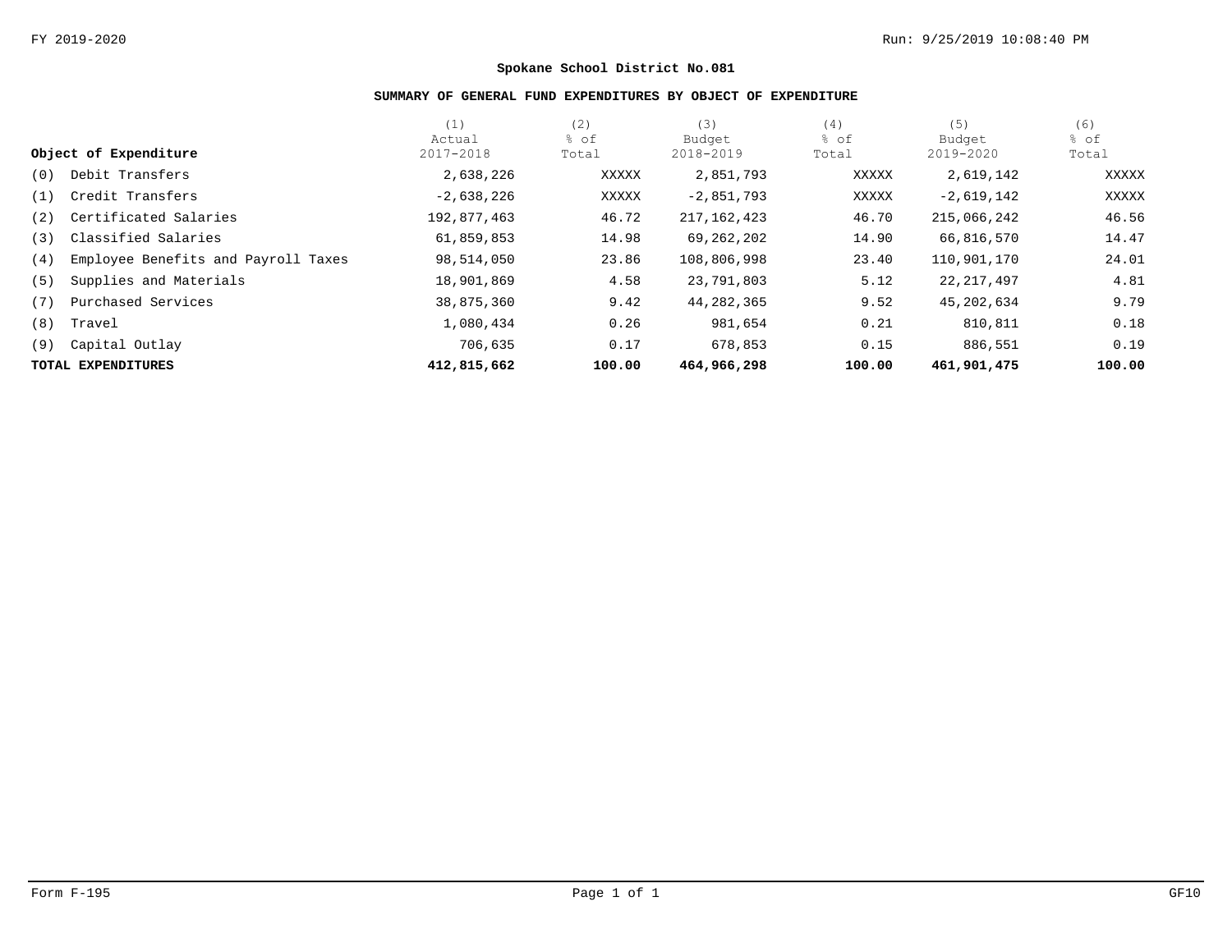**Spokane School District No.081**

**SUMMARY OF GENERAL FUND EXPENDITURES BY OBJECT OF EXPENDITURE**

| Object of Expenditure | (1) Actual 2017-2018 | (2) % of Total | (3) Budget 2018-2019 | (4) % of Total | (5) Budget 2019-2020 | (6) % of Total |
|---|---|---|---|---|---|---|
| (0) Debit Transfers | 2,638,226 | XXXXX | 2,851,793 | XXXXX | 2,619,142 | XXXXX |
| (1) Credit Transfers | -2,638,226 | XXXXX | -2,851,793 | XXXXX | -2,619,142 | XXXXX |
| (2) Certificated Salaries | 192,877,463 | 46.72 | 217,162,423 | 46.70 | 215,066,242 | 46.56 |
| (3) Classified Salaries | 61,859,853 | 14.98 | 69,262,202 | 14.90 | 66,816,570 | 14.47 |
| (4) Employee Benefits and Payroll Taxes | 98,514,050 | 23.86 | 108,806,998 | 23.40 | 110,901,170 | 24.01 |
| (5) Supplies and Materials | 18,901,869 | 4.58 | 23,791,803 | 5.12 | 22,217,497 | 4.81 |
| (7) Purchased Services | 38,875,360 | 9.42 | 44,282,365 | 9.52 | 45,202,634 | 9.79 |
| (8) Travel | 1,080,434 | 0.26 | 981,654 | 0.21 | 810,811 | 0.18 |
| (9) Capital Outlay | 706,635 | 0.17 | 678,853 | 0.15 | 886,551 | 0.19 |
| **TOTAL EXPENDITURES** | **412,815,662** | **100.00** | **464,966,298** | **100.00** | **461,901,475** | **100.00** |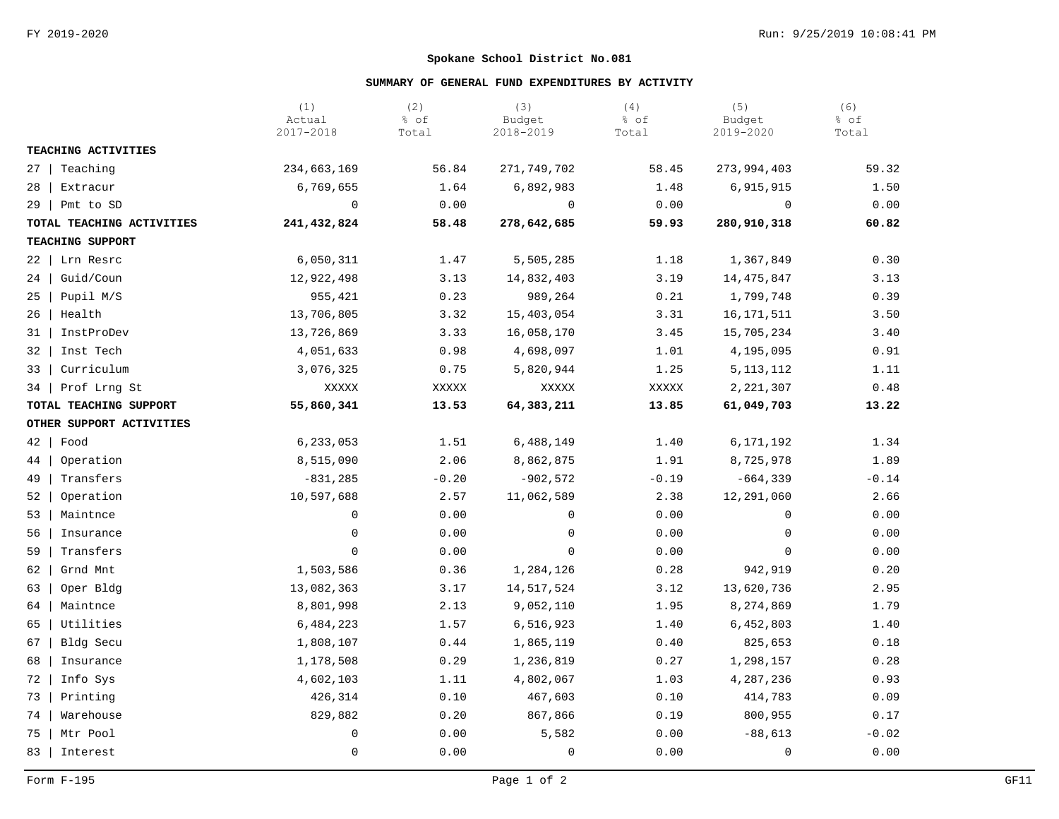FY 2019-2020

# Spokane School District No.081

## SUMMARY OF GENERAL FUND EXPENDITURES BY ACTIVITY

| | (1) Actual 2017-2018 | (2) % of Total | (3) Budget 2018-2019 | (4) % of Total | (5) Budget 2019-2020 | (6) % of Total |
|---|---|---|---|---|---|---|
| **TEACHING ACTIVITIES** | | | | | | |
| 27 \| Teaching | 234,663,169 | 56.84 | 271,749,702 | 58.45 | 273,994,403 | 59.32 |
| 28 \| Extracur | 6,769,655 | 1.64 | 6,892,983 | 1.48 | 6,915,915 | 1.50 |
| 29 \| Pmt to SD | 0 | 0.00 | 0 | 0.00 | 0 | 0.00 |
| **TOTAL TEACHING ACTIVITIES** | **241,432,824** | **58.48** | **278,642,685** | **59.93** | **280,910,318** | **60.82** |
| **TEACHING SUPPORT** | | | | | | |
| 22 \| Lrn Resrc | 6,050,311 | 1.47 | 5,505,285 | 1.18 | 1,367,849 | 0.30 |
| 24 \| Guid/Coun | 12,922,498 | 3.13 | 14,832,403 | 3.19 | 14,475,847 | 3.13 |
| 25 \| Pupil M/S | 955,421 | 0.23 | 989,264 | 0.21 | 1,799,748 | 0.39 |
| 26 \| Health | 13,706,805 | 3.32 | 15,403,054 | 3.31 | 16,171,511 | 3.50 |
| 31 \| InstProDev | 13,726,869 | 3.33 | 16,058,170 | 3.45 | 15,705,234 | 3.40 |
| 32 \| Inst Tech | 4,051,633 | 0.98 | 4,698,097 | 1.01 | 4,195,095 | 0.91 |
| 33 \| Curriculum | 3,076,325 | 0.75 | 5,820,944 | 1.25 | 5,113,112 | 1.11 |
| 34 \| Prof Lrng St | XXXXX | XXXXX | XXXXX | XXXXX | 2,221,307 | 0.48 |
| **TOTAL TEACHING SUPPORT** | **55,860,341** | **13.53** | **64,383,211** | **13.85** | **61,049,703** | **13.22** |
| **OTHER SUPPORT ACTIVITIES** | | | | | | |
| 42 \| Food | 6,233,053 | 1.51 | 6,488,149 | 1.40 | 6,171,192 | 1.34 |
| 44 \| Operation | 8,515,090 | 2.06 | 8,862,875 | 1.91 | 8,725,978 | 1.89 |
| 49 \| Transfers | -831,285 | -0.20 | -902,572 | -0.19 | -664,339 | -0.14 |
| 52 \| Operation | 10,597,688 | 2.57 | 11,062,589 | 2.38 | 12,291,060 | 2.66 |
| 53 \| Maintnce | 0 | 0.00 | 0 | 0.00 | 0 | 0.00 |
| 56 \| Insurance | 0 | 0.00 | 0 | 0.00 | 0 | 0.00 |
| 59 \| Transfers | 0 | 0.00 | 0 | 0.00 | 0 | 0.00 |
| 62 \| Grnd Mnt | 1,503,586 | 0.36 | 1,284,126 | 0.28 | 942,919 | 0.20 |
| 63 \| Oper Bldg | 13,082,363 | 3.17 | 14,517,524 | 3.12 | 13,620,736 | 2.95 |
| 64 \| Maintnce | 8,801,998 | 2.13 | 9,052,110 | 1.95 | 8,274,869 | 1.79 |
| 65 \| Utilities | 6,484,223 | 1.57 | 6,516,923 | 1.40 | 6,452,803 | 1.40 |
| 67 \| Bldg Secu | 1,808,107 | 0.44 | 1,865,119 | 0.40 | 825,653 | 0.18 |
| 68 \| Insurance | 1,178,508 | 0.29 | 1,236,819 | 0.27 | 1,298,157 | 0.28 |
| 72 \| Info Sys | 4,602,103 | 1.11 | 4,802,067 | 1.03 | 4,287,236 | 0.93 |
| 73 \| Printing | 426,314 | 0.10 | 467,603 | 0.10 | 414,783 | 0.09 |
| 74 \| Warehouse | 829,882 | 0.20 | 867,866 | 0.19 | 800,955 | 0.17 |
| 75 \| Mtr Pool | 0 | 0.00 | 5,582 | 0.00 | -88,613 | -0.02 |
| 83 \| Interest | 0 | 0.00 | 0 | 0.00 | 0 | 0.00 |

Form F-195 GF11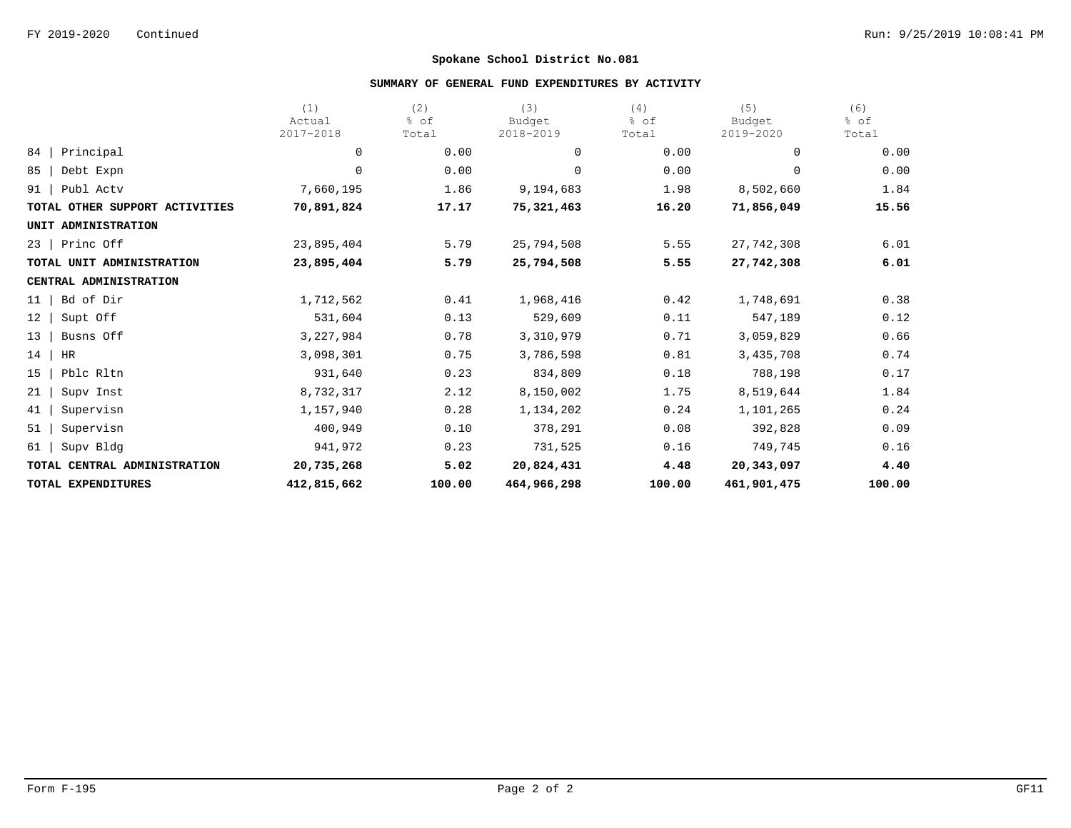FY 2019-2020 Continued

## Spokane School District No.081

### SUMMARY OF GENERAL FUND EXPENDITURES BY ACTIVITY

| | (1) Actual 2017-2018 | (2) % of Total | (3) Budget 2018-2019 | (4) % of Total | (5) Budget 2019-2020 | (6) % of Total |
|---|---|---|---|---|---|---|
| 84 \| Principal | 0 | 0.00 | 0 | 0.00 | 0 | 0.00 |
| 85 \| Debt Expn | 0 | 0.00 | 0 | 0.00 | 0 | 0.00 |
| 91 \| Publ Actv | 7,660,195 | 1.86 | 9,194,683 | 1.98 | 8,502,660 | 1.84 |
| **TOTAL OTHER SUPPORT ACTIVITIES** | **70,891,824** | **17.17** | **75,321,463** | **16.20** | **71,856,049** | **15.56** |
| **UNIT ADMINISTRATION** | | | | | | |
| 23 \| Princ Off | 23,895,404 | 5.79 | 25,794,508 | 5.55 | 27,742,308 | 6.01 |
| **TOTAL UNIT ADMINISTRATION** | **23,895,404** | **5.79** | **25,794,508** | **5.55** | **27,742,308** | **6.01** |
| **CENTRAL ADMINISTRATION** | | | | | | |
| 11 \| Bd of Dir | 1,712,562 | 0.41 | 1,968,416 | 0.42 | 1,748,691 | 0.38 |
| 12 \| Supt Off | 531,604 | 0.13 | 529,609 | 0.11 | 547,189 | 0.12 |
| 13 \| Busns Off | 3,227,984 | 0.78 | 3,310,979 | 0.71 | 3,059,829 | 0.66 |
| 14 \| HR | 3,098,301 | 0.75 | 3,786,598 | 0.81 | 3,435,708 | 0.74 |
| 15 \| Pblc Rltn | 931,640 | 0.23 | 834,809 | 0.18 | 788,198 | 0.17 |
| 21 \| Supv Inst | 8,732,317 | 2.12 | 8,150,002 | 1.75 | 8,519,644 | 1.84 |
| 41 \| Supervisn | 1,157,940 | 0.28 | 1,134,202 | 0.24 | 1,101,265 | 0.24 |
| 51 \| Supervisn | 400,949 | 0.10 | 378,291 | 0.08 | 392,828 | 0.09 |
| 61 \| Supv Bldg | 941,972 | 0.23 | 731,525 | 0.16 | 749,745 | 0.16 |
| **TOTAL CENTRAL ADMINISTRATION** | **20,735,268** | **5.02** | **20,824,431** | **4.48** | **20,343,097** | **4.40** |
| **TOTAL EXPENDITURES** | **412,815,662** | **100.00** | **464,966,298** | **100.00** | **461,901,475** | **100.00** |

Form F-195 GF11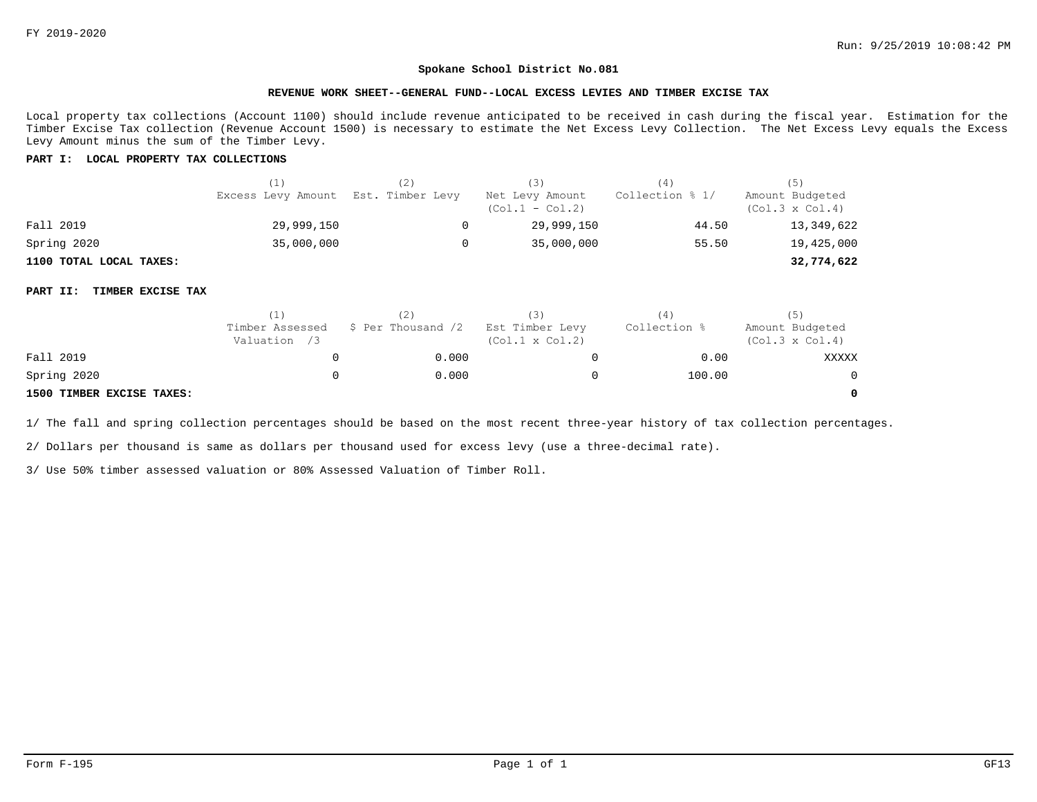FY 2019-2020

Run: 9/25/2019 10:08:42 PM

**Spokane School District No.081**

**REVENUE WORK SHEET--GENERAL FUND--LOCAL EXCESS LEVIES AND TIMBER EXCISE TAX**

Local property tax collections (Account 1100) should include revenue anticipated to be received in cash during the fiscal year. Estimation for the Timber Excise Tax collection (Revenue Account 1500) is necessary to estimate the Net Excess Levy Collection. The Net Excess Levy equals the Excess Levy Amount minus the sum of the Timber Levy.

**PART I: LOCAL PROPERTY TAX COLLECTIONS**

| | (1) Excess Levy Amount | (2) Est. Timber Levy | (3) Net Levy Amount (Col.1 - Col.2) | (4) Collection % 1/ | (5) Amount Budgeted (Col.3 x Col.4) |
|---|---|---|---|---|---|
| Fall 2019 | 29,999,150 | 0 | 29,999,150 | 44.50 | 13,349,622 |
| Spring 2020 | 35,000,000 | 0 | 35,000,000 | 55.50 | 19,425,000 |
| **1100 TOTAL LOCAL TAXES:** | | | | | **32,774,622** |

**PART II: TIMBER EXCISE TAX**

| | (1) Timber Assessed Valuation /3 | (2) $ Per Thousand /2 | (3) Est Timber Levy (Col.1 x Col.2) | (4) Collection % | (5) Amount Budgeted (Col.3 x Col.4) |
|---|---|---|---|---|---|
| Fall 2019 | 0 | 0.000 | 0 | 0.00 | XXXXX |
| Spring 2020 | 0 | 0.000 | 0 | 100.00 | 0 |
| **1500 TIMBER EXCISE TAXES:** | | | | | **0** |

1/ The fall and spring collection percentages should be based on the most recent three-year history of tax collection percentages.

2/ Dollars per thousand is same as dollars per thousand used for excess levy (use a three-decimal rate).

3/ Use 50% timber assessed valuation or 80% Assessed Valuation of Timber Roll.

Form F-195 GF13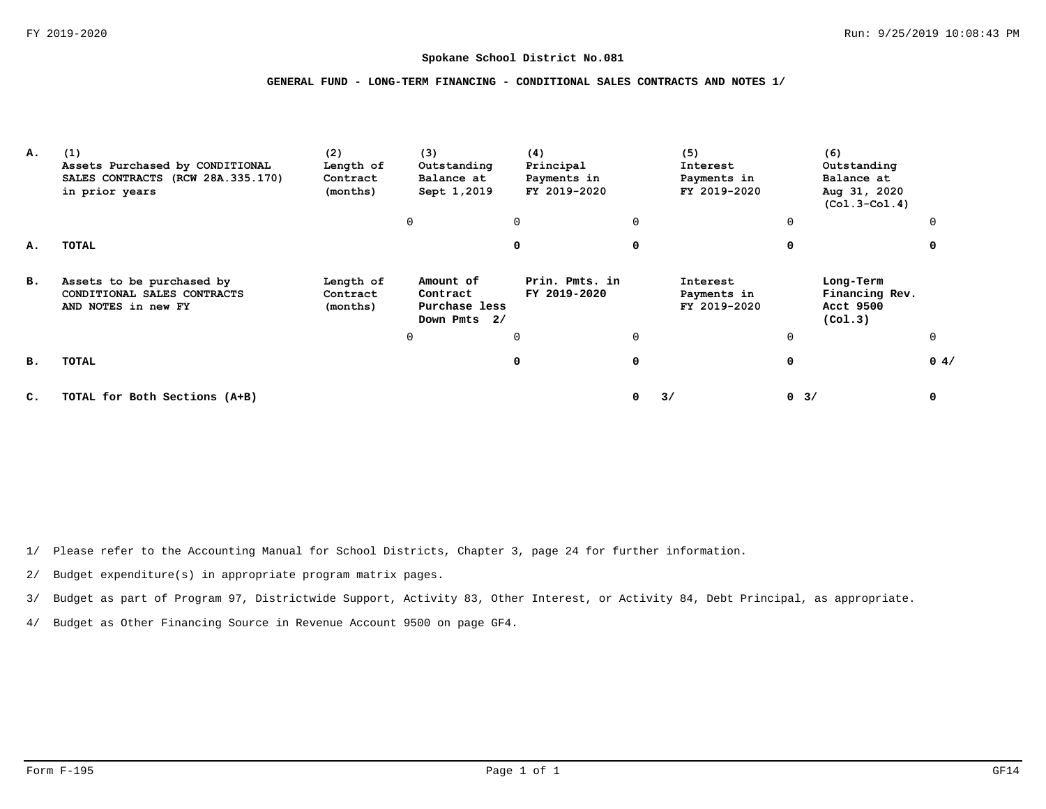**Spokane School District No.081**

**GENERAL FUND - LONG-TERM FINANCING - CONDITIONAL SALES CONTRACTS AND NOTES 1/**

| A. | (1) Assets Purchased by CONDITIONAL SALES CONTRACTS (RCW 28A.335.170) in prior years | (2) Length of Contract (months) | (3) Outstanding Balance at Sept 1,2019 | (4) Principal Payments in FY 2019-2020 | (5) Interest Payments in FY 2019-2020 | (6) Outstanding Balance at Aug 31, 2020 (Col.3-Col.4) |
|---|---|---|---|---|---|---|
| | | 0 | 0 | 0 | 0 | 0 |
| **A.** | **TOTAL** | | **0** | **0** | **0** | **0** |
| **B.** | **Assets to be purchased by CONDITIONAL SALES CONTRACTS AND NOTES in new FY** | **Length of Contract (months)** | **Amount of Contract Purchase less Down Pmts 2/** | **Prin. Pmts. in FY 2019-2020** | **Interest Payments in FY 2019-2020** | **Long-Term Financing Rev. Acct 9500 (Col.3)** |
| | | 0 | 0 | 0 | 0 | 0 |
| **B.** | **TOTAL** | | **0** | **0** | **0** | **0 4/** |
| **C.** | **TOTAL for Both Sections (A+B)** | | | **0 3/** | **0 3/** | **0** |

1/ Please refer to the Accounting Manual for School Districts, Chapter 3, page 24 for further information.

2/ Budget expenditure(s) in appropriate program matrix pages.

3/ Budget as part of Program 97, Districtwide Support, Activity 83, Other Interest, or Activity 84, Debt Principal, as appropriate.

4/ Budget as Other Financing Source in Revenue Account 9500 on page GF4.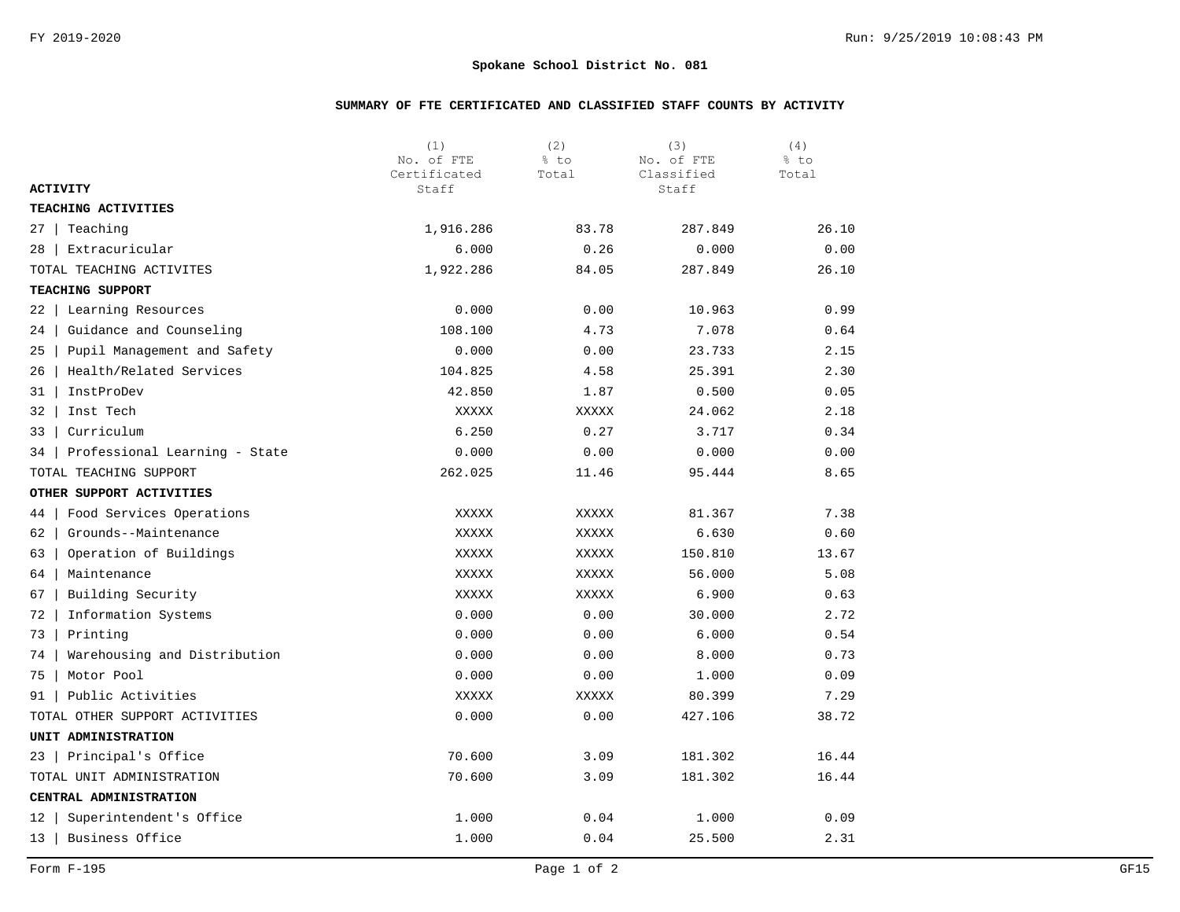# Spokane School District No. 081

## SUMMARY OF FTE CERTIFICATED AND CLASSIFIED STAFF COUNTS BY ACTIVITY

| ACTIVITY | (1) No. of FTE Certificated Staff | (2) % to Total | (3) No. of FTE Classified Staff | (4) % to Total |
|---|---|---|---|---|
| **TEACHING ACTIVITIES** | | | | |
| 27 \| Teaching | 1,916.286 | 83.78 | 287.849 | 26.10 |
| 28 \| Extracuricular | 6.000 | 0.26 | 0.000 | 0.00 |
| TOTAL TEACHING ACTIVITES | 1,922.286 | 84.05 | 287.849 | 26.10 |
| **TEACHING SUPPORT** | | | | |
| 22 \| Learning Resources | 0.000 | 0.00 | 10.963 | 0.99 |
| 24 \| Guidance and Counseling | 108.100 | 4.73 | 7.078 | 0.64 |
| 25 \| Pupil Management and Safety | 0.000 | 0.00 | 23.733 | 2.15 |
| 26 \| Health/Related Services | 104.825 | 4.58 | 25.391 | 2.30 |
| 31 \| InstProDev | 42.850 | 1.87 | 0.500 | 0.05 |
| 32 \| Inst Tech | XXXXX | XXXXX | 24.062 | 2.18 |
| 33 \| Curriculum | 6.250 | 0.27 | 3.717 | 0.34 |
| 34 \| Professional Learning - State | 0.000 | 0.00 | 0.000 | 0.00 |
| TOTAL TEACHING SUPPORT | 262.025 | 11.46 | 95.444 | 8.65 |
| **OTHER SUPPORT ACTIVITIES** | | | | |
| 44 \| Food Services Operations | XXXXX | XXXXX | 81.367 | 7.38 |
| 62 \| Grounds--Maintenance | XXXXX | XXXXX | 6.630 | 0.60 |
| 63 \| Operation of Buildings | XXXXX | XXXXX | 150.810 | 13.67 |
| 64 \| Maintenance | XXXXX | XXXXX | 56.000 | 5.08 |
| 67 \| Building Security | XXXXX | XXXXX | 6.900 | 0.63 |
| 72 \| Information Systems | 0.000 | 0.00 | 30.000 | 2.72 |
| 73 \| Printing | 0.000 | 0.00 | 6.000 | 0.54 |
| 74 \| Warehousing and Distribution | 0.000 | 0.00 | 8.000 | 0.73 |
| 75 \| Motor Pool | 0.000 | 0.00 | 1.000 | 0.09 |
| 91 \| Public Activities | XXXXX | XXXXX | 80.399 | 7.29 |
| TOTAL OTHER SUPPORT ACTIVITIES | 0.000 | 0.00 | 427.106 | 38.72 |
| **UNIT ADMINISTRATION** | | | | |
| 23 \| Principal's Office | 70.600 | 3.09 | 181.302 | 16.44 |
| TOTAL UNIT ADMINISTRATION | 70.600 | 3.09 | 181.302 | 16.44 |
| **CENTRAL ADMINISTRATION** | | | | |
| 12 \| Superintendent's Office | 1.000 | 0.04 | 1.000 | 0.09 |
| 13 \| Business Office | 1.000 | 0.04 | 25.500 | 2.31 |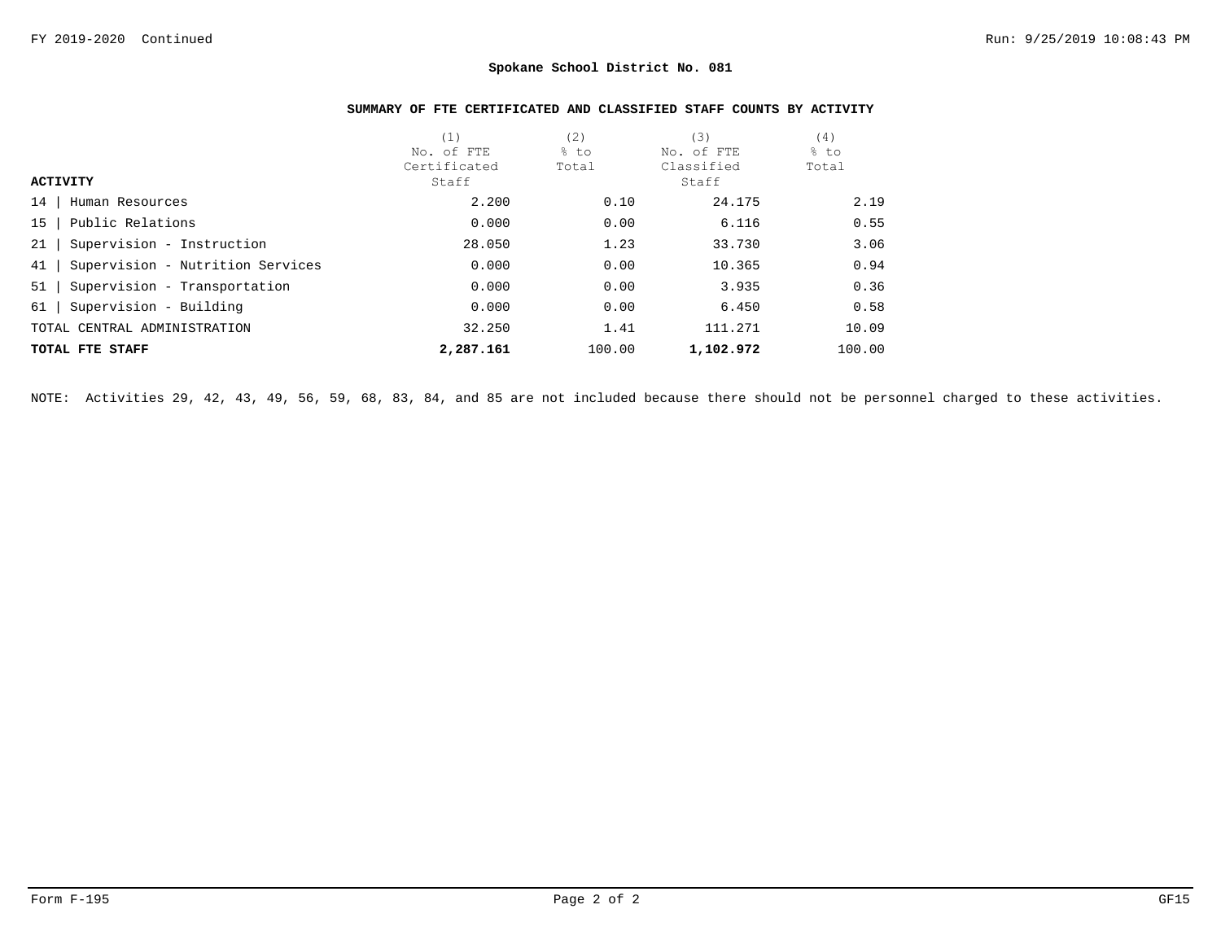**Spokane School District No. 081**

**SUMMARY OF FTE CERTIFICATED AND CLASSIFIED STAFF COUNTS BY ACTIVITY**

| ACTIVITY | (1) No. of FTE Certificated Staff | (2) % to Total | (3) No. of FTE Classified Staff | (4) % to Total |
|---|---|---|---|---|
| 14 \| Human Resources | 2.200 | 0.10 | 24.175 | 2.19 |
| 15 \| Public Relations | 0.000 | 0.00 | 6.116 | 0.55 |
| 21 \| Supervision - Instruction | 28.050 | 1.23 | 33.730 | 3.06 |
| 41 \| Supervision - Nutrition Services | 0.000 | 0.00 | 10.365 | 0.94 |
| 51 \| Supervision - Transportation | 0.000 | 0.00 | 3.935 | 0.36 |
| 61 \| Supervision - Building | 0.000 | 0.00 | 6.450 | 0.58 |
| TOTAL CENTRAL ADMINISTRATION | 32.250 | 1.41 | 111.271 | 10.09 |
| **TOTAL FTE STAFF** | **2,287.161** | 100.00 | **1,102.972** | 100.00 |

NOTE: Activities 29, 42, 43, 49, 56, 59, 68, 83, 84, and 85 are not included because there should not be personnel charged to these activities.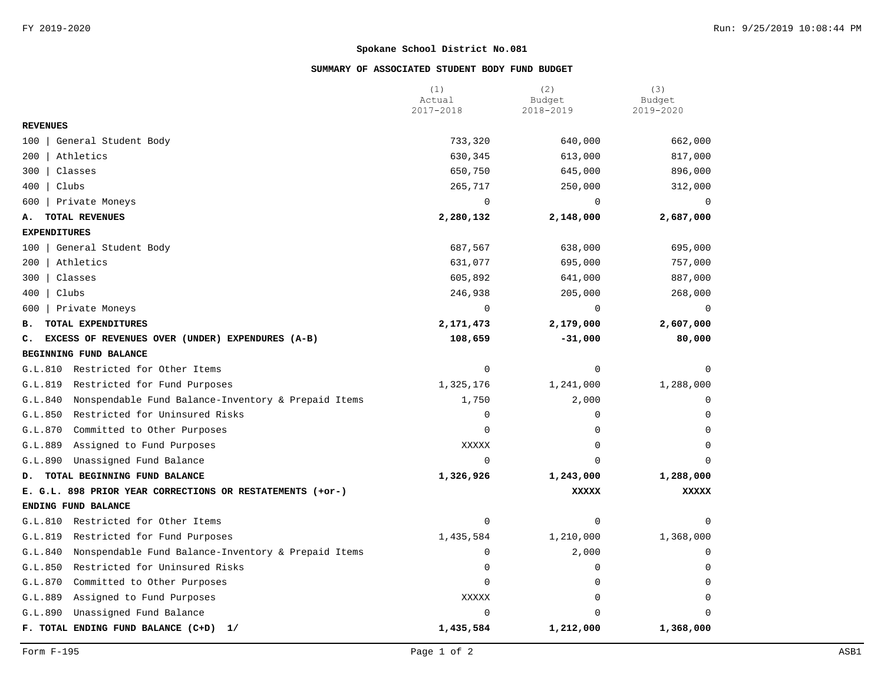FY 2019-2020

## Spokane School District No.081

### SUMMARY OF ASSOCIATED STUDENT BODY FUND BUDGET

| | (1) Actual 2017-2018 | (2) Budget 2018-2019 | (3) Budget 2019-2020 |
|---|---|---|---|
| **REVENUES** | | | |
| 100 \| General Student Body | 733,320 | 640,000 | 662,000 |
| 200 \| Athletics | 630,345 | 613,000 | 817,000 |
| 300 \| Classes | 650,750 | 645,000 | 896,000 |
| 400 \| Clubs | 265,717 | 250,000 | 312,000 |
| 600 \| Private Moneys | 0 | 0 | 0 |
| **A. TOTAL REVENUES** | **2,280,132** | **2,148,000** | **2,687,000** |
| **EXPENDITURES** | | | |
| 100 \| General Student Body | 687,567 | 638,000 | 695,000 |
| 200 \| Athletics | 631,077 | 695,000 | 757,000 |
| 300 \| Classes | 605,892 | 641,000 | 887,000 |
| 400 \| Clubs | 246,938 | 205,000 | 268,000 |
| 600 \| Private Moneys | 0 | 0 | 0 |
| **B. TOTAL EXPENDITURES** | **2,171,473** | **2,179,000** | **2,607,000** |
| **C. EXCESS OF REVENUES OVER (UNDER) EXPENDURES (A-B)** | **108,659** | **-31,000** | **80,000** |
| **BEGINNING FUND BALANCE** | | | |
| G.L.810 Restricted for Other Items | 0 | 0 | 0 |
| G.L.819 Restricted for Fund Purposes | 1,325,176 | 1,241,000 | 1,288,000 |
| G.L.840 Nonspendable Fund Balance-Inventory & Prepaid Items | 1,750 | 2,000 | 0 |
| G.L.850 Restricted for Uninsured Risks | 0 | 0 | 0 |
| G.L.870 Committed to Other Purposes | 0 | 0 | 0 |
| G.L.889 Assigned to Fund Purposes | XXXXX | 0 | 0 |
| G.L.890 Unassigned Fund Balance | 0 | 0 | 0 |
| **D. TOTAL BEGINNING FUND BALANCE** | **1,326,926** | **1,243,000** | **1,288,000** |
| **E. G.L. 898 PRIOR YEAR CORRECTIONS OR RESTATEMENTS (+or-)** | | **XXXXX** | **XXXXX** |
| **ENDING FUND BALANCE** | | | |
| G.L.810 Restricted for Other Items | 0 | 0 | 0 |
| G.L.819 Restricted for Fund Purposes | 1,435,584 | 1,210,000 | 1,368,000 |
| G.L.840 Nonspendable Fund Balance-Inventory & Prepaid Items | 0 | 2,000 | 0 |
| G.L.850 Restricted for Uninsured Risks | 0 | 0 | 0 |
| G.L.870 Committed to Other Purposes | 0 | 0 | 0 |
| G.L.889 Assigned to Fund Purposes | XXXXX | 0 | 0 |
| G.L.890 Unassigned Fund Balance | 0 | 0 | 0 |
| **F. TOTAL ENDING FUND BALANCE (C+D) 1/** | **1,435,584** | **1,212,000** | **1,368,000** |

Form F-195 ASB1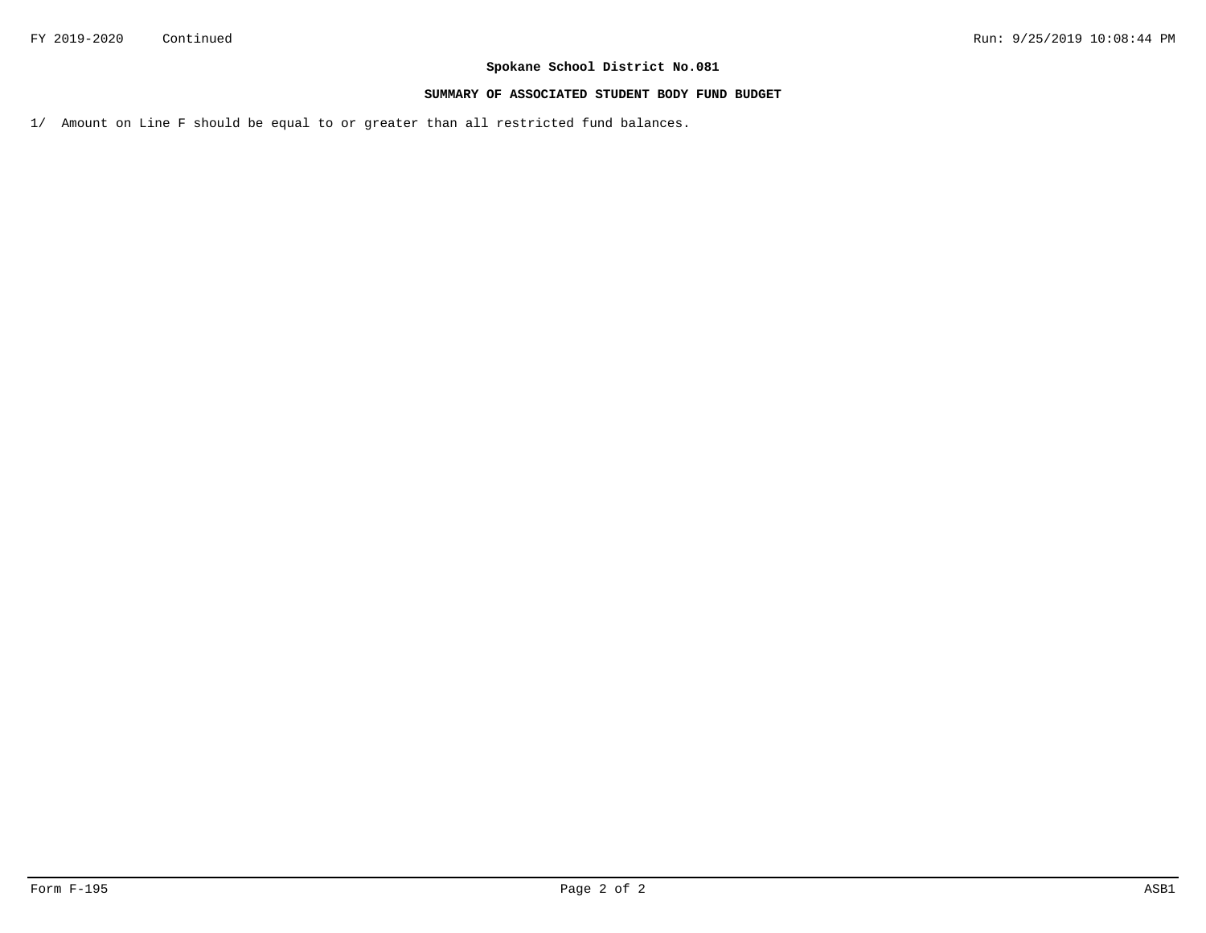FY 2019-2020 Continued

## Spokane School District No.081

### SUMMARY OF ASSOCIATED STUDENT BODY FUND BUDGET

1/ Amount on Line F should be equal to or greater than all restricted fund balances.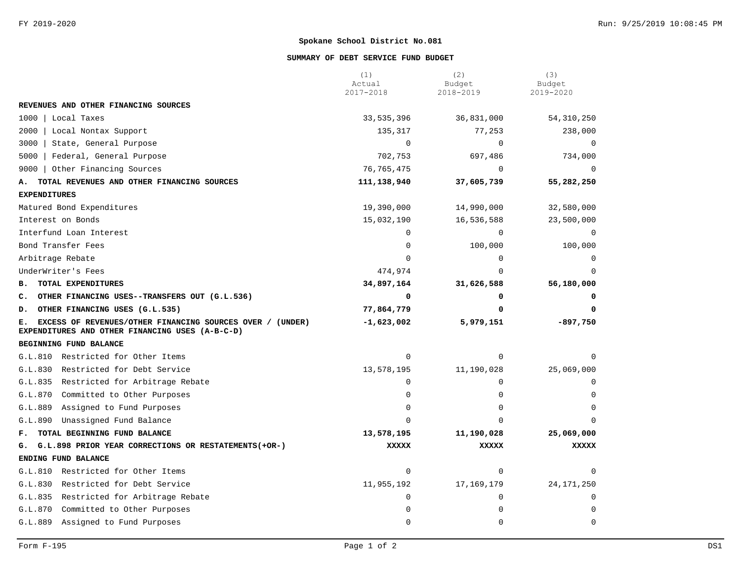**Spokane School District No.081**

**SUMMARY OF DEBT SERVICE FUND BUDGET**

| | (1) Actual 2017-2018 | (2) Budget 2018-2019 | (3) Budget 2019-2020 |
|---|---|---|---|
| **REVENUES AND OTHER FINANCING SOURCES** | | | |
| 1000 \| Local Taxes | 33,535,396 | 36,831,000 | 54,310,250 |
| 2000 \| Local Nontax Support | 135,317 | 77,253 | 238,000 |
| 3000 \| State, General Purpose | 0 | 0 | 0 |
| 5000 \| Federal, General Purpose | 702,753 | 697,486 | 734,000 |
| 9000 \| Other Financing Sources | 76,765,475 | 0 | 0 |
| **A. TOTAL REVENUES AND OTHER FINANCING SOURCES** | **111,138,940** | **37,605,739** | **55,282,250** |
| **EXPENDITURES** | | | |
| Matured Bond Expenditures | 19,390,000 | 14,990,000 | 32,580,000 |
| Interest on Bonds | 15,032,190 | 16,536,588 | 23,500,000 |
| Interfund Loan Interest | 0 | 0 | 0 |
| Bond Transfer Fees | 0 | 100,000 | 100,000 |
| Arbitrage Rebate | 0 | 0 | 0 |
| UnderWriter's Fees | 474,974 | 0 | 0 |
| **B. TOTAL EXPENDITURES** | **34,897,164** | **31,626,588** | **56,180,000** |
| **C. OTHER FINANCING USES--TRANSFERS OUT (G.L.536)** | **0** | **0** | **0** |
| **D. OTHER FINANCING USES (G.L.535)** | **77,864,779** | **0** | **0** |
| **E. EXCESS OF REVENUES/OTHER FINANCING SOURCES OVER / (UNDER) EXPENDITURES AND OTHER FINANCING USES (A-B-C-D)** | **-1,623,002** | **5,979,151** | **-897,750** |
| **BEGINNING FUND BALANCE** | | | |
| G.L.810 Restricted for Other Items | 0 | 0 | 0 |
| G.L.830 Restricted for Debt Service | 13,578,195 | 11,190,028 | 25,069,000 |
| G.L.835 Restricted for Arbitrage Rebate | 0 | 0 | 0 |
| G.L.870 Committed to Other Purposes | 0 | 0 | 0 |
| G.L.889 Assigned to Fund Purposes | 0 | 0 | 0 |
| G.L.890 Unassigned Fund Balance | 0 | 0 | 0 |
| **F. TOTAL BEGINNING FUND BALANCE** | **13,578,195** | **11,190,028** | **25,069,000** |
| **G. G.L.898 PRIOR YEAR CORRECTIONS OR RESTATEMENTS(+OR-)** | **XXXXX** | **XXXXX** | **XXXXX** |
| **ENDING FUND BALANCE** | | | |
| G.L.810 Restricted for Other Items | 0 | 0 | 0 |
| G.L.830 Restricted for Debt Service | 11,955,192 | 17,169,179 | 24,171,250 |
| G.L.835 Restricted for Arbitrage Rebate | 0 | 0 | 0 |
| G.L.870 Committed to Other Purposes | 0 | 0 | 0 |
| G.L.889 Assigned to Fund Purposes | 0 | 0 | 0 |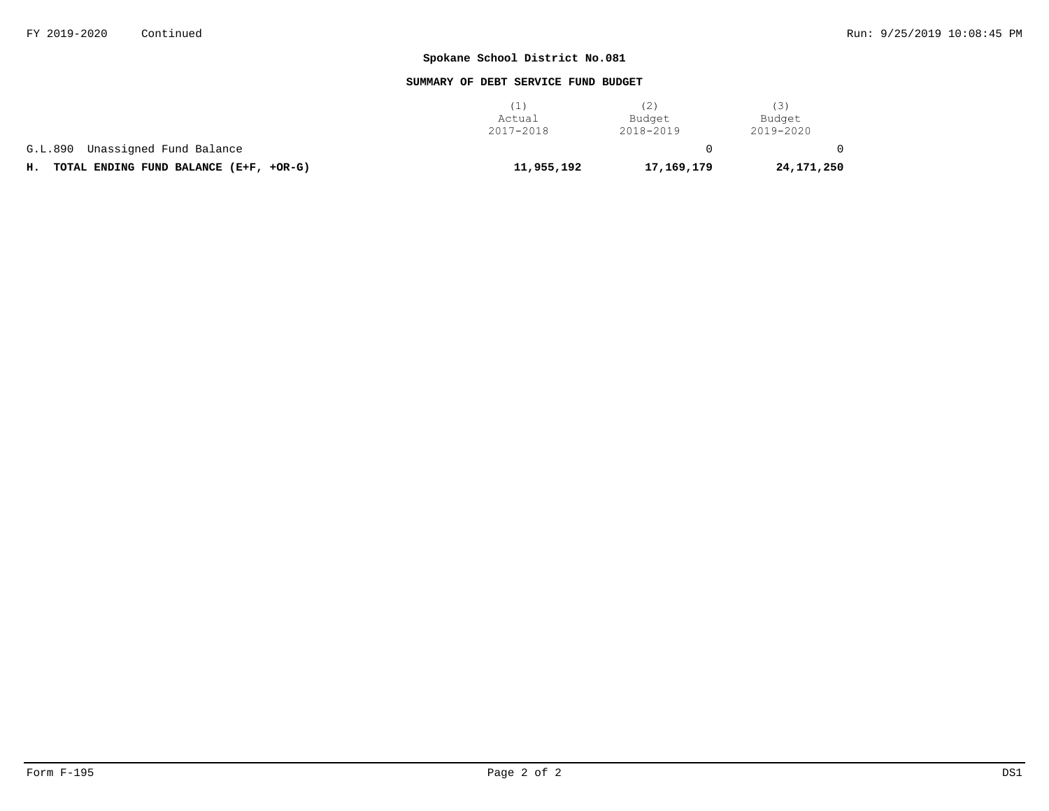**Spokane School District No.081**

**SUMMARY OF DEBT SERVICE FUND BUDGET**

| | (1) Actual 2017-2018 | (2) Budget 2018-2019 | (3) Budget 2019-2020 |
|---|---|---|---|
| G.L.890 Unassigned Fund Balance | | 0 | 0 |
| **H. TOTAL ENDING FUND BALANCE (E+F, +OR-G)** | **11,955,192** | **17,169,179** | **24,171,250** |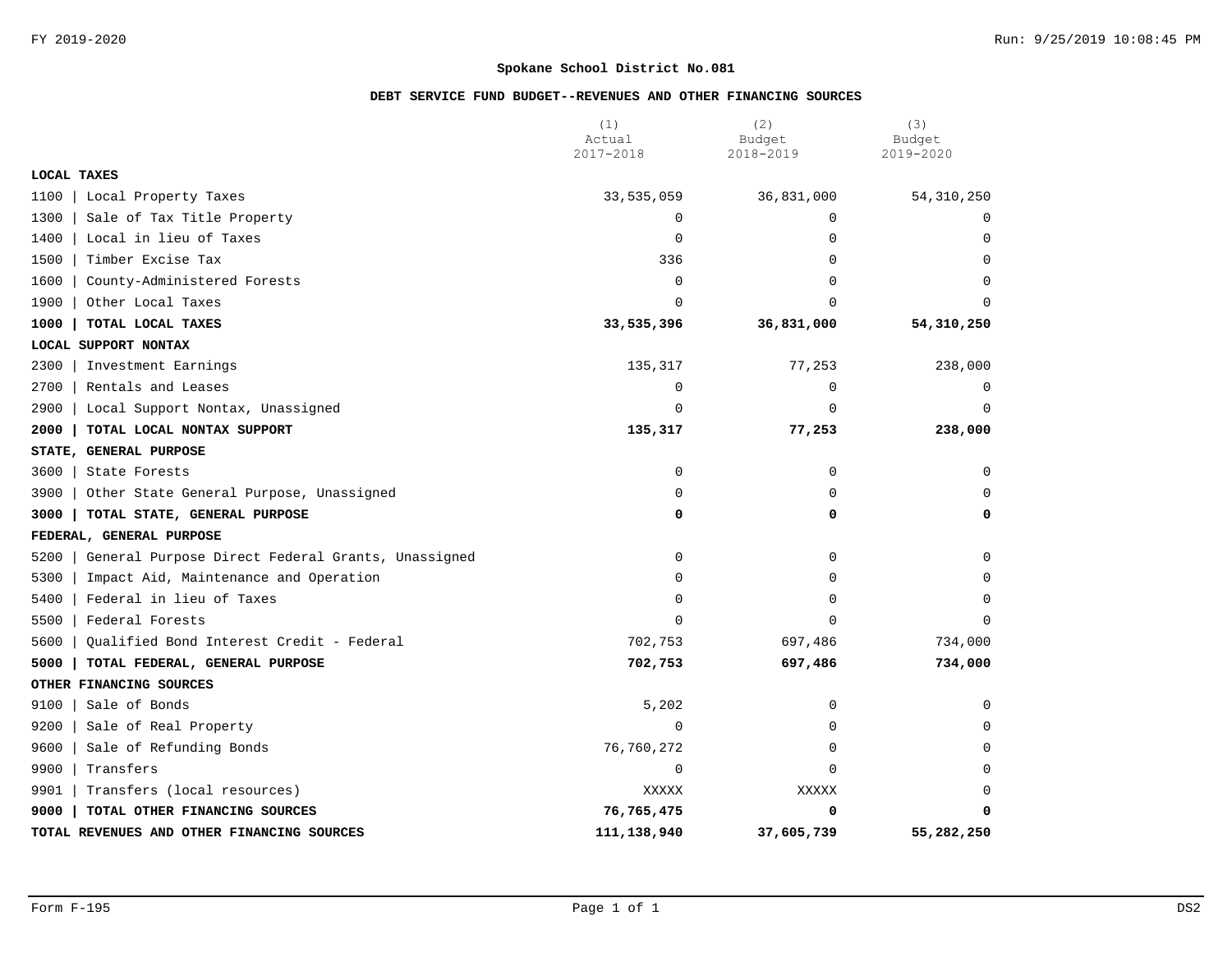**Spokane School District No.081**

**DEBT SERVICE FUND BUDGET--REVENUES AND OTHER FINANCING SOURCES**

| | (1) Actual 2017-2018 | (2) Budget 2018-2019 | (3) Budget 2019-2020 |
|---|---|---|---|
| **LOCAL TAXES** | | | |
| 1100 \| Local Property Taxes | 33,535,059 | 36,831,000 | 54,310,250 |
| 1300 \| Sale of Tax Title Property | 0 | 0 | 0 |
| 1400 \| Local in lieu of Taxes | 0 | 0 | 0 |
| 1500 \| Timber Excise Tax | 336 | 0 | 0 |
| 1600 \| County-Administered Forests | 0 | 0 | 0 |
| 1900 \| Other Local Taxes | 0 | 0 | 0 |
| **1000 \| TOTAL LOCAL TAXES** | **33,535,396** | **36,831,000** | **54,310,250** |
| **LOCAL SUPPORT NONTAX** | | | |
| 2300 \| Investment Earnings | 135,317 | 77,253 | 238,000 |
| 2700 \| Rentals and Leases | 0 | 0 | 0 |
| 2900 \| Local Support Nontax, Unassigned | 0 | 0 | 0 |
| **2000 \| TOTAL LOCAL NONTAX SUPPORT** | **135,317** | **77,253** | **238,000** |
| **STATE, GENERAL PURPOSE** | | | |
| 3600 \| State Forests | 0 | 0 | 0 |
| 3900 \| Other State General Purpose, Unassigned | 0 | 0 | 0 |
| **3000 \| TOTAL STATE, GENERAL PURPOSE** | **0** | **0** | **0** |
| **FEDERAL, GENERAL PURPOSE** | | | |
| 5200 \| General Purpose Direct Federal Grants, Unassigned | 0 | 0 | 0 |
| 5300 \| Impact Aid, Maintenance and Operation | 0 | 0 | 0 |
| 5400 \| Federal in lieu of Taxes | 0 | 0 | 0 |
| 5500 \| Federal Forests | 0 | 0 | 0 |
| 5600 \| Qualified Bond Interest Credit - Federal | 702,753 | 697,486 | 734,000 |
| **5000 \| TOTAL FEDERAL, GENERAL PURPOSE** | **702,753** | **697,486** | **734,000** |
| **OTHER FINANCING SOURCES** | | | |
| 9100 \| Sale of Bonds | 5,202 | 0 | 0 |
| 9200 \| Sale of Real Property | 0 | 0 | 0 |
| 9600 \| Sale of Refunding Bonds | 76,760,272 | 0 | 0 |
| 9900 \| Transfers | 0 | 0 | 0 |
| 9901 \| Transfers (local resources) | XXXXX | XXXXX | 0 |
| **9000 \| TOTAL OTHER FINANCING SOURCES** | **76,765,475** | **0** | **0** |
| **TOTAL REVENUES AND OTHER FINANCING SOURCES** | **111,138,940** | **37,605,739** | **55,282,250** |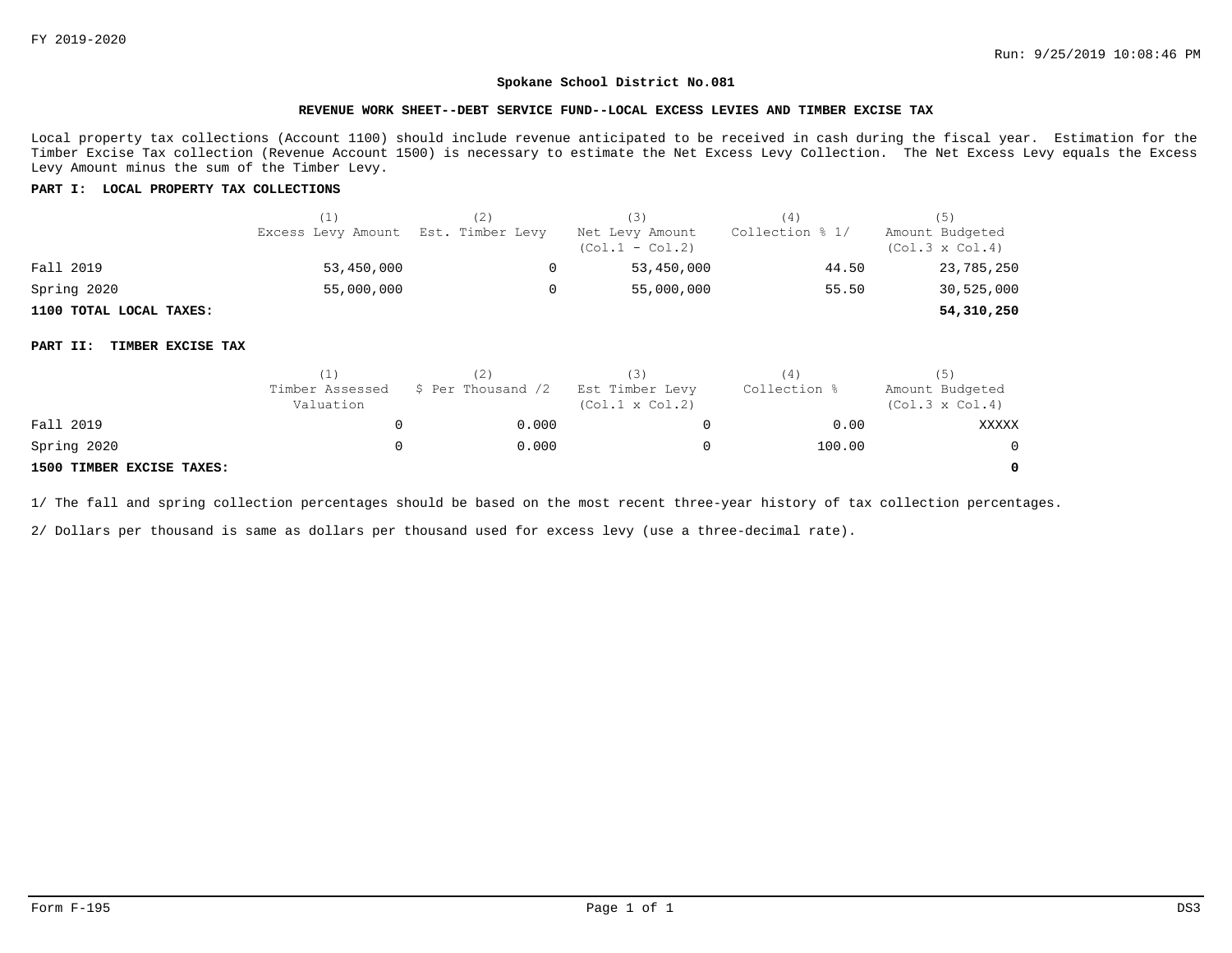FY 2019-2020

Run: 9/25/2019 10:08:46 PM

## Spokane School District No.081

### REVENUE WORK SHEET--DEBT SERVICE FUND--LOCAL EXCESS LEVIES AND TIMBER EXCISE TAX

Local property tax collections (Account 1100) should include revenue anticipated to be received in cash during the fiscal year. Estimation for the Timber Excise Tax collection (Revenue Account 1500) is necessary to estimate the Net Excess Levy Collection. The Net Excess Levy equals the Excess Levy Amount minus the sum of the Timber Levy.

**PART I: LOCAL PROPERTY TAX COLLECTIONS**

| | (1) Excess Levy Amount | (2) Est. Timber Levy | (3) Net Levy Amount (Col.1 - Col.2) | (4) Collection % 1/ | (5) Amount Budgeted (Col.3 x Col.4) |
|---|---|---|---|---|---|
| Fall 2019 | 53,450,000 | 0 | 53,450,000 | 44.50 | 23,785,250 |
| Spring 2020 | 55,000,000 | 0 | 55,000,000 | 55.50 | 30,525,000 |
| **1100 TOTAL LOCAL TAXES:** | | | | | **54,310,250** |

**PART II: TIMBER EXCISE TAX**

| | (1) Timber Assessed Valuation | (2) $ Per Thousand /2 | (3) Est Timber Levy (Col.1 x Col.2) | (4) Collection % | (5) Amount Budgeted (Col.3 x Col.4) |
|---|---|---|---|---|---|
| Fall 2019 | 0 | 0.000 | 0 | 0.00 | XXXXX |
| Spring 2020 | 0 | 0.000 | 0 | 100.00 | 0 |
| **1500 TIMBER EXCISE TAXES:** | | | | | **0** |

1/ The fall and spring collection percentages should be based on the most recent three-year history of tax collection percentages.

2/ Dollars per thousand is same as dollars per thousand used for excess levy (use a three-decimal rate).

Form F-195 DS3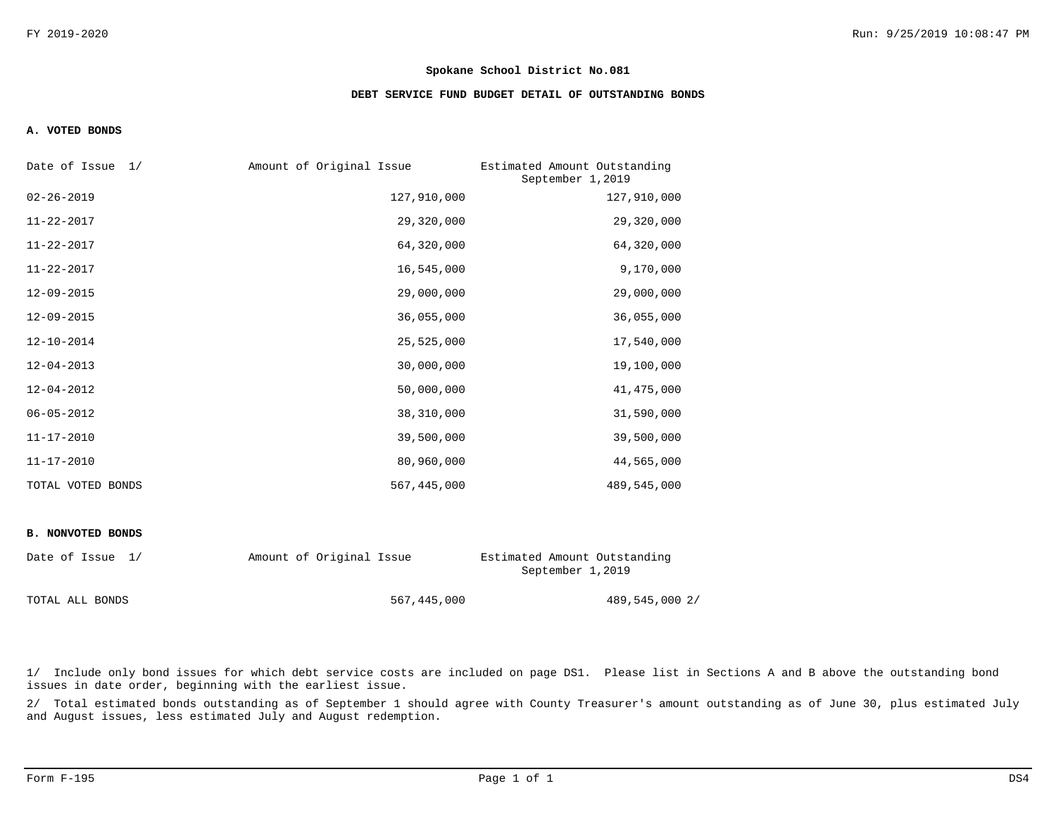**Spokane School District No.081**

**DEBT SERVICE FUND BUDGET DETAIL OF OUTSTANDING BONDS**

**A. VOTED BONDS**

| Date of Issue 1/ | Amount of Original Issue | Estimated Amount Outstanding September 1,2019 |
|---|---|---|
| 02-26-2019 | 127,910,000 | 127,910,000 |
| 11-22-2017 | 29,320,000 | 29,320,000 |
| 11-22-2017 | 64,320,000 | 64,320,000 |
| 11-22-2017 | 16,545,000 | 9,170,000 |
| 12-09-2015 | 29,000,000 | 29,000,000 |
| 12-09-2015 | 36,055,000 | 36,055,000 |
| 12-10-2014 | 25,525,000 | 17,540,000 |
| 12-04-2013 | 30,000,000 | 19,100,000 |
| 12-04-2012 | 50,000,000 | 41,475,000 |
| 06-05-2012 | 38,310,000 | 31,590,000 |
| 11-17-2010 | 39,500,000 | 39,500,000 |
| 11-17-2010 | 80,960,000 | 44,565,000 |
| TOTAL VOTED BONDS | 567,445,000 | 489,545,000 |

**B. NONVOTED BONDS**

| Date of Issue 1/ | Amount of Original Issue | Estimated Amount Outstanding September 1,2019 |
|---|---|---|
| TOTAL ALL BONDS | 567,445,000 | 489,545,000 2/ |

1/ Include only bond issues for which debt service costs are included on page DS1. Please list in Sections A and B above the outstanding bond issues in date order, beginning with the earliest issue.

2/ Total estimated bonds outstanding as of September 1 should agree with County Treasurer's amount outstanding as of June 30, plus estimated July and August issues, less estimated July and August redemption.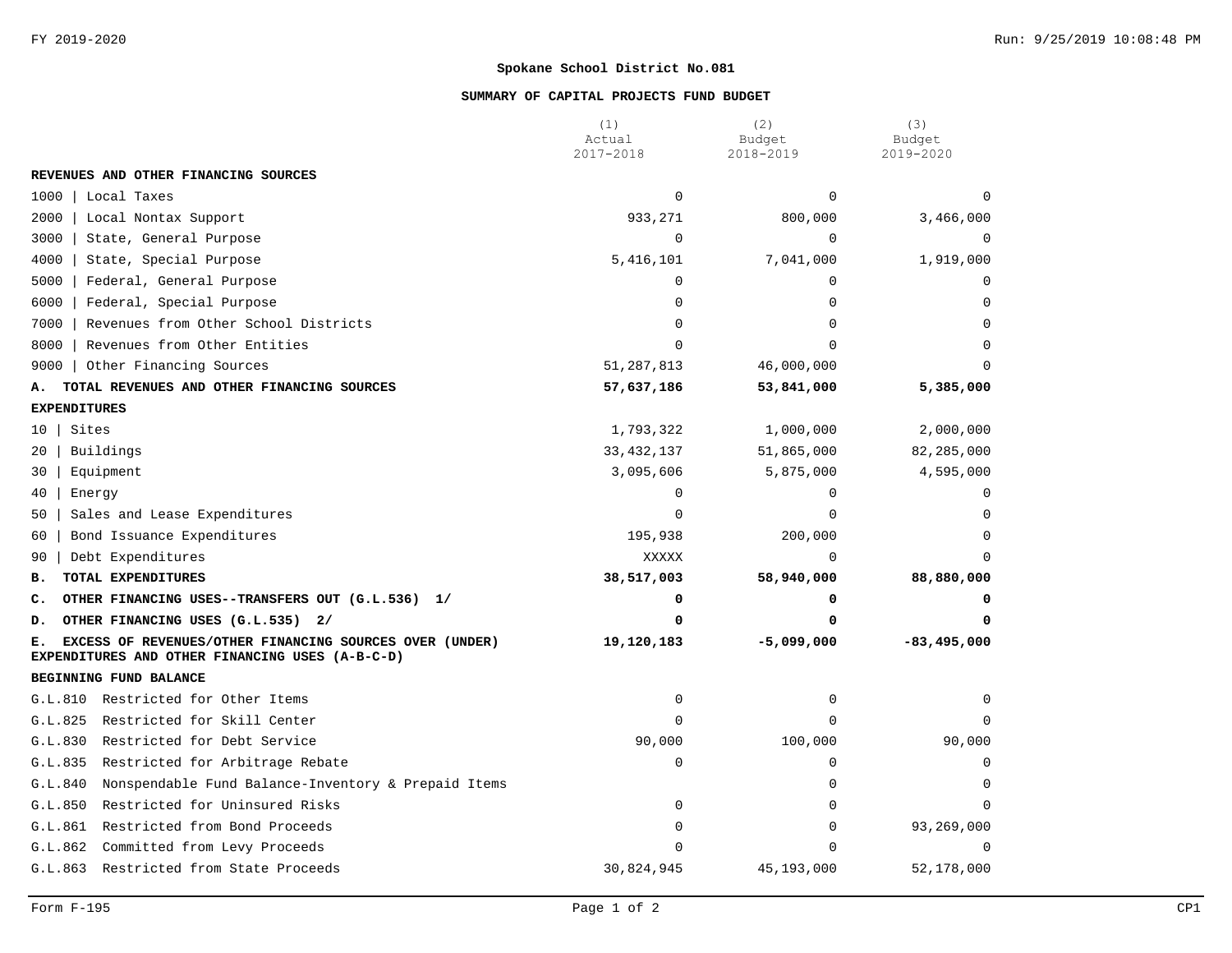**Spokane School District No.081**

**SUMMARY OF CAPITAL PROJECTS FUND BUDGET**

| | (1) Actual 2017-2018 | (2) Budget 2018-2019 | (3) Budget 2019-2020 |
|---|---|---|---|
| **REVENUES AND OTHER FINANCING SOURCES** | | | |
| 1000 \| Local Taxes | 0 | 0 | 0 |
| 2000 \| Local Nontax Support | 933,271 | 800,000 | 3,466,000 |
| 3000 \| State, General Purpose | 0 | 0 | 0 |
| 4000 \| State, Special Purpose | 5,416,101 | 7,041,000 | 1,919,000 |
| 5000 \| Federal, General Purpose | 0 | 0 | 0 |
| 6000 \| Federal, Special Purpose | 0 | 0 | 0 |
| 7000 \| Revenues from Other School Districts | 0 | 0 | 0 |
| 8000 \| Revenues from Other Entities | 0 | 0 | 0 |
| 9000 \| Other Financing Sources | 51,287,813 | 46,000,000 | 0 |
| **A. TOTAL REVENUES AND OTHER FINANCING SOURCES** | **57,637,186** | **53,841,000** | **5,385,000** |
| **EXPENDITURES** | | | |
| 10 \| Sites | 1,793,322 | 1,000,000 | 2,000,000 |
| 20 \| Buildings | 33,432,137 | 51,865,000 | 82,285,000 |
| 30 \| Equipment | 3,095,606 | 5,875,000 | 4,595,000 |
| 40 \| Energy | 0 | 0 | 0 |
| 50 \| Sales and Lease Expenditures | 0 | 0 | 0 |
| 60 \| Bond Issuance Expenditures | 195,938 | 200,000 | 0 |
| 90 \| Debt Expenditures | XXXXX | 0 | 0 |
| **B. TOTAL EXPENDITURES** | **38,517,003** | **58,940,000** | **88,880,000** |
| **C. OTHER FINANCING USES--TRANSFERS OUT (G.L.536) 1/** | **0** | **0** | **0** |
| **D. OTHER FINANCING USES (G.L.535) 2/** | **0** | **0** | **0** |
| **E. EXCESS OF REVENUES/OTHER FINANCING SOURCES OVER (UNDER) EXPENDITURES AND OTHER FINANCING USES (A-B-C-D)** | **19,120,183** | **-5,099,000** | **-83,495,000** |
| **BEGINNING FUND BALANCE** | | | |
| G.L.810 Restricted for Other Items | 0 | 0 | 0 |
| G.L.825 Restricted for Skill Center | 0 | 0 | 0 |
| G.L.830 Restricted for Debt Service | 90,000 | 100,000 | 90,000 |
| G.L.835 Restricted for Arbitrage Rebate | 0 | 0 | 0 |
| G.L.840 Nonspendable Fund Balance-Inventory & Prepaid Items | | 0 | 0 |
| G.L.850 Restricted for Uninsured Risks | 0 | 0 | 0 |
| G.L.861 Restricted from Bond Proceeds | 0 | 0 | 93,269,000 |
| G.L.862 Committed from Levy Proceeds | 0 | 0 | 0 |
| G.L.863 Restricted from State Proceeds | 30,824,945 | 45,193,000 | 52,178,000 |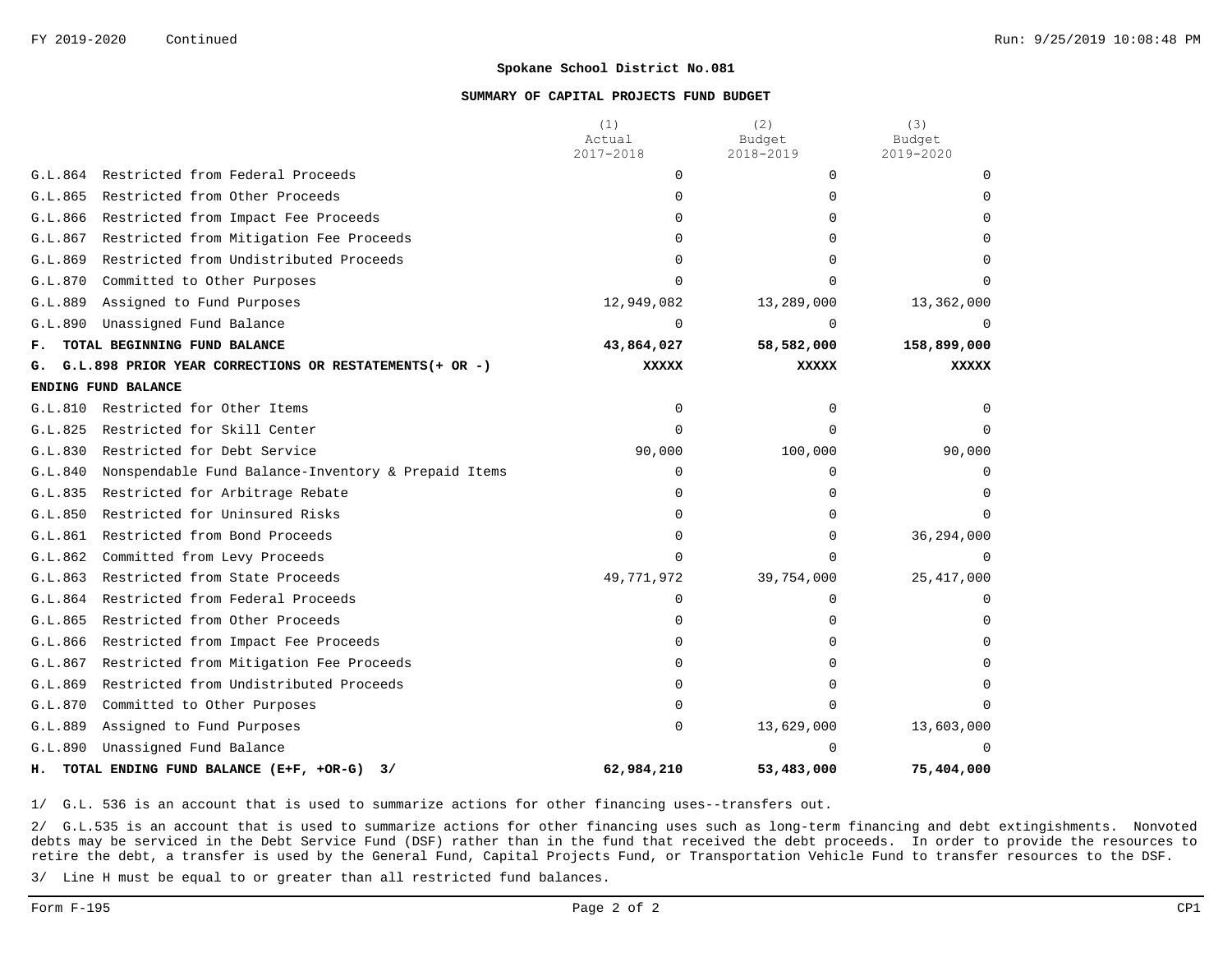FY 2019-2020 Continued

**Spokane School District No.081**

**SUMMARY OF CAPITAL PROJECTS FUND BUDGET**

| | (1) Actual 2017-2018 | (2) Budget 2018-2019 | (3) Budget 2019-2020 |
|---|---|---|---|
| G.L.864 Restricted from Federal Proceeds | 0 | 0 | 0 |
| G.L.865 Restricted from Other Proceeds | 0 | 0 | 0 |
| G.L.866 Restricted from Impact Fee Proceeds | 0 | 0 | 0 |
| G.L.867 Restricted from Mitigation Fee Proceeds | 0 | 0 | 0 |
| G.L.869 Restricted from Undistributed Proceeds | 0 | 0 | 0 |
| G.L.870 Committed to Other Purposes | 0 | 0 | 0 |
| G.L.889 Assigned to Fund Purposes | 12,949,082 | 13,289,000 | 13,362,000 |
| G.L.890 Unassigned Fund Balance | 0 | 0 | 0 |
| **F. TOTAL BEGINNING FUND BALANCE** | **43,864,027** | **58,582,000** | **158,899,000** |
| **G. G.L.898 PRIOR YEAR CORRECTIONS OR RESTATEMENTS(+ OR -)** | **XXXXX** | **XXXXX** | **XXXXX** |
| **ENDING FUND BALANCE** | | | |
| G.L.810 Restricted for Other Items | 0 | 0 | 0 |
| G.L.825 Restricted for Skill Center | 0 | 0 | 0 |
| G.L.830 Restricted for Debt Service | 90,000 | 100,000 | 90,000 |
| G.L.840 Nonspendable Fund Balance-Inventory & Prepaid Items | 0 | 0 | 0 |
| G.L.835 Restricted for Arbitrage Rebate | 0 | 0 | 0 |
| G.L.850 Restricted for Uninsured Risks | 0 | 0 | 0 |
| G.L.861 Restricted from Bond Proceeds | 0 | 0 | 36,294,000 |
| G.L.862 Committed from Levy Proceeds | 0 | 0 | 0 |
| G.L.863 Restricted from State Proceeds | 49,771,972 | 39,754,000 | 25,417,000 |
| G.L.864 Restricted from Federal Proceeds | 0 | 0 | 0 |
| G.L.865 Restricted from Other Proceeds | 0 | 0 | 0 |
| G.L.866 Restricted from Impact Fee Proceeds | 0 | 0 | 0 |
| G.L.867 Restricted from Mitigation Fee Proceeds | 0 | 0 | 0 |
| G.L.869 Restricted from Undistributed Proceeds | 0 | 0 | 0 |
| G.L.870 Committed to Other Purposes | 0 | 0 | 0 |
| G.L.889 Assigned to Fund Purposes | 0 | 13,629,000 | 13,603,000 |
| G.L.890 Unassigned Fund Balance | | 0 | 0 |
| **H. TOTAL ENDING FUND BALANCE (E+F, +OR-G) 3/** | **62,984,210** | **53,483,000** | **75,404,000** |

1/ G.L. 536 is an account that is used to summarize actions for other financing uses--transfers out.

2/ G.L.535 is an account that is used to summarize actions for other financing uses such as long-term financing and debt extingishments. Nonvoted debts may be serviced in the Debt Service Fund (DSF) rather than in the fund that received the debt proceeds. In order to provide the resources to retire the debt, a transfer is used by the General Fund, Capital Projects Fund, or Transportation Vehicle Fund to transfer resources to the DSF.

3/ Line H must be equal to or greater than all restricted fund balances.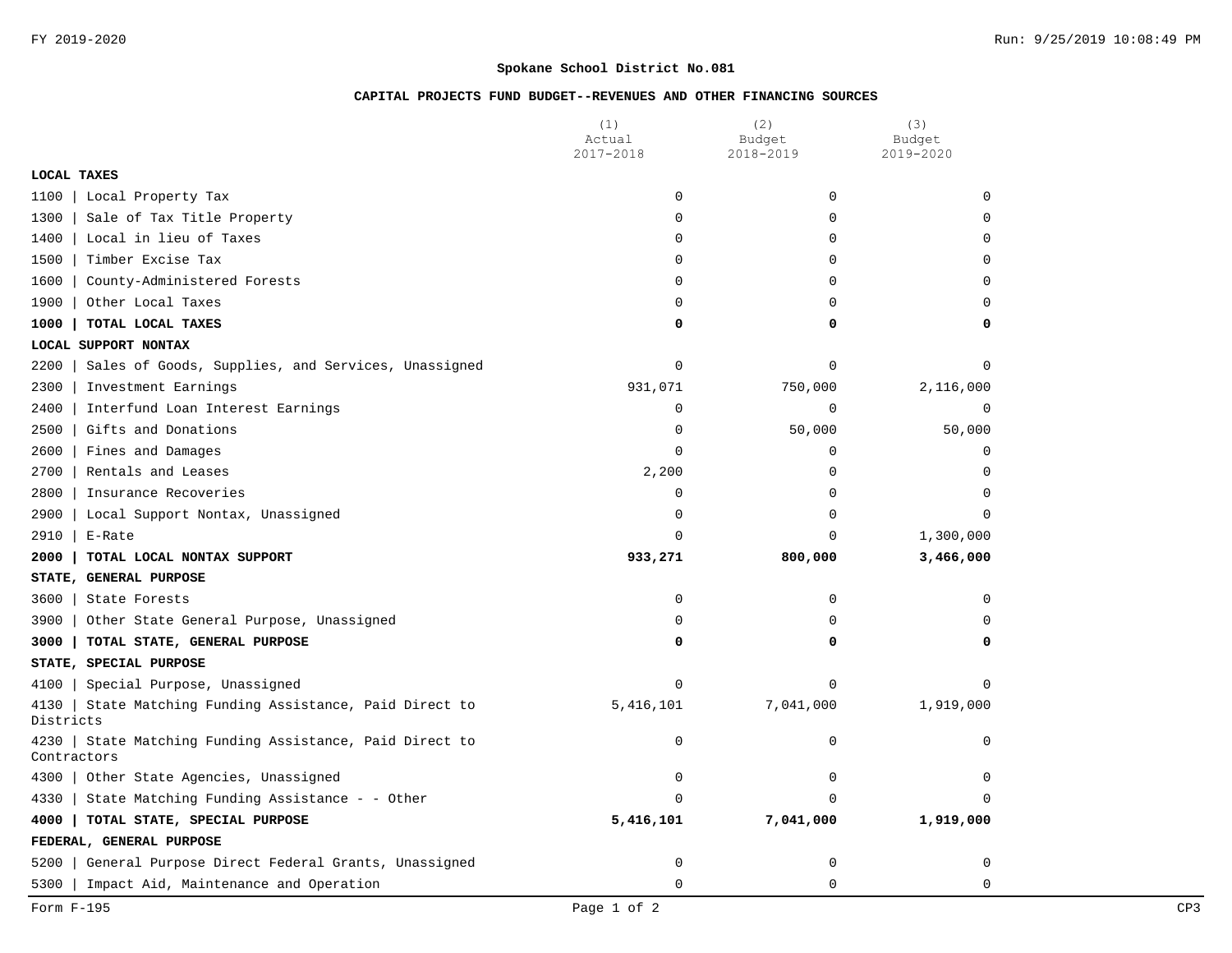**Spokane School District No.081**

**CAPITAL PROJECTS FUND BUDGET--REVENUES AND OTHER FINANCING SOURCES**

| | (1) Actual 2017-2018 | (2) Budget 2018-2019 | (3) Budget 2019-2020 |
|---|---|---|---|
| **LOCAL TAXES** | | | |
| 1100 \| Local Property Tax | 0 | 0 | 0 |
| 1300 \| Sale of Tax Title Property | 0 | 0 | 0 |
| 1400 \| Local in lieu of Taxes | 0 | 0 | 0 |
| 1500 \| Timber Excise Tax | 0 | 0 | 0 |
| 1600 \| County-Administered Forests | 0 | 0 | 0 |
| 1900 \| Other Local Taxes | 0 | 0 | 0 |
| **1000 \| TOTAL LOCAL TAXES** | **0** | **0** | **0** |
| **LOCAL SUPPORT NONTAX** | | | |
| 2200 \| Sales of Goods, Supplies, and Services, Unassigned | 0 | 0 | 0 |
| 2300 \| Investment Earnings | 931,071 | 750,000 | 2,116,000 |
| 2400 \| Interfund Loan Interest Earnings | 0 | 0 | 0 |
| 2500 \| Gifts and Donations | 0 | 50,000 | 50,000 |
| 2600 \| Fines and Damages | 0 | 0 | 0 |
| 2700 \| Rentals and Leases | 2,200 | 0 | 0 |
| 2800 \| Insurance Recoveries | 0 | 0 | 0 |
| 2900 \| Local Support Nontax, Unassigned | 0 | 0 | 0 |
| 2910 \| E-Rate | 0 | 0 | 1,300,000 |
| **2000 \| TOTAL LOCAL NONTAX SUPPORT** | **933,271** | **800,000** | **3,466,000** |
| **STATE, GENERAL PURPOSE** | | | |
| 3600 \| State Forests | 0 | 0 | 0 |
| 3900 \| Other State General Purpose, Unassigned | 0 | 0 | 0 |
| **3000 \| TOTAL STATE, GENERAL PURPOSE** | **0** | **0** | **0** |
| **STATE, SPECIAL PURPOSE** | | | |
| 4100 \| Special Purpose, Unassigned | 0 | 0 | 0 |
| 4130 \| State Matching Funding Assistance, Paid Direct to Districts | 5,416,101 | 7,041,000 | 1,919,000 |
| 4230 \| State Matching Funding Assistance, Paid Direct to Contractors | 0 | 0 | 0 |
| 4300 \| Other State Agencies, Unassigned | 0 | 0 | 0 |
| 4330 \| State Matching Funding Assistance - - Other | 0 | 0 | 0 |
| **4000 \| TOTAL STATE, SPECIAL PURPOSE** | **5,416,101** | **7,041,000** | **1,919,000** |
| **FEDERAL, GENERAL PURPOSE** | | | |
| 5200 \| General Purpose Direct Federal Grants, Unassigned | 0 | 0 | 0 |
| 5300 \| Impact Aid, Maintenance and Operation | 0 | 0 | 0 |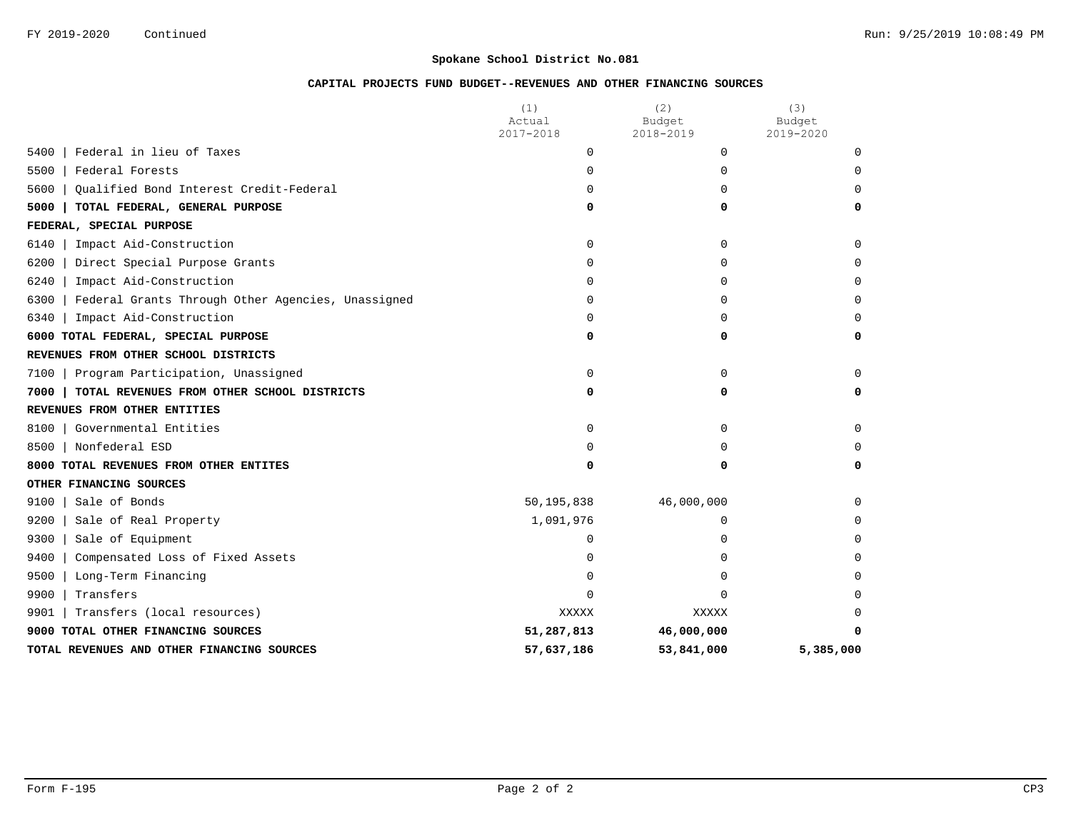FY 2019-2020 Continued

## Spokane School District No.081

### CAPITAL PROJECTS FUND BUDGET--REVENUES AND OTHER FINANCING SOURCES

| | (1) Actual 2017-2018 | (2) Budget 2018-2019 | (3) Budget 2019-2020 |
|---|---|---|---|
| 5400 \| Federal in lieu of Taxes | 0 | 0 | 0 |
| 5500 \| Federal Forests | 0 | 0 | 0 |
| 5600 \| Qualified Bond Interest Credit-Federal | 0 | 0 | 0 |
| **5000 \| TOTAL FEDERAL, GENERAL PURPOSE** | **0** | **0** | **0** |
| **FEDERAL, SPECIAL PURPOSE** | | | |
| 6140 \| Impact Aid-Construction | 0 | 0 | 0 |
| 6200 \| Direct Special Purpose Grants | 0 | 0 | 0 |
| 6240 \| Impact Aid-Construction | 0 | 0 | 0 |
| 6300 \| Federal Grants Through Other Agencies, Unassigned | 0 | 0 | 0 |
| 6340 \| Impact Aid-Construction | 0 | 0 | 0 |
| **6000 TOTAL FEDERAL, SPECIAL PURPOSE** | **0** | **0** | **0** |
| **REVENUES FROM OTHER SCHOOL DISTRICTS** | | | |
| 7100 \| Program Participation, Unassigned | 0 | 0 | 0 |
| **7000 \| TOTAL REVENUES FROM OTHER SCHOOL DISTRICTS** | **0** | **0** | **0** |
| **REVENUES FROM OTHER ENTITIES** | | | |
| 8100 \| Governmental Entities | 0 | 0 | 0 |
| 8500 \| Nonfederal ESD | 0 | 0 | 0 |
| **8000 TOTAL REVENUES FROM OTHER ENTITES** | **0** | **0** | **0** |
| **OTHER FINANCING SOURCES** | | | |
| 9100 \| Sale of Bonds | 50,195,838 | 46,000,000 | 0 |
| 9200 \| Sale of Real Property | 1,091,976 | 0 | 0 |
| 9300 \| Sale of Equipment | 0 | 0 | 0 |
| 9400 \| Compensated Loss of Fixed Assets | 0 | 0 | 0 |
| 9500 \| Long-Term Financing | 0 | 0 | 0 |
| 9900 \| Transfers | 0 | 0 | 0 |
| 9901 \| Transfers (local resources) | XXXXX | XXXXX | 0 |
| **9000 TOTAL OTHER FINANCING SOURCES** | **51,287,813** | **46,000,000** | **0** |
| **TOTAL REVENUES AND OTHER FINANCING SOURCES** | **57,637,186** | **53,841,000** | **5,385,000** |

Form F-195 CP3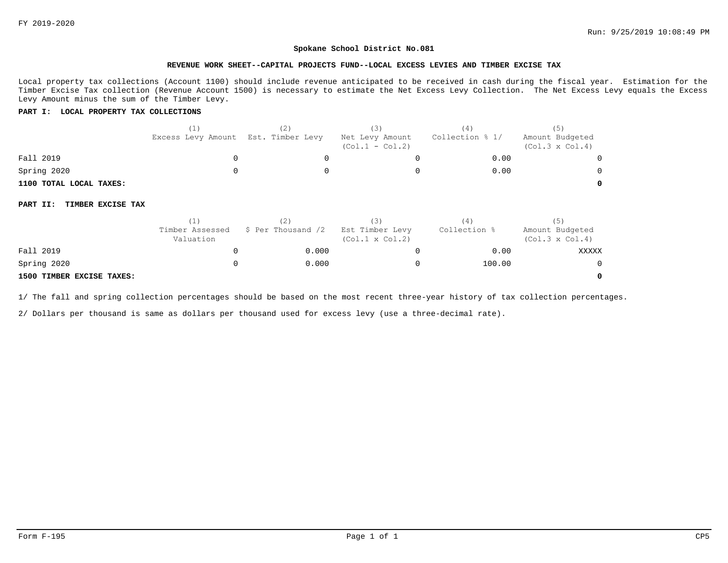FY 2019-2020

Run: 9/25/2019 10:08:49 PM

**Spokane School District No.081**

**REVENUE WORK SHEET--CAPITAL PROJECTS FUND--LOCAL EXCESS LEVIES AND TIMBER EXCISE TAX**

Local property tax collections (Account 1100) should include revenue anticipated to be received in cash during the fiscal year. Estimation for the Timber Excise Tax collection (Revenue Account 1500) is necessary to estimate the Net Excess Levy Collection. The Net Excess Levy equals the Excess Levy Amount minus the sum of the Timber Levy.

**PART I: LOCAL PROPERTY TAX COLLECTIONS**

| | (1) Excess Levy Amount | (2) Est. Timber Levy | (3) Net Levy Amount (Col.1 - Col.2) | (4) Collection % 1/ | (5) Amount Budgeted (Col.3 x Col.4) |
|---|---|---|---|---|---|
| Fall 2019 | 0 | 0 | 0 | 0.00 | 0 |
| Spring 2020 | 0 | 0 | 0 | 0.00 | 0 |
| **1100 TOTAL LOCAL TAXES:** | | | | | **0** |

**PART II: TIMBER EXCISE TAX**

| | (1) Timber Assessed Valuation | (2) $ Per Thousand /2 | (3) Est Timber Levy (Col.1 x Col.2) | (4) Collection % | (5) Amount Budgeted (Col.3 x Col.4) |
|---|---|---|---|---|---|
| Fall 2019 | 0 | 0.000 | 0 | 0.00 | XXXXX |
| Spring 2020 | 0 | 0.000 | 0 | 100.00 | 0 |
| **1500 TIMBER EXCISE TAXES:** | | | | | **0** |

1/ The fall and spring collection percentages should be based on the most recent three-year history of tax collection percentages.

2/ Dollars per thousand is same as dollars per thousand used for excess levy (use a three-decimal rate).

Form F-195 CP5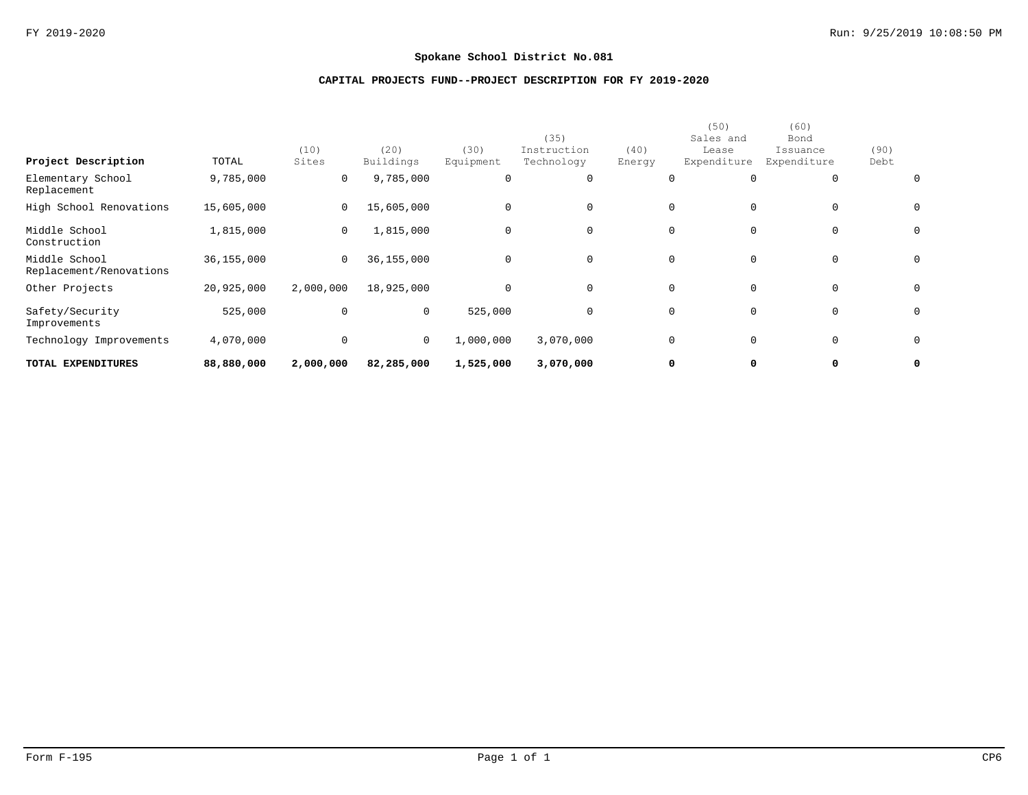**Spokane School District No.081**

**CAPITAL PROJECTS FUND--PROJECT DESCRIPTION FOR FY 2019-2020**

| Project Description | TOTAL | (10) Sites | (20) Buildings | (30) Equipment | (35) Instruction Technology | (40) Energy | (50) Sales and Lease Expenditure | (60) Bond Issuance Expenditure | (90) Debt |
|---|---|---|---|---|---|---|---|---|---|
| Elementary School Replacement | 9,785,000 | 0 | 9,785,000 | 0 | 0 | 0 | 0 | 0 | 0 |
| High School Renovations | 15,605,000 | 0 | 15,605,000 | 0 | 0 | 0 | 0 | 0 | 0 |
| Middle School Construction | 1,815,000 | 0 | 1,815,000 | 0 | 0 | 0 | 0 | 0 | 0 |
| Middle School Replacement/Renovations | 36,155,000 | 0 | 36,155,000 | 0 | 0 | 0 | 0 | 0 | 0 |
| Other Projects | 20,925,000 | 2,000,000 | 18,925,000 | 0 | 0 | 0 | 0 | 0 | 0 |
| Safety/Security Improvements | 525,000 | 0 | 0 | 525,000 | 0 | 0 | 0 | 0 | 0 |
| Technology Improvements | 4,070,000 | 0 | 0 | 1,000,000 | 3,070,000 | 0 | 0 | 0 | 0 |
| **TOTAL EXPENDITURES** | **88,880,000** | **2,000,000** | **82,285,000** | **1,525,000** | **3,070,000** | **0** | **0** | **0** | **0** |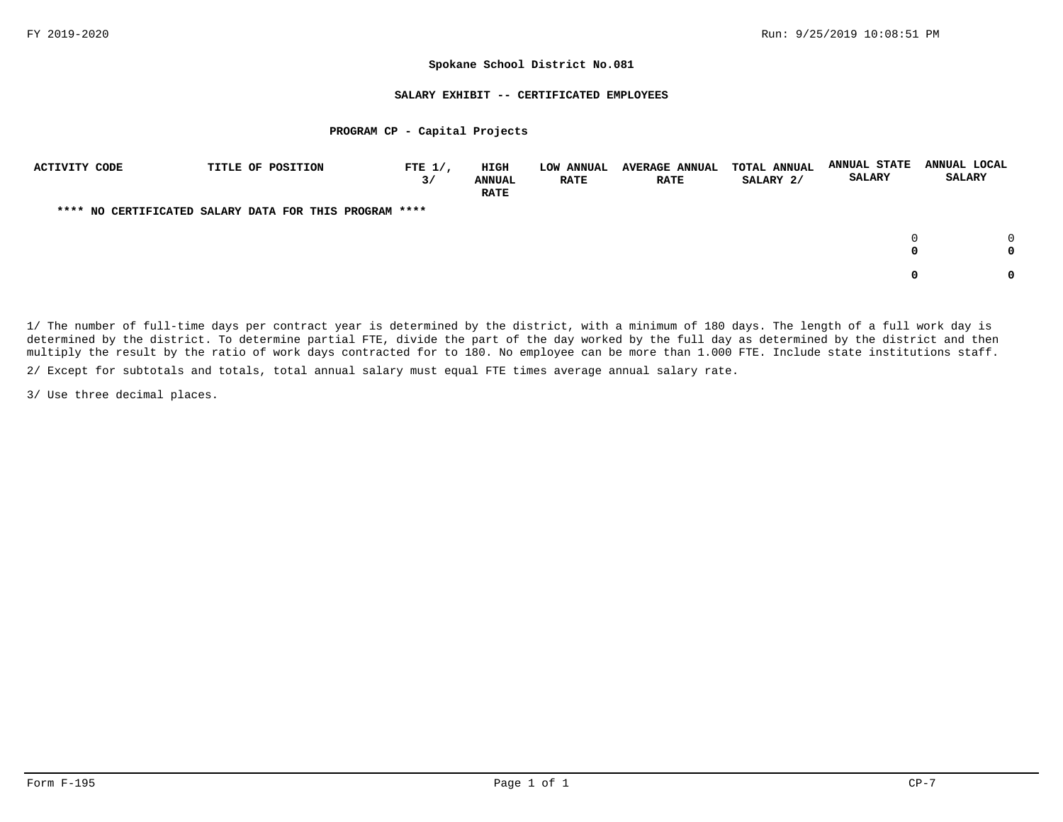**Spokane School District No.081**

**SALARY EXHIBIT -- CERTIFICATED EMPLOYEES**

**PROGRAM CP - Capital Projects**

| ACTIVITY CODE | TITLE OF POSITION | FTE 1/, 3/ | HIGH ANNUAL RATE | LOW ANNUAL RATE | AVERAGE ANNUAL RATE | TOTAL ANNUAL SALARY 2/ | ANNUAL STATE SALARY | ANNUAL LOCAL SALARY |
|---|---|---|---|---|---|---|---|---|
| **** NO CERTIFICATED SALARY DATA FOR THIS PROGRAM **** | | | | | | | | |
| | | | | | | | 0 | 0 |
| | | | | | | | **0** | **0** |
| | | | | | | | **0** | **0** |

1/ The number of full-time days per contract year is determined by the district, with a minimum of 180 days. The length of a full work day is determined by the district. To determine partial FTE, divide the part of the day worked by the full day as determined by the district and then multiply the result by the ratio of work days contracted for to 180. No employee can be more than 1.000 FTE. Include state institutions staff.

2/ Except for subtotals and totals, total annual salary must equal FTE times average annual salary rate.

3/ Use three decimal places.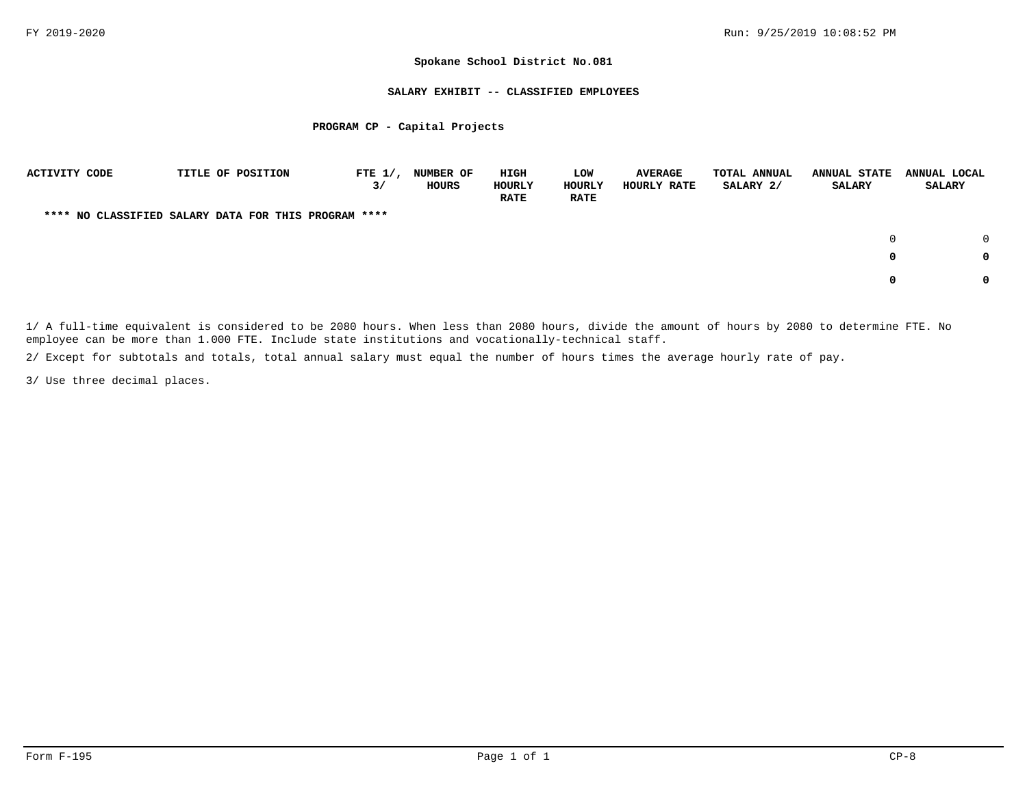**Spokane School District No.081**

**SALARY EXHIBIT -- CLASSIFIED EMPLOYEES**

**PROGRAM CP - Capital Projects**

| ACTIVITY CODE | TITLE OF POSITION | FTE 1/, 3/ | NUMBER OF HOURS | HIGH HOURLY RATE | LOW HOURLY RATE | AVERAGE HOURLY RATE | TOTAL ANNUAL SALARY 2/ | ANNUAL STATE SALARY | ANNUAL LOCAL SALARY |
|---|---|---|---|---|---|---|---|---|---|
| **\*\*\*\* NO CLASSIFIED SALARY DATA FOR THIS PROGRAM \*\*\*\*** | | | | | | | | | |
| | | | | | | | | 0 | 0 |
| | | | | | | | | **0** | **0** |
| | | | | | | | | **0** | **0** |

1/ A full-time equivalent is considered to be 2080 hours. When less than 2080 hours, divide the amount of hours by 2080 to determine FTE. No employee can be more than 1.000 FTE. Include state institutions and vocationally-technical staff.

2/ Except for subtotals and totals, total annual salary must equal the number of hours times the average hourly rate of pay.

3/ Use three decimal places.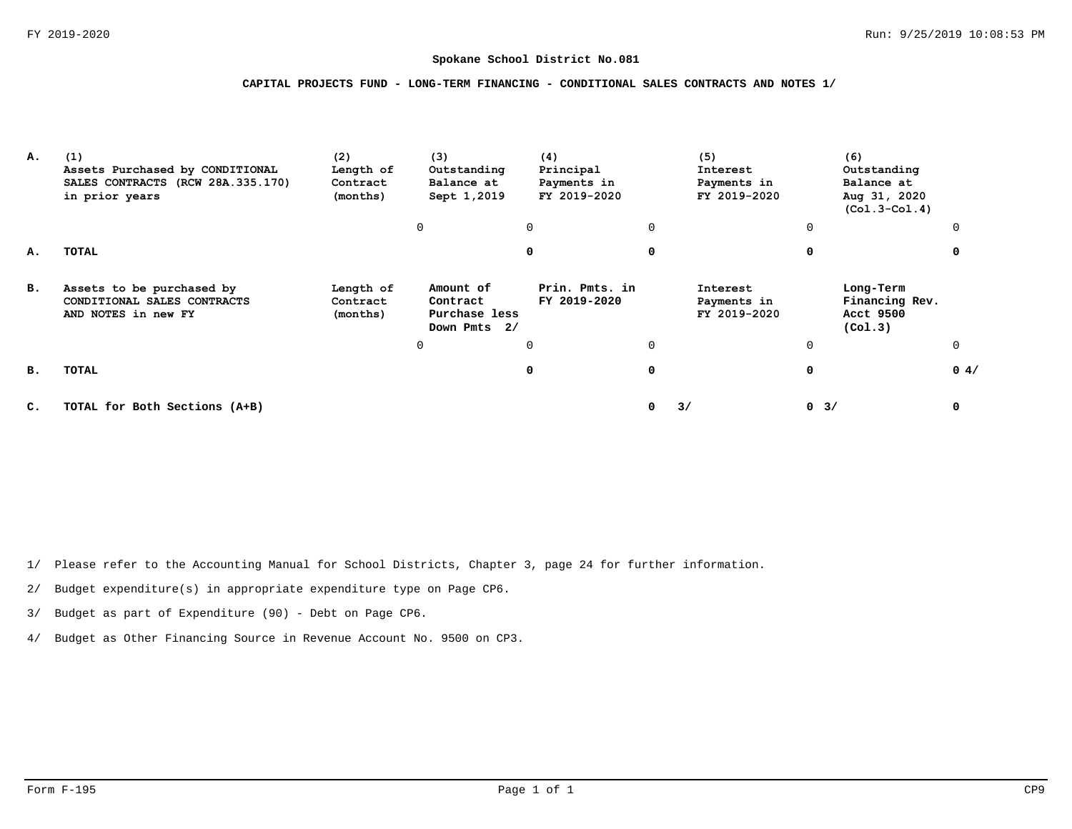**Spokane School District No.081**

**CAPITAL PROJECTS FUND - LONG-TERM FINANCING - CONDITIONAL SALES CONTRACTS AND NOTES 1/**

| | (1) Assets Purchased by CONDITIONAL SALES CONTRACTS (RCW 28A.335.170) in prior years | (2) Length of Contract (months) | (3) Outstanding Balance at Sept 1,2019 | (4) Principal Payments in FY 2019-2020 | (5) Interest Payments in FY 2019-2020 | (6) Outstanding Balance at Aug 31, 2020 (Col.3-Col.4) |
|---|---|---|---|---|---|---|
| | | 0 | 0 | 0 | 0 | 0 |
| **A.** | **TOTAL** | | **0** | **0** | **0** | **0** |

| | Assets to be purchased by CONDITIONAL SALES CONTRACTS AND NOTES in new FY | Length of Contract (months) | Amount of Contract Purchase less Down Pmts 2/ | Prin. Pmts. in FY 2019-2020 | Interest Payments in FY 2019-2020 | Long-Term Financing Rev. Acct 9500 (Col.3) |
|---|---|---|---|---|---|---|
| | | 0 | 0 | 0 | 0 | 0 |
| **B.** | **TOTAL** | | **0** | **0** | **0** | **0 4/** |
| **C.** | **TOTAL for Both Sections (A+B)** | | | **0 3/** | **0 3/** | **0** |

1/ Please refer to the Accounting Manual for School Districts, Chapter 3, page 24 for further information.

2/ Budget expenditure(s) in appropriate expenditure type on Page CP6.

3/ Budget as part of Expenditure (90) - Debt on Page CP6.

4/ Budget as Other Financing Source in Revenue Account No. 9500 on CP3.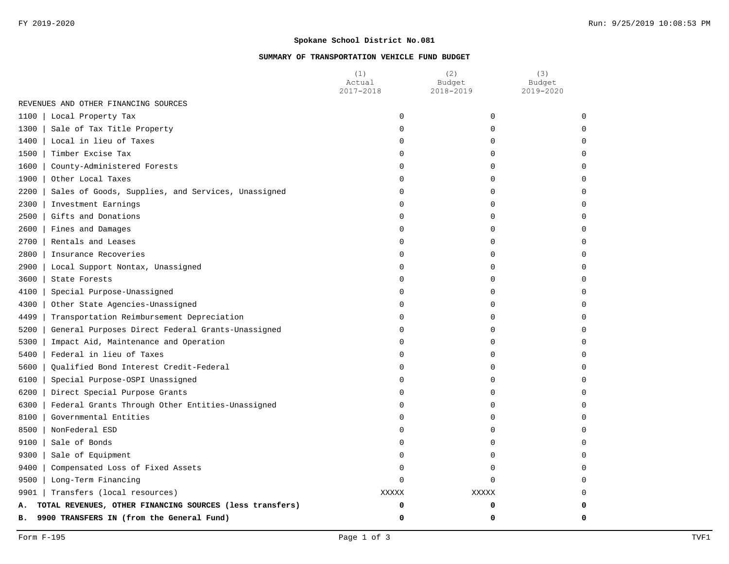**Spokane School District No.081**

**SUMMARY OF TRANSPORTATION VEHICLE FUND BUDGET**

| | (1) Actual 2017-2018 | (2) Budget 2018-2019 | (3) Budget 2019-2020 |
|---|---|---|---|
| REVENUES AND OTHER FINANCING SOURCES | | | |
| 1100 \| Local Property Tax | 0 | 0 | 0 |
| 1300 \| Sale of Tax Title Property | 0 | 0 | 0 |
| 1400 \| Local in lieu of Taxes | 0 | 0 | 0 |
| 1500 \| Timber Excise Tax | 0 | 0 | 0 |
| 1600 \| County-Administered Forests | 0 | 0 | 0 |
| 1900 \| Other Local Taxes | 0 | 0 | 0 |
| 2200 \| Sales of Goods, Supplies, and Services, Unassigned | 0 | 0 | 0 |
| 2300 \| Investment Earnings | 0 | 0 | 0 |
| 2500 \| Gifts and Donations | 0 | 0 | 0 |
| 2600 \| Fines and Damages | 0 | 0 | 0 |
| 2700 \| Rentals and Leases | 0 | 0 | 0 |
| 2800 \| Insurance Recoveries | 0 | 0 | 0 |
| 2900 \| Local Support Nontax, Unassigned | 0 | 0 | 0 |
| 3600 \| State Forests | 0 | 0 | 0 |
| 4100 \| Special Purpose-Unassigned | 0 | 0 | 0 |
| 4300 \| Other State Agencies-Unassigned | 0 | 0 | 0 |
| 4499 \| Transportation Reimbursement Depreciation | 0 | 0 | 0 |
| 5200 \| General Purposes Direct Federal Grants-Unassigned | 0 | 0 | 0 |
| 5300 \| Impact Aid, Maintenance and Operation | 0 | 0 | 0 |
| 5400 \| Federal in lieu of Taxes | 0 | 0 | 0 |
| 5600 \| Qualified Bond Interest Credit-Federal | 0 | 0 | 0 |
| 6100 \| Special Purpose-OSPI Unassigned | 0 | 0 | 0 |
| 6200 \| Direct Special Purpose Grants | 0 | 0 | 0 |
| 6300 \| Federal Grants Through Other Entities-Unassigned | 0 | 0 | 0 |
| 8100 \| Governmental Entities | 0 | 0 | 0 |
| 8500 \| NonFederal ESD | 0 | 0 | 0 |
| 9100 \| Sale of Bonds | 0 | 0 | 0 |
| 9300 \| Sale of Equipment | 0 | 0 | 0 |
| 9400 \| Compensated Loss of Fixed Assets | 0 | 0 | 0 |
| 9500 \| Long-Term Financing | 0 | 0 | 0 |
| 9901 \| Transfers (local resources) | XXXXX | XXXXX | 0 |
| **A. TOTAL REVENUES, OTHER FINANCING SOURCES (less transfers)** | **0** | **0** | **0** |
| **B. 9900 TRANSFERS IN (from the General Fund)** | **0** | **0** | **0** |

Form F-195 TVF1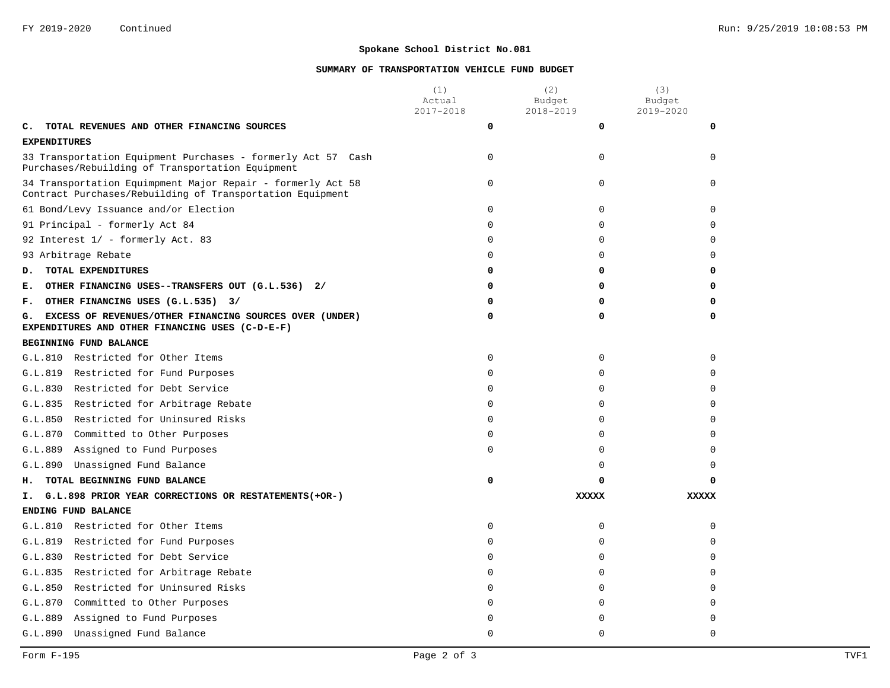FY 2019-2020 Continued

**Spokane School District No.081**

**SUMMARY OF TRANSPORTATION VEHICLE FUND BUDGET**

| | (1) Actual 2017-2018 | (2) Budget 2018-2019 | (3) Budget 2019-2020 |
|---|---|---|---|
| **C. TOTAL REVENUES AND OTHER FINANCING SOURCES** | **0** | **0** | **0** |
| **EXPENDITURES** | | | |
| 33 Transportation Equipment Purchases - formerly Act 57 Cash Purchases/Rebuilding of Transportation Equipment | 0 | 0 | 0 |
| 34 Transportation Equimpment Major Repair - formerly Act 58 Contract Purchases/Rebuilding of Transportation Equipment | 0 | 0 | 0 |
| 61 Bond/Levy Issuance and/or Election | 0 | 0 | 0 |
| 91 Principal - formerly Act 84 | 0 | 0 | 0 |
| 92 Interest 1/ - formerly Act. 83 | 0 | 0 | 0 |
| 93 Arbitrage Rebate | 0 | 0 | 0 |
| **D. TOTAL EXPENDITURES** | **0** | **0** | **0** |
| **E. OTHER FINANCING USES--TRANSFERS OUT (G.L.536) 2/** | **0** | **0** | **0** |
| **F. OTHER FINANCING USES (G.L.535) 3/** | **0** | **0** | **0** |
| **G. EXCESS OF REVENUES/OTHER FINANCING SOURCES OVER (UNDER) EXPENDITURES AND OTHER FINANCING USES (C-D-E-F)** | **0** | **0** | **0** |
| **BEGINNING FUND BALANCE** | | | |
| G.L.810 Restricted for Other Items | 0 | 0 | 0 |
| G.L.819 Restricted for Fund Purposes | 0 | 0 | 0 |
| G.L.830 Restricted for Debt Service | 0 | 0 | 0 |
| G.L.835 Restricted for Arbitrage Rebate | 0 | 0 | 0 |
| G.L.850 Restricted for Uninsured Risks | 0 | 0 | 0 |
| G.L.870 Committed to Other Purposes | 0 | 0 | 0 |
| G.L.889 Assigned to Fund Purposes | 0 | 0 | 0 |
| G.L.890 Unassigned Fund Balance | | 0 | 0 |
| **H. TOTAL BEGINNING FUND BALANCE** | **0** | **0** | **0** |
| **I. G.L.898 PRIOR YEAR CORRECTIONS OR RESTATEMENTS(+OR-)** | | **XXXXX** | **XXXXX** |
| **ENDING FUND BALANCE** | | | |
| G.L.810 Restricted for Other Items | 0 | 0 | 0 |
| G.L.819 Restricted for Fund Purposes | 0 | 0 | 0 |
| G.L.830 Restricted for Debt Service | 0 | 0 | 0 |
| G.L.835 Restricted for Arbitrage Rebate | 0 | 0 | 0 |
| G.L.850 Restricted for Uninsured Risks | 0 | 0 | 0 |
| G.L.870 Committed to Other Purposes | 0 | 0 | 0 |
| G.L.889 Assigned to Fund Purposes | 0 | 0 | 0 |
| G.L.890 Unassigned Fund Balance | 0 | 0 | 0 |

Form F-195 TVF1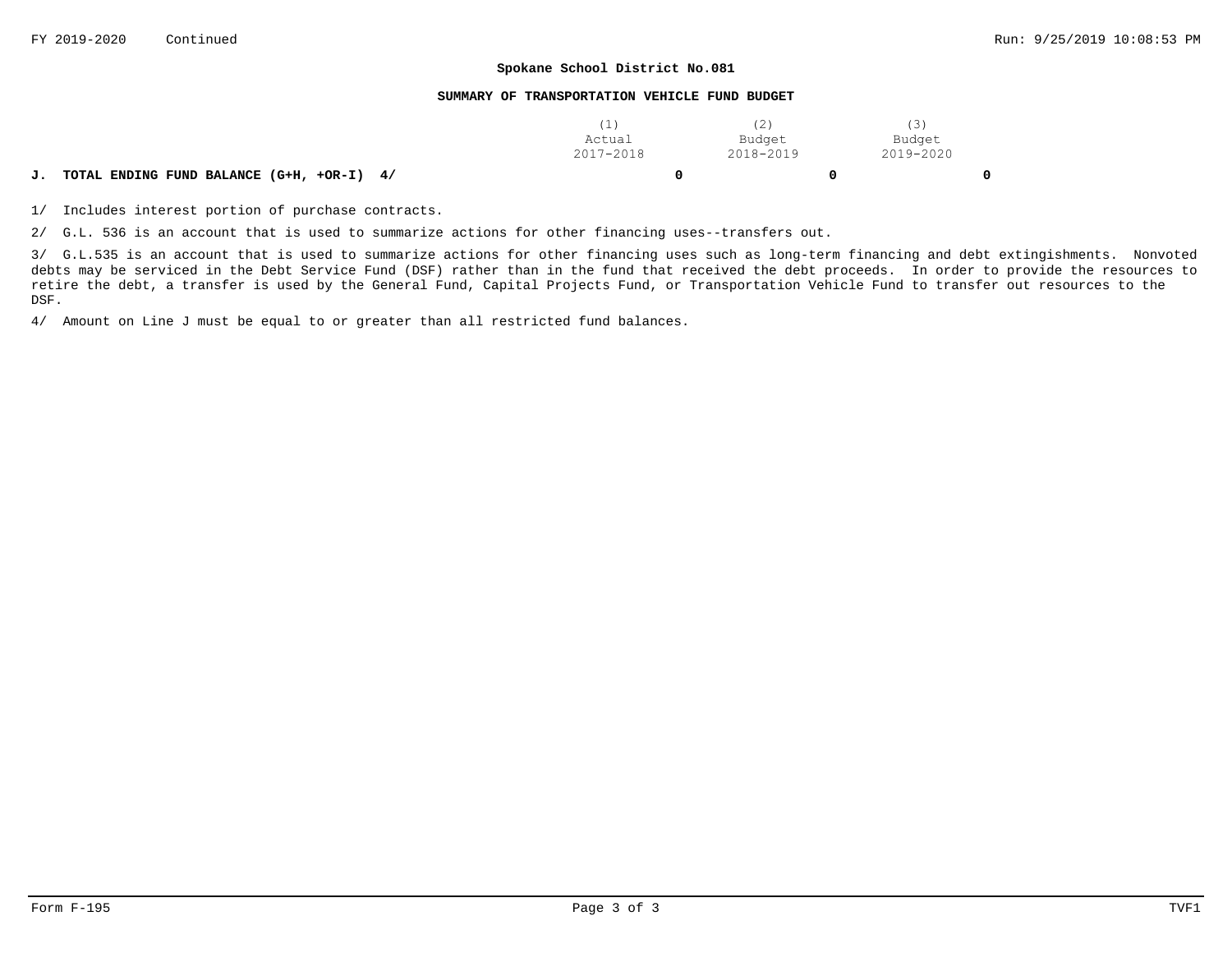**Spokane School District No.081**

**SUMMARY OF TRANSPORTATION VEHICLE FUND BUDGET**

| | (1) Actual 2017-2018 | (2) Budget 2018-2019 | (3) Budget 2019-2020 |
|---|---|---|---|
| **J. TOTAL ENDING FUND BALANCE (G+H, +OR-I) 4/** | **0** | **0** | **0** |

1/ Includes interest portion of purchase contracts.

2/ G.L. 536 is an account that is used to summarize actions for other financing uses--transfers out.

3/ G.L.535 is an account that is used to summarize actions for other financing uses such as long-term financing and debt extingishments. Nonvoted debts may be serviced in the Debt Service Fund (DSF) rather than in the fund that received the debt proceeds. In order to provide the resources to retire the debt, a transfer is used by the General Fund, Capital Projects Fund, or Transportation Vehicle Fund to transfer out resources to the DSF.

4/ Amount on Line J must be equal to or greater than all restricted fund balances.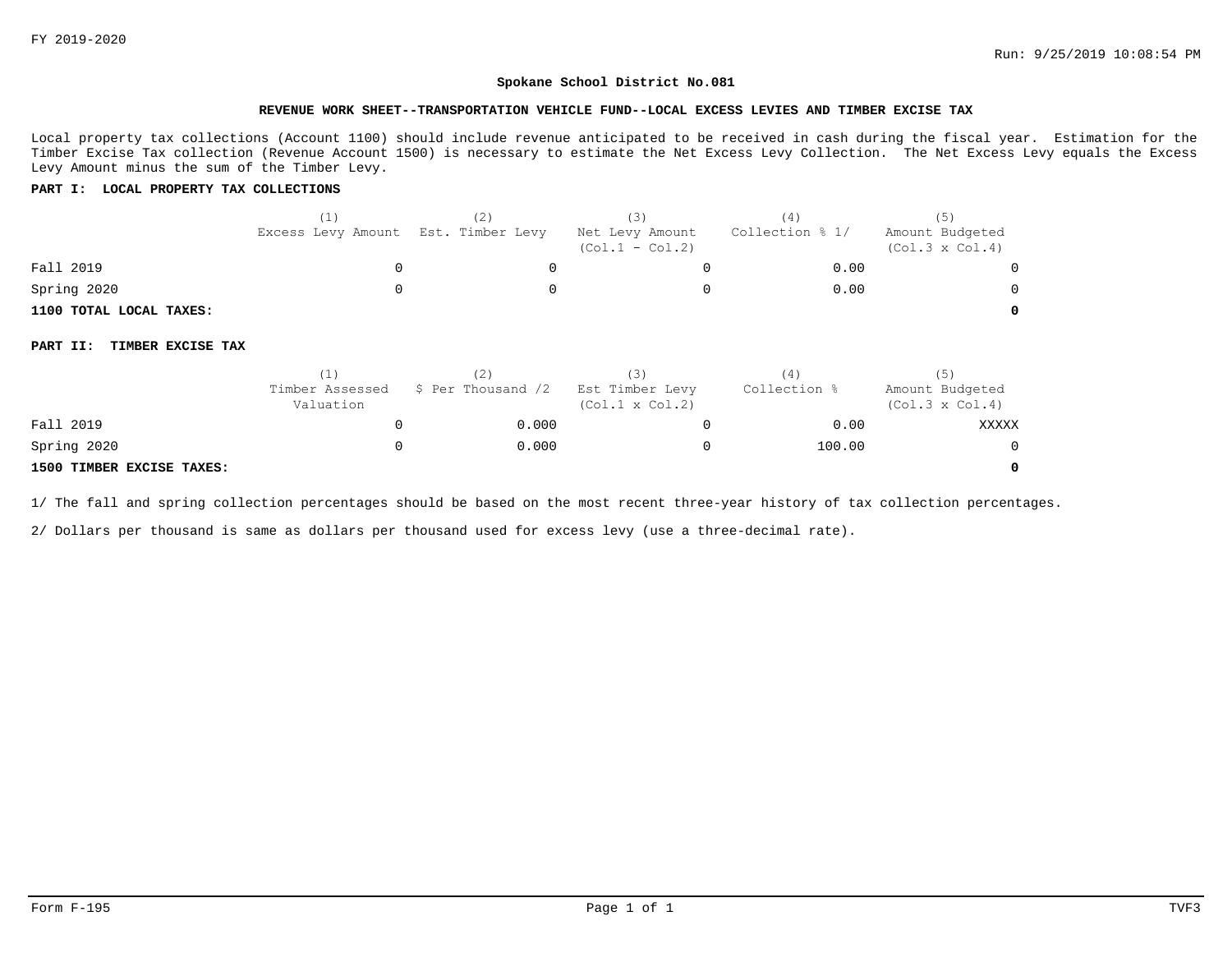FY 2019-2020

Run: 9/25/2019 10:08:54 PM

## Spokane School District No.081

### REVENUE WORK SHEET--TRANSPORTATION VEHICLE FUND--LOCAL EXCESS LEVIES AND TIMBER EXCISE TAX

Local property tax collections (Account 1100) should include revenue anticipated to be received in cash during the fiscal year. Estimation for the Timber Excise Tax collection (Revenue Account 1500) is necessary to estimate the Net Excess Levy Collection. The Net Excess Levy equals the Excess Levy Amount minus the sum of the Timber Levy.

**PART I: LOCAL PROPERTY TAX COLLECTIONS**

| | (1) Excess Levy Amount | (2) Est. Timber Levy | (3) Net Levy Amount (Col.1 - Col.2) | (4) Collection % 1/ | (5) Amount Budgeted (Col.3 x Col.4) |
|---|---|---|---|---|---|
| Fall 2019 | 0 | 0 | 0 | 0.00 | 0 |
| Spring 2020 | 0 | 0 | 0 | 0.00 | 0 |
| **1100 TOTAL LOCAL TAXES:** | | | | | **0** |

**PART II: TIMBER EXCISE TAX**

| | (1) Timber Assessed Valuation | (2) $ Per Thousand /2 | (3) Est Timber Levy (Col.1 x Col.2) | (4) Collection % | (5) Amount Budgeted (Col.3 x Col.4) |
|---|---|---|---|---|---|
| Fall 2019 | 0 | 0.000 | 0 | 0.00 | XXXXX |
| Spring 2020 | 0 | 0.000 | 0 | 100.00 | 0 |
| **1500 TIMBER EXCISE TAXES:** | | | | | **0** |

1/ The fall and spring collection percentages should be based on the most recent three-year history of tax collection percentages.

2/ Dollars per thousand is same as dollars per thousand used for excess levy (use a three-decimal rate).

Form F-195

TVF3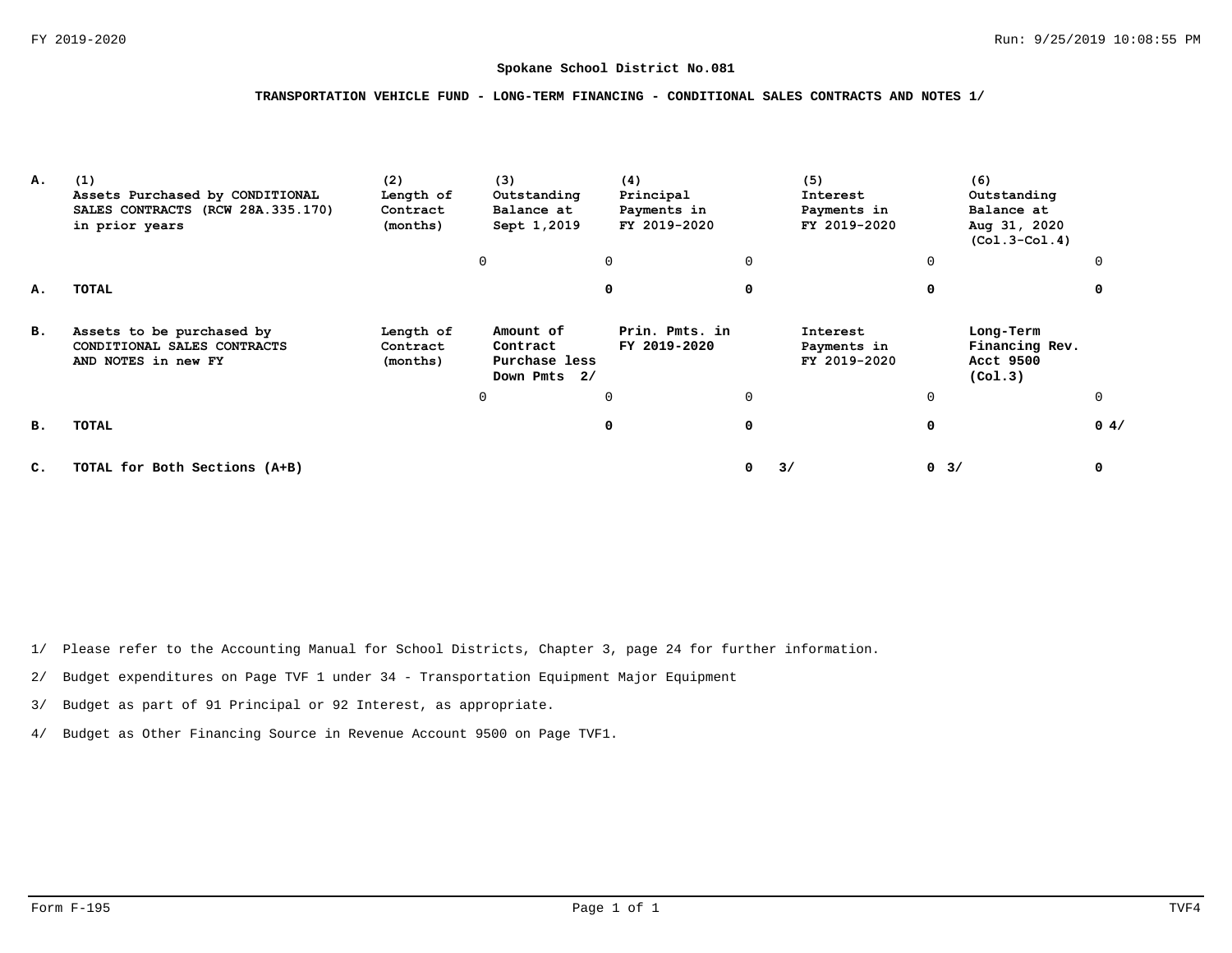**Spokane School District No.081**

**TRANSPORTATION VEHICLE FUND - LONG-TERM FINANCING - CONDITIONAL SALES CONTRACTS AND NOTES 1/**

| | | | | | | |
|---|---|---|---|---|---|---|
| **A.** | **(1) Assets Purchased by CONDITIONAL SALES CONTRACTS (RCW 28A.335.170) in prior years** | **(2) Length of Contract (months)** | **(3) Outstanding Balance at Sept 1,2019** | **(4) Principal Payments in FY 2019-2020** | **(5) Interest Payments in FY 2019-2020** | **(6) Outstanding Balance at Aug 31, 2020 (Col.3-Col.4)** |
| | | 0 | 0 | 0 | 0 | 0 |
| **A.** | **TOTAL** | | **0** | **0** | **0** | **0** |
| **B.** | **Assets to be purchased by CONDITIONAL SALES CONTRACTS AND NOTES in new FY** | **Length of Contract (months)** | **Amount of Contract Purchase less Down Pmts 2/** | **Prin. Pmts. in FY 2019-2020** | **Interest Payments in FY 2019-2020** | **Long-Term Financing Rev. Acct 9500 (Col.3)** |
| | | 0 | 0 | 0 | 0 | 0 |
| **B.** | **TOTAL** | | **0** | **0** | **0** | **0 4/** |
| **C.** | **TOTAL for Both Sections (A+B)** | | | **0 3/** | **0 3/** | **0** |

1/ Please refer to the Accounting Manual for School Districts, Chapter 3, page 24 for further information.

2/ Budget expenditures on Page TVF 1 under 34 - Transportation Equipment Major Equipment

3/ Budget as part of 91 Principal or 92 Interest, as appropriate.

4/ Budget as Other Financing Source in Revenue Account 9500 on Page TVF1.